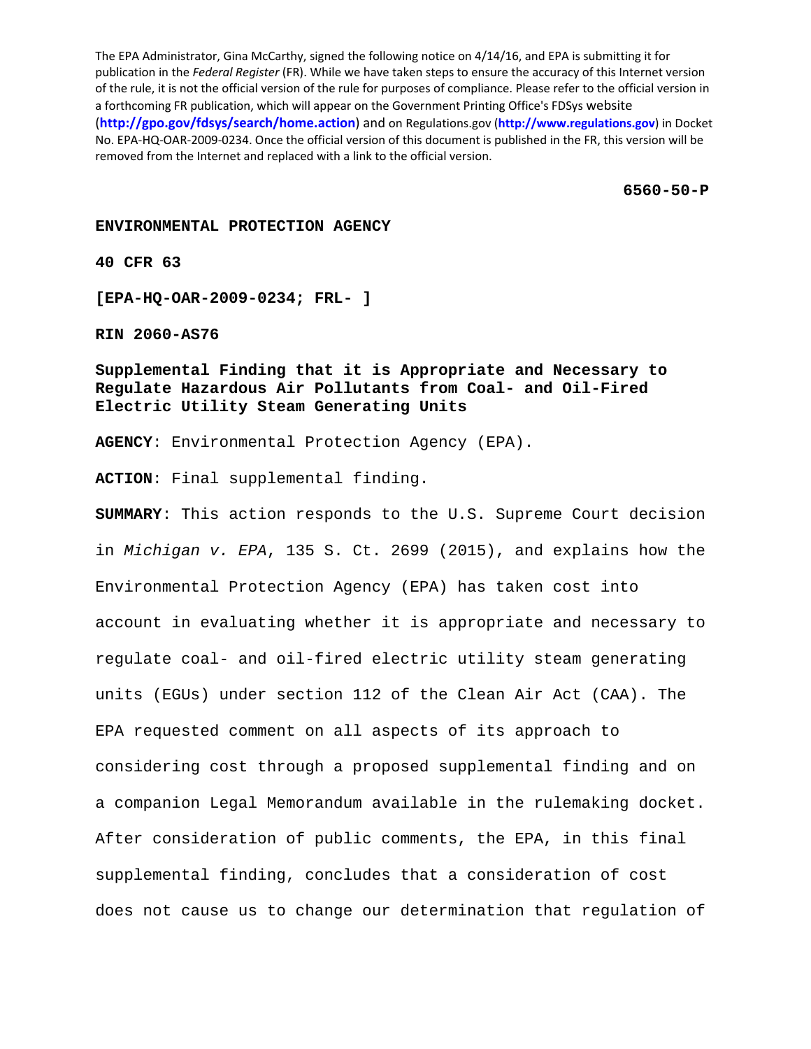The EPA Administrator, Gina McCarthy, signed the following notice on 4/14/16, and EPA is submitting it for publication in the *Federal Register* (FR). While we have taken steps to ensure the accuracy of this Internet version of the rule, it is not the official version of the rule for purposes of compliance. Please refer to the official version in a forthcoming FR publication, which will appear on the Government Printing Office's FDSys website (**http://gpo.gov/fdsys/search/home.action**) and on Regulations.gov (**http://www.regulations.gov**) in Docket No. EPA-HQ-OAR-2009-0234. Once the official version of this document is published in the FR, this version will be removed from the Internet and replaced with a link to the official version.

**6560-50-P**

**ENVIRONMENTAL PROTECTION AGENCY**

**40 CFR 63**

**[EPA-HQ-OAR-2009-0234; FRL- ]**

**RIN 2060-AS76**

**Supplemental Finding that it is Appropriate and Necessary to Regulate Hazardous Air Pollutants from Coal- and Oil-Fired Electric Utility Steam Generating Units**

**AGENCY**: Environmental Protection Agency (EPA).

**ACTION**: Final supplemental finding.

**SUMMARY**: This action responds to the U.S. Supreme Court decision in *Michigan v. EPA*, 135 S. Ct. 2699 (2015), and explains how the Environmental Protection Agency (EPA) has taken cost into account in evaluating whether it is appropriate and necessary to regulate coal- and oil-fired electric utility steam generating units (EGUs) under section 112 of the Clean Air Act (CAA). The EPA requested comment on all aspects of its approach to considering cost through a proposed supplemental finding and on a companion Legal Memorandum available in the rulemaking docket. After consideration of public comments, the EPA, in this final supplemental finding, concludes that a consideration of cost does not cause us to change our determination that regulation of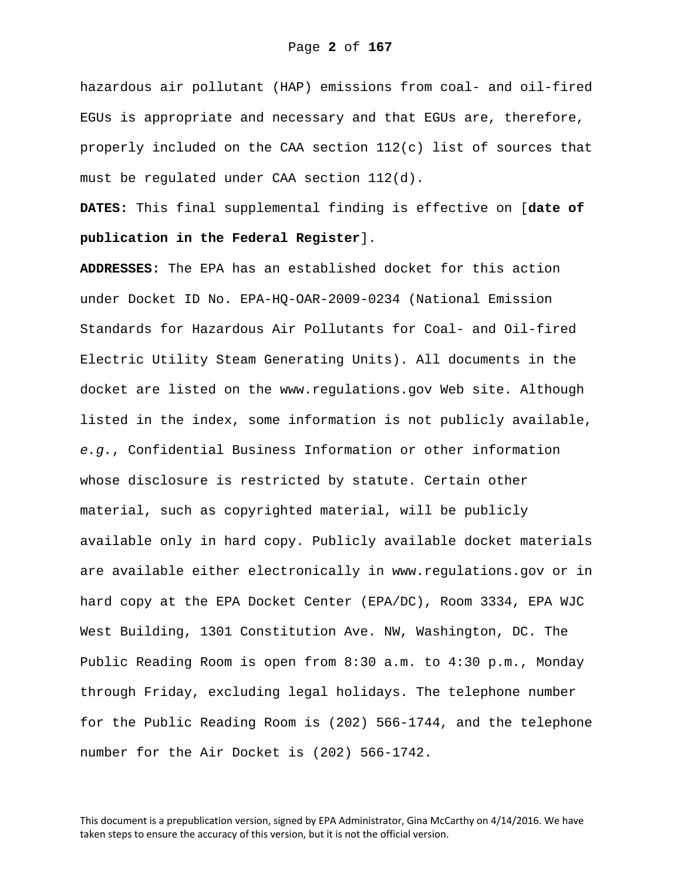hazardous air pollutant (HAP) emissions from coal- and oil-fired EGUs is appropriate and necessary and that EGUs are, therefore, properly included on the CAA section 112(c) list of sources that must be regulated under CAA section 112(d).

**DATES:** This final supplemental finding is effective on [**date of publication in the Federal Register**].

**ADDRESSES:** The EPA has an established docket for this action under Docket ID No. EPA-HQ-OAR-2009-0234 (National Emission Standards for Hazardous Air Pollutants for Coal- and Oil-fired Electric Utility Steam Generating Units). All documents in the docket are listed on the www.regulations.gov Web site. Although listed in the index, some information is not publicly available, *e.g.*, Confidential Business Information or other information whose disclosure is restricted by statute. Certain other material, such as copyrighted material, will be publicly available only in hard copy. Publicly available docket materials are available either electronically in www.regulations.gov or in hard copy at the EPA Docket Center (EPA/DC), Room 3334, EPA WJC West Building, 1301 Constitution Ave. NW, Washington, DC. The Public Reading Room is open from 8:30 a.m. to 4:30 p.m., Monday through Friday, excluding legal holidays. The telephone number for the Public Reading Room is (202) 566-1744, and the telephone number for the Air Docket is (202) 566-1742.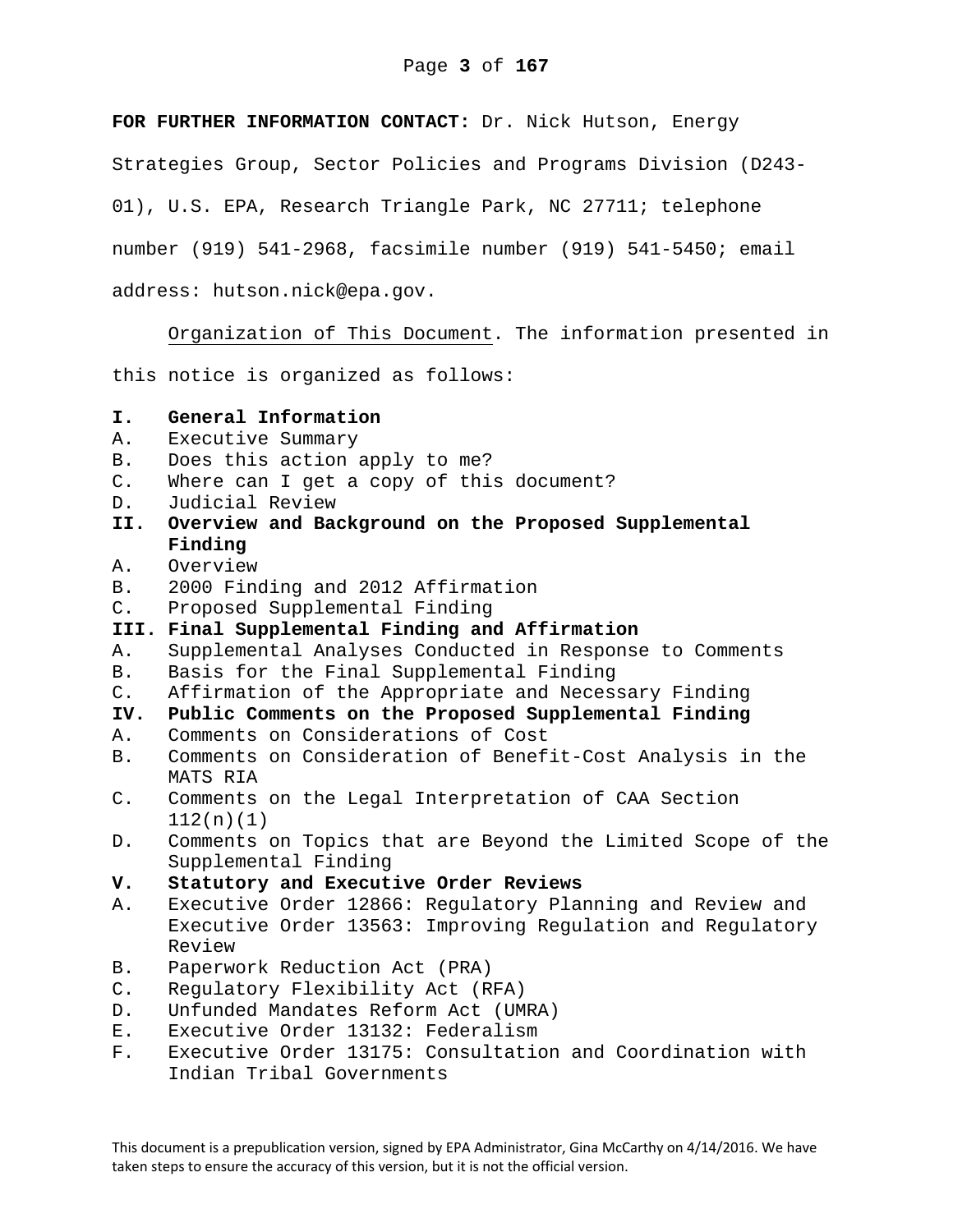**FOR FURTHER INFORMATION CONTACT:** Dr. Nick Hutson, Energy Strategies Group, Sector Policies and Programs Division (D243-01), U.S. EPA, Research Triangle Park, NC 27711; telephone number (919) 541-2968, facsimile number (919) 541-5450; email address: hutson.nick@epa.gov.

Organization of This Document. The information presented in this notice is organized as follows:

**I. General Information**
A. Executive Summary
B. Does this action apply to me?
C. Where can I get a copy of this document?
D. Judicial Review
**II. Overview and Background on the Proposed Supplemental Finding**
A. Overview
B. 2000 Finding and 2012 Affirmation
C. Proposed Supplemental Finding
**III. Final Supplemental Finding and Affirmation**
A. Supplemental Analyses Conducted in Response to Comments
B. Basis for the Final Supplemental Finding
C. Affirmation of the Appropriate and Necessary Finding
**IV. Public Comments on the Proposed Supplemental Finding**
A. Comments on Considerations of Cost
B. Comments on Consideration of Benefit-Cost Analysis in the MATS RIA
C. Comments on the Legal Interpretation of CAA Section 112(n)(1)
D. Comments on Topics that are Beyond the Limited Scope of the Supplemental Finding
**V. Statutory and Executive Order Reviews**
A. Executive Order 12866: Regulatory Planning and Review and Executive Order 13563: Improving Regulation and Regulatory Review
B. Paperwork Reduction Act (PRA)
C. Regulatory Flexibility Act (RFA)
D. Unfunded Mandates Reform Act (UMRA)
E. Executive Order 13132: Federalism
F. Executive Order 13175: Consultation and Coordination with Indian Tribal Governments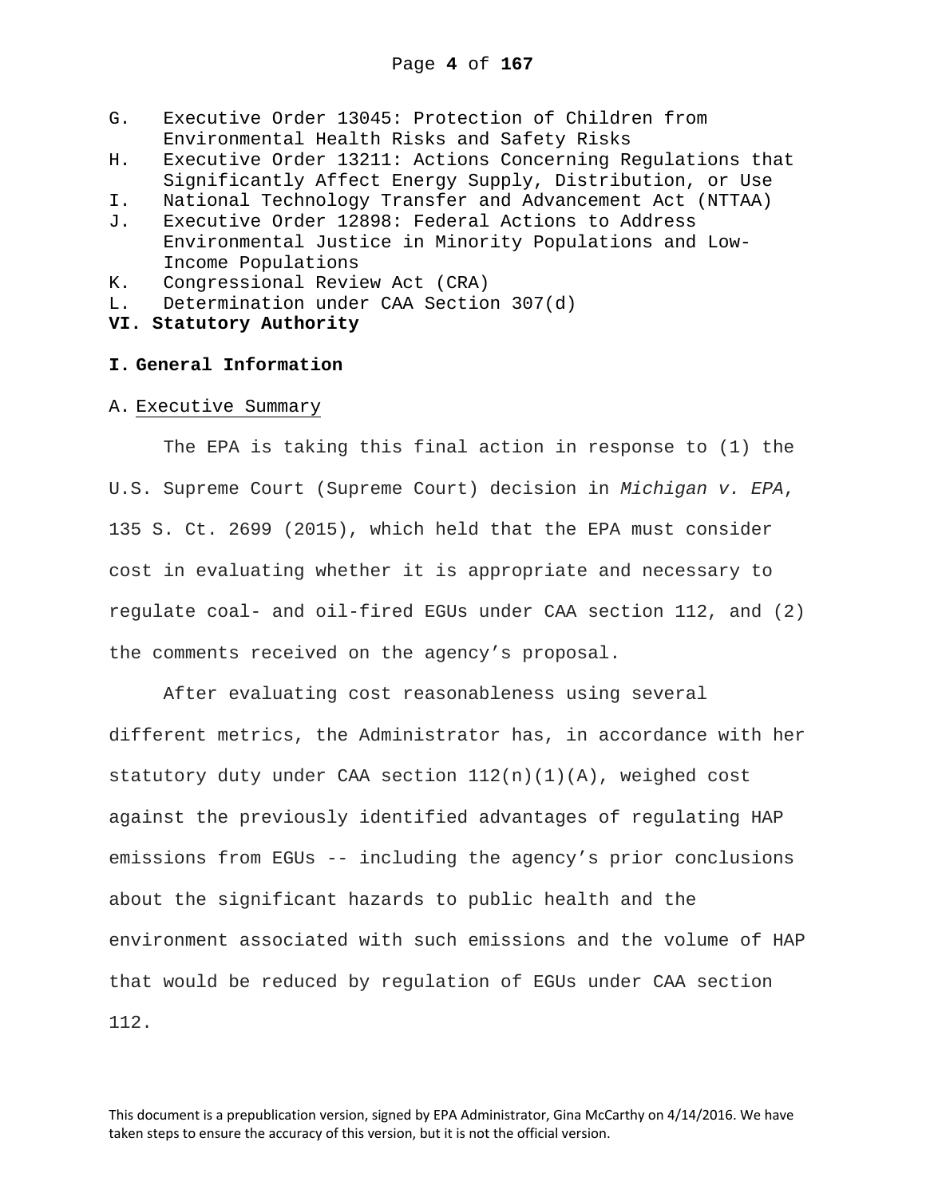G. Executive Order 13045: Protection of Children from Environmental Health Risks and Safety Risks
H. Executive Order 13211: Actions Concerning Regulations that Significantly Affect Energy Supply, Distribution, or Use
I. National Technology Transfer and Advancement Act (NTTAA)
J. Executive Order 12898: Federal Actions to Address Environmental Justice in Minority Populations and Low-Income Populations
K. Congressional Review Act (CRA)
L. Determination under CAA Section 307(d)

**VI. Statutory Authority**

## I. General Information

### A. Executive Summary

The EPA is taking this final action in response to (1) the U.S. Supreme Court (Supreme Court) decision in *Michigan v. EPA*, 135 S. Ct. 2699 (2015), which held that the EPA must consider cost in evaluating whether it is appropriate and necessary to regulate coal- and oil-fired EGUs under CAA section 112, and (2) the comments received on the agency's proposal.

After evaluating cost reasonableness using several different metrics, the Administrator has, in accordance with her statutory duty under CAA section 112(n)(1)(A), weighed cost against the previously identified advantages of regulating HAP emissions from EGUs -- including the agency's prior conclusions about the significant hazards to public health and the environment associated with such emissions and the volume of HAP that would be reduced by regulation of EGUs under CAA section 112.

This document is a prepublication version, signed by EPA Administrator, Gina McCarthy on 4/14/2016. We have taken steps to ensure the accuracy of this version, but it is not the official version.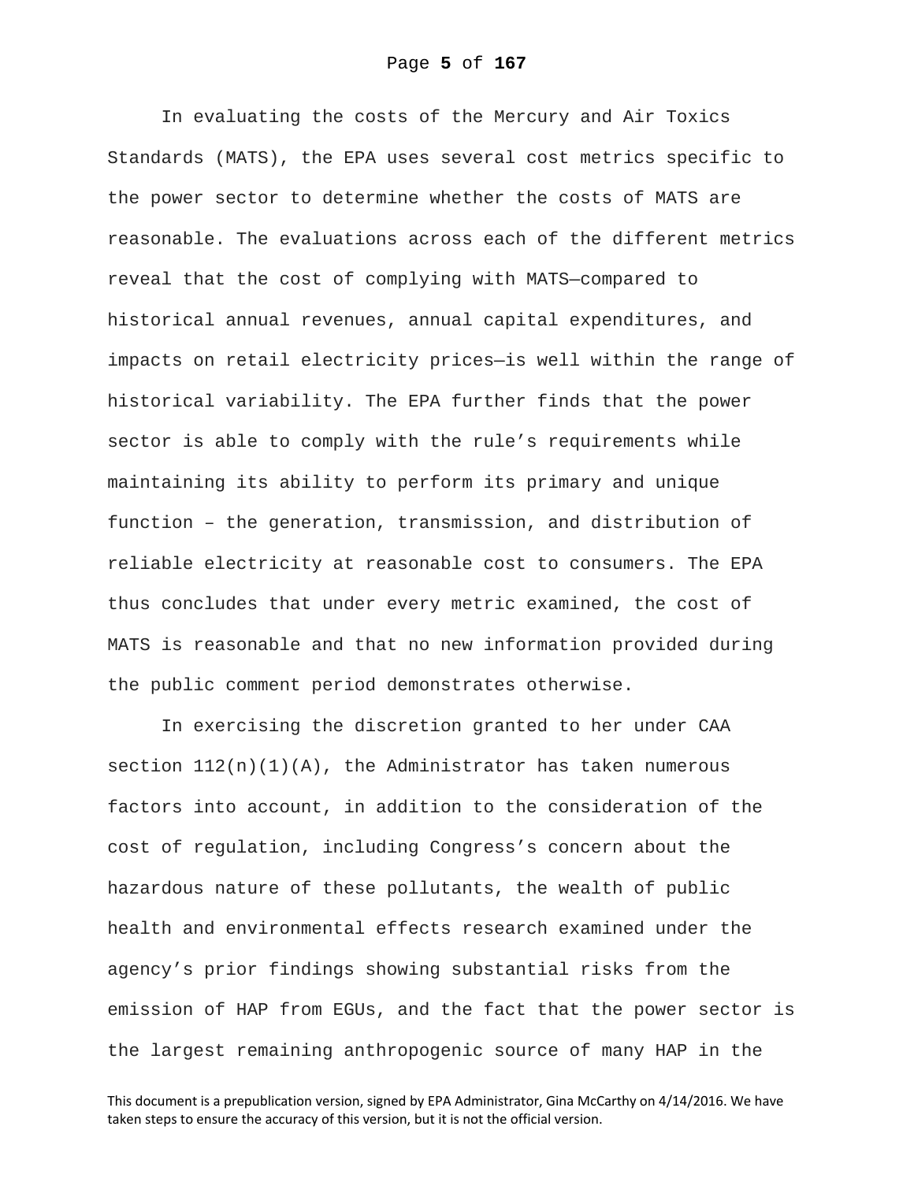In evaluating the costs of the Mercury and Air Toxics Standards (MATS), the EPA uses several cost metrics specific to the power sector to determine whether the costs of MATS are reasonable. The evaluations across each of the different metrics reveal that the cost of complying with MATS—compared to historical annual revenues, annual capital expenditures, and impacts on retail electricity prices—is well within the range of historical variability. The EPA further finds that the power sector is able to comply with the rule's requirements while maintaining its ability to perform its primary and unique function – the generation, transmission, and distribution of reliable electricity at reasonable cost to consumers. The EPA thus concludes that under every metric examined, the cost of MATS is reasonable and that no new information provided during the public comment period demonstrates otherwise.

In exercising the discretion granted to her under CAA section 112(n)(1)(A), the Administrator has taken numerous factors into account, in addition to the consideration of the cost of regulation, including Congress's concern about the hazardous nature of these pollutants, the wealth of public health and environmental effects research examined under the agency's prior findings showing substantial risks from the emission of HAP from EGUs, and the fact that the power sector is the largest remaining anthropogenic source of many HAP in the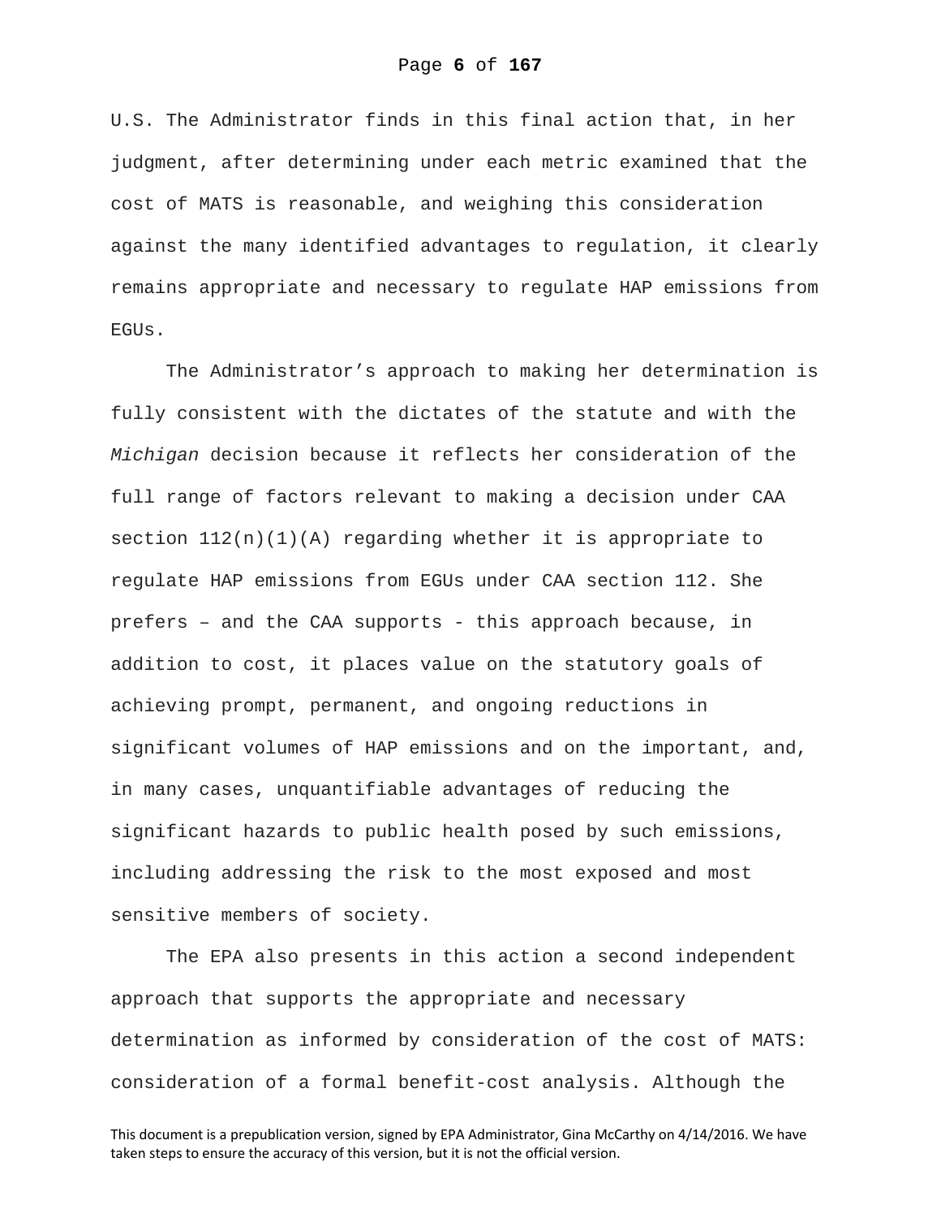U.S. The Administrator finds in this final action that, in her judgment, after determining under each metric examined that the cost of MATS is reasonable, and weighing this consideration against the many identified advantages to regulation, it clearly remains appropriate and necessary to regulate HAP emissions from EGUs.

The Administrator's approach to making her determination is fully consistent with the dictates of the statute and with the *Michigan* decision because it reflects her consideration of the full range of factors relevant to making a decision under CAA section 112(n)(1)(A) regarding whether it is appropriate to regulate HAP emissions from EGUs under CAA section 112. She prefers – and the CAA supports - this approach because, in addition to cost, it places value on the statutory goals of achieving prompt, permanent, and ongoing reductions in significant volumes of HAP emissions and on the important, and, in many cases, unquantifiable advantages of reducing the significant hazards to public health posed by such emissions, including addressing the risk to the most exposed and most sensitive members of society.

The EPA also presents in this action a second independent approach that supports the appropriate and necessary determination as informed by consideration of the cost of MATS: consideration of a formal benefit-cost analysis. Although the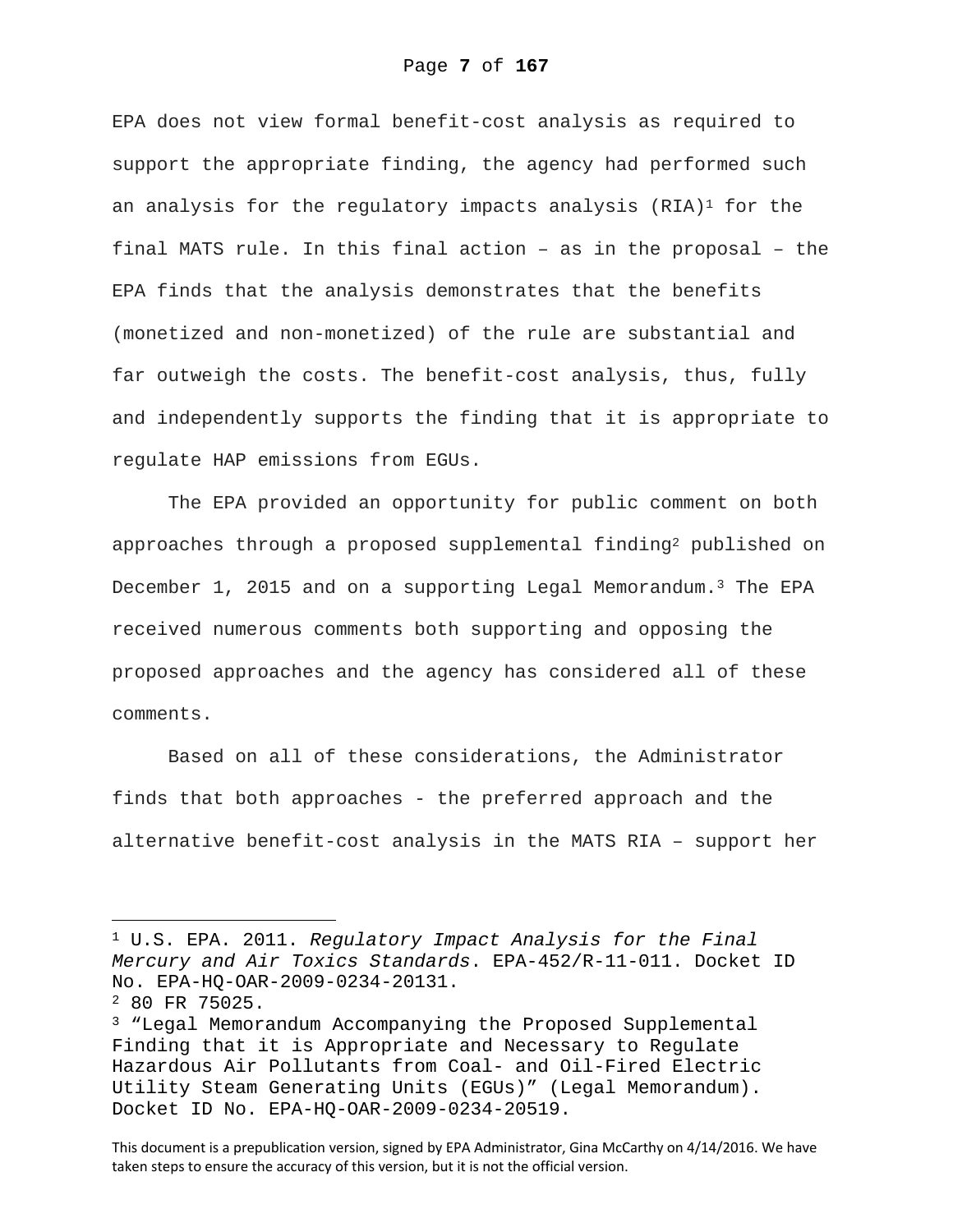EPA does not view formal benefit-cost analysis as required to support the appropriate finding, the agency had performed such an analysis for the regulatory impacts analysis (RIA)[1] for the final MATS rule. In this final action – as in the proposal – the EPA finds that the analysis demonstrates that the benefits (monetized and non-monetized) of the rule are substantial and far outweigh the costs. The benefit-cost analysis, thus, fully and independently supports the finding that it is appropriate to regulate HAP emissions from EGUs.

The EPA provided an opportunity for public comment on both approaches through a proposed supplemental finding[2] published on December 1, 2015 and on a supporting Legal Memorandum.[3] The EPA received numerous comments both supporting and opposing the proposed approaches and the agency has considered all of these comments.

Based on all of these considerations, the Administrator finds that both approaches - the preferred approach and the alternative benefit-cost analysis in the MATS RIA – support her

---

[1] U.S. EPA. 2011. *Regulatory Impact Analysis for the Final Mercury and Air Toxics Standards*. EPA-452/R-11-011. Docket ID No. EPA-HQ-OAR-2009-0234-20131.

[2] 80 FR 75025.

[3] "Legal Memorandum Accompanying the Proposed Supplemental Finding that it is Appropriate and Necessary to Regulate Hazardous Air Pollutants from Coal- and Oil-Fired Electric Utility Steam Generating Units (EGUs)" (Legal Memorandum). Docket ID No. EPA-HQ-OAR-2009-0234-20519.

This document is a prepublication version, signed by EPA Administrator, Gina McCarthy on 4/14/2016. We have taken steps to ensure the accuracy of this version, but it is not the official version.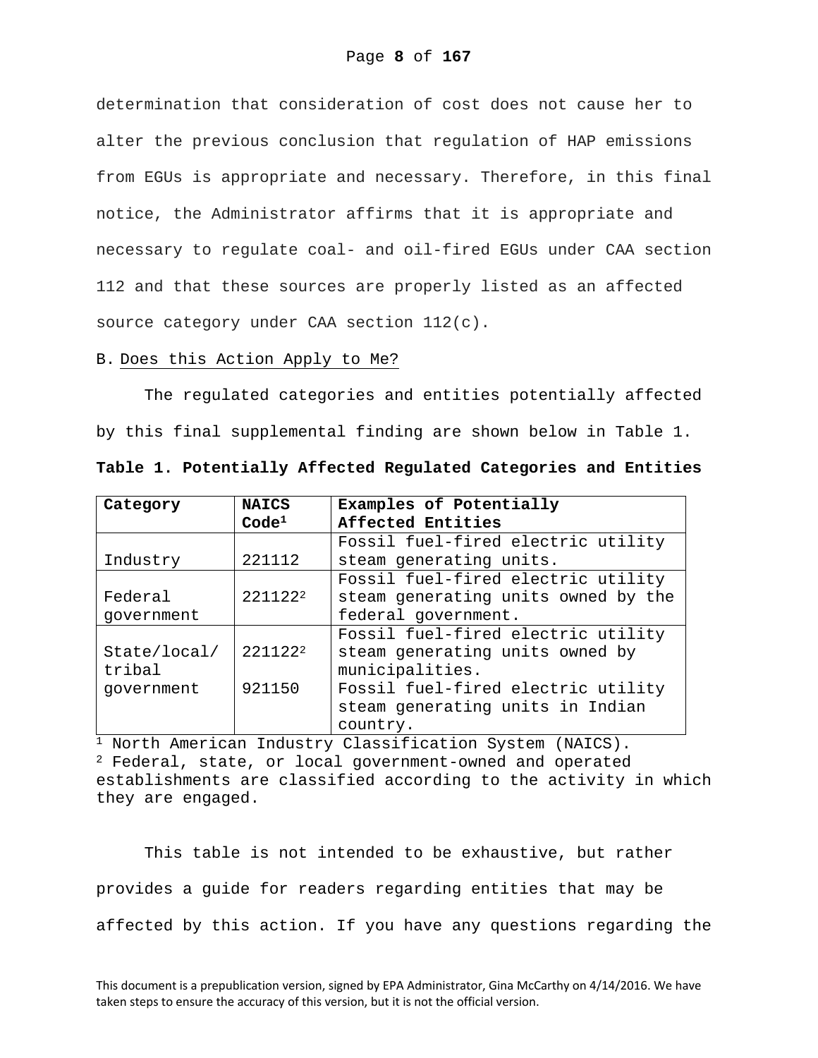determination that consideration of cost does not cause her to alter the previous conclusion that regulation of HAP emissions from EGUs is appropriate and necessary. Therefore, in this final notice, the Administrator affirms that it is appropriate and necessary to regulate coal- and oil-fired EGUs under CAA section 112 and that these sources are properly listed as an affected source category under CAA section 112(c).

B. Does this Action Apply to Me?

The regulated categories and entities potentially affected by this final supplemental finding are shown below in Table 1.

**Table 1. Potentially Affected Regulated Categories and Entities**

| Category | NAICS Code[1] | Examples of Potentially Affected Entities |
|---|---|---|
| Industry | 221112 | Fossil fuel-fired electric utility steam generating units. |
| Federal government | 221122[2] | Fossil fuel-fired electric utility steam generating units owned by the federal government. |
| State/local/ tribal government | 221122[2] | Fossil fuel-fired electric utility steam generating units owned by municipalities. |
| | 921150 | Fossil fuel-fired electric utility steam generating units in Indian country. |

[1] North American Industry Classification System (NAICS).
[2] Federal, state, or local government-owned and operated establishments are classified according to the activity in which they are engaged.

This table is not intended to be exhaustive, but rather provides a guide for readers regarding entities that may be affected by this action. If you have any questions regarding the

This document is a prepublication version, signed by EPA Administrator, Gina McCarthy on 4/14/2016. We have taken steps to ensure the accuracy of this version, but it is not the official version.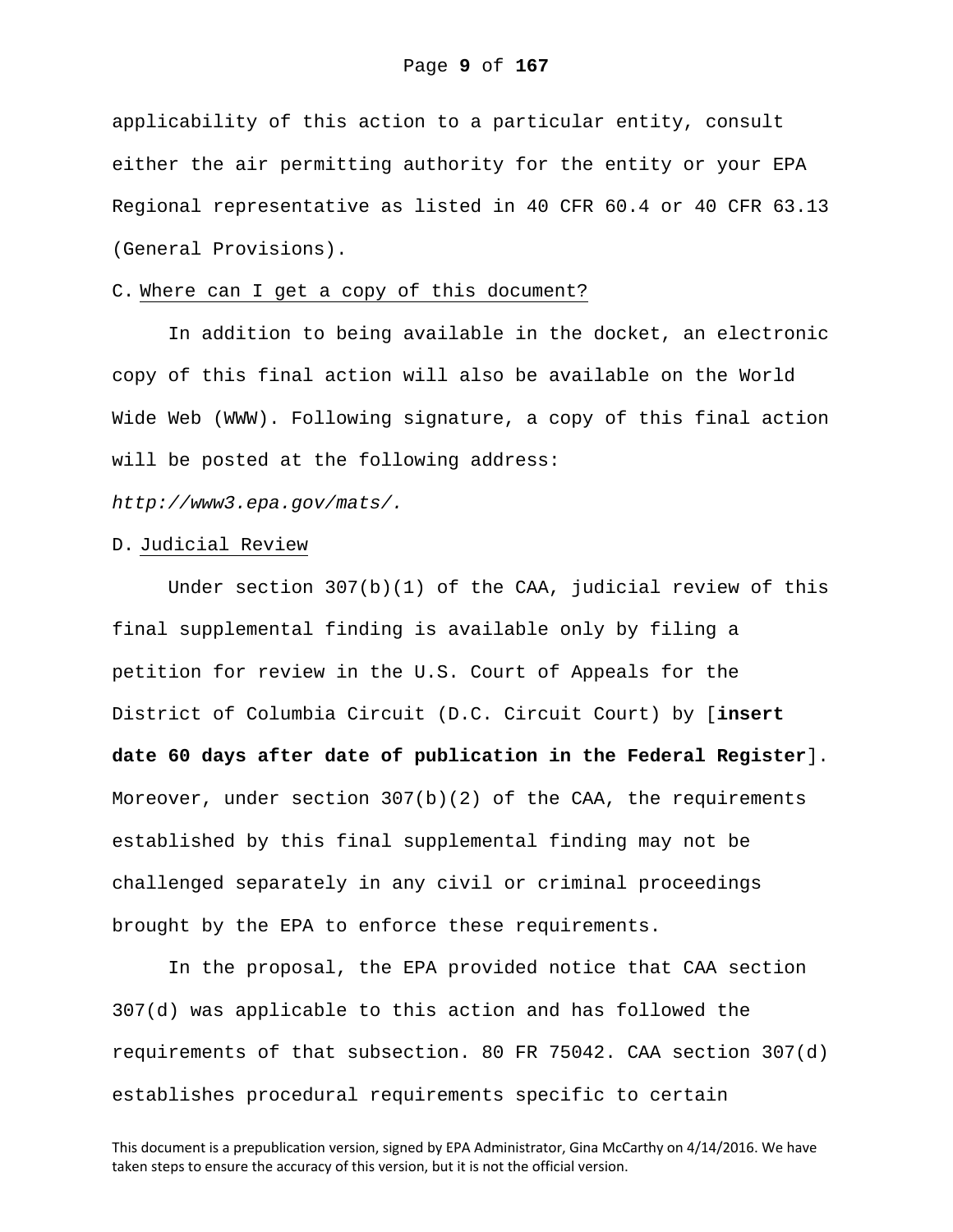applicability of this action to a particular entity, consult either the air permitting authority for the entity or your EPA Regional representative as listed in 40 CFR 60.4 or 40 CFR 63.13 (General Provisions).

### C. Where can I get a copy of this document?

In addition to being available in the docket, an electronic copy of this final action will also be available on the World Wide Web (WWW). Following signature, a copy of this final action will be posted at the following address: *http://www3.epa.gov/mats/.*

### D. Judicial Review

Under section 307(b)(1) of the CAA, judicial review of this final supplemental finding is available only by filing a petition for review in the U.S. Court of Appeals for the District of Columbia Circuit (D.C. Circuit Court) by [**insert date 60 days after date of publication in the Federal Register**]. Moreover, under section 307(b)(2) of the CAA, the requirements established by this final supplemental finding may not be challenged separately in any civil or criminal proceedings brought by the EPA to enforce these requirements.

In the proposal, the EPA provided notice that CAA section 307(d) was applicable to this action and has followed the requirements of that subsection. 80 FR 75042. CAA section 307(d) establishes procedural requirements specific to certain

This document is a prepublication version, signed by EPA Administrator, Gina McCarthy on 4/14/2016. We have taken steps to ensure the accuracy of this version, but it is not the official version.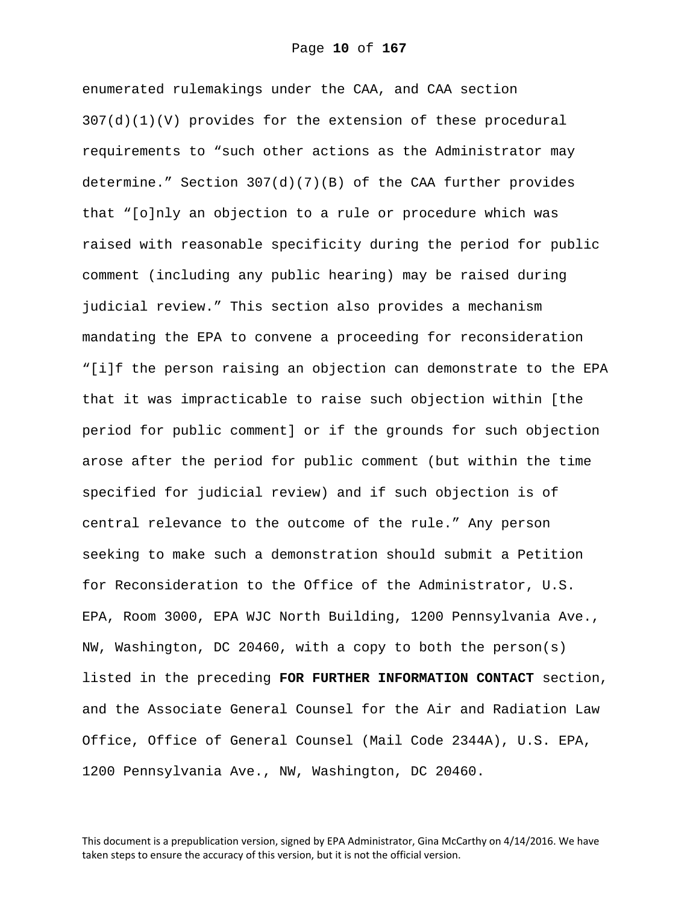enumerated rulemakings under the CAA, and CAA section 307(d)(1)(V) provides for the extension of these procedural requirements to “such other actions as the Administrator may determine.” Section 307(d)(7)(B) of the CAA further provides that “[o]nly an objection to a rule or procedure which was raised with reasonable specificity during the period for public comment (including any public hearing) may be raised during judicial review.” This section also provides a mechanism mandating the EPA to convene a proceeding for reconsideration “[i]f the person raising an objection can demonstrate to the EPA that it was impracticable to raise such objection within [the period for public comment] or if the grounds for such objection arose after the period for public comment (but within the time specified for judicial review) and if such objection is of central relevance to the outcome of the rule.” Any person seeking to make such a demonstration should submit a Petition for Reconsideration to the Office of the Administrator, U.S. EPA, Room 3000, EPA WJC North Building, 1200 Pennsylvania Ave., NW, Washington, DC 20460, with a copy to both the person(s) listed in the preceding **FOR FURTHER INFORMATION CONTACT** section, and the Associate General Counsel for the Air and Radiation Law Office, Office of General Counsel (Mail Code 2344A), U.S. EPA, 1200 Pennsylvania Ave., NW, Washington, DC 20460.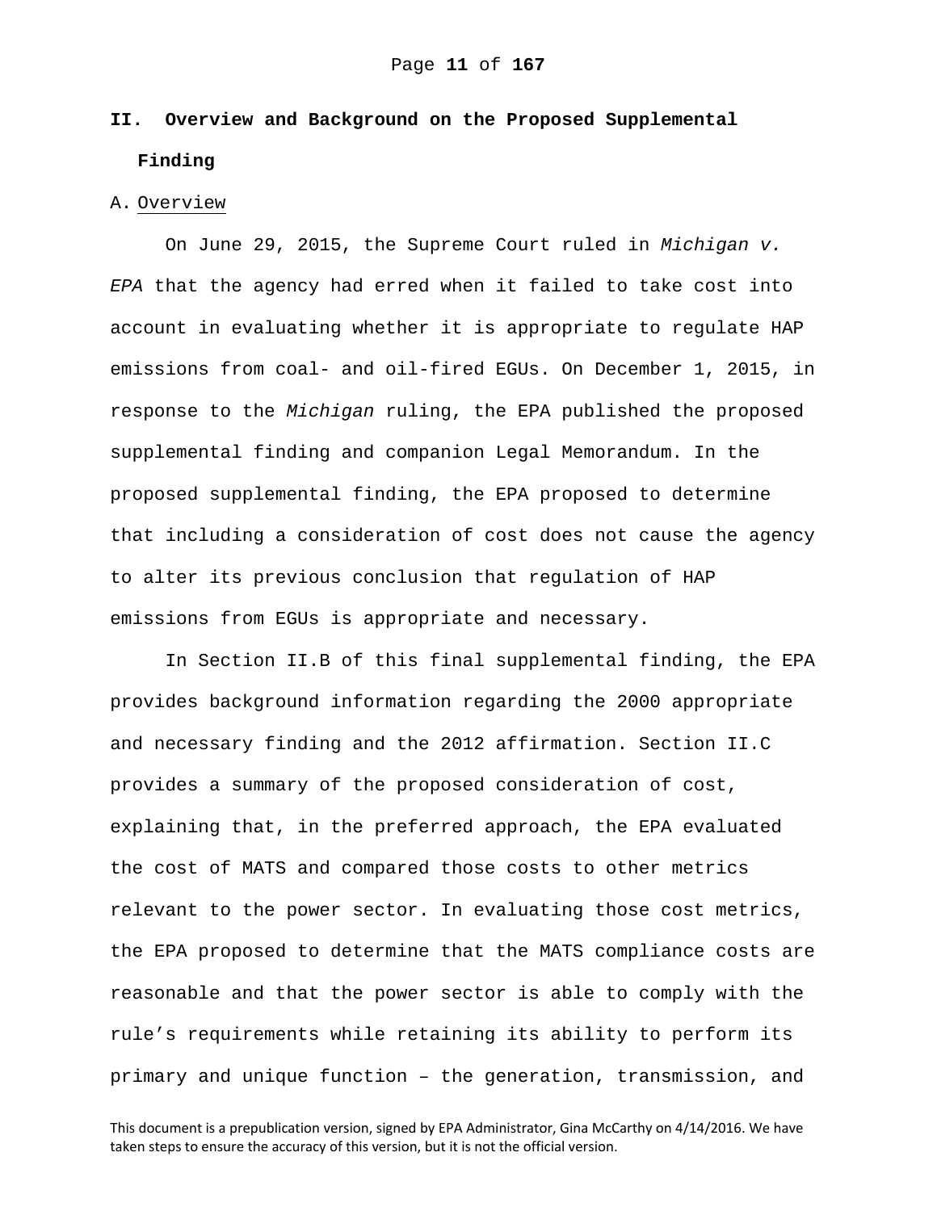## II. Overview and Background on the Proposed Supplemental Finding

### A. Overview

On June 29, 2015, the Supreme Court ruled in *Michigan v. EPA* that the agency had erred when it failed to take cost into account in evaluating whether it is appropriate to regulate HAP emissions from coal- and oil-fired EGUs. On December 1, 2015, in response to the *Michigan* ruling, the EPA published the proposed supplemental finding and companion Legal Memorandum. In the proposed supplemental finding, the EPA proposed to determine that including a consideration of cost does not cause the agency to alter its previous conclusion that regulation of HAP emissions from EGUs is appropriate and necessary.

In Section II.B of this final supplemental finding, the EPA provides background information regarding the 2000 appropriate and necessary finding and the 2012 affirmation. Section II.C provides a summary of the proposed consideration of cost, explaining that, in the preferred approach, the EPA evaluated the cost of MATS and compared those costs to other metrics relevant to the power sector. In evaluating those cost metrics, the EPA proposed to determine that the MATS compliance costs are reasonable and that the power sector is able to comply with the rule's requirements while retaining its ability to perform its primary and unique function – the generation, transmission, and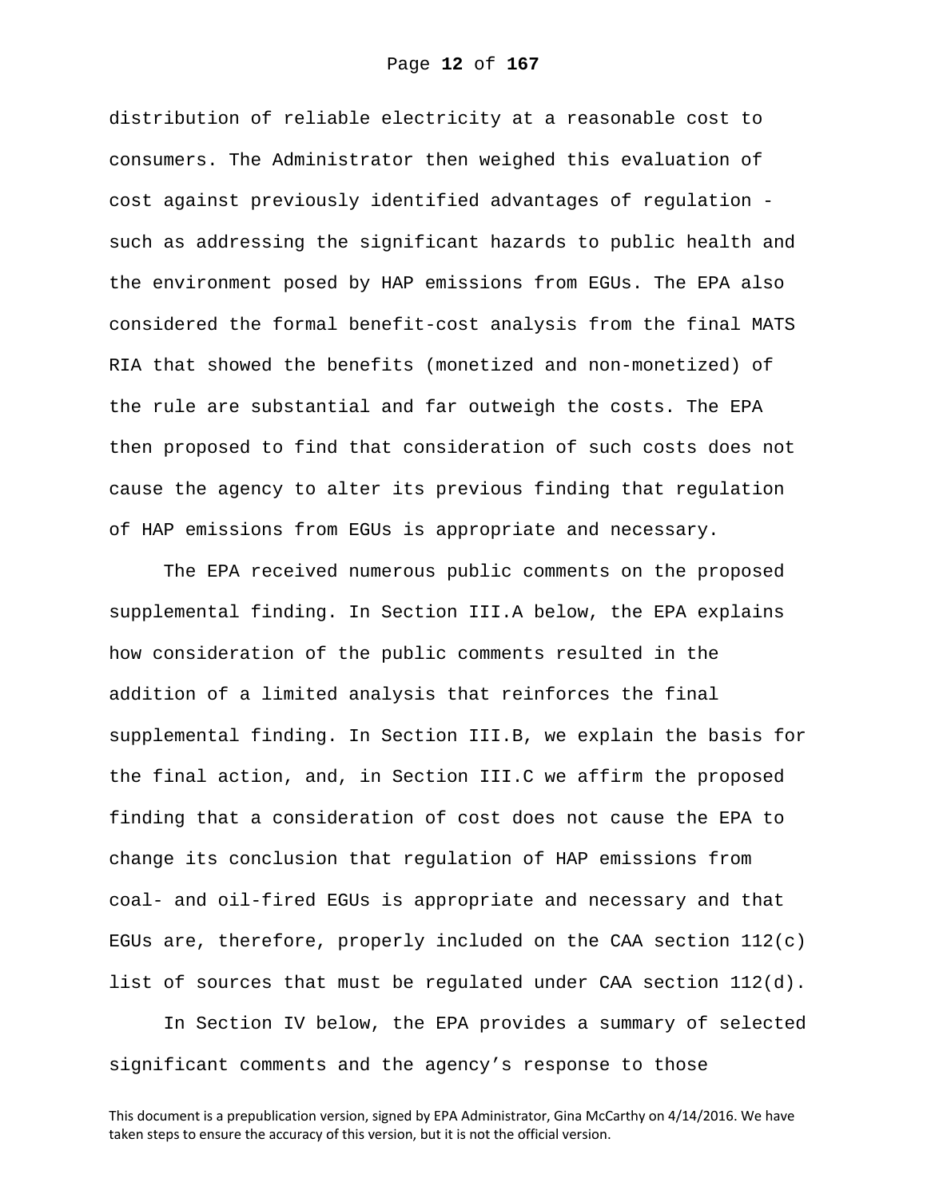distribution of reliable electricity at a reasonable cost to consumers. The Administrator then weighed this evaluation of cost against previously identified advantages of regulation - such as addressing the significant hazards to public health and the environment posed by HAP emissions from EGUs. The EPA also considered the formal benefit-cost analysis from the final MATS RIA that showed the benefits (monetized and non-monetized) of the rule are substantial and far outweigh the costs. The EPA then proposed to find that consideration of such costs does not cause the agency to alter its previous finding that regulation of HAP emissions from EGUs is appropriate and necessary.

The EPA received numerous public comments on the proposed supplemental finding. In Section III.A below, the EPA explains how consideration of the public comments resulted in the addition of a limited analysis that reinforces the final supplemental finding. In Section III.B, we explain the basis for the final action, and, in Section III.C we affirm the proposed finding that a consideration of cost does not cause the EPA to change its conclusion that regulation of HAP emissions from coal- and oil-fired EGUs is appropriate and necessary and that EGUs are, therefore, properly included on the CAA section 112(c) list of sources that must be regulated under CAA section 112(d).

In Section IV below, the EPA provides a summary of selected significant comments and the agency's response to those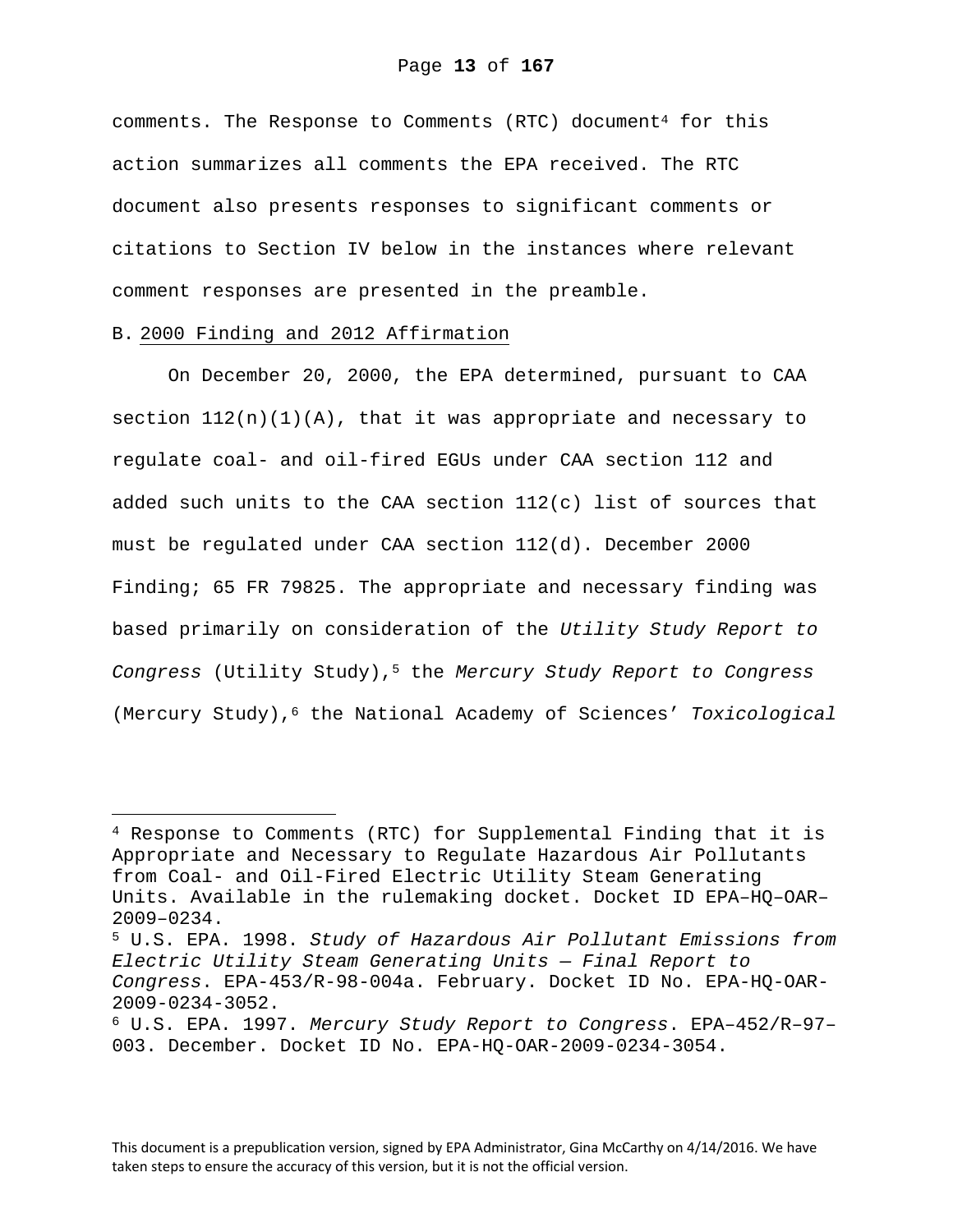comments. The Response to Comments (RTC) document[4] for this action summarizes all comments the EPA received. The RTC document also presents responses to significant comments or citations to Section IV below in the instances where relevant comment responses are presented in the preamble.

B. 2000 Finding and 2012 Affirmation

On December 20, 2000, the EPA determined, pursuant to CAA section 112(n)(1)(A), that it was appropriate and necessary to regulate coal- and oil-fired EGUs under CAA section 112 and added such units to the CAA section 112(c) list of sources that must be regulated under CAA section 112(d). December 2000 Finding; 65 FR 79825. The appropriate and necessary finding was based primarily on consideration of the *Utility Study Report to Congress* (Utility Study),[5] the *Mercury Study Report to Congress* (Mercury Study),[6] the National Academy of Sciences' *Toxicological*

---

[4] Response to Comments (RTC) for Supplemental Finding that it is Appropriate and Necessary to Regulate Hazardous Air Pollutants from Coal- and Oil-Fired Electric Utility Steam Generating Units. Available in the rulemaking docket. Docket ID EPA–HQ–OAR–2009–0234.

[5] U.S. EPA. 1998. *Study of Hazardous Air Pollutant Emissions from Electric Utility Steam Generating Units — Final Report to Congress*. EPA-453/R-98-004a. February. Docket ID No. EPA-HQ-OAR-2009-0234-3052.

[6] U.S. EPA. 1997. *Mercury Study Report to Congress*. EPA–452/R–97–003. December. Docket ID No. EPA-HQ-OAR-2009-0234-3054.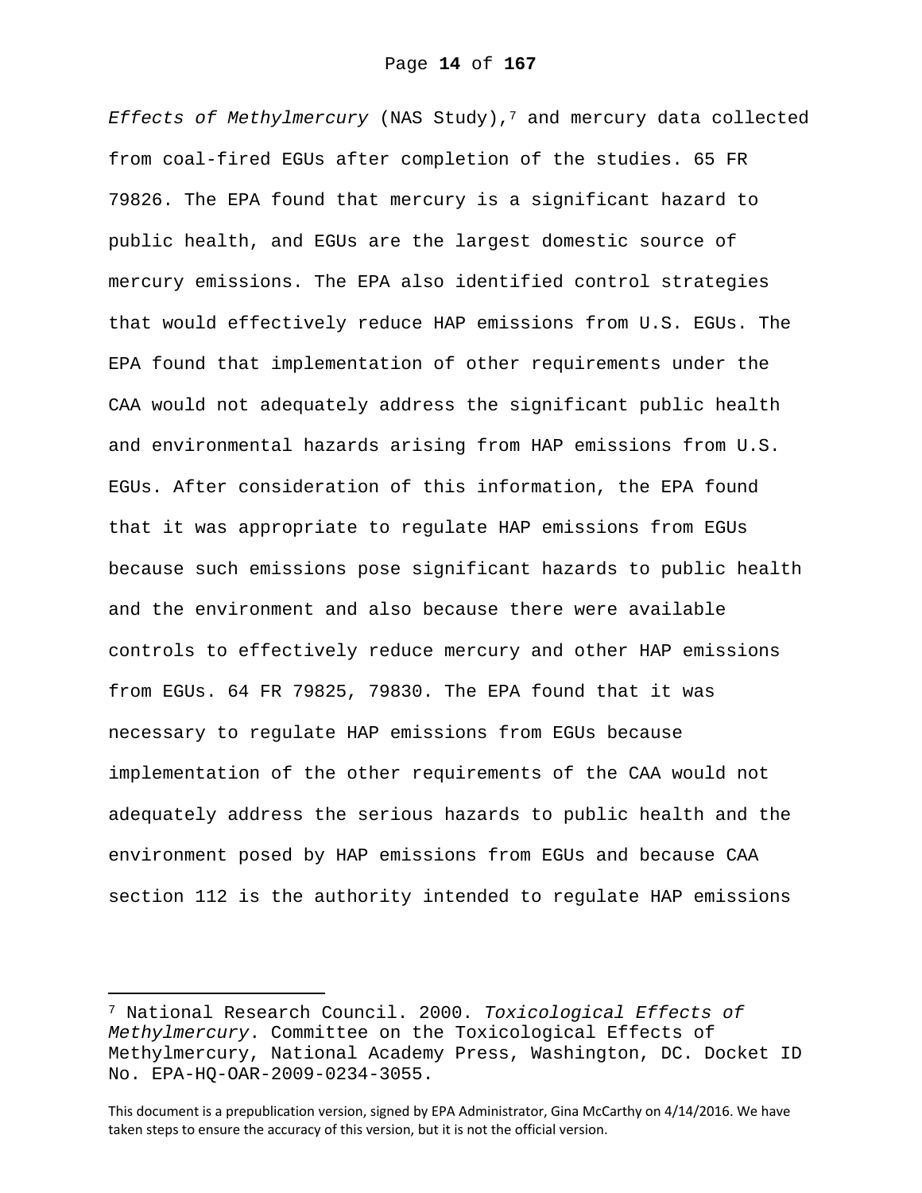*Effects of Methylmercury* (NAS Study),[7] and mercury data collected from coal-fired EGUs after completion of the studies. 65 FR 79826. The EPA found that mercury is a significant hazard to public health, and EGUs are the largest domestic source of mercury emissions. The EPA also identified control strategies that would effectively reduce HAP emissions from U.S. EGUs. The EPA found that implementation of other requirements under the CAA would not adequately address the significant public health and environmental hazards arising from HAP emissions from U.S. EGUs. After consideration of this information, the EPA found that it was appropriate to regulate HAP emissions from EGUs because such emissions pose significant hazards to public health and the environment and also because there were available controls to effectively reduce mercury and other HAP emissions from EGUs. 64 FR 79825, 79830. The EPA found that it was necessary to regulate HAP emissions from EGUs because implementation of the other requirements of the CAA would not adequately address the serious hazards to public health and the environment posed by HAP emissions from EGUs and because CAA section 112 is the authority intended to regulate HAP emissions

---

[7] National Research Council. 2000. *Toxicological Effects of Methylmercury*. Committee on the Toxicological Effects of Methylmercury, National Academy Press, Washington, DC. Docket ID No. EPA-HQ-OAR-2009-0234-3055.

This document is a prepublication version, signed by EPA Administrator, Gina McCarthy on 4/14/2016. We have taken steps to ensure the accuracy of this version, but it is not the official version.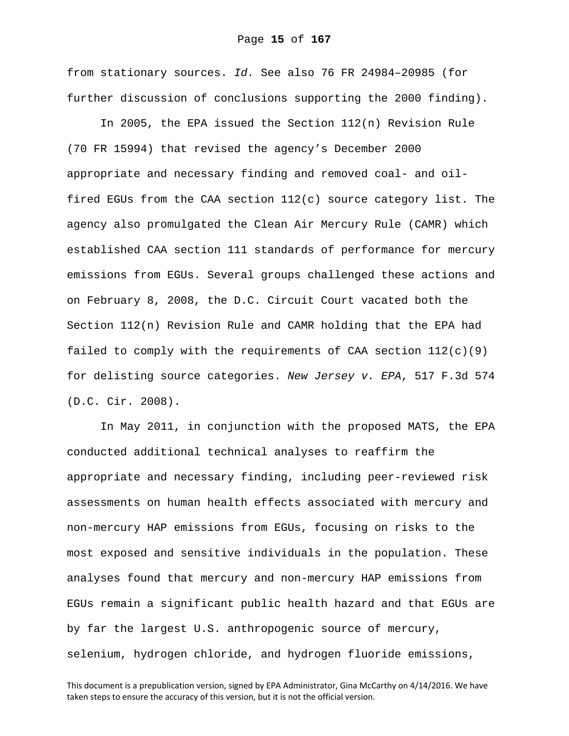from stationary sources. *Id.* See also 76 FR 24984–20985 (for further discussion of conclusions supporting the 2000 finding).

In 2005, the EPA issued the Section 112(n) Revision Rule (70 FR 15994) that revised the agency's December 2000 appropriate and necessary finding and removed coal- and oil-fired EGUs from the CAA section 112(c) source category list. The agency also promulgated the Clean Air Mercury Rule (CAMR) which established CAA section 111 standards of performance for mercury emissions from EGUs. Several groups challenged these actions and on February 8, 2008, the D.C. Circuit Court vacated both the Section 112(n) Revision Rule and CAMR holding that the EPA had failed to comply with the requirements of CAA section 112(c)(9) for delisting source categories. *New Jersey v. EPA*, 517 F.3d 574 (D.C. Cir. 2008).

In May 2011, in conjunction with the proposed MATS, the EPA conducted additional technical analyses to reaffirm the appropriate and necessary finding, including peer-reviewed risk assessments on human health effects associated with mercury and non-mercury HAP emissions from EGUs, focusing on risks to the most exposed and sensitive individuals in the population. These analyses found that mercury and non-mercury HAP emissions from EGUs remain a significant public health hazard and that EGUs are by far the largest U.S. anthropogenic source of mercury, selenium, hydrogen chloride, and hydrogen fluoride emissions,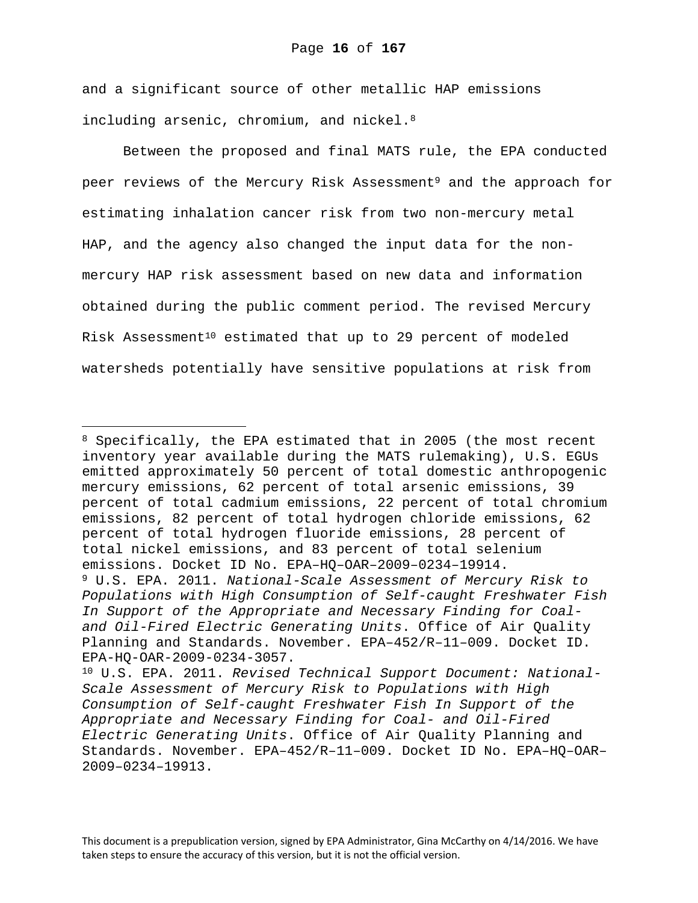and a significant source of other metallic HAP emissions including arsenic, chromium, and nickel.[8]

Between the proposed and final MATS rule, the EPA conducted peer reviews of the Mercury Risk Assessment[9] and the approach for estimating inhalation cancer risk from two non-mercury metal HAP, and the agency also changed the input data for the non-mercury HAP risk assessment based on new data and information obtained during the public comment period. The revised Mercury Risk Assessment[10] estimated that up to 29 percent of modeled watersheds potentially have sensitive populations at risk from

---

[8] Specifically, the EPA estimated that in 2005 (the most recent inventory year available during the MATS rulemaking), U.S. EGUs emitted approximately 50 percent of total domestic anthropogenic mercury emissions, 62 percent of total arsenic emissions, 39 percent of total cadmium emissions, 22 percent of total chromium emissions, 82 percent of total hydrogen chloride emissions, 62 percent of total hydrogen fluoride emissions, 28 percent of total nickel emissions, and 83 percent of total selenium emissions. Docket ID No. EPA–HQ–OAR–2009–0234–19914.

[9] U.S. EPA. 2011. *National-Scale Assessment of Mercury Risk to Populations with High Consumption of Self-caught Freshwater Fish In Support of the Appropriate and Necessary Finding for Coal- and Oil-Fired Electric Generating Units*. Office of Air Quality Planning and Standards. November. EPA–452/R–11–009. Docket ID. EPA-HQ-OAR-2009-0234-3057.

[10] U.S. EPA. 2011. *Revised Technical Support Document: National-Scale Assessment of Mercury Risk to Populations with High Consumption of Self-caught Freshwater Fish In Support of the Appropriate and Necessary Finding for Coal- and Oil-Fired Electric Generating Units*. Office of Air Quality Planning and Standards. November. EPA–452/R–11–009. Docket ID No. EPA–HQ–OAR–2009–0234–19913.

This document is a prepublication version, signed by EPA Administrator, Gina McCarthy on 4/14/2016. We have taken steps to ensure the accuracy of this version, but it is not the official version.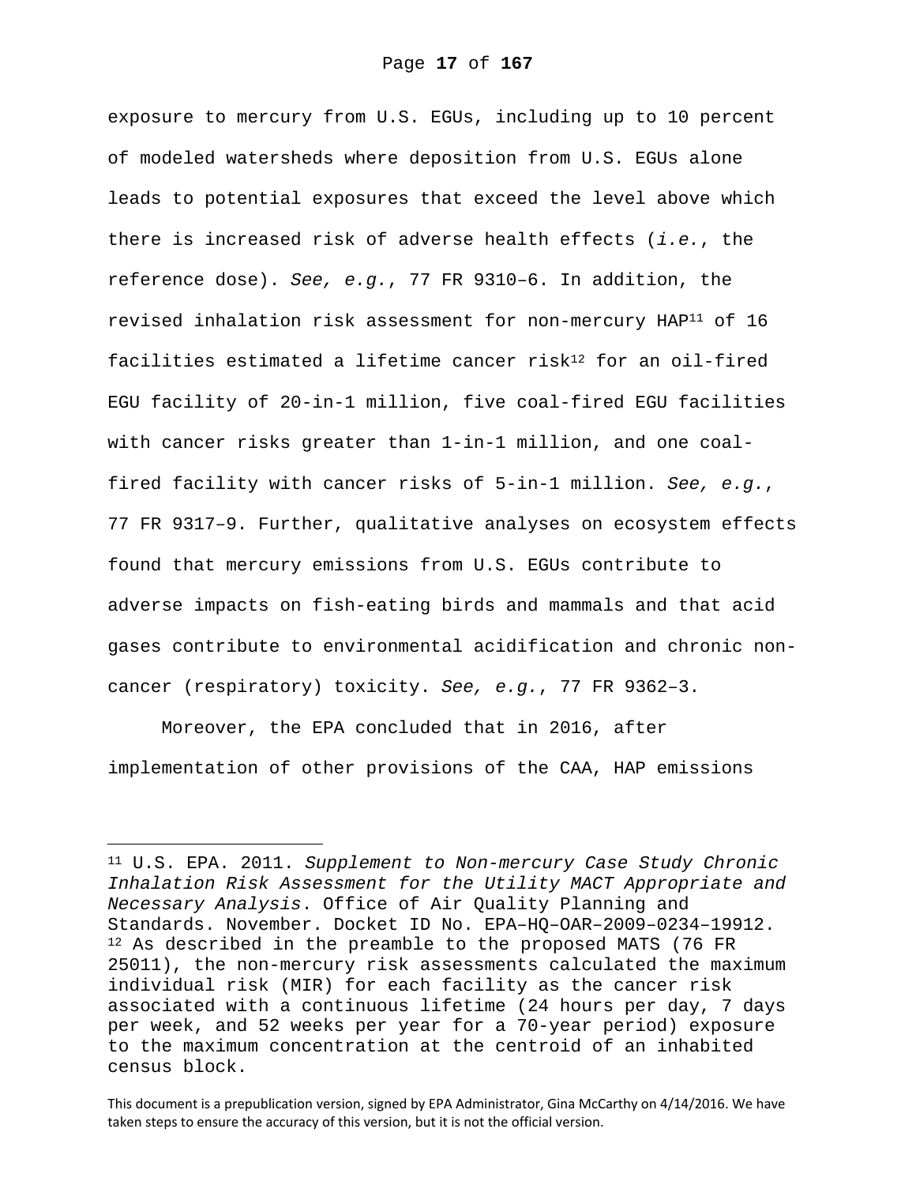exposure to mercury from U.S. EGUs, including up to 10 percent of modeled watersheds where deposition from U.S. EGUs alone leads to potential exposures that exceed the level above which there is increased risk of adverse health effects (*i.e.*, the reference dose). *See, e.g.*, 77 FR 9310–6. In addition, the revised inhalation risk assessment for non-mercury HAP[11] of 16 facilities estimated a lifetime cancer risk[12] for an oil-fired EGU facility of 20-in-1 million, five coal-fired EGU facilities with cancer risks greater than 1-in-1 million, and one coal-fired facility with cancer risks of 5-in-1 million. *See, e.g.*, 77 FR 9317–9. Further, qualitative analyses on ecosystem effects found that mercury emissions from U.S. EGUs contribute to adverse impacts on fish-eating birds and mammals and that acid gases contribute to environmental acidification and chronic non-cancer (respiratory) toxicity. *See, e.g.*, 77 FR 9362–3.

Moreover, the EPA concluded that in 2016, after implementation of other provisions of the CAA, HAP emissions

---

[11] U.S. EPA. 2011. *Supplement to Non-mercury Case Study Chronic Inhalation Risk Assessment for the Utility MACT Appropriate and Necessary Analysis*. Office of Air Quality Planning and Standards. November. Docket ID No. EPA–HQ–OAR–2009–0234–19912.

[12] As described in the preamble to the proposed MATS (76 FR 25011), the non-mercury risk assessments calculated the maximum individual risk (MIR) for each facility as the cancer risk associated with a continuous lifetime (24 hours per day, 7 days per week, and 52 weeks per year for a 70-year period) exposure to the maximum concentration at the centroid of an inhabited census block.

This document is a prepublication version, signed by EPA Administrator, Gina McCarthy on 4/14/2016. We have taken steps to ensure the accuracy of this version, but it is not the official version.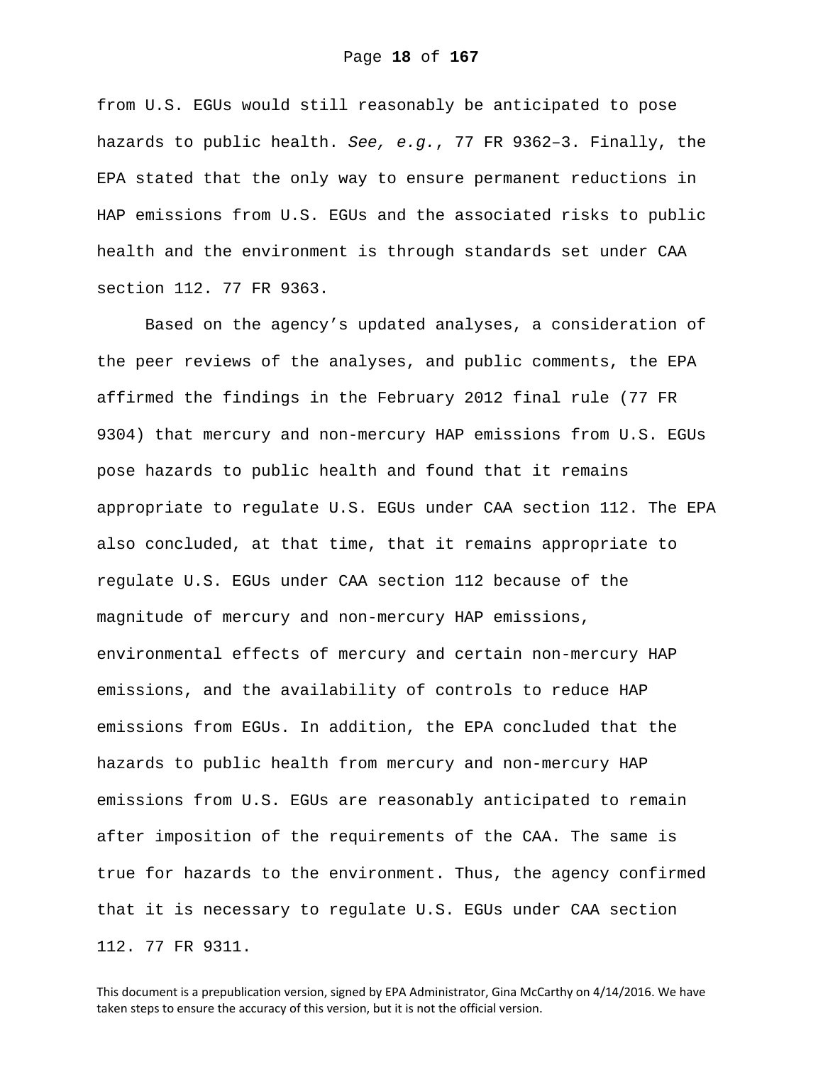from U.S. EGUs would still reasonably be anticipated to pose hazards to public health. *See, e.g.*, 77 FR 9362–3. Finally, the EPA stated that the only way to ensure permanent reductions in HAP emissions from U.S. EGUs and the associated risks to public health and the environment is through standards set under CAA section 112. 77 FR 9363.

Based on the agency's updated analyses, a consideration of the peer reviews of the analyses, and public comments, the EPA affirmed the findings in the February 2012 final rule (77 FR 9304) that mercury and non-mercury HAP emissions from U.S. EGUs pose hazards to public health and found that it remains appropriate to regulate U.S. EGUs under CAA section 112. The EPA also concluded, at that time, that it remains appropriate to regulate U.S. EGUs under CAA section 112 because of the magnitude of mercury and non-mercury HAP emissions, environmental effects of mercury and certain non-mercury HAP emissions, and the availability of controls to reduce HAP emissions from EGUs. In addition, the EPA concluded that the hazards to public health from mercury and non-mercury HAP emissions from U.S. EGUs are reasonably anticipated to remain after imposition of the requirements of the CAA. The same is true for hazards to the environment. Thus, the agency confirmed that it is necessary to regulate U.S. EGUs under CAA section 112. 77 FR 9311.

This document is a prepublication version, signed by EPA Administrator, Gina McCarthy on 4/14/2016. We have taken steps to ensure the accuracy of this version, but it is not the official version.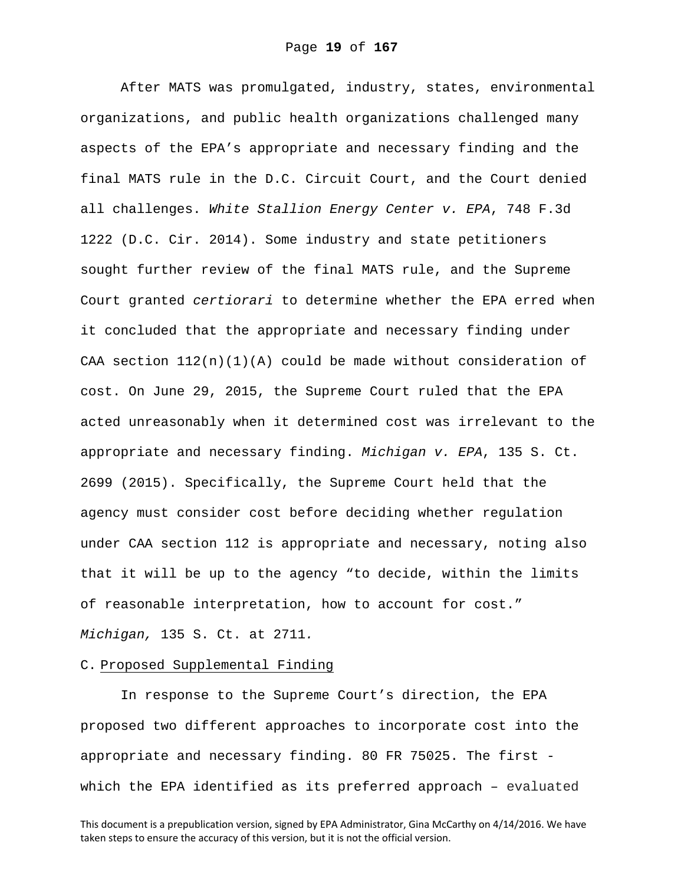After MATS was promulgated, industry, states, environmental organizations, and public health organizations challenged many aspects of the EPA's appropriate and necessary finding and the final MATS rule in the D.C. Circuit Court, and the Court denied all challenges. *White Stallion Energy Center v. EPA*, 748 F.3d 1222 (D.C. Cir. 2014). Some industry and state petitioners sought further review of the final MATS rule, and the Supreme Court granted *certiorari* to determine whether the EPA erred when it concluded that the appropriate and necessary finding under CAA section 112(n)(1)(A) could be made without consideration of cost. On June 29, 2015, the Supreme Court ruled that the EPA acted unreasonably when it determined cost was irrelevant to the appropriate and necessary finding. *Michigan v. EPA*, 135 S. Ct. 2699 (2015). Specifically, the Supreme Court held that the agency must consider cost before deciding whether regulation under CAA section 112 is appropriate and necessary, noting also that it will be up to the agency "to decide, within the limits of reasonable interpretation, how to account for cost." *Michigan,* 135 S. Ct. at 2711.

C. Proposed Supplemental Finding

In response to the Supreme Court's direction, the EPA proposed two different approaches to incorporate cost into the appropriate and necessary finding. 80 FR 75025. The first - which the EPA identified as its preferred approach – evaluated

This document is a prepublication version, signed by EPA Administrator, Gina McCarthy on 4/14/2016. We have taken steps to ensure the accuracy of this version, but it is not the official version.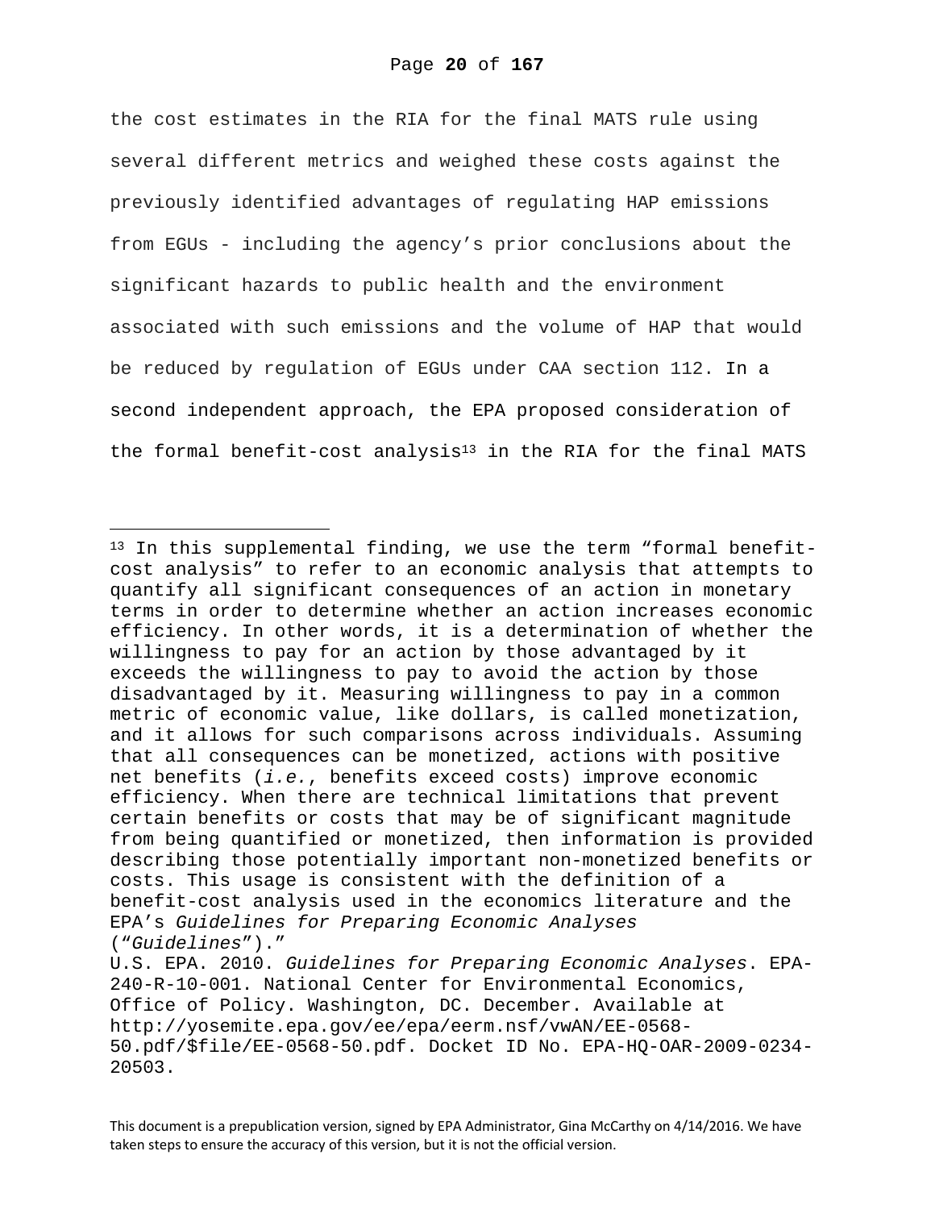the cost estimates in the RIA for the final MATS rule using several different metrics and weighed these costs against the previously identified advantages of regulating HAP emissions from EGUs - including the agency's prior conclusions about the significant hazards to public health and the environment associated with such emissions and the volume of HAP that would be reduced by regulation of EGUs under CAA section 112. In a second independent approach, the EPA proposed consideration of the formal benefit-cost analysis[13] in the RIA for the final MATS

---

[13] In this supplemental finding, we use the term "formal benefit-cost analysis" to refer to an economic analysis that attempts to quantify all significant consequences of an action in monetary terms in order to determine whether an action increases economic efficiency. In other words, it is a determination of whether the willingness to pay for an action by those advantaged by it exceeds the willingness to pay to avoid the action by those disadvantaged by it. Measuring willingness to pay in a common metric of economic value, like dollars, is called monetization, and it allows for such comparisons across individuals. Assuming that all consequences can be monetized, actions with positive net benefits (*i.e.*, benefits exceed costs) improve economic efficiency. When there are technical limitations that prevent certain benefits or costs that may be of significant magnitude from being quantified or monetized, then information is provided describing those potentially important non-monetized benefits or costs. This usage is consistent with the definition of a benefit-cost analysis used in the economics literature and the EPA's *Guidelines for Preparing Economic Analyses* ("*Guidelines*")."
U.S. EPA. 2010. *Guidelines for Preparing Economic Analyses*. EPA-240-R-10-001. National Center for Environmental Economics, Office of Policy. Washington, DC. December. Available at http://yosemite.epa.gov/ee/epa/eerm.nsf/vwAN/EE-0568-50.pdf/$file/EE-0568-50.pdf. Docket ID No. EPA-HQ-OAR-2009-0234-20503.

This document is a prepublication version, signed by EPA Administrator, Gina McCarthy on 4/14/2016. We have taken steps to ensure the accuracy of this version, but it is not the official version.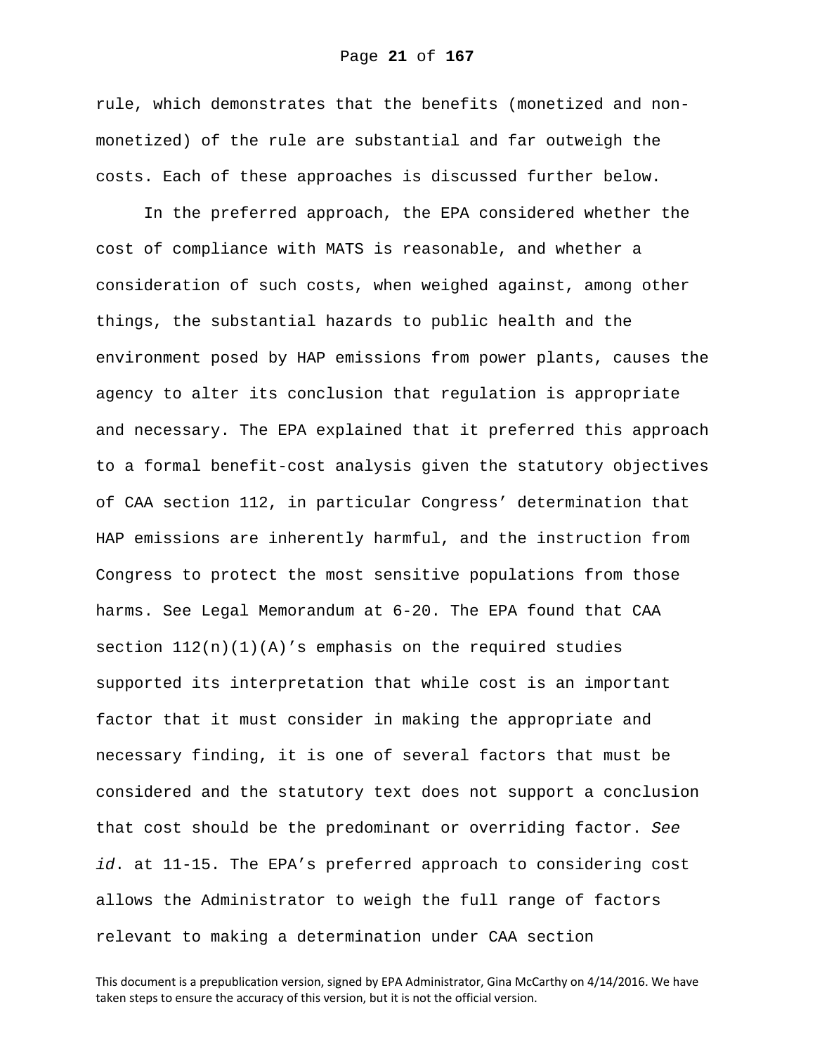rule, which demonstrates that the benefits (monetized and non-monetized) of the rule are substantial and far outweigh the costs. Each of these approaches is discussed further below.

In the preferred approach, the EPA considered whether the cost of compliance with MATS is reasonable, and whether a consideration of such costs, when weighed against, among other things, the substantial hazards to public health and the environment posed by HAP emissions from power plants, causes the agency to alter its conclusion that regulation is appropriate and necessary. The EPA explained that it preferred this approach to a formal benefit-cost analysis given the statutory objectives of CAA section 112, in particular Congress' determination that HAP emissions are inherently harmful, and the instruction from Congress to protect the most sensitive populations from those harms. See Legal Memorandum at 6-20. The EPA found that CAA section 112(n)(1)(A)'s emphasis on the required studies supported its interpretation that while cost is an important factor that it must consider in making the appropriate and necessary finding, it is one of several factors that must be considered and the statutory text does not support a conclusion that cost should be the predominant or overriding factor. *See id*. at 11-15. The EPA's preferred approach to considering cost allows the Administrator to weigh the full range of factors relevant to making a determination under CAA section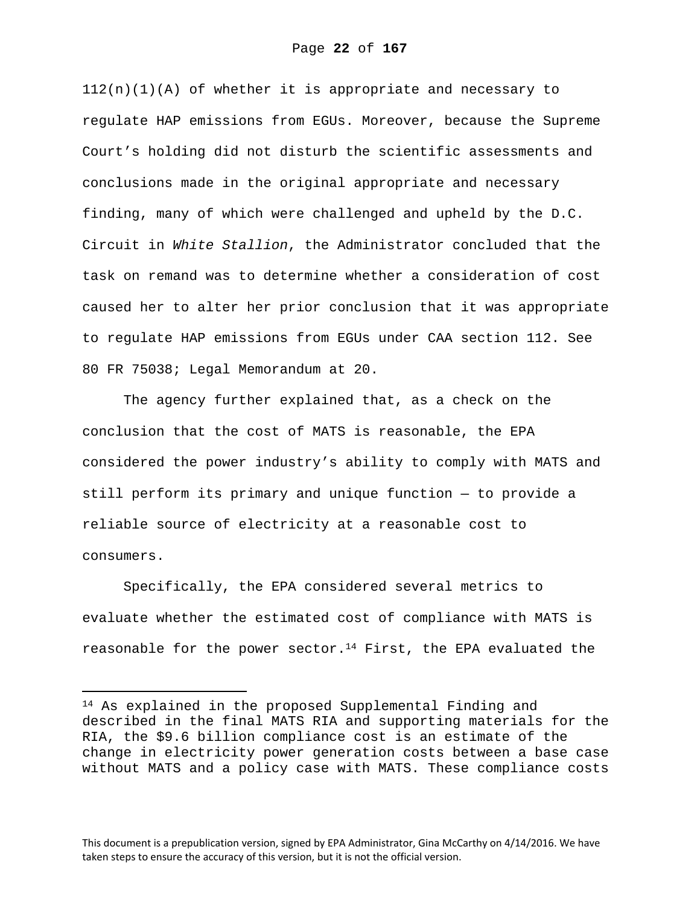112(n)(1)(A) of whether it is appropriate and necessary to regulate HAP emissions from EGUs. Moreover, because the Supreme Court's holding did not disturb the scientific assessments and conclusions made in the original appropriate and necessary finding, many of which were challenged and upheld by the D.C. Circuit in *White Stallion*, the Administrator concluded that the task on remand was to determine whether a consideration of cost caused her to alter her prior conclusion that it was appropriate to regulate HAP emissions from EGUs under CAA section 112. See 80 FR 75038; Legal Memorandum at 20.

The agency further explained that, as a check on the conclusion that the cost of MATS is reasonable, the EPA considered the power industry's ability to comply with MATS and still perform its primary and unique function — to provide a reliable source of electricity at a reasonable cost to consumers.

Specifically, the EPA considered several metrics to evaluate whether the estimated cost of compliance with MATS is reasonable for the power sector.[14] First, the EPA evaluated the

[14] As explained in the proposed Supplemental Finding and described in the final MATS RIA and supporting materials for the RIA, the $9.6 billion compliance cost is an estimate of the change in electricity power generation costs between a base case without MATS and a policy case with MATS. These compliance costs

This document is a prepublication version, signed by EPA Administrator, Gina McCarthy on 4/14/2016. We have taken steps to ensure the accuracy of this version, but it is not the official version.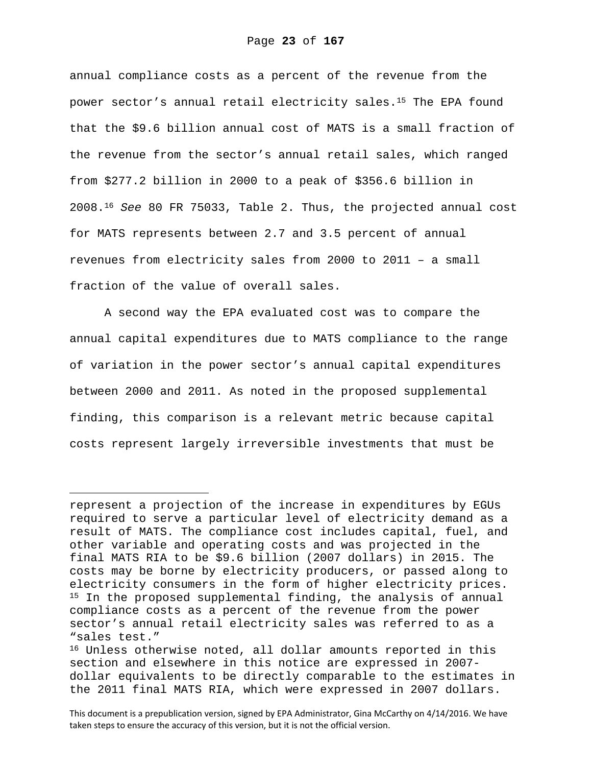annual compliance costs as a percent of the revenue from the power sector's annual retail electricity sales.[15] The EPA found that the $9.6 billion annual cost of MATS is a small fraction of the revenue from the sector's annual retail sales, which ranged from $277.2 billion in 2000 to a peak of $356.6 billion in 2008.[16] *See* 80 FR 75033, Table 2. Thus, the projected annual cost for MATS represents between 2.7 and 3.5 percent of annual revenues from electricity sales from 2000 to 2011 – a small fraction of the value of overall sales.

A second way the EPA evaluated cost was to compare the annual capital expenditures due to MATS compliance to the range of variation in the power sector's annual capital expenditures between 2000 and 2011. As noted in the proposed supplemental finding, this comparison is a relevant metric because capital costs represent largely irreversible investments that must be

---

represent a projection of the increase in expenditures by EGUs required to serve a particular level of electricity demand as a result of MATS. The compliance cost includes capital, fuel, and other variable and operating costs and was projected in the final MATS RIA to be $9.6 billion (2007 dollars) in 2015. The costs may be borne by electricity producers, or passed along to electricity consumers in the form of higher electricity prices.

[15] In the proposed supplemental finding, the analysis of annual compliance costs as a percent of the revenue from the power sector's annual retail electricity sales was referred to as a "sales test."

[16] Unless otherwise noted, all dollar amounts reported in this section and elsewhere in this notice are expressed in 2007-dollar equivalents to be directly comparable to the estimates in the 2011 final MATS RIA, which were expressed in 2007 dollars.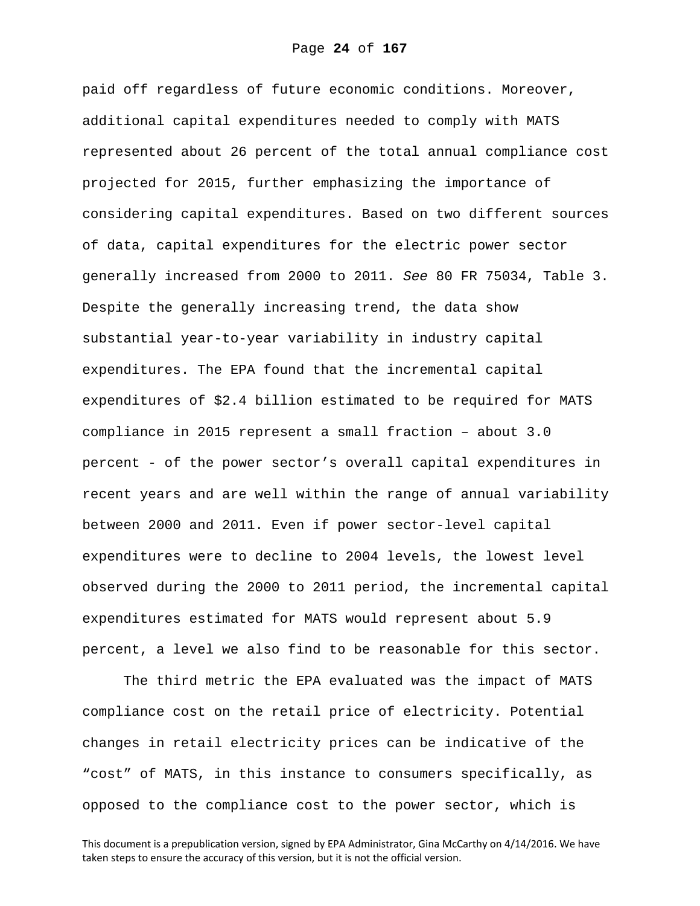paid off regardless of future economic conditions. Moreover, additional capital expenditures needed to comply with MATS represented about 26 percent of the total annual compliance cost projected for 2015, further emphasizing the importance of considering capital expenditures. Based on two different sources of data, capital expenditures for the electric power sector generally increased from 2000 to 2011. *See* 80 FR 75034, Table 3. Despite the generally increasing trend, the data show substantial year-to-year variability in industry capital expenditures. The EPA found that the incremental capital expenditures of $2.4 billion estimated to be required for MATS compliance in 2015 represent a small fraction – about 3.0 percent - of the power sector's overall capital expenditures in recent years and are well within the range of annual variability between 2000 and 2011. Even if power sector-level capital expenditures were to decline to 2004 levels, the lowest level observed during the 2000 to 2011 period, the incremental capital expenditures estimated for MATS would represent about 5.9 percent, a level we also find to be reasonable for this sector.

The third metric the EPA evaluated was the impact of MATS compliance cost on the retail price of electricity. Potential changes in retail electricity prices can be indicative of the "cost" of MATS, in this instance to consumers specifically, as opposed to the compliance cost to the power sector, which is

This document is a prepublication version, signed by EPA Administrator, Gina McCarthy on 4/14/2016. We have taken steps to ensure the accuracy of this version, but it is not the official version.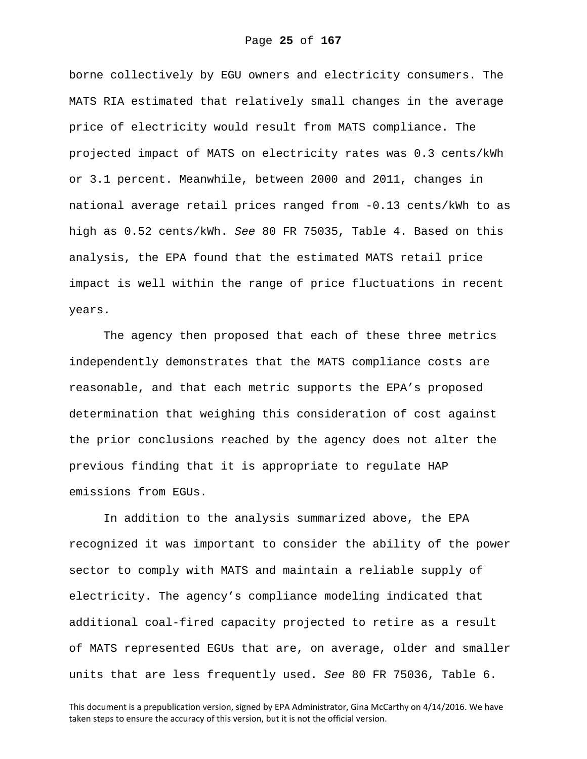borne collectively by EGU owners and electricity consumers. The MATS RIA estimated that relatively small changes in the average price of electricity would result from MATS compliance. The projected impact of MATS on electricity rates was 0.3 cents/kWh or 3.1 percent. Meanwhile, between 2000 and 2011, changes in national average retail prices ranged from -0.13 cents/kWh to as high as 0.52 cents/kWh. *See* 80 FR 75035, Table 4. Based on this analysis, the EPA found that the estimated MATS retail price impact is well within the range of price fluctuations in recent years.

The agency then proposed that each of these three metrics independently demonstrates that the MATS compliance costs are reasonable, and that each metric supports the EPA's proposed determination that weighing this consideration of cost against the prior conclusions reached by the agency does not alter the previous finding that it is appropriate to regulate HAP emissions from EGUs.

In addition to the analysis summarized above, the EPA recognized it was important to consider the ability of the power sector to comply with MATS and maintain a reliable supply of electricity. The agency's compliance modeling indicated that additional coal-fired capacity projected to retire as a result of MATS represented EGUs that are, on average, older and smaller units that are less frequently used. *See* 80 FR 75036, Table 6.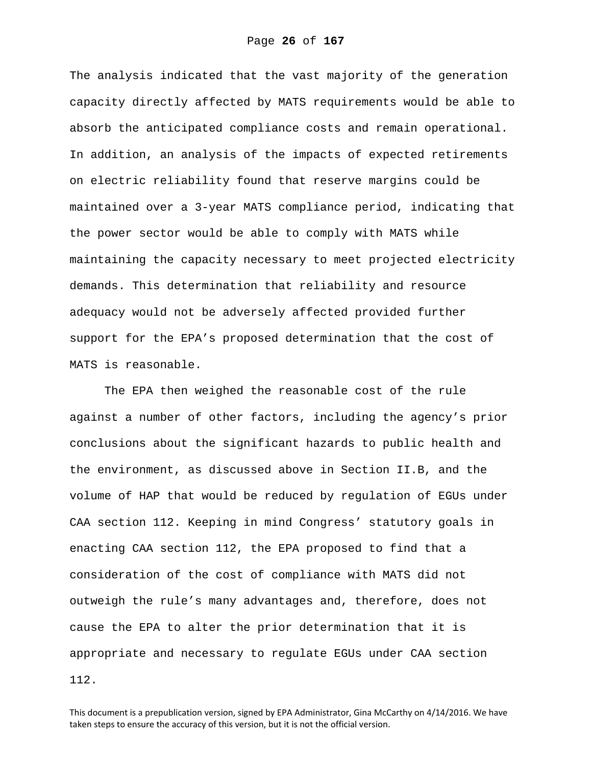The analysis indicated that the vast majority of the generation capacity directly affected by MATS requirements would be able to absorb the anticipated compliance costs and remain operational. In addition, an analysis of the impacts of expected retirements on electric reliability found that reserve margins could be maintained over a 3-year MATS compliance period, indicating that the power sector would be able to comply with MATS while maintaining the capacity necessary to meet projected electricity demands. This determination that reliability and resource adequacy would not be adversely affected provided further support for the EPA's proposed determination that the cost of MATS is reasonable.

The EPA then weighed the reasonable cost of the rule against a number of other factors, including the agency's prior conclusions about the significant hazards to public health and the environment, as discussed above in Section II.B, and the volume of HAP that would be reduced by regulation of EGUs under CAA section 112. Keeping in mind Congress' statutory goals in enacting CAA section 112, the EPA proposed to find that a consideration of the cost of compliance with MATS did not outweigh the rule's many advantages and, therefore, does not cause the EPA to alter the prior determination that it is appropriate and necessary to regulate EGUs under CAA section 112.

This document is a prepublication version, signed by EPA Administrator, Gina McCarthy on 4/14/2016. We have taken steps to ensure the accuracy of this version, but it is not the official version.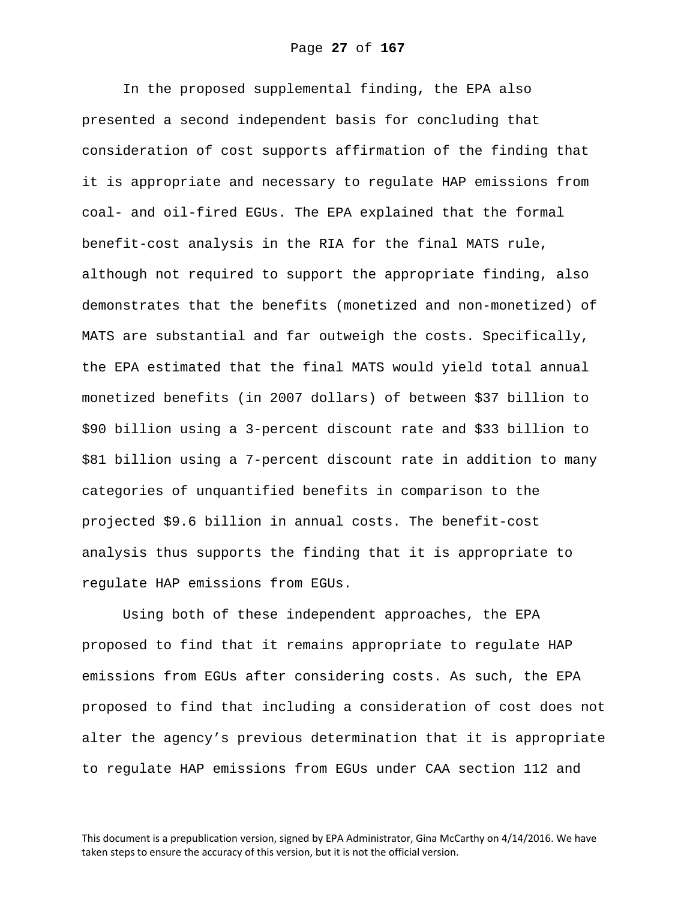In the proposed supplemental finding, the EPA also presented a second independent basis for concluding that consideration of cost supports affirmation of the finding that it is appropriate and necessary to regulate HAP emissions from coal- and oil-fired EGUs. The EPA explained that the formal benefit-cost analysis in the RIA for the final MATS rule, although not required to support the appropriate finding, also demonstrates that the benefits (monetized and non-monetized) of MATS are substantial and far outweigh the costs. Specifically, the EPA estimated that the final MATS would yield total annual monetized benefits (in 2007 dollars) of between $37 billion to $90 billion using a 3-percent discount rate and $33 billion to $81 billion using a 7-percent discount rate in addition to many categories of unquantified benefits in comparison to the projected $9.6 billion in annual costs. The benefit-cost analysis thus supports the finding that it is appropriate to regulate HAP emissions from EGUs.

Using both of these independent approaches, the EPA proposed to find that it remains appropriate to regulate HAP emissions from EGUs after considering costs. As such, the EPA proposed to find that including a consideration of cost does not alter the agency's previous determination that it is appropriate to regulate HAP emissions from EGUs under CAA section 112 and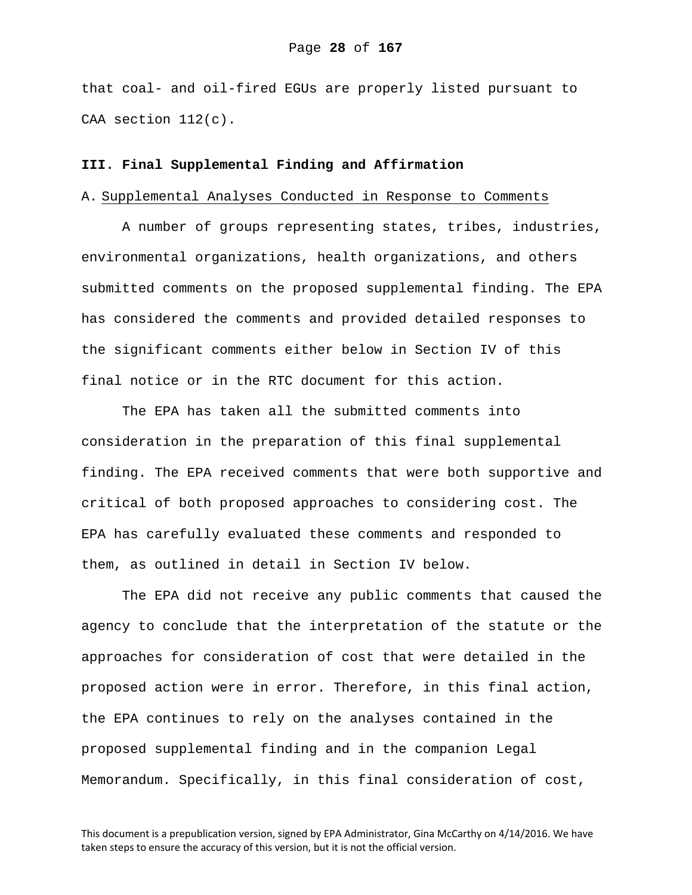that coal- and oil-fired EGUs are properly listed pursuant to CAA section 112(c).

## III. Final Supplemental Finding and Affirmation

### A. Supplemental Analyses Conducted in Response to Comments

A number of groups representing states, tribes, industries, environmental organizations, health organizations, and others submitted comments on the proposed supplemental finding. The EPA has considered the comments and provided detailed responses to the significant comments either below in Section IV of this final notice or in the RTC document for this action.

The EPA has taken all the submitted comments into consideration in the preparation of this final supplemental finding. The EPA received comments that were both supportive and critical of both proposed approaches to considering cost. The EPA has carefully evaluated these comments and responded to them, as outlined in detail in Section IV below.

The EPA did not receive any public comments that caused the agency to conclude that the interpretation of the statute or the approaches for consideration of cost that were detailed in the proposed action were in error. Therefore, in this final action, the EPA continues to rely on the analyses contained in the proposed supplemental finding and in the companion Legal Memorandum. Specifically, in this final consideration of cost,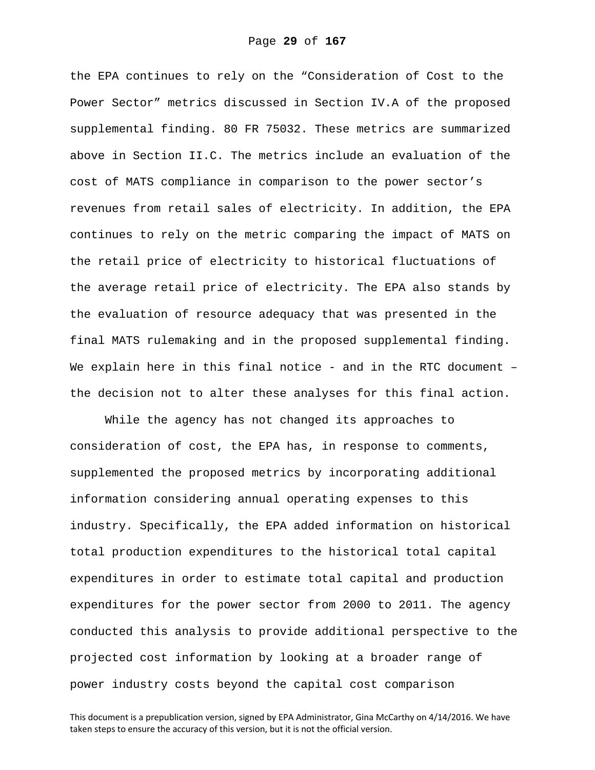the EPA continues to rely on the "Consideration of Cost to the Power Sector" metrics discussed in Section IV.A of the proposed supplemental finding. 80 FR 75032. These metrics are summarized above in Section II.C. The metrics include an evaluation of the cost of MATS compliance in comparison to the power sector's revenues from retail sales of electricity. In addition, the EPA continues to rely on the metric comparing the impact of MATS on the retail price of electricity to historical fluctuations of the average retail price of electricity. The EPA also stands by the evaluation of resource adequacy that was presented in the final MATS rulemaking and in the proposed supplemental finding. We explain here in this final notice - and in the RTC document – the decision not to alter these analyses for this final action.

While the agency has not changed its approaches to consideration of cost, the EPA has, in response to comments, supplemented the proposed metrics by incorporating additional information considering annual operating expenses to this industry. Specifically, the EPA added information on historical total production expenditures to the historical total capital expenditures in order to estimate total capital and production expenditures for the power sector from 2000 to 2011. The agency conducted this analysis to provide additional perspective to the projected cost information by looking at a broader range of power industry costs beyond the capital cost comparison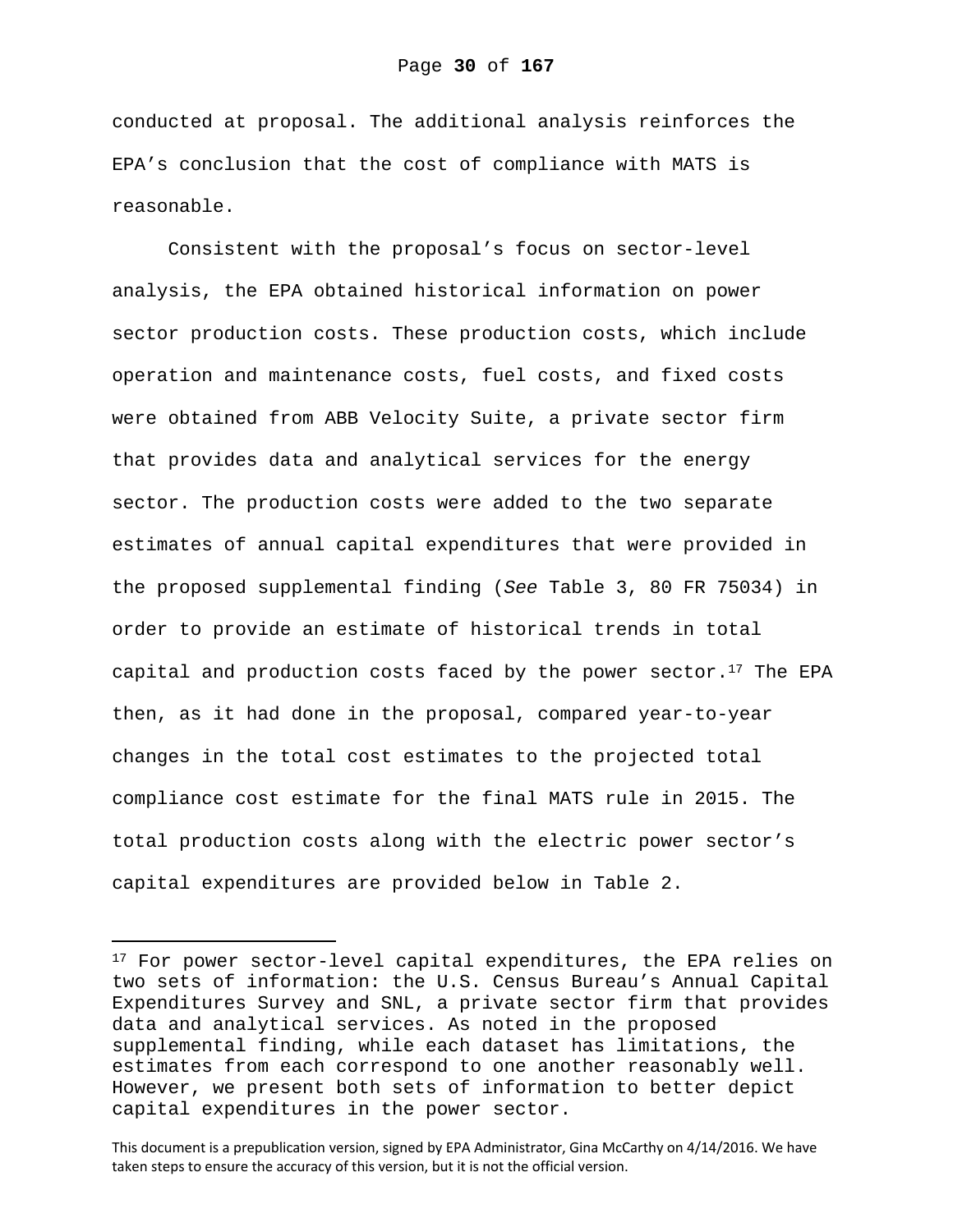conducted at proposal. The additional analysis reinforces the EPA's conclusion that the cost of compliance with MATS is reasonable.

Consistent with the proposal's focus on sector-level analysis, the EPA obtained historical information on power sector production costs. These production costs, which include operation and maintenance costs, fuel costs, and fixed costs were obtained from ABB Velocity Suite, a private sector firm that provides data and analytical services for the energy sector. The production costs were added to the two separate estimates of annual capital expenditures that were provided in the proposed supplemental finding (*See* Table 3, 80 FR 75034) in order to provide an estimate of historical trends in total capital and production costs faced by the power sector.[17] The EPA then, as it had done in the proposal, compared year-to-year changes in the total cost estimates to the projected total compliance cost estimate for the final MATS rule in 2015. The total production costs along with the electric power sector's capital expenditures are provided below in Table 2.

---

[17] For power sector-level capital expenditures, the EPA relies on two sets of information: the U.S. Census Bureau's Annual Capital Expenditures Survey and SNL, a private sector firm that provides data and analytical services. As noted in the proposed supplemental finding, while each dataset has limitations, the estimates from each correspond to one another reasonably well. However, we present both sets of information to better depict capital expenditures in the power sector.

This document is a prepublication version, signed by EPA Administrator, Gina McCarthy on 4/14/2016. We have taken steps to ensure the accuracy of this version, but it is not the official version.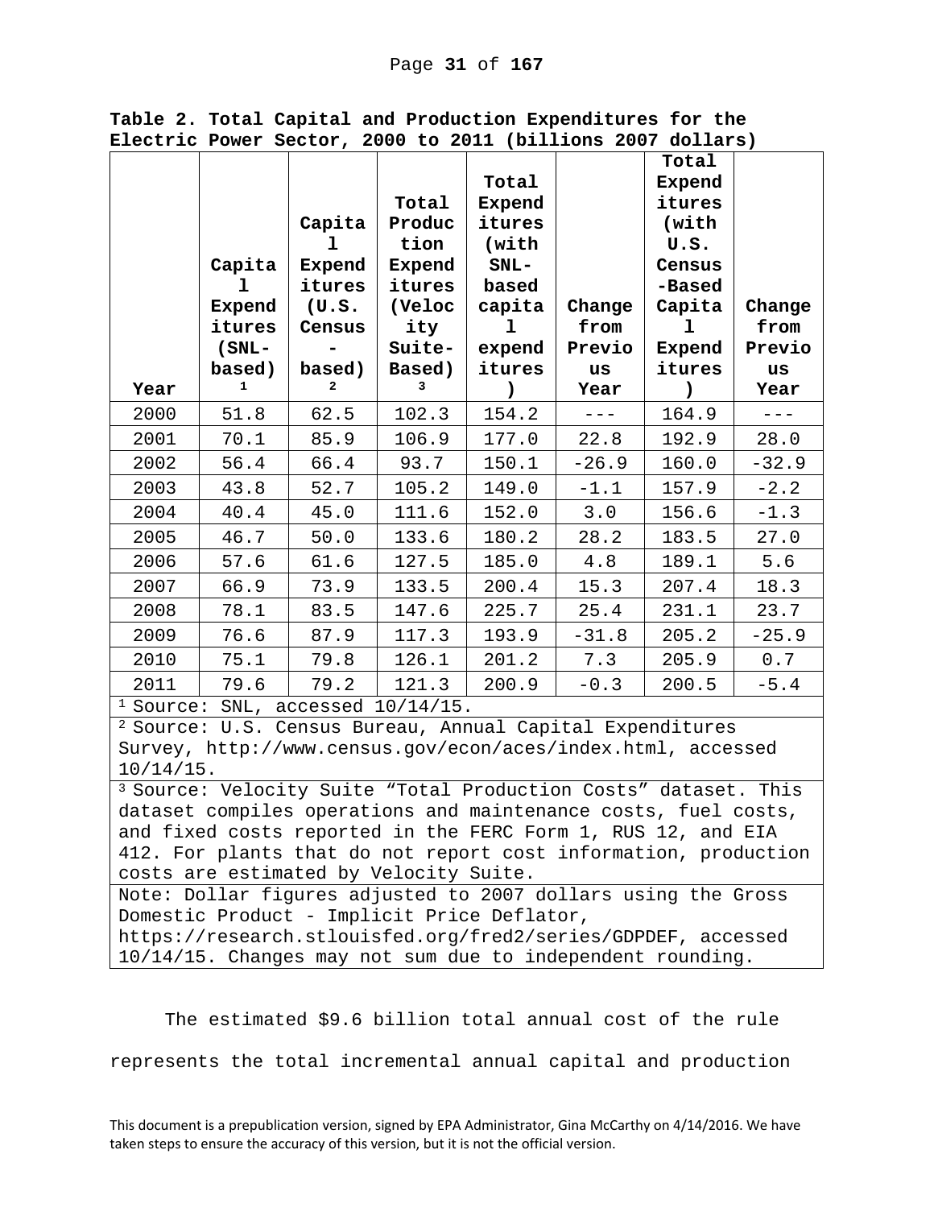**Table 2. Total Capital and Production Expenditures for the Electric Power Sector, 2000 to 2011 (billions 2007 dollars)**

| Year | Capital Expenditures (SNL-based) [1] | Capital Expenditures (U.S. Census-based) [2] | Total Production Expenditures (Velocity Suite-Based) [3] | Total Expenditures (with SNL-based capital expenditures) | Change from Previous Year | Total Expenditures (with U.S. Census-Based Capital Expenditures) | Change from Previous Year |
|---|---|---|---|---|---|---|---|
| 2000 | 51.8 | 62.5 | 102.3 | 154.2 | --- | 164.9 | --- |
| 2001 | 70.1 | 85.9 | 106.9 | 177.0 | 22.8 | 192.9 | 28.0 |
| 2002 | 56.4 | 66.4 | 93.7 | 150.1 | -26.9 | 160.0 | -32.9 |
| 2003 | 43.8 | 52.7 | 105.2 | 149.0 | -1.1 | 157.9 | -2.2 |
| 2004 | 40.4 | 45.0 | 111.6 | 152.0 | 3.0 | 156.6 | -1.3 |
| 2005 | 46.7 | 50.0 | 133.6 | 180.2 | 28.2 | 183.5 | 27.0 |
| 2006 | 57.6 | 61.6 | 127.5 | 185.0 | 4.8 | 189.1 | 5.6 |
| 2007 | 66.9 | 73.9 | 133.5 | 200.4 | 15.3 | 207.4 | 18.3 |
| 2008 | 78.1 | 83.5 | 147.6 | 225.7 | 25.4 | 231.1 | 23.7 |
| 2009 | 76.6 | 87.9 | 117.3 | 193.9 | -31.8 | 205.2 | -25.9 |
| 2010 | 75.1 | 79.8 | 126.1 | 201.2 | 7.3 | 205.9 | 0.7 |
| 2011 | 79.6 | 79.2 | 121.3 | 200.9 | -0.3 | 200.5 | -5.4 |

[1] Source: SNL, accessed 10/14/15.

[2] Source: U.S. Census Bureau, Annual Capital Expenditures Survey, http://www.census.gov/econ/aces/index.html, accessed 10/14/15.

[3] Source: Velocity Suite "Total Production Costs" dataset. This dataset compiles operations and maintenance costs, fuel costs, and fixed costs reported in the FERC Form 1, RUS 12, and EIA 412. For plants that do not report cost information, production costs are estimated by Velocity Suite.

Note: Dollar figures adjusted to 2007 dollars using the Gross Domestic Product - Implicit Price Deflator, https://research.stlouisfed.org/fred2/series/GDPDEF, accessed 10/14/15. Changes may not sum due to independent rounding.

The estimated $9.6 billion total annual cost of the rule represents the total incremental annual capital and production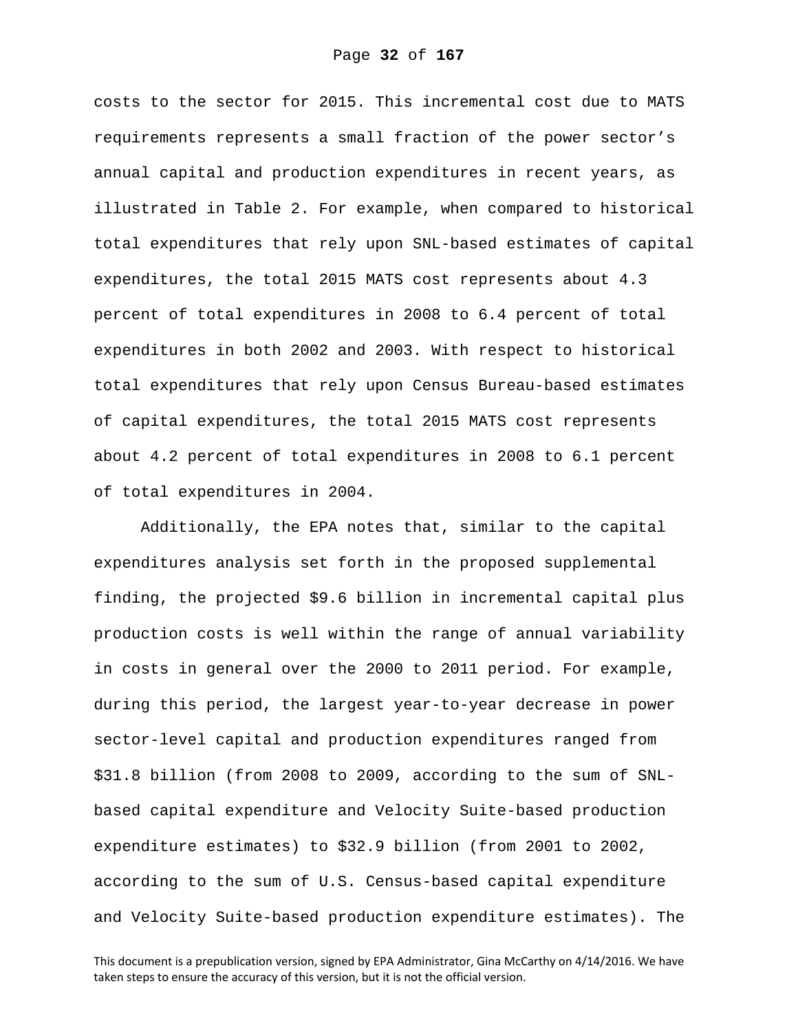costs to the sector for 2015. This incremental cost due to MATS requirements represents a small fraction of the power sector's annual capital and production expenditures in recent years, as illustrated in Table 2. For example, when compared to historical total expenditures that rely upon SNL-based estimates of capital expenditures, the total 2015 MATS cost represents about 4.3 percent of total expenditures in 2008 to 6.4 percent of total expenditures in both 2002 and 2003. With respect to historical total expenditures that rely upon Census Bureau-based estimates of capital expenditures, the total 2015 MATS cost represents about 4.2 percent of total expenditures in 2008 to 6.1 percent of total expenditures in 2004.

Additionally, the EPA notes that, similar to the capital expenditures analysis set forth in the proposed supplemental finding, the projected $9.6 billion in incremental capital plus production costs is well within the range of annual variability in costs in general over the 2000 to 2011 period. For example, during this period, the largest year-to-year decrease in power sector-level capital and production expenditures ranged from $31.8 billion (from 2008 to 2009, according to the sum of SNL-based capital expenditure and Velocity Suite-based production expenditure estimates) to $32.9 billion (from 2001 to 2002, according to the sum of U.S. Census-based capital expenditure and Velocity Suite-based production expenditure estimates). The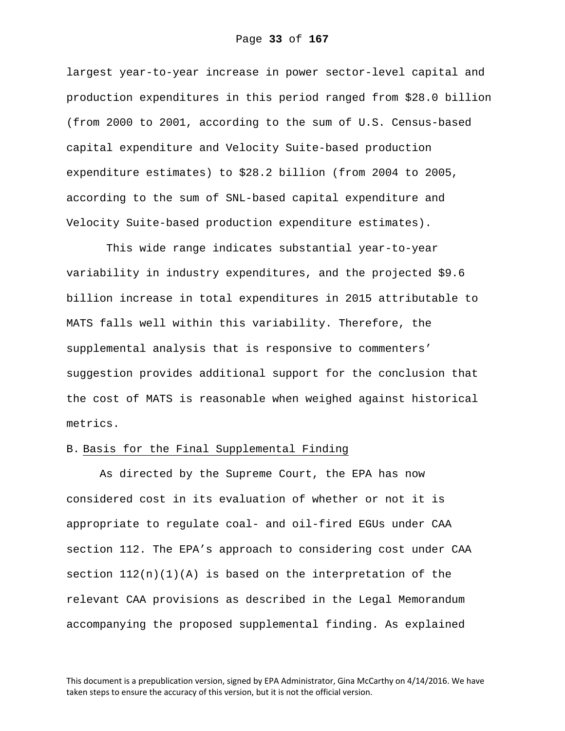largest year-to-year increase in power sector-level capital and production expenditures in this period ranged from $28.0 billion (from 2000 to 2001, according to the sum of U.S. Census-based capital expenditure and Velocity Suite-based production expenditure estimates) to $28.2 billion (from 2004 to 2005, according to the sum of SNL-based capital expenditure and Velocity Suite-based production expenditure estimates).

This wide range indicates substantial year-to-year variability in industry expenditures, and the projected $9.6 billion increase in total expenditures in 2015 attributable to MATS falls well within this variability. Therefore, the supplemental analysis that is responsive to commenters' suggestion provides additional support for the conclusion that the cost of MATS is reasonable when weighed against historical metrics.

## B. Basis for the Final Supplemental Finding

As directed by the Supreme Court, the EPA has now considered cost in its evaluation of whether or not it is appropriate to regulate coal- and oil-fired EGUs under CAA section 112. The EPA's approach to considering cost under CAA section 112(n)(1)(A) is based on the interpretation of the relevant CAA provisions as described in the Legal Memorandum accompanying the proposed supplemental finding. As explained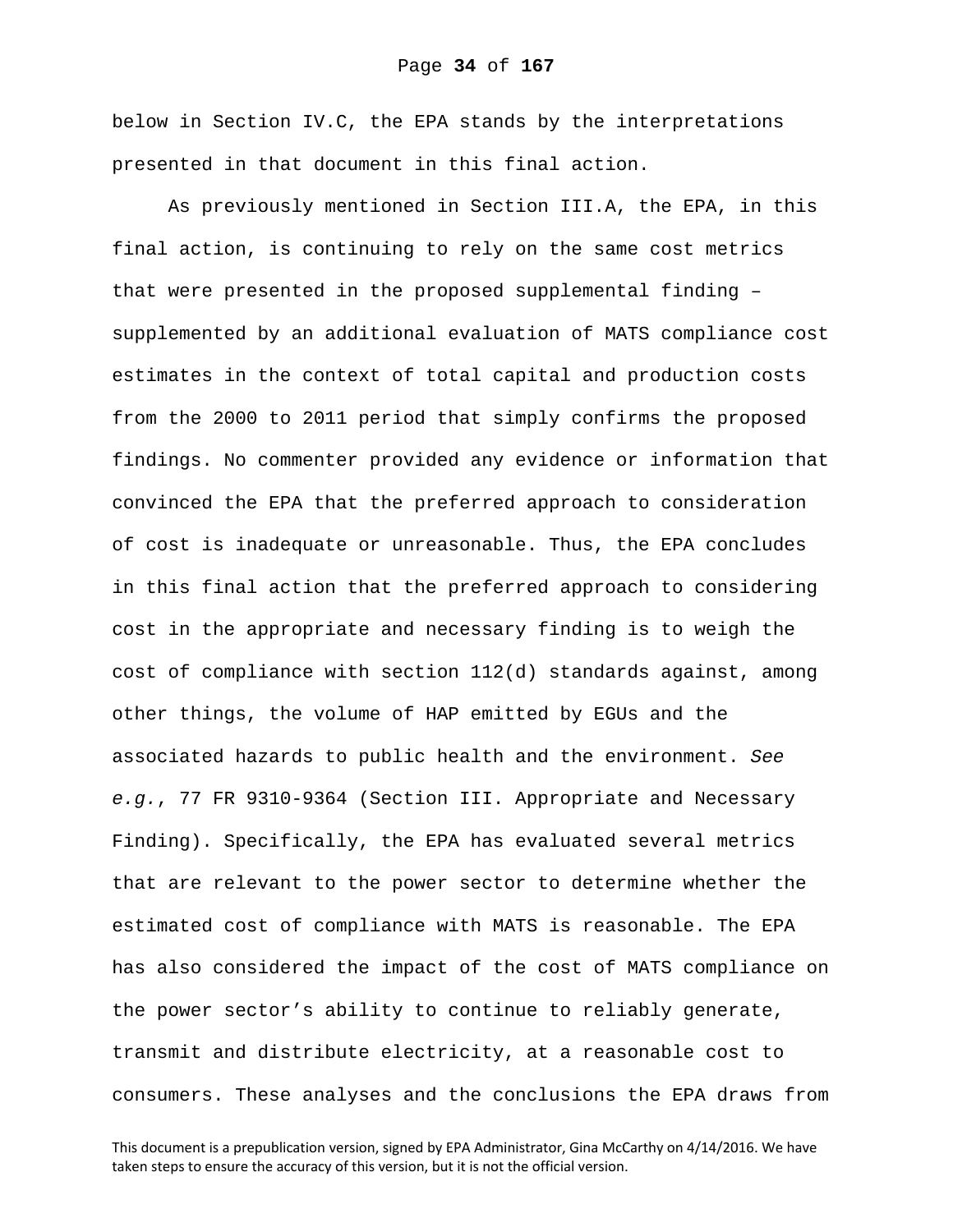below in Section IV.C, the EPA stands by the interpretations presented in that document in this final action.

As previously mentioned in Section III.A, the EPA, in this final action, is continuing to rely on the same cost metrics that were presented in the proposed supplemental finding – supplemented by an additional evaluation of MATS compliance cost estimates in the context of total capital and production costs from the 2000 to 2011 period that simply confirms the proposed findings. No commenter provided any evidence or information that convinced the EPA that the preferred approach to consideration of cost is inadequate or unreasonable. Thus, the EPA concludes in this final action that the preferred approach to considering cost in the appropriate and necessary finding is to weigh the cost of compliance with section 112(d) standards against, among other things, the volume of HAP emitted by EGUs and the associated hazards to public health and the environment. *See e.g.*, 77 FR 9310-9364 (Section III. Appropriate and Necessary Finding). Specifically, the EPA has evaluated several metrics that are relevant to the power sector to determine whether the estimated cost of compliance with MATS is reasonable. The EPA has also considered the impact of the cost of MATS compliance on the power sector's ability to continue to reliably generate, transmit and distribute electricity, at a reasonable cost to consumers. These analyses and the conclusions the EPA draws from

This document is a prepublication version, signed by EPA Administrator, Gina McCarthy on 4/14/2016. We have taken steps to ensure the accuracy of this version, but it is not the official version.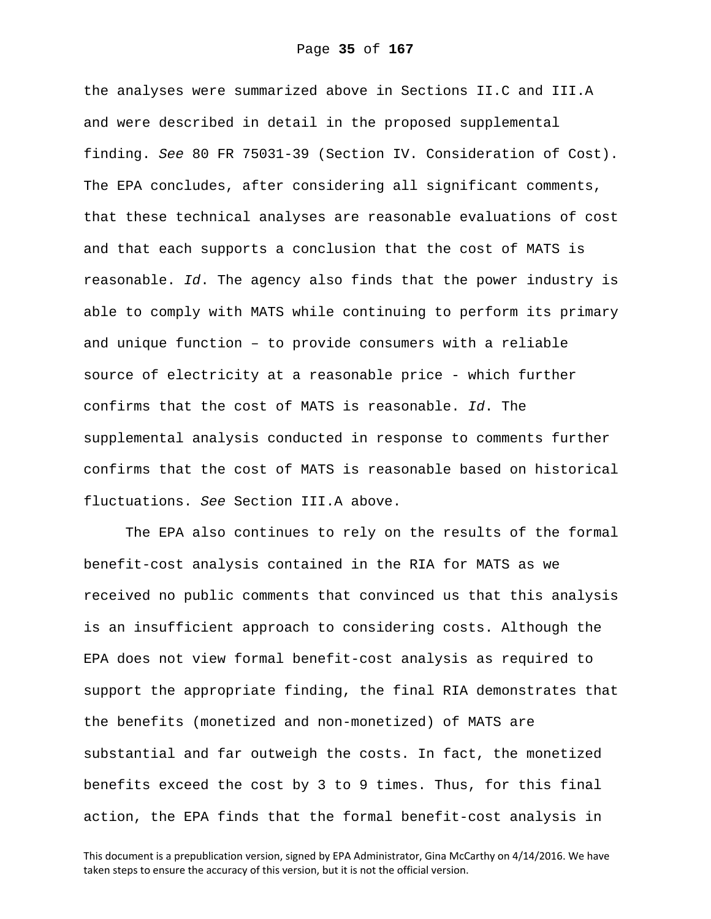the analyses were summarized above in Sections II.C and III.A and were described in detail in the proposed supplemental finding. *See* 80 FR 75031-39 (Section IV. Consideration of Cost). The EPA concludes, after considering all significant comments, that these technical analyses are reasonable evaluations of cost and that each supports a conclusion that the cost of MATS is reasonable. *Id*. The agency also finds that the power industry is able to comply with MATS while continuing to perform its primary and unique function – to provide consumers with a reliable source of electricity at a reasonable price - which further confirms that the cost of MATS is reasonable. *Id*. The supplemental analysis conducted in response to comments further confirms that the cost of MATS is reasonable based on historical fluctuations. *See* Section III.A above.

The EPA also continues to rely on the results of the formal benefit-cost analysis contained in the RIA for MATS as we received no public comments that convinced us that this analysis is an insufficient approach to considering costs. Although the EPA does not view formal benefit-cost analysis as required to support the appropriate finding, the final RIA demonstrates that the benefits (monetized and non-monetized) of MATS are substantial and far outweigh the costs. In fact, the monetized benefits exceed the cost by 3 to 9 times. Thus, for this final action, the EPA finds that the formal benefit-cost analysis in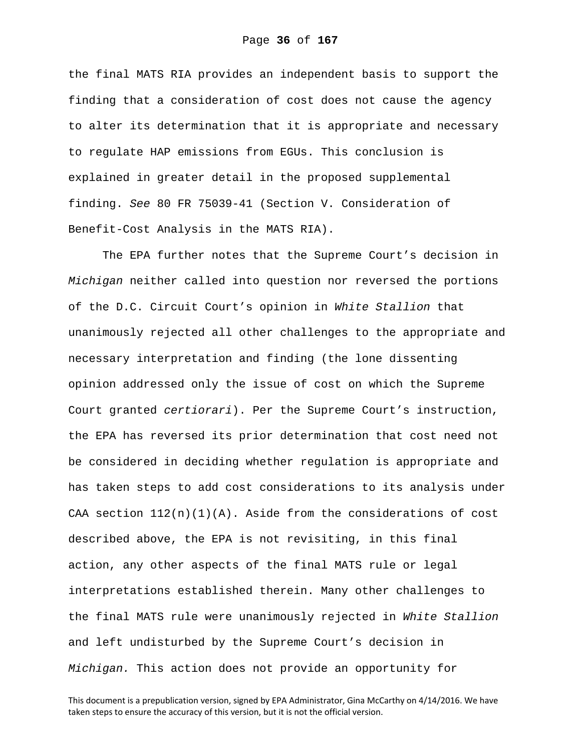the final MATS RIA provides an independent basis to support the finding that a consideration of cost does not cause the agency to alter its determination that it is appropriate and necessary to regulate HAP emissions from EGUs. This conclusion is explained in greater detail in the proposed supplemental finding. *See* 80 FR 75039-41 (Section V. Consideration of Benefit-Cost Analysis in the MATS RIA).

The EPA further notes that the Supreme Court's decision in *Michigan* neither called into question nor reversed the portions of the D.C. Circuit Court's opinion in *White Stallion* that unanimously rejected all other challenges to the appropriate and necessary interpretation and finding (the lone dissenting opinion addressed only the issue of cost on which the Supreme Court granted *certiorari*). Per the Supreme Court's instruction, the EPA has reversed its prior determination that cost need not be considered in deciding whether regulation is appropriate and has taken steps to add cost considerations to its analysis under CAA section 112(n)(1)(A). Aside from the considerations of cost described above, the EPA is not revisiting, in this final action, any other aspects of the final MATS rule or legal interpretations established therein. Many other challenges to the final MATS rule were unanimously rejected in *White Stallion* and left undisturbed by the Supreme Court's decision in *Michigan.* This action does not provide an opportunity for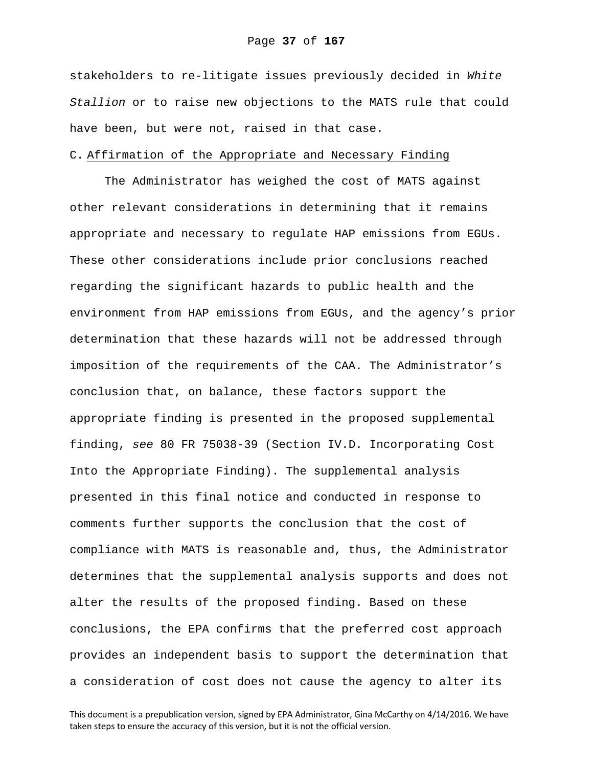stakeholders to re-litigate issues previously decided in *White Stallion* or to raise new objections to the MATS rule that could have been, but were not, raised in that case.

C. Affirmation of the Appropriate and Necessary Finding

The Administrator has weighed the cost of MATS against other relevant considerations in determining that it remains appropriate and necessary to regulate HAP emissions from EGUs. These other considerations include prior conclusions reached regarding the significant hazards to public health and the environment from HAP emissions from EGUs, and the agency's prior determination that these hazards will not be addressed through imposition of the requirements of the CAA. The Administrator's conclusion that, on balance, these factors support the appropriate finding is presented in the proposed supplemental finding, *see* 80 FR 75038-39 (Section IV.D. Incorporating Cost Into the Appropriate Finding). The supplemental analysis presented in this final notice and conducted in response to comments further supports the conclusion that the cost of compliance with MATS is reasonable and, thus, the Administrator determines that the supplemental analysis supports and does not alter the results of the proposed finding. Based on these conclusions, the EPA confirms that the preferred cost approach provides an independent basis to support the determination that a consideration of cost does not cause the agency to alter its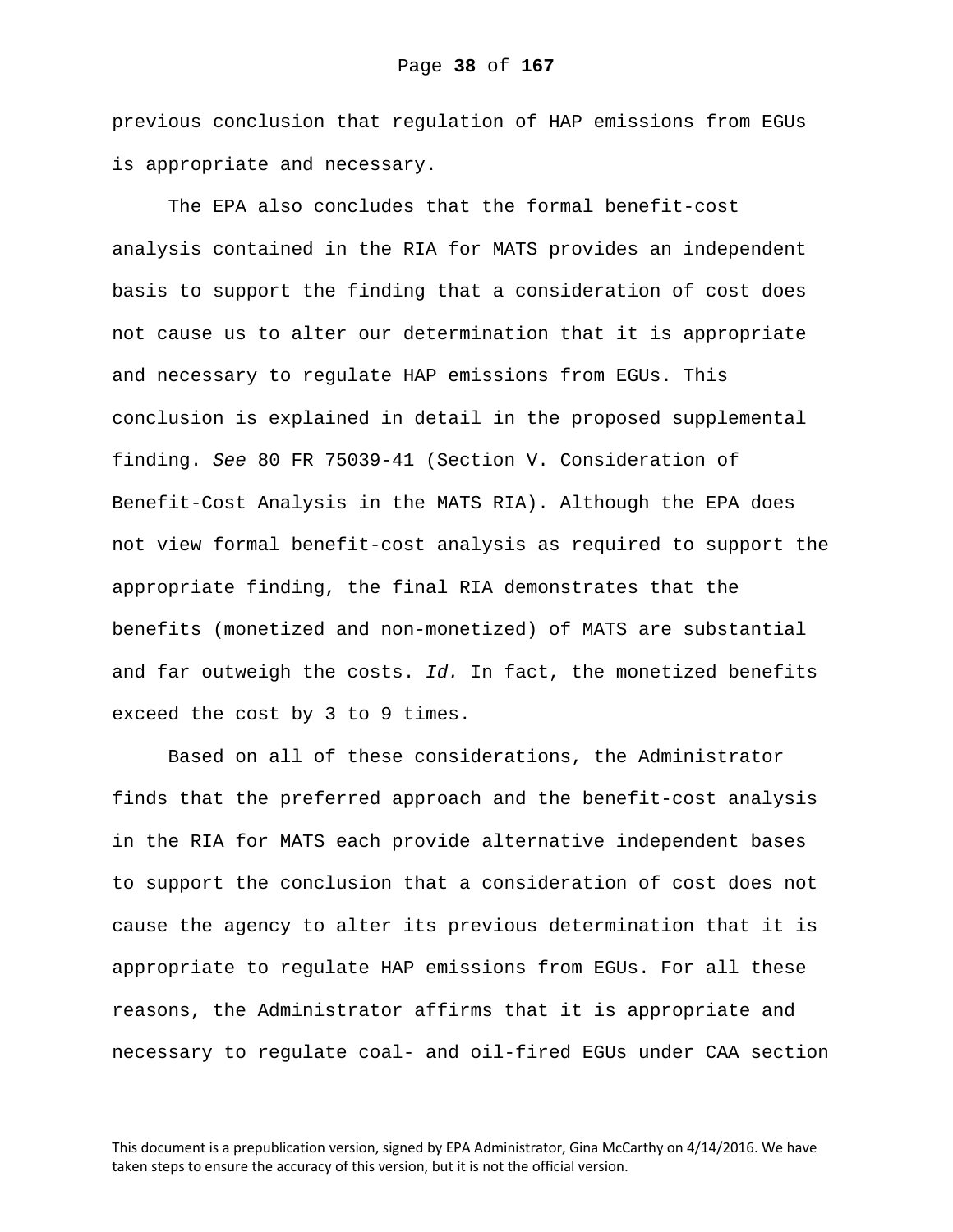previous conclusion that regulation of HAP emissions from EGUs is appropriate and necessary.

The EPA also concludes that the formal benefit-cost analysis contained in the RIA for MATS provides an independent basis to support the finding that a consideration of cost does not cause us to alter our determination that it is appropriate and necessary to regulate HAP emissions from EGUs. This conclusion is explained in detail in the proposed supplemental finding. *See* 80 FR 75039-41 (Section V. Consideration of Benefit-Cost Analysis in the MATS RIA). Although the EPA does not view formal benefit-cost analysis as required to support the appropriate finding, the final RIA demonstrates that the benefits (monetized and non-monetized) of MATS are substantial and far outweigh the costs. *Id.* In fact, the monetized benefits exceed the cost by 3 to 9 times.

Based on all of these considerations, the Administrator finds that the preferred approach and the benefit-cost analysis in the RIA for MATS each provide alternative independent bases to support the conclusion that a consideration of cost does not cause the agency to alter its previous determination that it is appropriate to regulate HAP emissions from EGUs. For all these reasons, the Administrator affirms that it is appropriate and necessary to regulate coal- and oil-fired EGUs under CAA section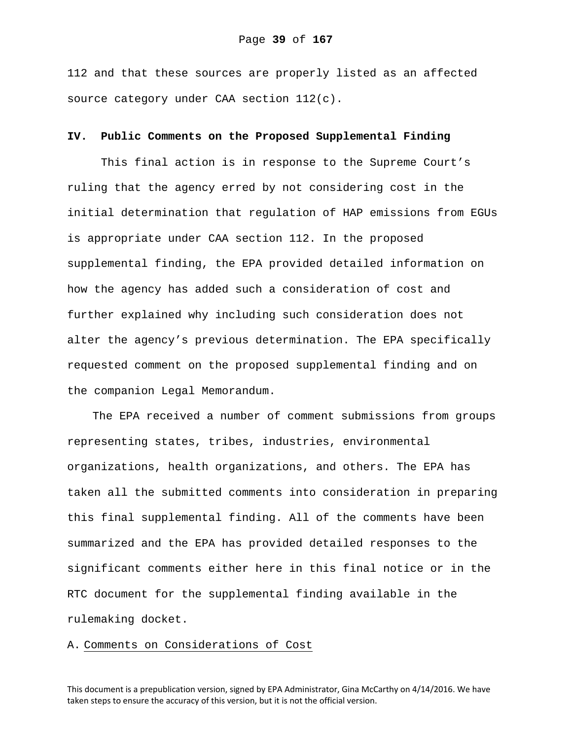112 and that these sources are properly listed as an affected source category under CAA section 112(c).

## IV. Public Comments on the Proposed Supplemental Finding

This final action is in response to the Supreme Court's ruling that the agency erred by not considering cost in the initial determination that regulation of HAP emissions from EGUs is appropriate under CAA section 112. In the proposed supplemental finding, the EPA provided detailed information on how the agency has added such a consideration of cost and further explained why including such consideration does not alter the agency's previous determination. The EPA specifically requested comment on the proposed supplemental finding and on the companion Legal Memorandum.

The EPA received a number of comment submissions from groups representing states, tribes, industries, environmental organizations, health organizations, and others. The EPA has taken all the submitted comments into consideration in preparing this final supplemental finding. All of the comments have been summarized and the EPA has provided detailed responses to the significant comments either here in this final notice or in the RTC document for the supplemental finding available in the rulemaking docket.

### A. Comments on Considerations of Cost

This document is a prepublication version, signed by EPA Administrator, Gina McCarthy on 4/14/2016. We have taken steps to ensure the accuracy of this version, but it is not the official version.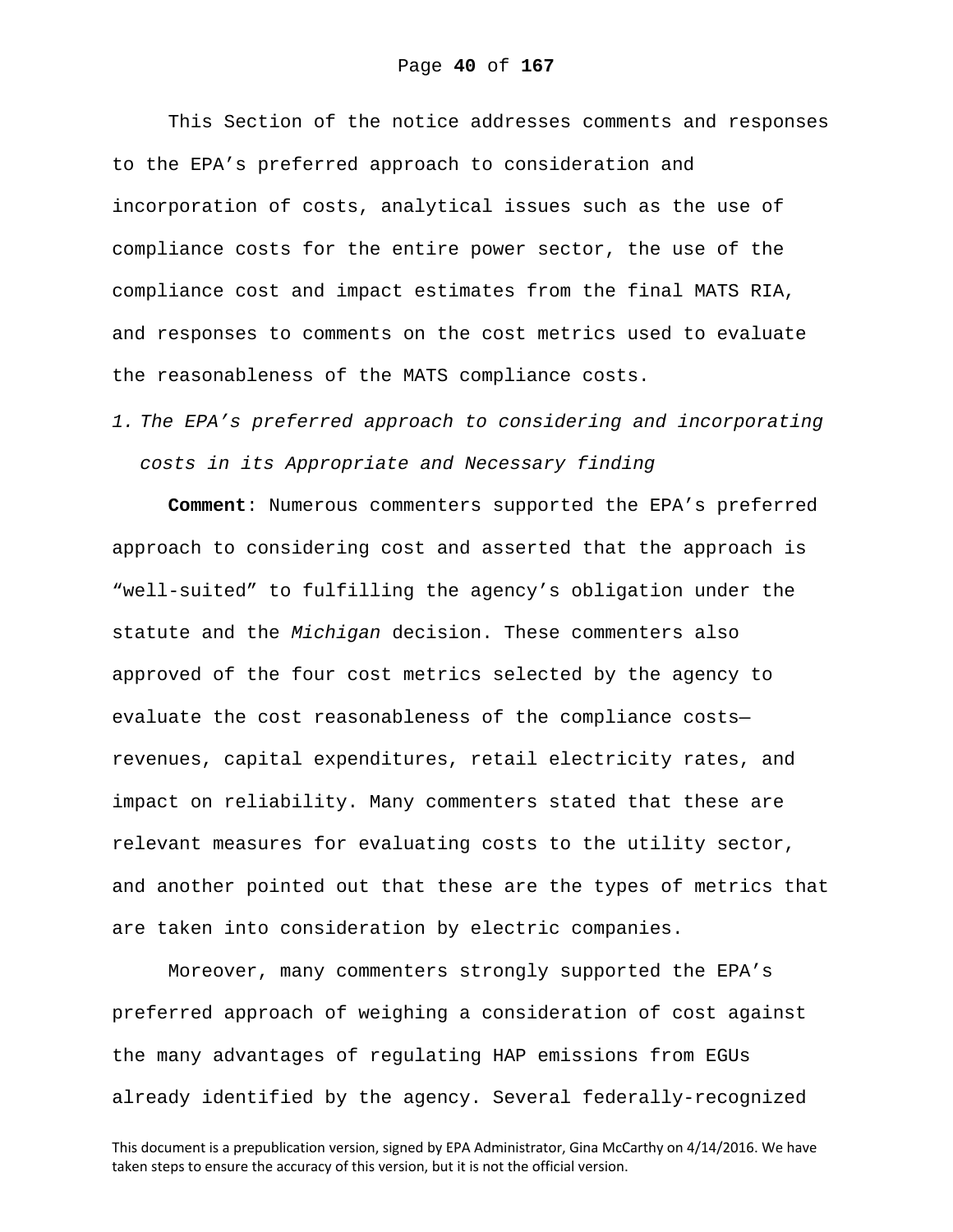This Section of the notice addresses comments and responses to the EPA's preferred approach to consideration and incorporation of costs, analytical issues such as the use of compliance costs for the entire power sector, the use of the compliance cost and impact estimates from the final MATS RIA, and responses to comments on the cost metrics used to evaluate the reasonableness of the MATS compliance costs.

1. *The EPA's preferred approach to considering and incorporating costs in its Appropriate and Necessary finding*

**Comment**: Numerous commenters supported the EPA's preferred approach to considering cost and asserted that the approach is "well-suited" to fulfilling the agency's obligation under the statute and the *Michigan* decision. These commenters also approved of the four cost metrics selected by the agency to evaluate the cost reasonableness of the compliance costs—revenues, capital expenditures, retail electricity rates, and impact on reliability. Many commenters stated that these are relevant measures for evaluating costs to the utility sector, and another pointed out that these are the types of metrics that are taken into consideration by electric companies.

Moreover, many commenters strongly supported the EPA's preferred approach of weighing a consideration of cost against the many advantages of regulating HAP emissions from EGUs already identified by the agency. Several federally-recognized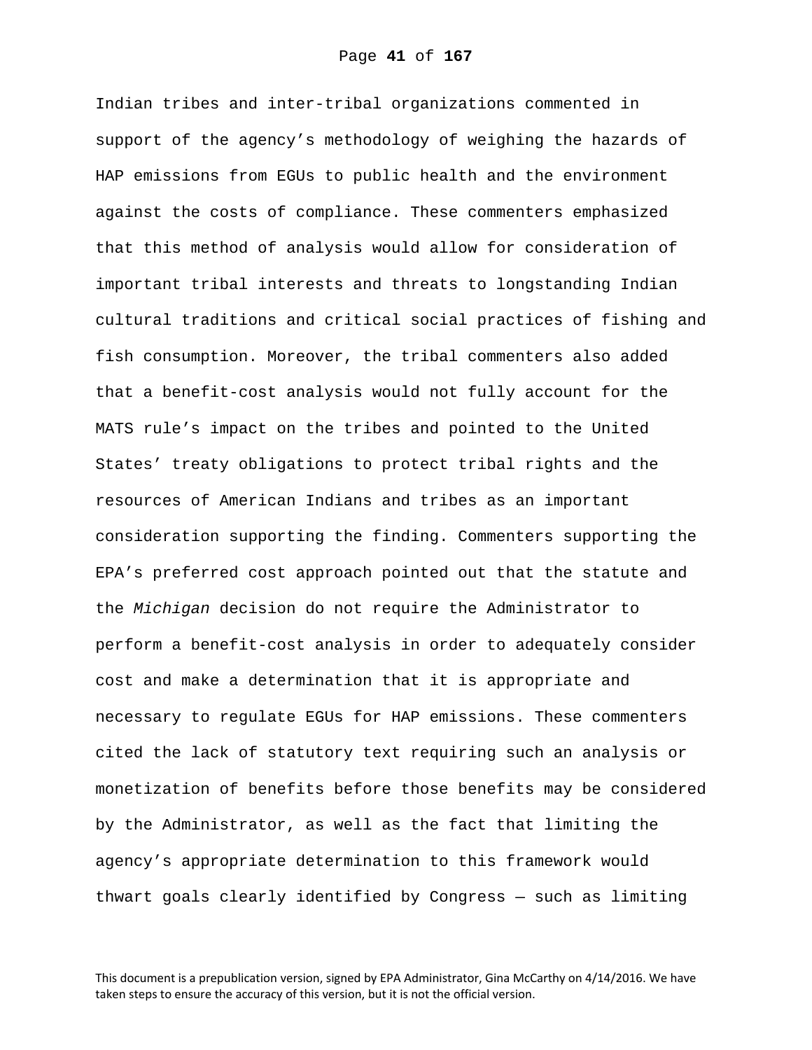Indian tribes and inter-tribal organizations commented in support of the agency's methodology of weighing the hazards of HAP emissions from EGUs to public health and the environment against the costs of compliance. These commenters emphasized that this method of analysis would allow for consideration of important tribal interests and threats to longstanding Indian cultural traditions and critical social practices of fishing and fish consumption. Moreover, the tribal commenters also added that a benefit-cost analysis would not fully account for the MATS rule's impact on the tribes and pointed to the United States' treaty obligations to protect tribal rights and the resources of American Indians and tribes as an important consideration supporting the finding. Commenters supporting the EPA's preferred cost approach pointed out that the statute and the *Michigan* decision do not require the Administrator to perform a benefit-cost analysis in order to adequately consider cost and make a determination that it is appropriate and necessary to regulate EGUs for HAP emissions. These commenters cited the lack of statutory text requiring such an analysis or monetization of benefits before those benefits may be considered by the Administrator, as well as the fact that limiting the agency's appropriate determination to this framework would thwart goals clearly identified by Congress — such as limiting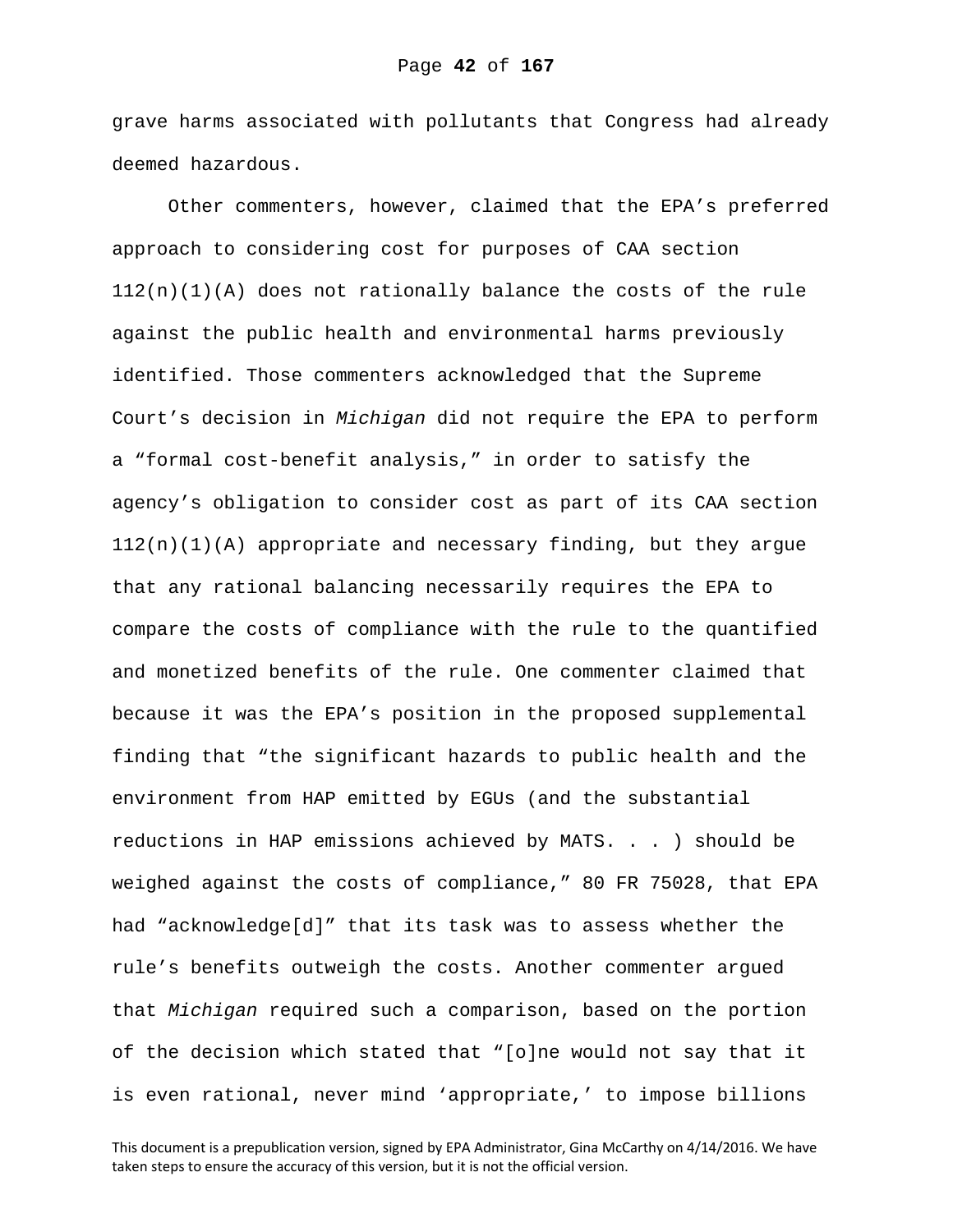grave harms associated with pollutants that Congress had already deemed hazardous.

Other commenters, however, claimed that the EPA's preferred approach to considering cost for purposes of CAA section 112(n)(1)(A) does not rationally balance the costs of the rule against the public health and environmental harms previously identified. Those commenters acknowledged that the Supreme Court's decision in *Michigan* did not require the EPA to perform a "formal cost-benefit analysis," in order to satisfy the agency's obligation to consider cost as part of its CAA section 112(n)(1)(A) appropriate and necessary finding, but they argue that any rational balancing necessarily requires the EPA to compare the costs of compliance with the rule to the quantified and monetized benefits of the rule. One commenter claimed that because it was the EPA's position in the proposed supplemental finding that "the significant hazards to public health and the environment from HAP emitted by EGUs (and the substantial reductions in HAP emissions achieved by MATS. . . ) should be weighed against the costs of compliance," 80 FR 75028, that EPA had "acknowledge[d]" that its task was to assess whether the rule's benefits outweigh the costs. Another commenter argued that *Michigan* required such a comparison, based on the portion of the decision which stated that "[o]ne would not say that it is even rational, never mind 'appropriate,' to impose billions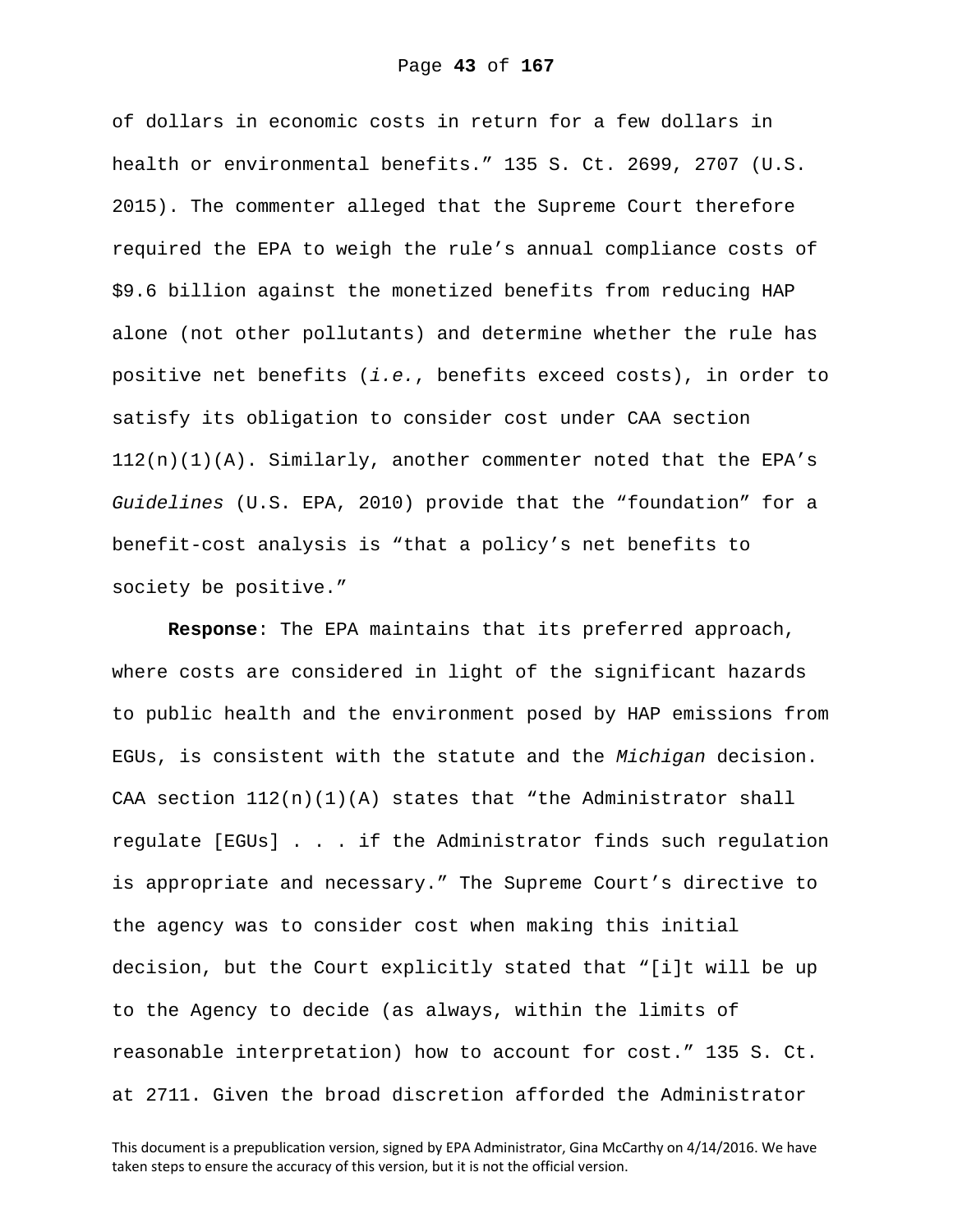of dollars in economic costs in return for a few dollars in health or environmental benefits." 135 S. Ct. 2699, 2707 (U.S. 2015). The commenter alleged that the Supreme Court therefore required the EPA to weigh the rule's annual compliance costs of $9.6 billion against the monetized benefits from reducing HAP alone (not other pollutants) and determine whether the rule has positive net benefits (*i.e.*, benefits exceed costs), in order to satisfy its obligation to consider cost under CAA section 112(n)(1)(A). Similarly, another commenter noted that the EPA's *Guidelines* (U.S. EPA, 2010) provide that the "foundation" for a benefit-cost analysis is "that a policy's net benefits to society be positive."

**Response**: The EPA maintains that its preferred approach, where costs are considered in light of the significant hazards to public health and the environment posed by HAP emissions from EGUs, is consistent with the statute and the *Michigan* decision. CAA section 112(n)(1)(A) states that "the Administrator shall regulate [EGUs] . . . if the Administrator finds such regulation is appropriate and necessary." The Supreme Court's directive to the agency was to consider cost when making this initial decision, but the Court explicitly stated that "[i]t will be up to the Agency to decide (as always, within the limits of reasonable interpretation) how to account for cost." 135 S. Ct. at 2711. Given the broad discretion afforded the Administrator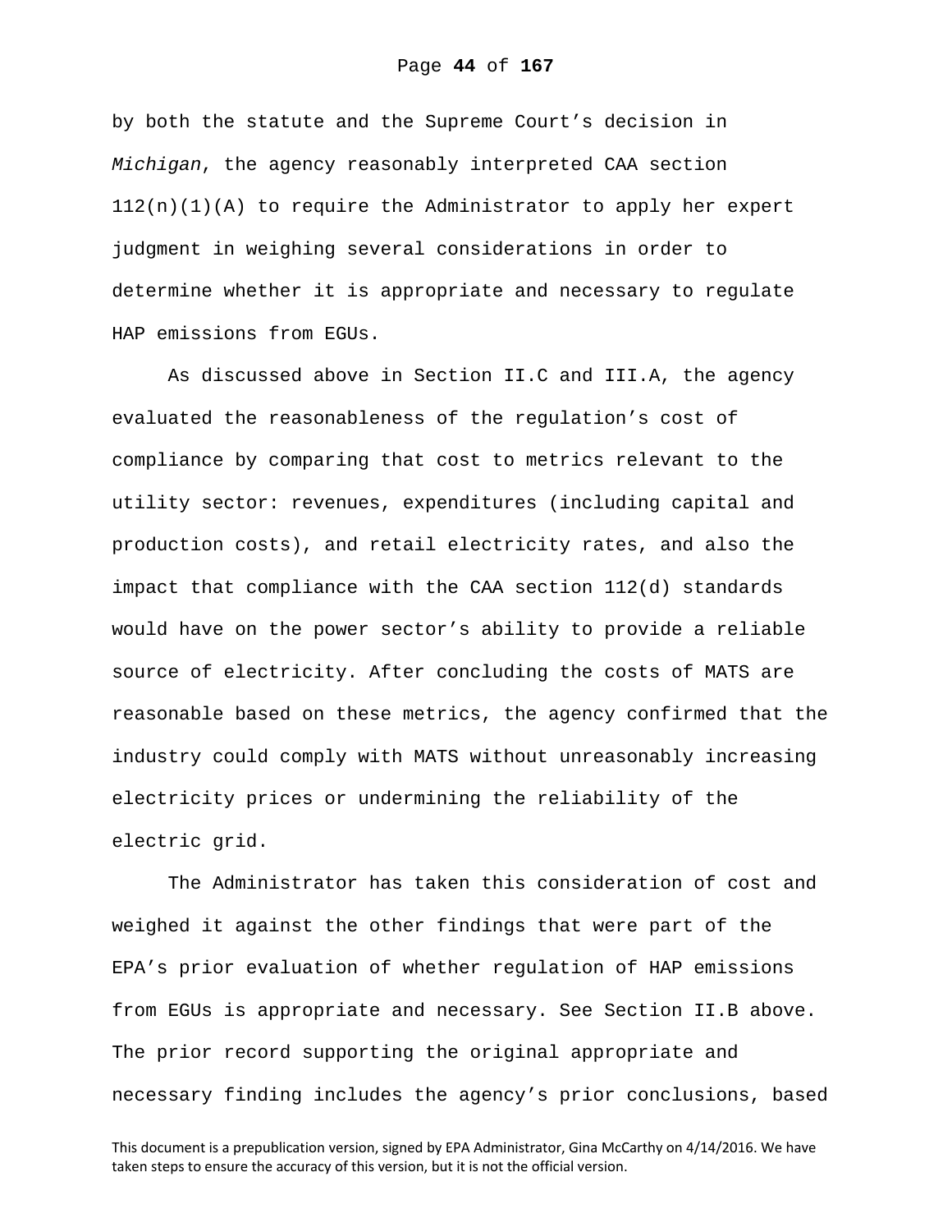by both the statute and the Supreme Court's decision in *Michigan*, the agency reasonably interpreted CAA section 112(n)(1)(A) to require the Administrator to apply her expert judgment in weighing several considerations in order to determine whether it is appropriate and necessary to regulate HAP emissions from EGUs.

As discussed above in Section II.C and III.A, the agency evaluated the reasonableness of the regulation's cost of compliance by comparing that cost to metrics relevant to the utility sector: revenues, expenditures (including capital and production costs), and retail electricity rates, and also the impact that compliance with the CAA section 112(d) standards would have on the power sector's ability to provide a reliable source of electricity. After concluding the costs of MATS are reasonable based on these metrics, the agency confirmed that the industry could comply with MATS without unreasonably increasing electricity prices or undermining the reliability of the electric grid.

The Administrator has taken this consideration of cost and weighed it against the other findings that were part of the EPA's prior evaluation of whether regulation of HAP emissions from EGUs is appropriate and necessary. See Section II.B above. The prior record supporting the original appropriate and necessary finding includes the agency's prior conclusions, based

This document is a prepublication version, signed by EPA Administrator, Gina McCarthy on 4/14/2016. We have taken steps to ensure the accuracy of this version, but it is not the official version.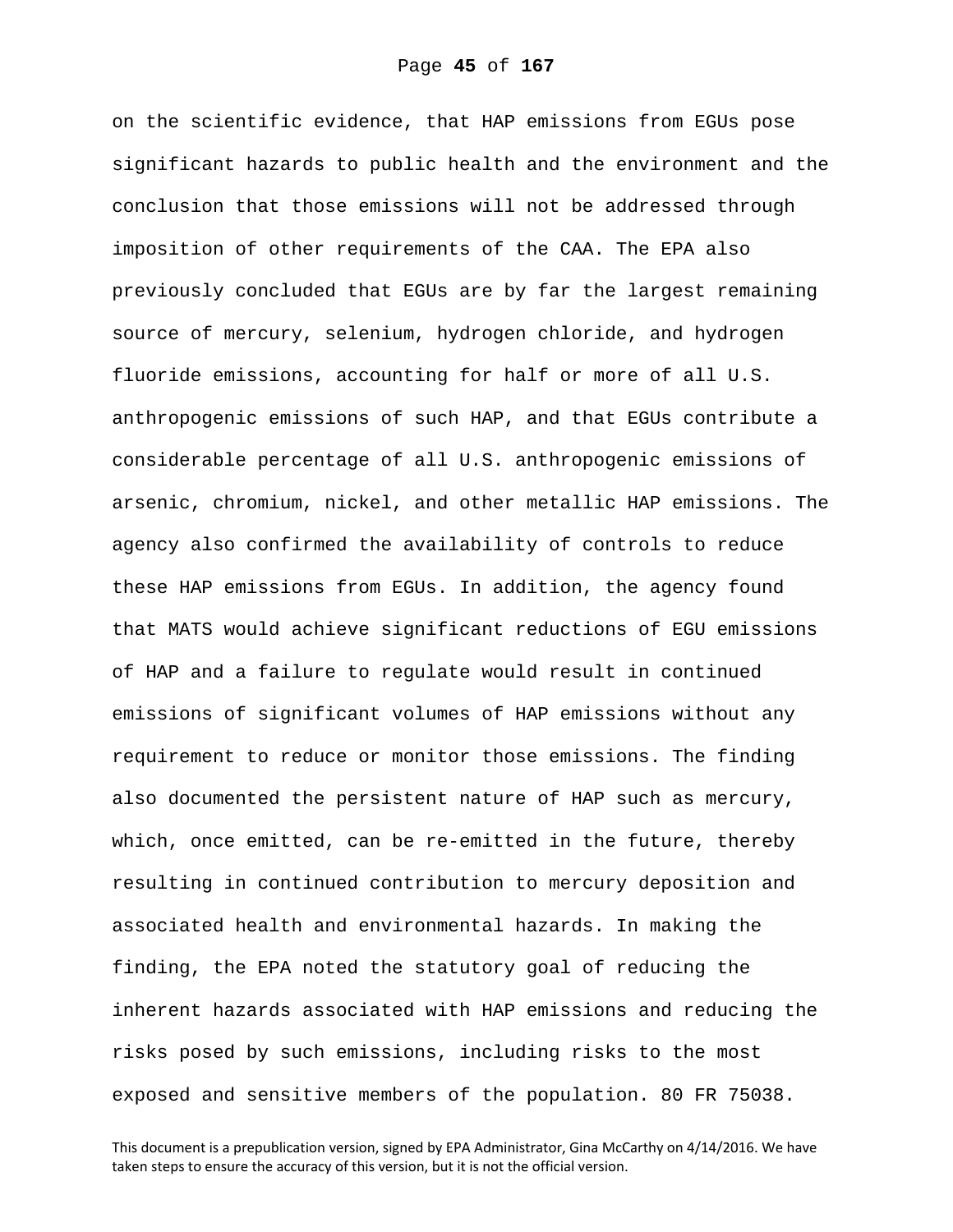on the scientific evidence, that HAP emissions from EGUs pose significant hazards to public health and the environment and the conclusion that those emissions will not be addressed through imposition of other requirements of the CAA. The EPA also previously concluded that EGUs are by far the largest remaining source of mercury, selenium, hydrogen chloride, and hydrogen fluoride emissions, accounting for half or more of all U.S. anthropogenic emissions of such HAP, and that EGUs contribute a considerable percentage of all U.S. anthropogenic emissions of arsenic, chromium, nickel, and other metallic HAP emissions. The agency also confirmed the availability of controls to reduce these HAP emissions from EGUs. In addition, the agency found that MATS would achieve significant reductions of EGU emissions of HAP and a failure to regulate would result in continued emissions of significant volumes of HAP emissions without any requirement to reduce or monitor those emissions. The finding also documented the persistent nature of HAP such as mercury, which, once emitted, can be re-emitted in the future, thereby resulting in continued contribution to mercury deposition and associated health and environmental hazards. In making the finding, the EPA noted the statutory goal of reducing the inherent hazards associated with HAP emissions and reducing the risks posed by such emissions, including risks to the most exposed and sensitive members of the population. 80 FR 75038.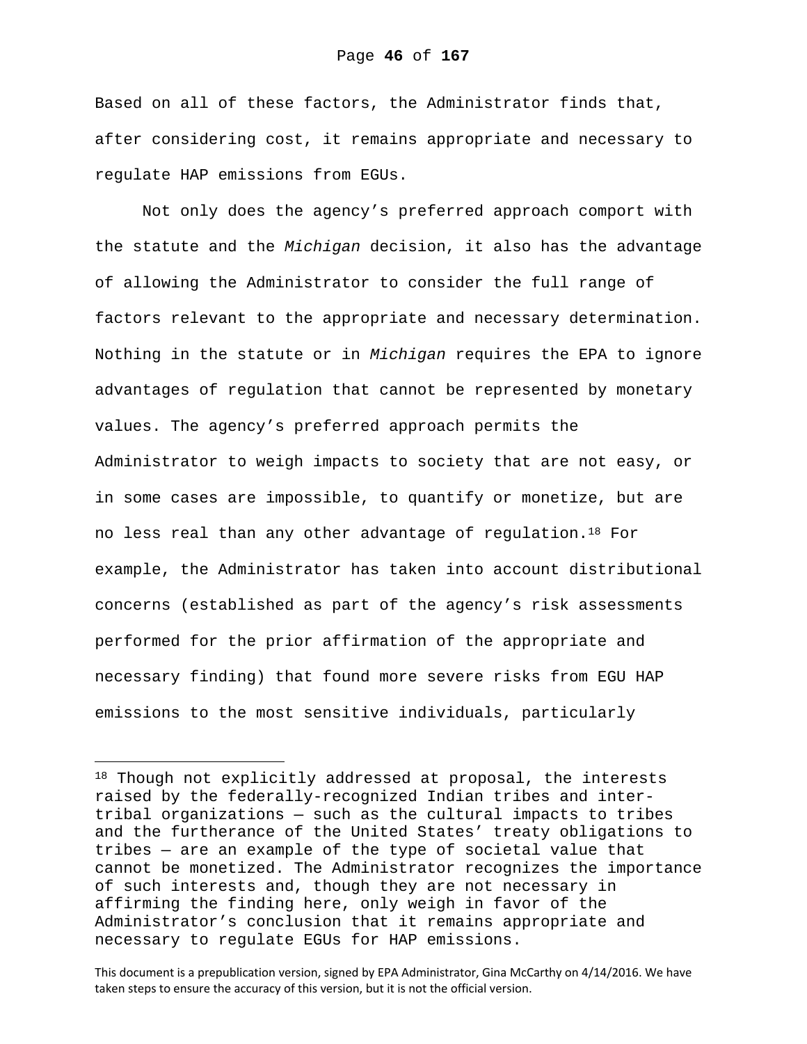Based on all of these factors, the Administrator finds that, after considering cost, it remains appropriate and necessary to regulate HAP emissions from EGUs.

Not only does the agency's preferred approach comport with the statute and the *Michigan* decision, it also has the advantage of allowing the Administrator to consider the full range of factors relevant to the appropriate and necessary determination. Nothing in the statute or in *Michigan* requires the EPA to ignore advantages of regulation that cannot be represented by monetary values. The agency's preferred approach permits the Administrator to weigh impacts to society that are not easy, or in some cases are impossible, to quantify or monetize, but are no less real than any other advantage of regulation.[18] For example, the Administrator has taken into account distributional concerns (established as part of the agency's risk assessments performed for the prior affirmation of the appropriate and necessary finding) that found more severe risks from EGU HAP emissions to the most sensitive individuals, particularly

---

[18] Though not explicitly addressed at proposal, the interests raised by the federally-recognized Indian tribes and inter-tribal organizations — such as the cultural impacts to tribes and the furtherance of the United States' treaty obligations to tribes — are an example of the type of societal value that cannot be monetized. The Administrator recognizes the importance of such interests and, though they are not necessary in affirming the finding here, only weigh in favor of the Administrator's conclusion that it remains appropriate and necessary to regulate EGUs for HAP emissions.

This document is a prepublication version, signed by EPA Administrator, Gina McCarthy on 4/14/2016. We have taken steps to ensure the accuracy of this version, but it is not the official version.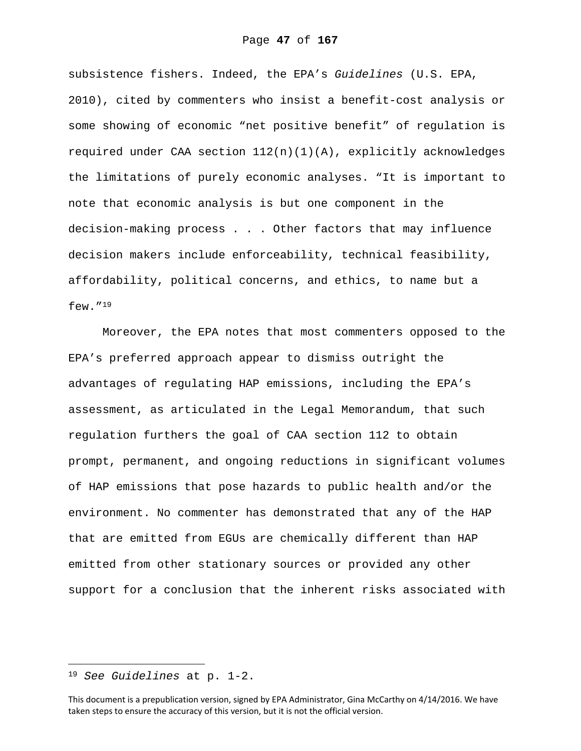subsistence fishers. Indeed, the EPA's *Guidelines* (U.S. EPA, 2010), cited by commenters who insist a benefit-cost analysis or some showing of economic "net positive benefit" of regulation is required under CAA section 112(n)(1)(A), explicitly acknowledges the limitations of purely economic analyses. "It is important to note that economic analysis is but one component in the decision-making process . . . Other factors that may influence decision makers include enforceability, technical feasibility, affordability, political concerns, and ethics, to name but a few."[19]

Moreover, the EPA notes that most commenters opposed to the EPA's preferred approach appear to dismiss outright the advantages of regulating HAP emissions, including the EPA's assessment, as articulated in the Legal Memorandum, that such regulation furthers the goal of CAA section 112 to obtain prompt, permanent, and ongoing reductions in significant volumes of HAP emissions that pose hazards to public health and/or the environment. No commenter has demonstrated that any of the HAP that are emitted from EGUs are chemically different than HAP emitted from other stationary sources or provided any other support for a conclusion that the inherent risks associated with

---

[19] *See Guidelines* at p. 1-2.

This document is a prepublication version, signed by EPA Administrator, Gina McCarthy on 4/14/2016. We have taken steps to ensure the accuracy of this version, but it is not the official version.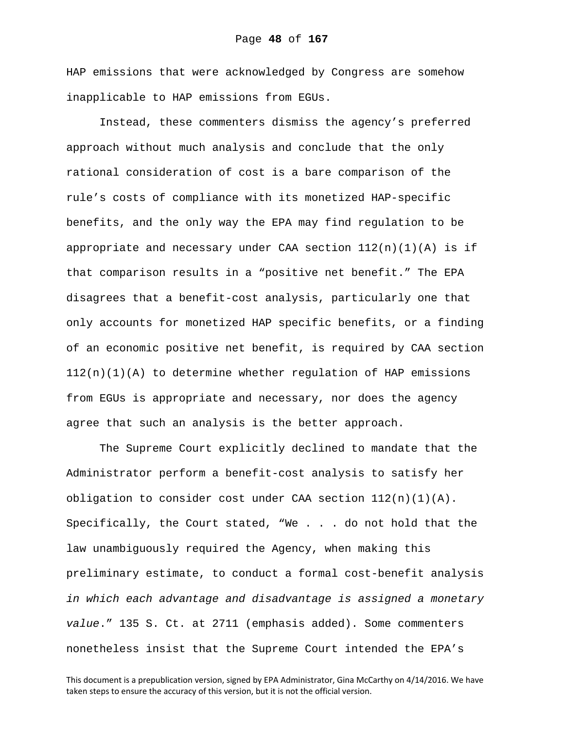HAP emissions that were acknowledged by Congress are somehow inapplicable to HAP emissions from EGUs.

Instead, these commenters dismiss the agency's preferred approach without much analysis and conclude that the only rational consideration of cost is a bare comparison of the rule's costs of compliance with its monetized HAP-specific benefits, and the only way the EPA may find regulation to be appropriate and necessary under CAA section 112(n)(1)(A) is if that comparison results in a "positive net benefit." The EPA disagrees that a benefit-cost analysis, particularly one that only accounts for monetized HAP specific benefits, or a finding of an economic positive net benefit, is required by CAA section 112(n)(1)(A) to determine whether regulation of HAP emissions from EGUs is appropriate and necessary, nor does the agency agree that such an analysis is the better approach.

The Supreme Court explicitly declined to mandate that the Administrator perform a benefit-cost analysis to satisfy her obligation to consider cost under CAA section 112(n)(1)(A). Specifically, the Court stated, "We . . . do not hold that the law unambiguously required the Agency, when making this preliminary estimate, to conduct a formal cost-benefit analysis *in which each advantage and disadvantage is assigned a monetary value*." 135 S. Ct. at 2711 (emphasis added). Some commenters nonetheless insist that the Supreme Court intended the EPA's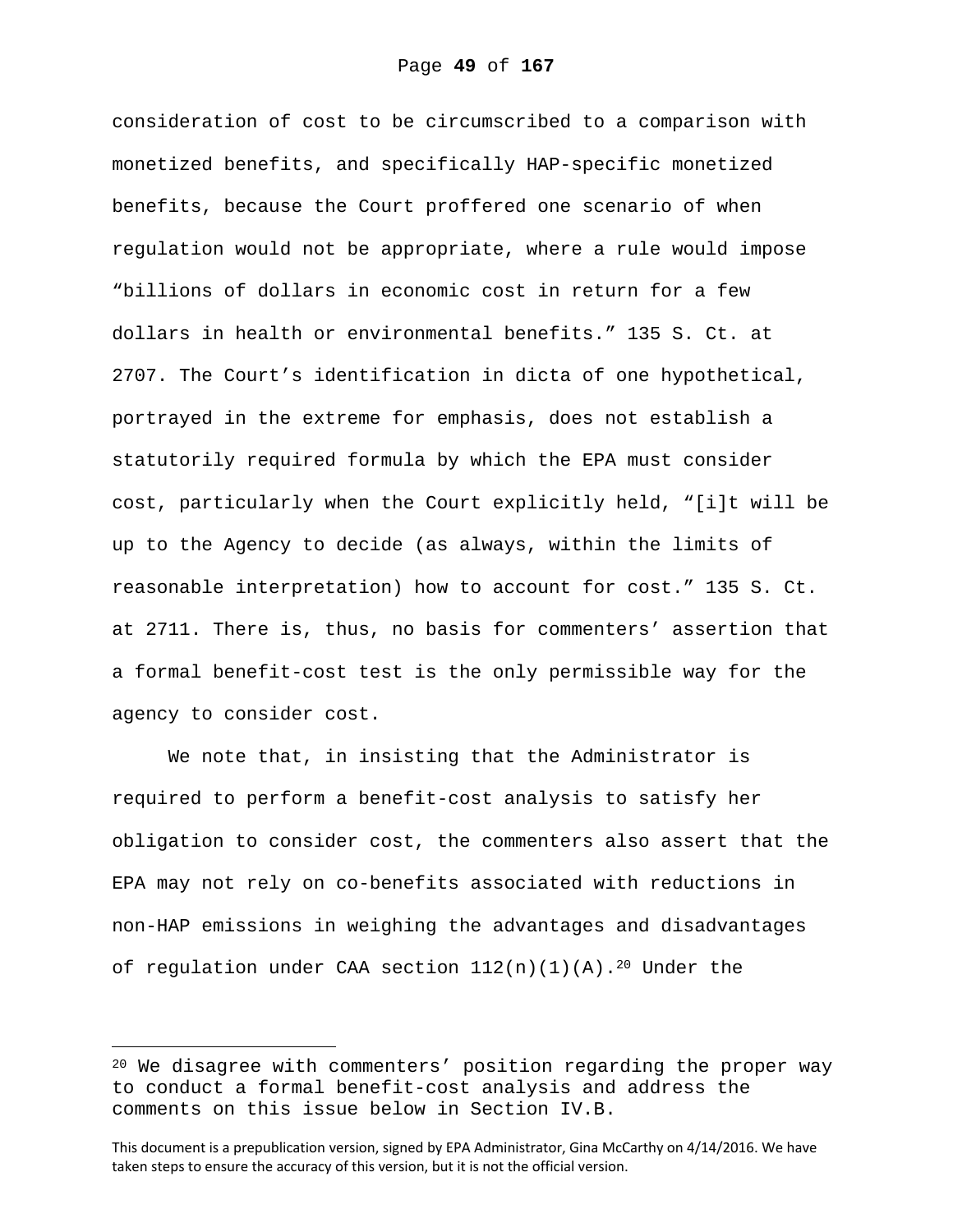consideration of cost to be circumscribed to a comparison with monetized benefits, and specifically HAP-specific monetized benefits, because the Court proffered one scenario of when regulation would not be appropriate, where a rule would impose "billions of dollars in economic cost in return for a few dollars in health or environmental benefits." 135 S. Ct. at 2707. The Court's identification in dicta of one hypothetical, portrayed in the extreme for emphasis, does not establish a statutorily required formula by which the EPA must consider cost, particularly when the Court explicitly held, "[i]t will be up to the Agency to decide (as always, within the limits of reasonable interpretation) how to account for cost." 135 S. Ct. at 2711. There is, thus, no basis for commenters' assertion that a formal benefit-cost test is the only permissible way for the agency to consider cost.

We note that, in insisting that the Administrator is required to perform a benefit-cost analysis to satisfy her obligation to consider cost, the commenters also assert that the EPA may not rely on co-benefits associated with reductions in non-HAP emissions in weighing the advantages and disadvantages of regulation under CAA section 112(n)(1)(A).[20] Under the

---

[20] We disagree with commenters' position regarding the proper way to conduct a formal benefit-cost analysis and address the comments on this issue below in Section IV.B.

This document is a prepublication version, signed by EPA Administrator, Gina McCarthy on 4/14/2016. We have taken steps to ensure the accuracy of this version, but it is not the official version.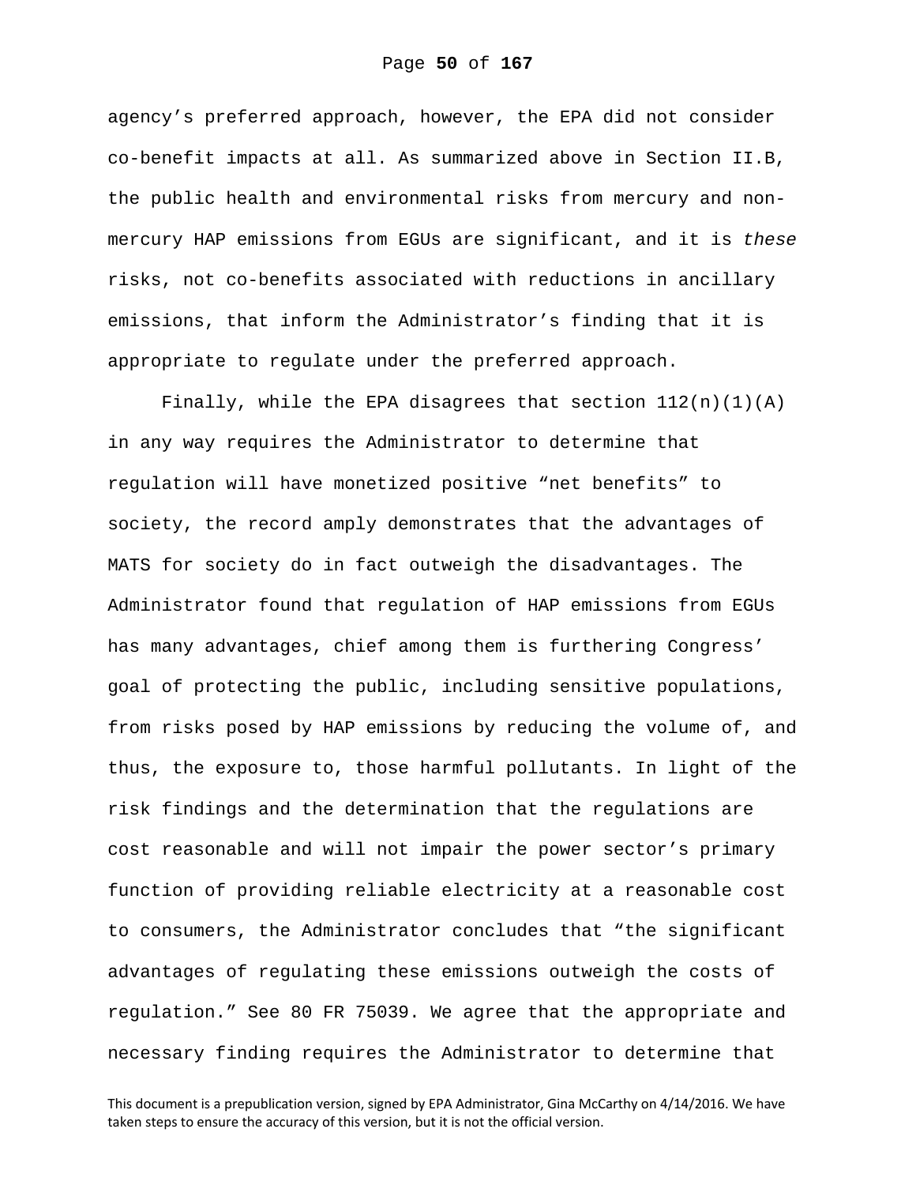agency's preferred approach, however, the EPA did not consider co-benefit impacts at all. As summarized above in Section II.B, the public health and environmental risks from mercury and non-mercury HAP emissions from EGUs are significant, and it is *these* risks, not co-benefits associated with reductions in ancillary emissions, that inform the Administrator's finding that it is appropriate to regulate under the preferred approach.

Finally, while the EPA disagrees that section 112(n)(1)(A) in any way requires the Administrator to determine that regulation will have monetized positive "net benefits" to society, the record amply demonstrates that the advantages of MATS for society do in fact outweigh the disadvantages. The Administrator found that regulation of HAP emissions from EGUs has many advantages, chief among them is furthering Congress' goal of protecting the public, including sensitive populations, from risks posed by HAP emissions by reducing the volume of, and thus, the exposure to, those harmful pollutants. In light of the risk findings and the determination that the regulations are cost reasonable and will not impair the power sector's primary function of providing reliable electricity at a reasonable cost to consumers, the Administrator concludes that "the significant advantages of regulating these emissions outweigh the costs of regulation." See 80 FR 75039. We agree that the appropriate and necessary finding requires the Administrator to determine that

This document is a prepublication version, signed by EPA Administrator, Gina McCarthy on 4/14/2016. We have taken steps to ensure the accuracy of this version, but it is not the official version.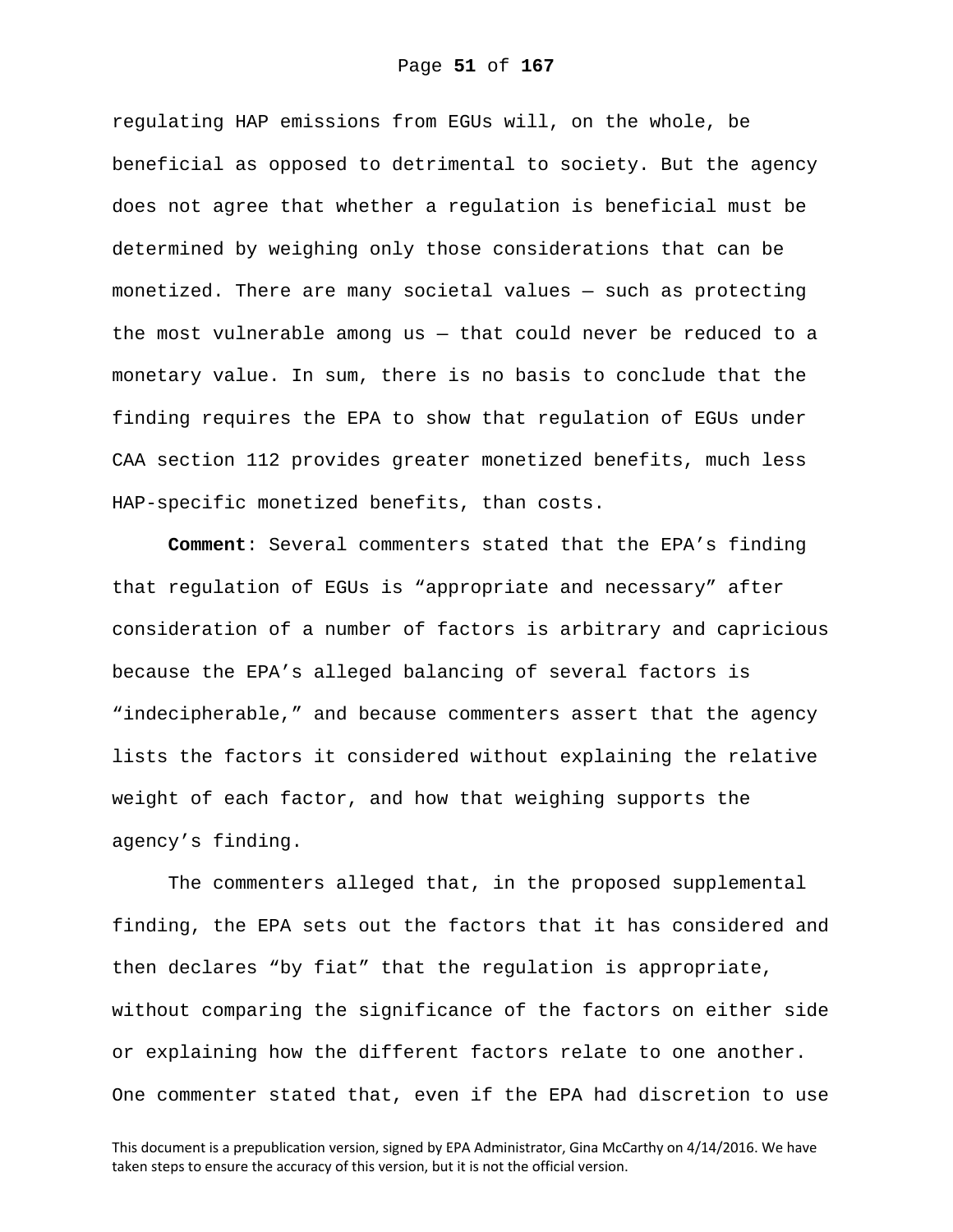regulating HAP emissions from EGUs will, on the whole, be beneficial as opposed to detrimental to society. But the agency does not agree that whether a regulation is beneficial must be determined by weighing only those considerations that can be monetized. There are many societal values — such as protecting the most vulnerable among us — that could never be reduced to a monetary value. In sum, there is no basis to conclude that the finding requires the EPA to show that regulation of EGUs under CAA section 112 provides greater monetized benefits, much less HAP-specific monetized benefits, than costs.

**Comment**: Several commenters stated that the EPA's finding that regulation of EGUs is "appropriate and necessary" after consideration of a number of factors is arbitrary and capricious because the EPA's alleged balancing of several factors is "indecipherable," and because commenters assert that the agency lists the factors it considered without explaining the relative weight of each factor, and how that weighing supports the agency's finding.

The commenters alleged that, in the proposed supplemental finding, the EPA sets out the factors that it has considered and then declares "by fiat" that the regulation is appropriate, without comparing the significance of the factors on either side or explaining how the different factors relate to one another. One commenter stated that, even if the EPA had discretion to use

This document is a prepublication version, signed by EPA Administrator, Gina McCarthy on 4/14/2016. We have taken steps to ensure the accuracy of this version, but it is not the official version.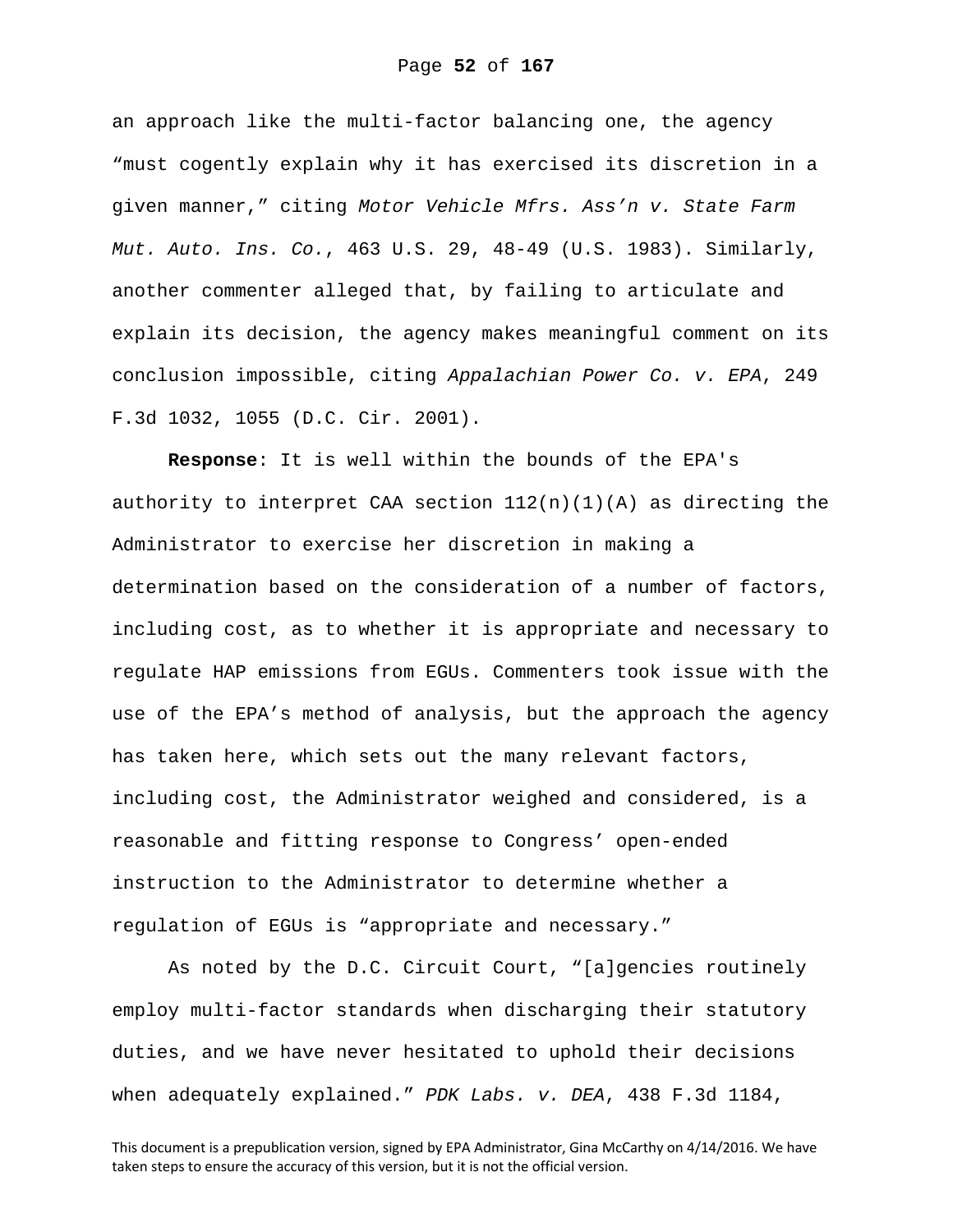an approach like the multi-factor balancing one, the agency "must cogently explain why it has exercised its discretion in a given manner," citing *Motor Vehicle Mfrs. Ass'n v. State Farm Mut. Auto. Ins. Co.*, 463 U.S. 29, 48-49 (U.S. 1983). Similarly, another commenter alleged that, by failing to articulate and explain its decision, the agency makes meaningful comment on its conclusion impossible, citing *Appalachian Power Co. v. EPA*, 249 F.3d 1032, 1055 (D.C. Cir. 2001).

**Response**: It is well within the bounds of the EPA's authority to interpret CAA section 112(n)(1)(A) as directing the Administrator to exercise her discretion in making a determination based on the consideration of a number of factors, including cost, as to whether it is appropriate and necessary to regulate HAP emissions from EGUs. Commenters took issue with the use of the EPA's method of analysis, but the approach the agency has taken here, which sets out the many relevant factors, including cost, the Administrator weighed and considered, is a reasonable and fitting response to Congress' open-ended instruction to the Administrator to determine whether a regulation of EGUs is "appropriate and necessary."

As noted by the D.C. Circuit Court, "[a]gencies routinely employ multi-factor standards when discharging their statutory duties, and we have never hesitated to uphold their decisions when adequately explained." *PDK Labs. v. DEA*, 438 F.3d 1184,

This document is a prepublication version, signed by EPA Administrator, Gina McCarthy on 4/14/2016. We have taken steps to ensure the accuracy of this version, but it is not the official version.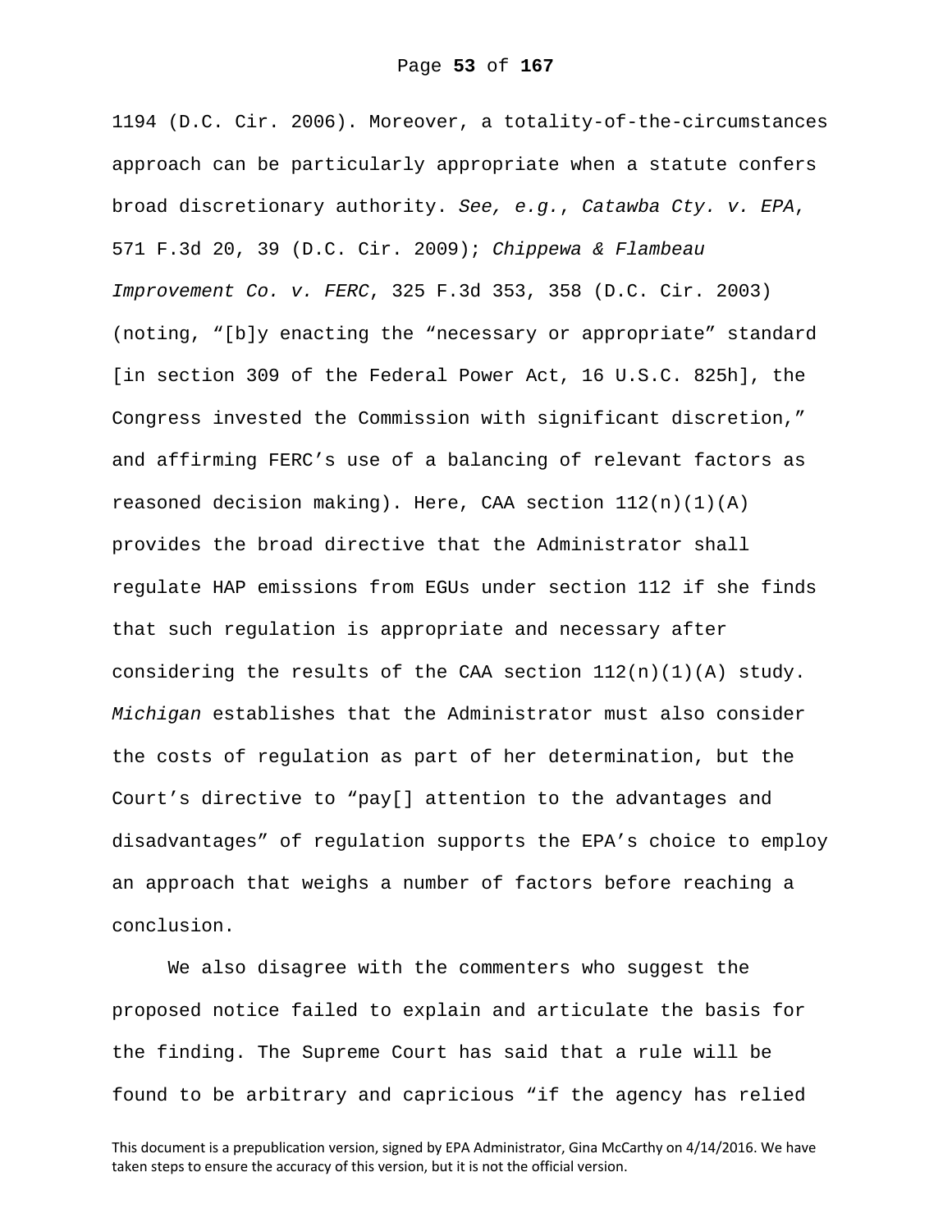1194 (D.C. Cir. 2006). Moreover, a totality-of-the-circumstances approach can be particularly appropriate when a statute confers broad discretionary authority. *See, e.g.*, *Catawba Cty. v. EPA*, 571 F.3d 20, 39 (D.C. Cir. 2009); *Chippewa & Flambeau Improvement Co. v. FERC*, 325 F.3d 353, 358 (D.C. Cir. 2003) (noting, "[b]y enacting the "necessary or appropriate" standard [in section 309 of the Federal Power Act, 16 U.S.C. 825h], the Congress invested the Commission with significant discretion," and affirming FERC's use of a balancing of relevant factors as reasoned decision making). Here, CAA section 112(n)(1)(A) provides the broad directive that the Administrator shall regulate HAP emissions from EGUs under section 112 if she finds that such regulation is appropriate and necessary after considering the results of the CAA section 112(n)(1)(A) study. *Michigan* establishes that the Administrator must also consider the costs of regulation as part of her determination, but the Court's directive to "pay[] attention to the advantages and disadvantages" of regulation supports the EPA's choice to employ an approach that weighs a number of factors before reaching a conclusion.

We also disagree with the commenters who suggest the proposed notice failed to explain and articulate the basis for the finding. The Supreme Court has said that a rule will be found to be arbitrary and capricious "if the agency has relied

This document is a prepublication version, signed by EPA Administrator, Gina McCarthy on 4/14/2016. We have taken steps to ensure the accuracy of this version, but it is not the official version.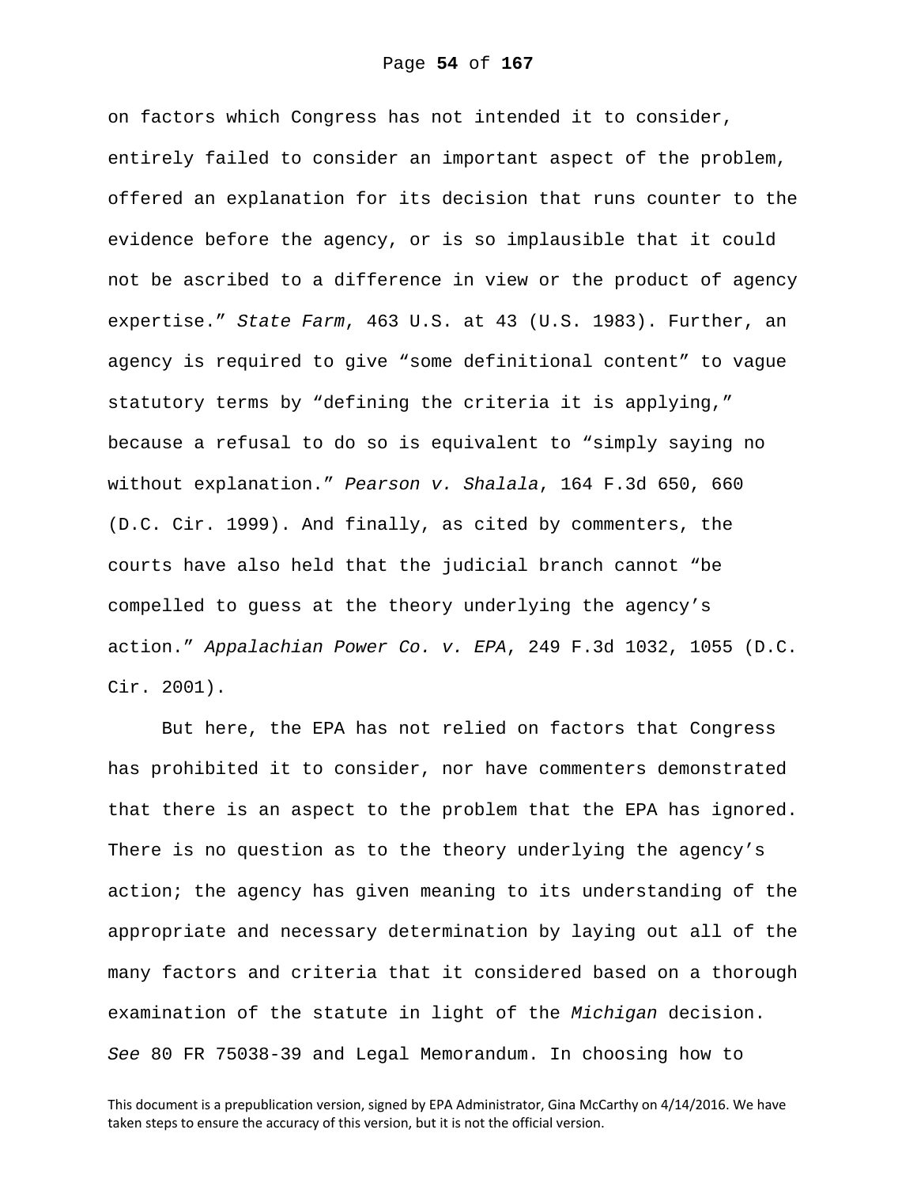on factors which Congress has not intended it to consider, entirely failed to consider an important aspect of the problem, offered an explanation for its decision that runs counter to the evidence before the agency, or is so implausible that it could not be ascribed to a difference in view or the product of agency expertise." *State Farm*, 463 U.S. at 43 (U.S. 1983). Further, an agency is required to give "some definitional content" to vague statutory terms by "defining the criteria it is applying," because a refusal to do so is equivalent to "simply saying no without explanation." *Pearson v. Shalala*, 164 F.3d 650, 660 (D.C. Cir. 1999). And finally, as cited by commenters, the courts have also held that the judicial branch cannot "be compelled to guess at the theory underlying the agency's action." *Appalachian Power Co. v. EPA*, 249 F.3d 1032, 1055 (D.C. Cir. 2001).

But here, the EPA has not relied on factors that Congress has prohibited it to consider, nor have commenters demonstrated that there is an aspect to the problem that the EPA has ignored. There is no question as to the theory underlying the agency's action; the agency has given meaning to its understanding of the appropriate and necessary determination by laying out all of the many factors and criteria that it considered based on a thorough examination of the statute in light of the *Michigan* decision. *See* 80 FR 75038-39 and Legal Memorandum. In choosing how to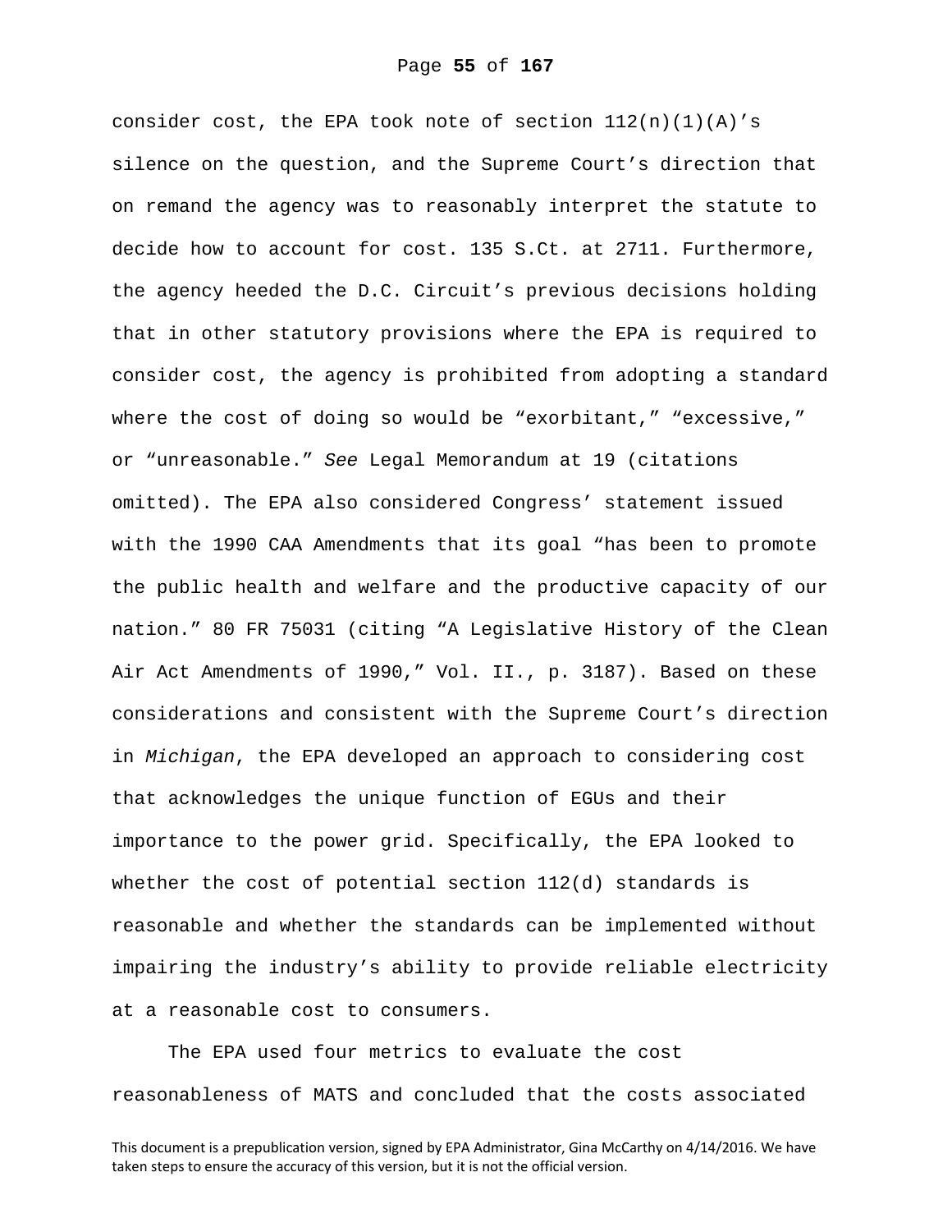consider cost, the EPA took note of section 112(n)(1)(A)'s silence on the question, and the Supreme Court's direction that on remand the agency was to reasonably interpret the statute to decide how to account for cost. 135 S.Ct. at 2711. Furthermore, the agency heeded the D.C. Circuit's previous decisions holding that in other statutory provisions where the EPA is required to consider cost, the agency is prohibited from adopting a standard where the cost of doing so would be "exorbitant," "excessive," or "unreasonable." *See* Legal Memorandum at 19 (citations omitted). The EPA also considered Congress' statement issued with the 1990 CAA Amendments that its goal "has been to promote the public health and welfare and the productive capacity of our nation." 80 FR 75031 (citing "A Legislative History of the Clean Air Act Amendments of 1990," Vol. II., p. 3187). Based on these considerations and consistent with the Supreme Court's direction in *Michigan*, the EPA developed an approach to considering cost that acknowledges the unique function of EGUs and their importance to the power grid. Specifically, the EPA looked to whether the cost of potential section 112(d) standards is reasonable and whether the standards can be implemented without impairing the industry's ability to provide reliable electricity at a reasonable cost to consumers.

The EPA used four metrics to evaluate the cost reasonableness of MATS and concluded that the costs associated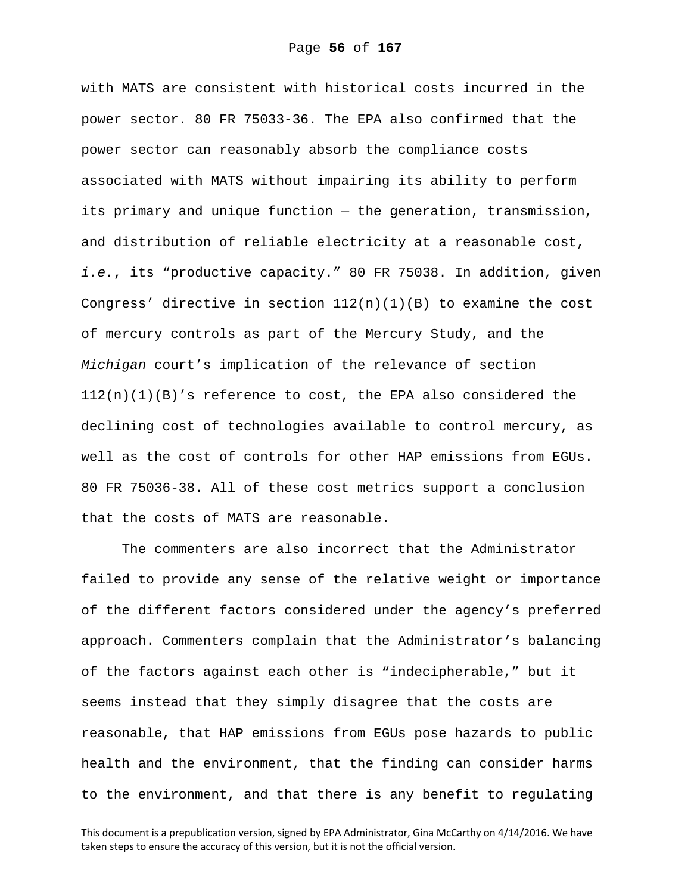with MATS are consistent with historical costs incurred in the power sector. 80 FR 75033-36. The EPA also confirmed that the power sector can reasonably absorb the compliance costs associated with MATS without impairing its ability to perform its primary and unique function — the generation, transmission, and distribution of reliable electricity at a reasonable cost, *i.e.*, its "productive capacity." 80 FR 75038. In addition, given Congress' directive in section 112(n)(1)(B) to examine the cost of mercury controls as part of the Mercury Study, and the *Michigan* court's implication of the relevance of section 112(n)(1)(B)'s reference to cost, the EPA also considered the declining cost of technologies available to control mercury, as well as the cost of controls for other HAP emissions from EGUs. 80 FR 75036-38. All of these cost metrics support a conclusion that the costs of MATS are reasonable.

The commenters are also incorrect that the Administrator failed to provide any sense of the relative weight or importance of the different factors considered under the agency's preferred approach. Commenters complain that the Administrator's balancing of the factors against each other is "indecipherable," but it seems instead that they simply disagree that the costs are reasonable, that HAP emissions from EGUs pose hazards to public health and the environment, that the finding can consider harms to the environment, and that there is any benefit to regulating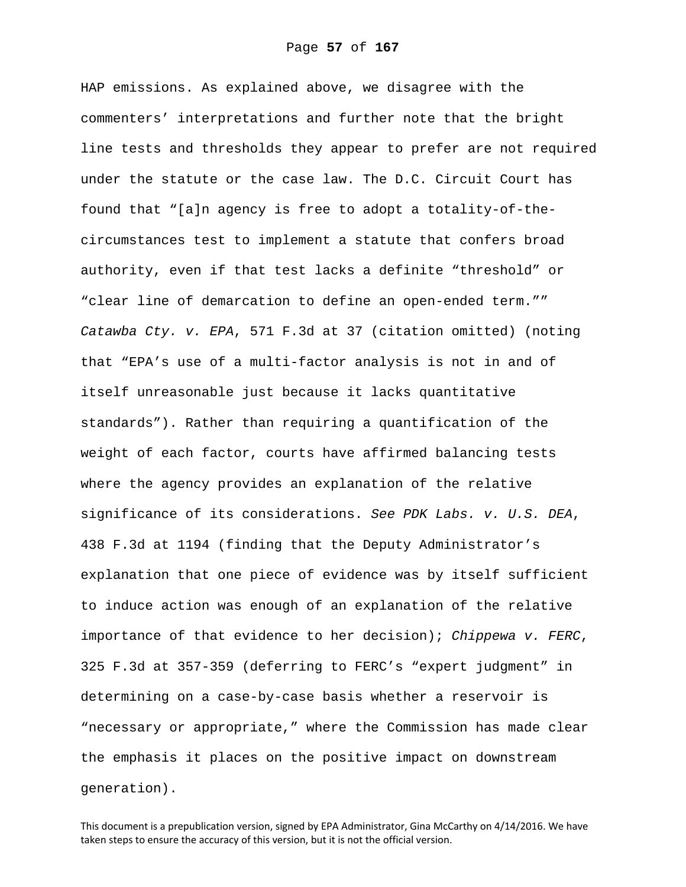HAP emissions. As explained above, we disagree with the commenters' interpretations and further note that the bright line tests and thresholds they appear to prefer are not required under the statute or the case law. The D.C. Circuit Court has found that "[a]n agency is free to adopt a totality-of-the-circumstances test to implement a statute that confers broad authority, even if that test lacks a definite "threshold" or "clear line of demarcation to define an open-ended term."" *Catawba Cty. v. EPA*, 571 F.3d at 37 (citation omitted) (noting that "EPA's use of a multi-factor analysis is not in and of itself unreasonable just because it lacks quantitative standards"). Rather than requiring a quantification of the weight of each factor, courts have affirmed balancing tests where the agency provides an explanation of the relative significance of its considerations. *See PDK Labs. v. U.S. DEA*, 438 F.3d at 1194 (finding that the Deputy Administrator's explanation that one piece of evidence was by itself sufficient to induce action was enough of an explanation of the relative importance of that evidence to her decision); *Chippewa v. FERC*, 325 F.3d at 357-359 (deferring to FERC's "expert judgment" in determining on a case-by-case basis whether a reservoir is "necessary or appropriate," where the Commission has made clear the emphasis it places on the positive impact on downstream generation).

This document is a prepublication version, signed by EPA Administrator, Gina McCarthy on 4/14/2016. We have taken steps to ensure the accuracy of this version, but it is not the official version.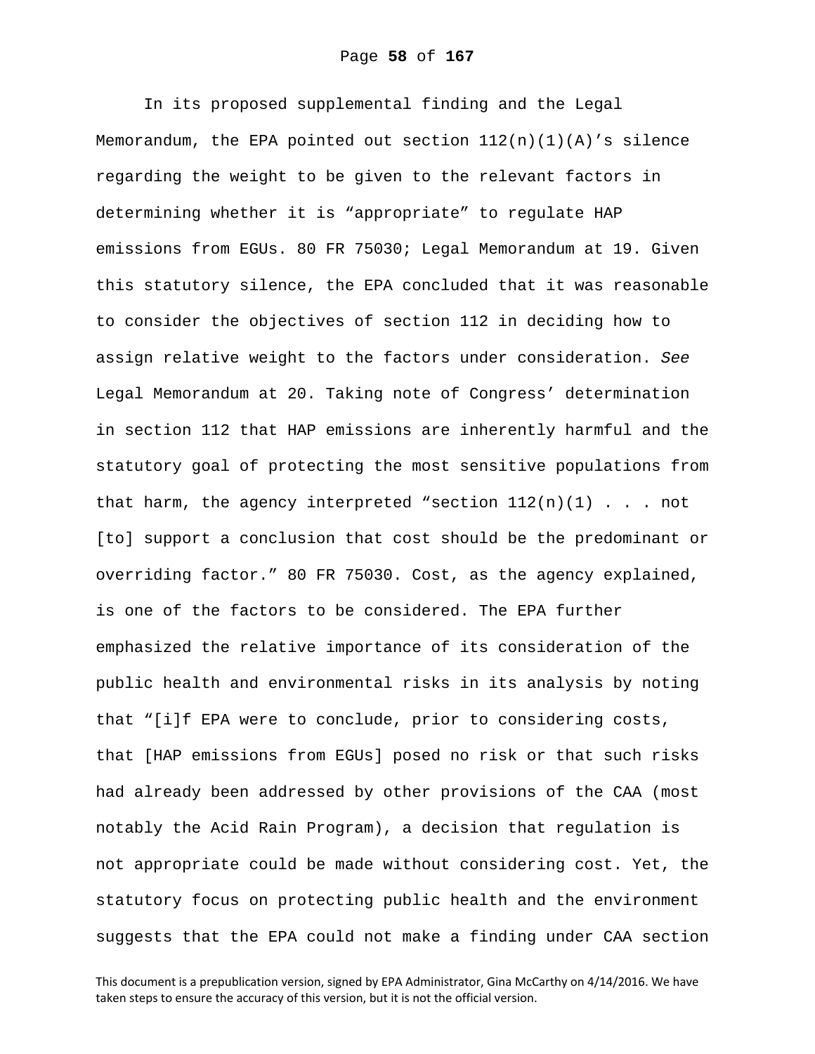In its proposed supplemental finding and the Legal Memorandum, the EPA pointed out section 112(n)(1)(A)'s silence regarding the weight to be given to the relevant factors in determining whether it is "appropriate" to regulate HAP emissions from EGUs. 80 FR 75030; Legal Memorandum at 19. Given this statutory silence, the EPA concluded that it was reasonable to consider the objectives of section 112 in deciding how to assign relative weight to the factors under consideration. *See* Legal Memorandum at 20. Taking note of Congress' determination in section 112 that HAP emissions are inherently harmful and the statutory goal of protecting the most sensitive populations from that harm, the agency interpreted "section 112(n)(1) . . . not [to] support a conclusion that cost should be the predominant or overriding factor." 80 FR 75030. Cost, as the agency explained, is one of the factors to be considered. The EPA further emphasized the relative importance of its consideration of the public health and environmental risks in its analysis by noting that "[i]f EPA were to conclude, prior to considering costs, that [HAP emissions from EGUs] posed no risk or that such risks had already been addressed by other provisions of the CAA (most notably the Acid Rain Program), a decision that regulation is not appropriate could be made without considering cost. Yet, the statutory focus on protecting public health and the environment suggests that the EPA could not make a finding under CAA section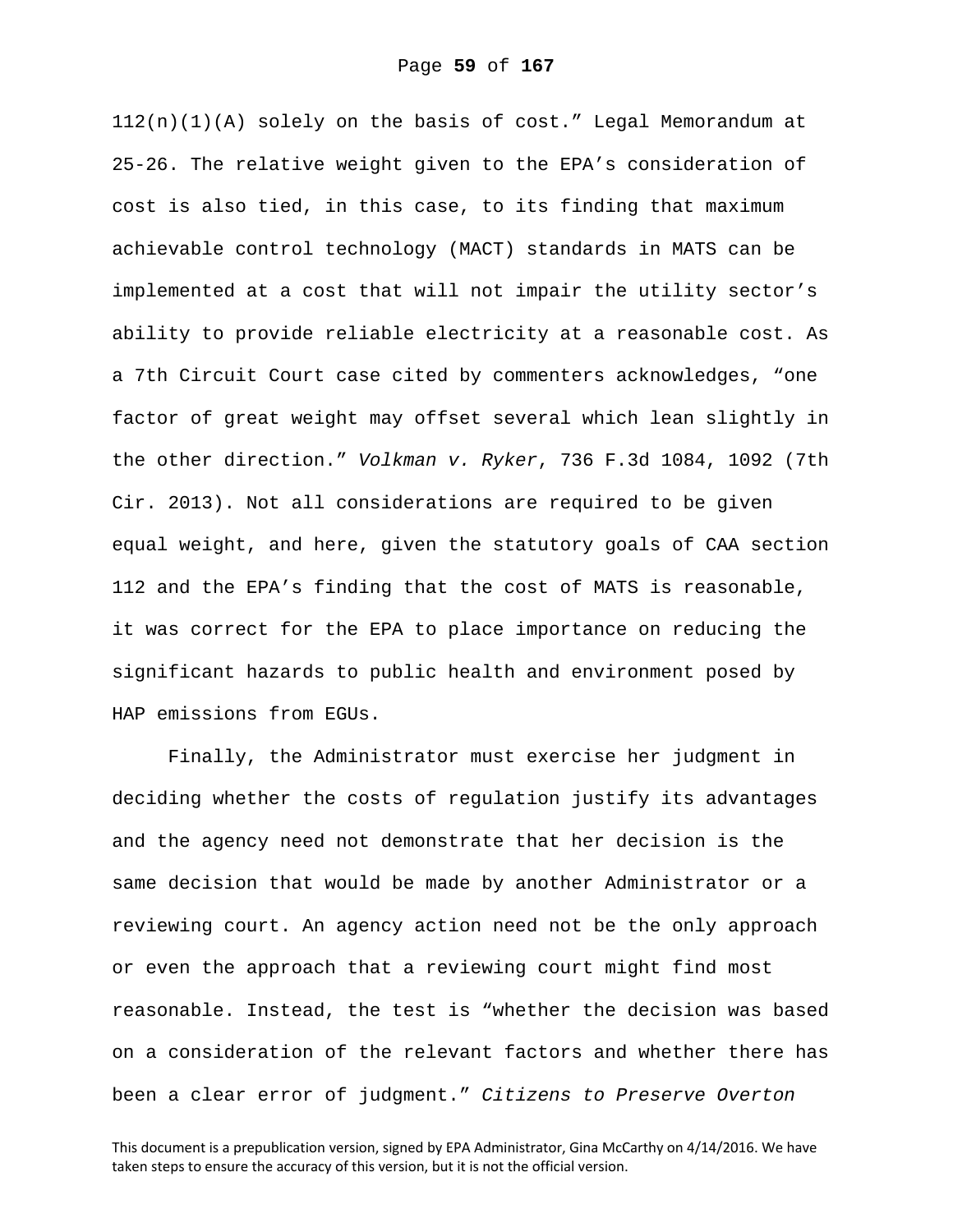112(n)(1)(A) solely on the basis of cost." Legal Memorandum at 25-26. The relative weight given to the EPA's consideration of cost is also tied, in this case, to its finding that maximum achievable control technology (MACT) standards in MATS can be implemented at a cost that will not impair the utility sector's ability to provide reliable electricity at a reasonable cost. As a 7th Circuit Court case cited by commenters acknowledges, "one factor of great weight may offset several which lean slightly in the other direction." *Volkman v. Ryker*, 736 F.3d 1084, 1092 (7th Cir. 2013). Not all considerations are required to be given equal weight, and here, given the statutory goals of CAA section 112 and the EPA's finding that the cost of MATS is reasonable, it was correct for the EPA to place importance on reducing the significant hazards to public health and environment posed by HAP emissions from EGUs.

Finally, the Administrator must exercise her judgment in deciding whether the costs of regulation justify its advantages and the agency need not demonstrate that her decision is the same decision that would be made by another Administrator or a reviewing court. An agency action need not be the only approach or even the approach that a reviewing court might find most reasonable. Instead, the test is "whether the decision was based on a consideration of the relevant factors and whether there has been a clear error of judgment." *Citizens to Preserve Overton*

This document is a prepublication version, signed by EPA Administrator, Gina McCarthy on 4/14/2016. We have taken steps to ensure the accuracy of this version, but it is not the official version.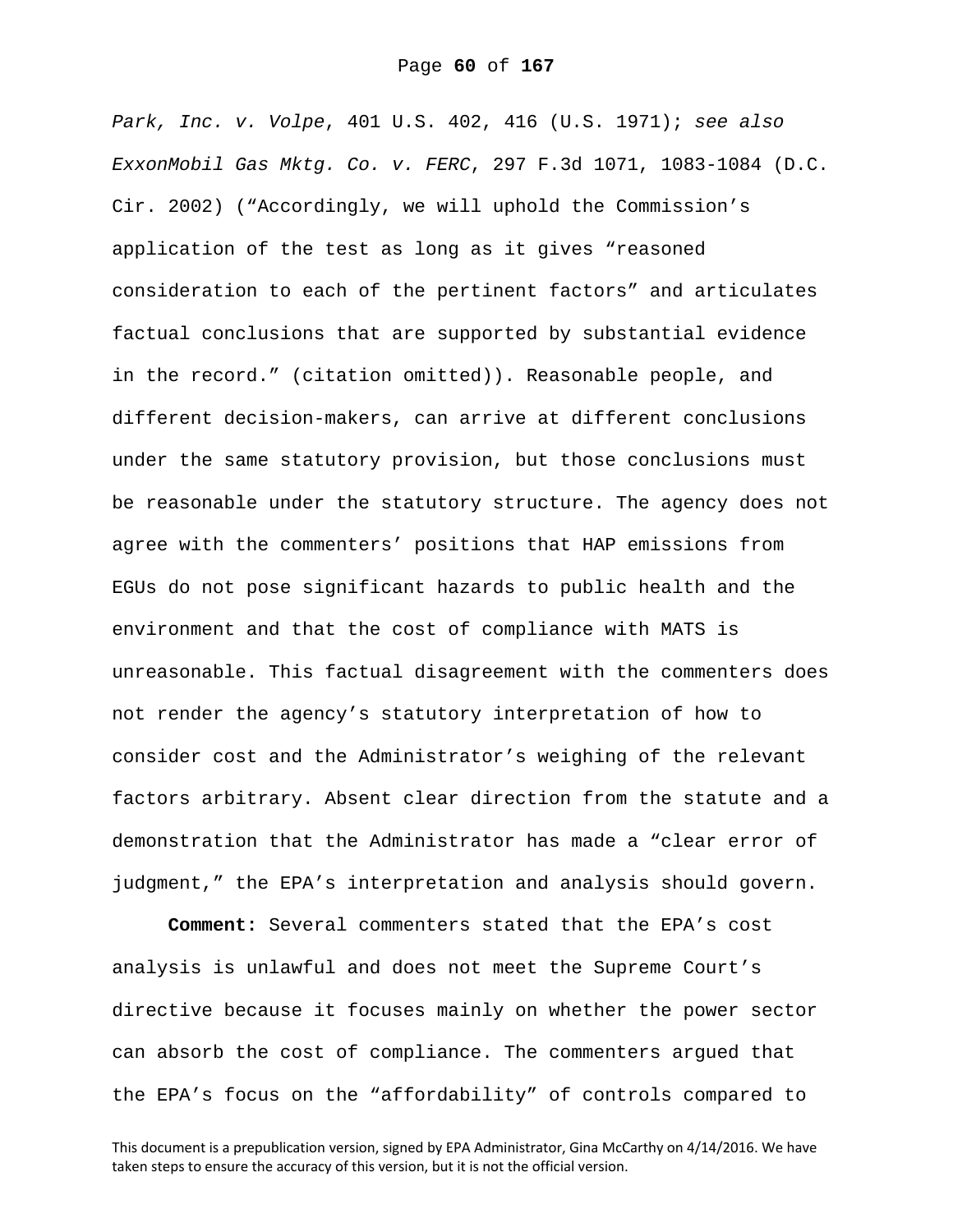*Park, Inc. v. Volpe*, 401 U.S. 402, 416 (U.S. 1971); *see also ExxonMobil Gas Mktg. Co. v. FERC*, 297 F.3d 1071, 1083-1084 (D.C. Cir. 2002) ("Accordingly, we will uphold the Commission's application of the test as long as it gives "reasoned consideration to each of the pertinent factors" and articulates factual conclusions that are supported by substantial evidence in the record." (citation omitted)). Reasonable people, and different decision-makers, can arrive at different conclusions under the same statutory provision, but those conclusions must be reasonable under the statutory structure. The agency does not agree with the commenters' positions that HAP emissions from EGUs do not pose significant hazards to public health and the environment and that the cost of compliance with MATS is unreasonable. This factual disagreement with the commenters does not render the agency's statutory interpretation of how to consider cost and the Administrator's weighing of the relevant factors arbitrary. Absent clear direction from the statute and a demonstration that the Administrator has made a "clear error of judgment," the EPA's interpretation and analysis should govern.

**Comment:** Several commenters stated that the EPA's cost analysis is unlawful and does not meet the Supreme Court's directive because it focuses mainly on whether the power sector can absorb the cost of compliance. The commenters argued that the EPA's focus on the "affordability" of controls compared to

This document is a prepublication version, signed by EPA Administrator, Gina McCarthy on 4/14/2016. We have taken steps to ensure the accuracy of this version, but it is not the official version.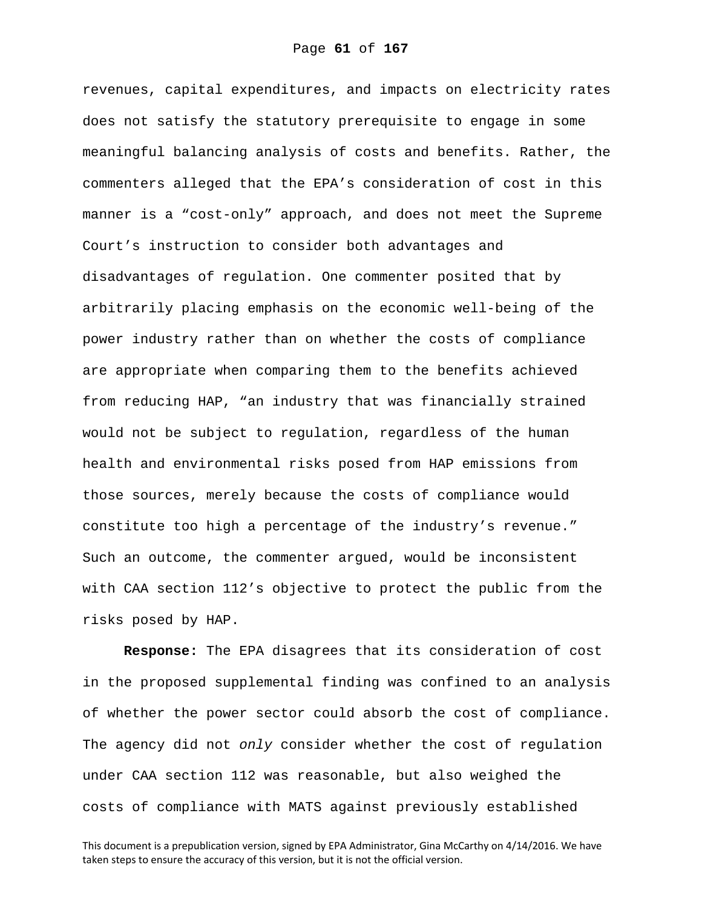revenues, capital expenditures, and impacts on electricity rates does not satisfy the statutory prerequisite to engage in some meaningful balancing analysis of costs and benefits. Rather, the commenters alleged that the EPA's consideration of cost in this manner is a "cost-only" approach, and does not meet the Supreme Court's instruction to consider both advantages and disadvantages of regulation. One commenter posited that by arbitrarily placing emphasis on the economic well-being of the power industry rather than on whether the costs of compliance are appropriate when comparing them to the benefits achieved from reducing HAP, "an industry that was financially strained would not be subject to regulation, regardless of the human health and environmental risks posed from HAP emissions from those sources, merely because the costs of compliance would constitute too high a percentage of the industry's revenue." Such an outcome, the commenter argued, would be inconsistent with CAA section 112's objective to protect the public from the risks posed by HAP.

**Response:** The EPA disagrees that its consideration of cost in the proposed supplemental finding was confined to an analysis of whether the power sector could absorb the cost of compliance. The agency did not *only* consider whether the cost of regulation under CAA section 112 was reasonable, but also weighed the costs of compliance with MATS against previously established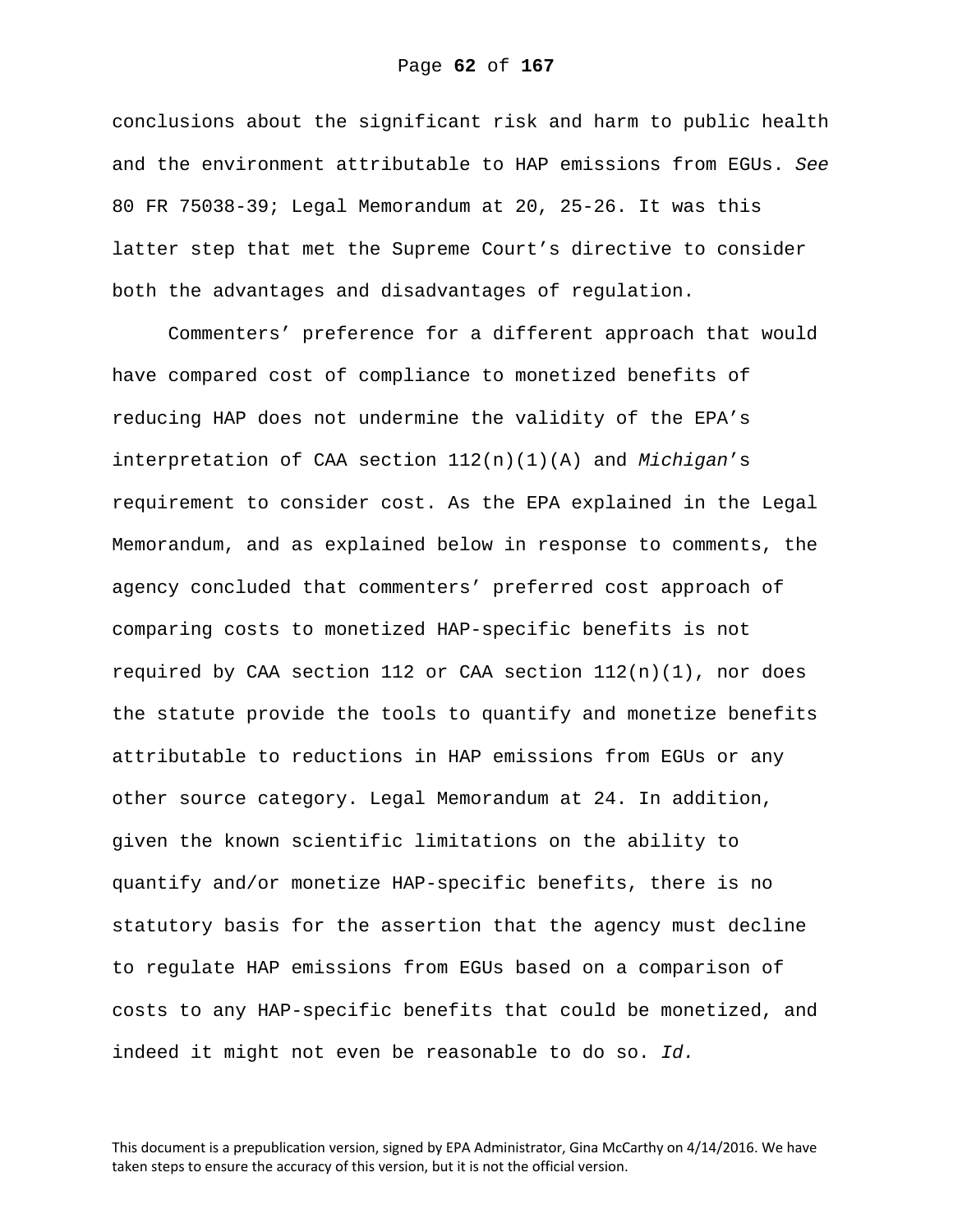conclusions about the significant risk and harm to public health and the environment attributable to HAP emissions from EGUs. *See* 80 FR 75038-39; Legal Memorandum at 20, 25-26. It was this latter step that met the Supreme Court's directive to consider both the advantages and disadvantages of regulation.

Commenters' preference for a different approach that would have compared cost of compliance to monetized benefits of reducing HAP does not undermine the validity of the EPA's interpretation of CAA section 112(n)(1)(A) and *Michigan*'s requirement to consider cost. As the EPA explained in the Legal Memorandum, and as explained below in response to comments, the agency concluded that commenters' preferred cost approach of comparing costs to monetized HAP-specific benefits is not required by CAA section 112 or CAA section 112(n)(1), nor does the statute provide the tools to quantify and monetize benefits attributable to reductions in HAP emissions from EGUs or any other source category. Legal Memorandum at 24. In addition, given the known scientific limitations on the ability to quantify and/or monetize HAP-specific benefits, there is no statutory basis for the assertion that the agency must decline to regulate HAP emissions from EGUs based on a comparison of costs to any HAP-specific benefits that could be monetized, and indeed it might not even be reasonable to do so. *Id.*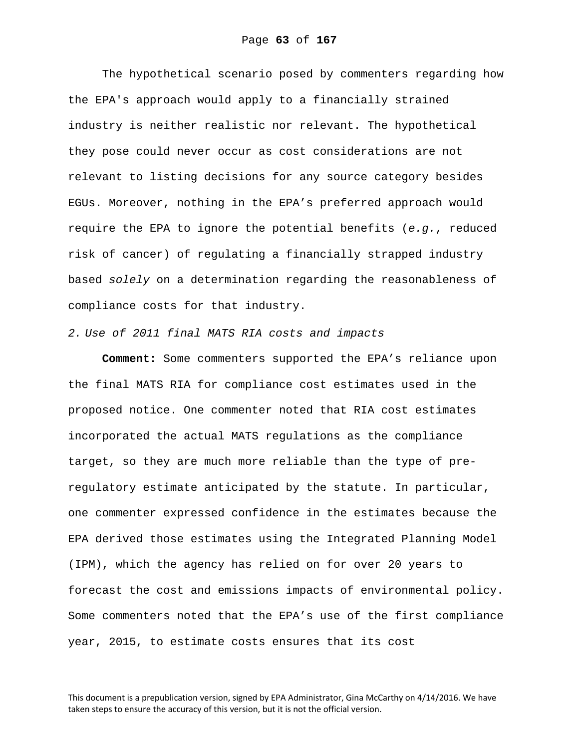The hypothetical scenario posed by commenters regarding how the EPA's approach would apply to a financially strained industry is neither realistic nor relevant. The hypothetical they pose could never occur as cost considerations are not relevant to listing decisions for any source category besides EGUs. Moreover, nothing in the EPA’s preferred approach would require the EPA to ignore the potential benefits (*e.g.*, reduced risk of cancer) of regulating a financially strapped industry based *solely* on a determination regarding the reasonableness of compliance costs for that industry.

*2. Use of 2011 final MATS RIA costs and impacts*

**Comment:** Some commenters supported the EPA’s reliance upon the final MATS RIA for compliance cost estimates used in the proposed notice. One commenter noted that RIA cost estimates incorporated the actual MATS regulations as the compliance target, so they are much more reliable than the type of pre-regulatory estimate anticipated by the statute. In particular, one commenter expressed confidence in the estimates because the EPA derived those estimates using the Integrated Planning Model (IPM), which the agency has relied on for over 20 years to forecast the cost and emissions impacts of environmental policy. Some commenters noted that the EPA’s use of the first compliance year, 2015, to estimate costs ensures that its cost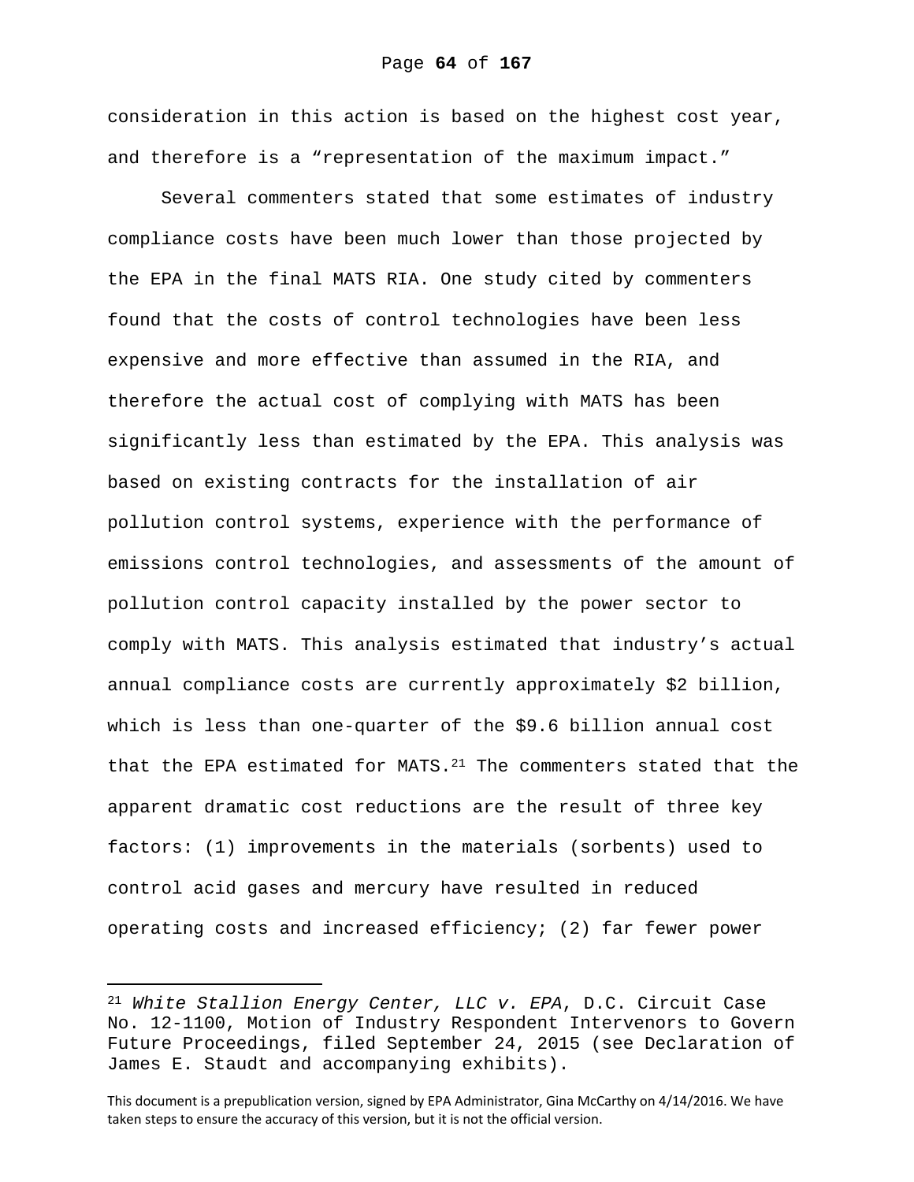consideration in this action is based on the highest cost year, and therefore is a "representation of the maximum impact."

Several commenters stated that some estimates of industry compliance costs have been much lower than those projected by the EPA in the final MATS RIA. One study cited by commenters found that the costs of control technologies have been less expensive and more effective than assumed in the RIA, and therefore the actual cost of complying with MATS has been significantly less than estimated by the EPA. This analysis was based on existing contracts for the installation of air pollution control systems, experience with the performance of emissions control technologies, and assessments of the amount of pollution control capacity installed by the power sector to comply with MATS. This analysis estimated that industry's actual annual compliance costs are currently approximately $2 billion, which is less than one-quarter of the $9.6 billion annual cost that the EPA estimated for MATS.[21] The commenters stated that the apparent dramatic cost reductions are the result of three key factors: (1) improvements in the materials (sorbents) used to control acid gases and mercury have resulted in reduced operating costs and increased efficiency; (2) far fewer power

---

[21] *White Stallion Energy Center, LLC v. EPA*, D.C. Circuit Case No. 12-1100, Motion of Industry Respondent Intervenors to Govern Future Proceedings, filed September 24, 2015 (see Declaration of James E. Staudt and accompanying exhibits).

This document is a prepublication version, signed by EPA Administrator, Gina McCarthy on 4/14/2016. We have taken steps to ensure the accuracy of this version, but it is not the official version.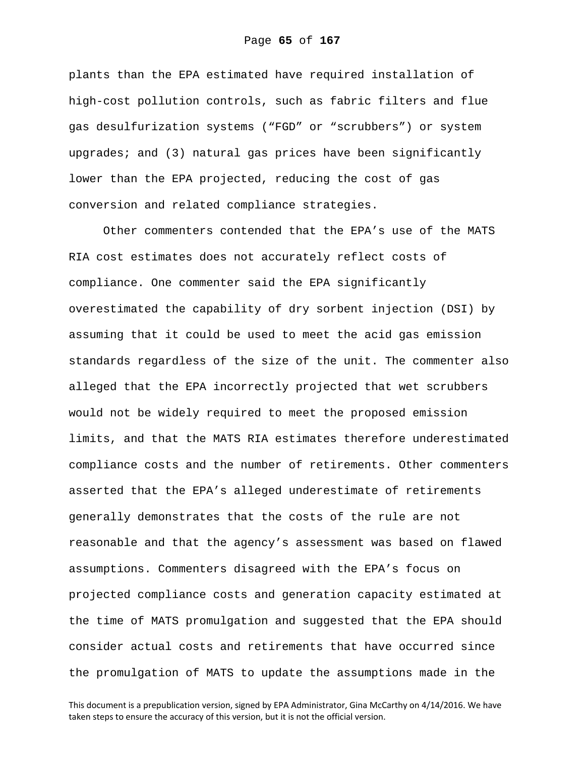plants than the EPA estimated have required installation of high-cost pollution controls, such as fabric filters and flue gas desulfurization systems (“FGD” or “scrubbers”) or system upgrades; and (3) natural gas prices have been significantly lower than the EPA projected, reducing the cost of gas conversion and related compliance strategies.

Other commenters contended that the EPA’s use of the MATS RIA cost estimates does not accurately reflect costs of compliance. One commenter said the EPA significantly overestimated the capability of dry sorbent injection (DSI) by assuming that it could be used to meet the acid gas emission standards regardless of the size of the unit. The commenter also alleged that the EPA incorrectly projected that wet scrubbers would not be widely required to meet the proposed emission limits, and that the MATS RIA estimates therefore underestimated compliance costs and the number of retirements. Other commenters asserted that the EPA’s alleged underestimate of retirements generally demonstrates that the costs of the rule are not reasonable and that the agency’s assessment was based on flawed assumptions. Commenters disagreed with the EPA’s focus on projected compliance costs and generation capacity estimated at the time of MATS promulgation and suggested that the EPA should consider actual costs and retirements that have occurred since the promulgation of MATS to update the assumptions made in the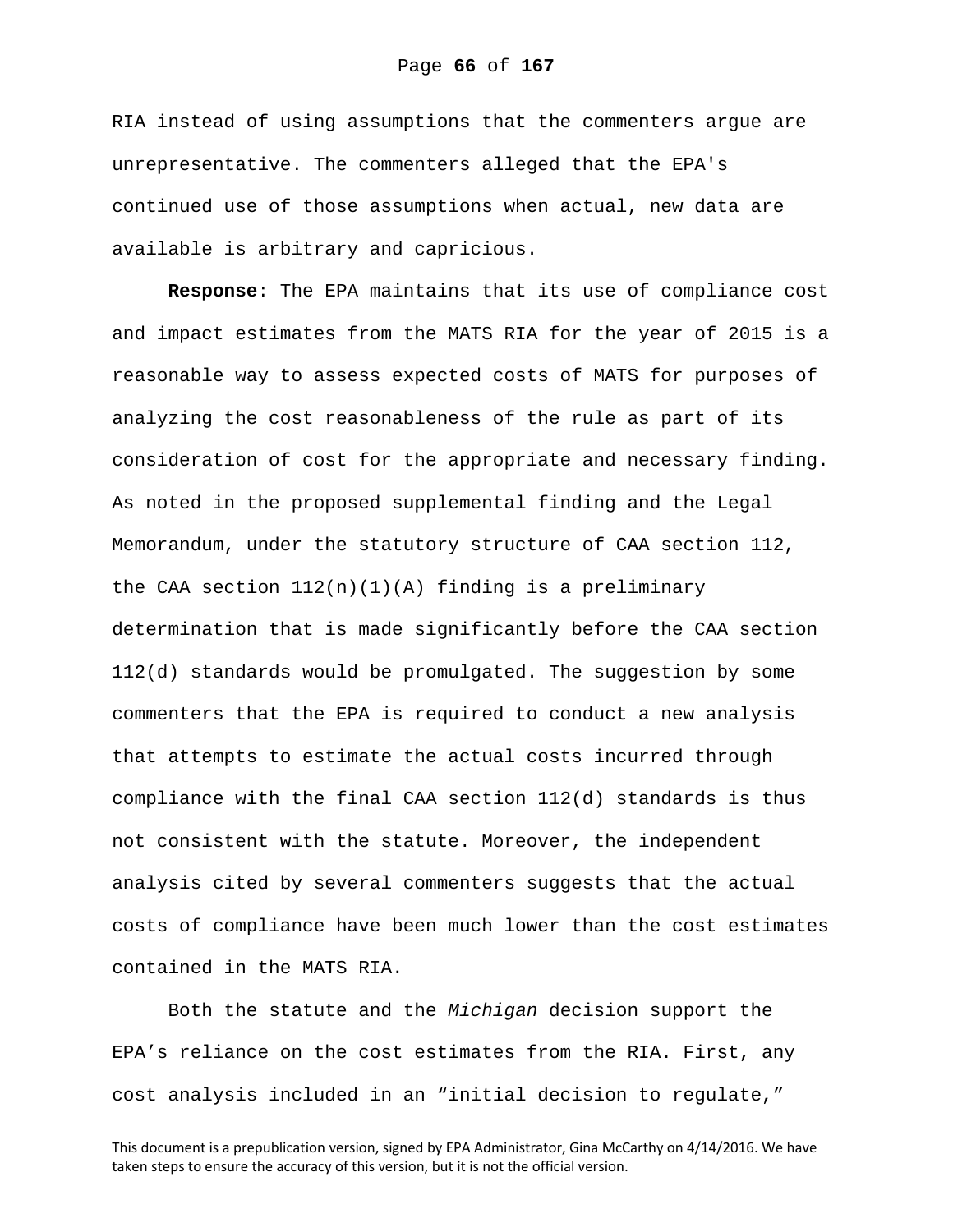RIA instead of using assumptions that the commenters argue are unrepresentative. The commenters alleged that the EPA's continued use of those assumptions when actual, new data are available is arbitrary and capricious.

**Response**: The EPA maintains that its use of compliance cost and impact estimates from the MATS RIA for the year of 2015 is a reasonable way to assess expected costs of MATS for purposes of analyzing the cost reasonableness of the rule as part of its consideration of cost for the appropriate and necessary finding. As noted in the proposed supplemental finding and the Legal Memorandum, under the statutory structure of CAA section 112, the CAA section 112(n)(1)(A) finding is a preliminary determination that is made significantly before the CAA section 112(d) standards would be promulgated. The suggestion by some commenters that the EPA is required to conduct a new analysis that attempts to estimate the actual costs incurred through compliance with the final CAA section 112(d) standards is thus not consistent with the statute. Moreover, the independent analysis cited by several commenters suggests that the actual costs of compliance have been much lower than the cost estimates contained in the MATS RIA.

Both the statute and the *Michigan* decision support the EPA's reliance on the cost estimates from the RIA. First, any cost analysis included in an "initial decision to regulate,"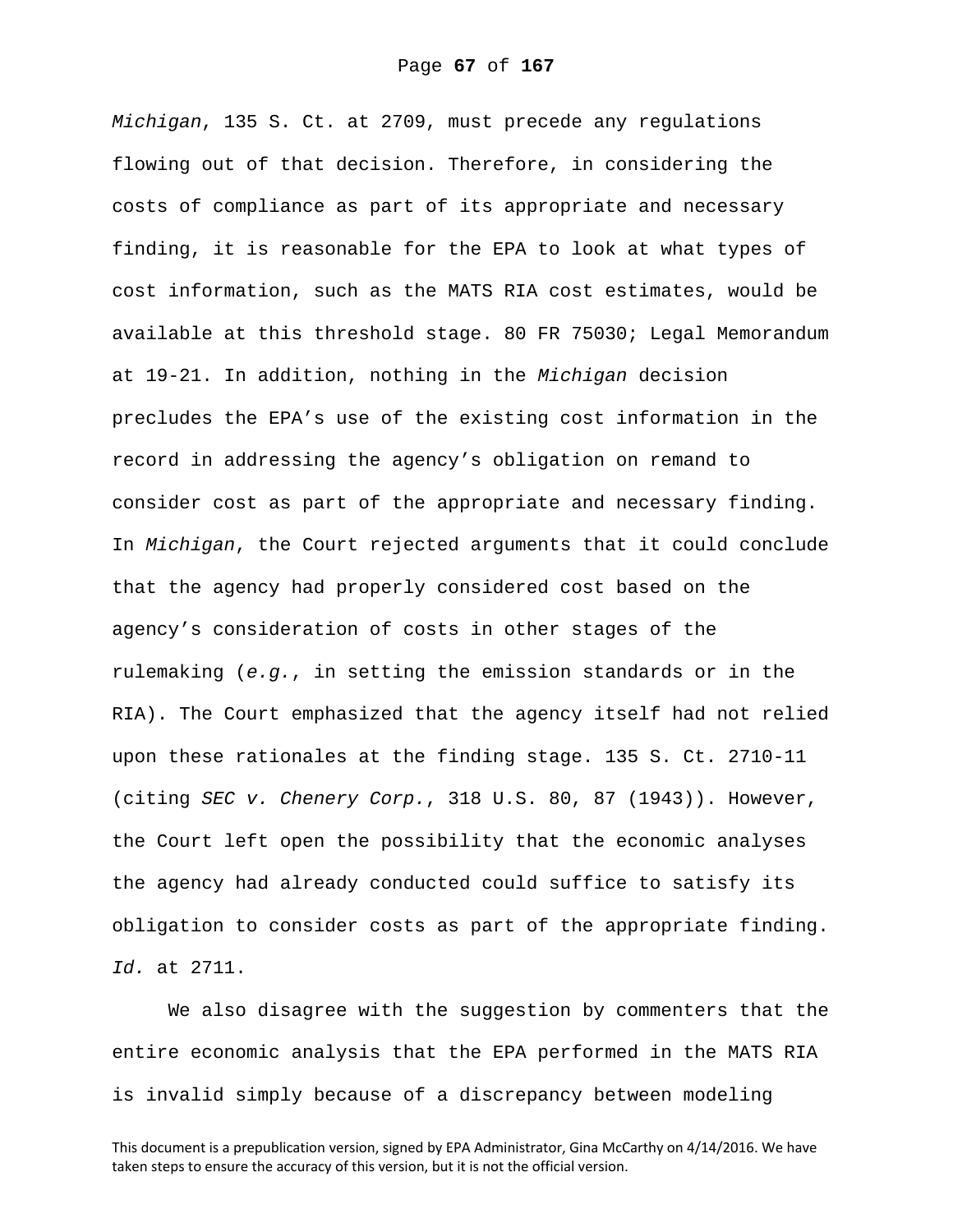*Michigan*, 135 S. Ct. at 2709, must precede any regulations flowing out of that decision. Therefore, in considering the costs of compliance as part of its appropriate and necessary finding, it is reasonable for the EPA to look at what types of cost information, such as the MATS RIA cost estimates, would be available at this threshold stage. 80 FR 75030; Legal Memorandum at 19-21. In addition, nothing in the *Michigan* decision precludes the EPA's use of the existing cost information in the record in addressing the agency's obligation on remand to consider cost as part of the appropriate and necessary finding. In *Michigan*, the Court rejected arguments that it could conclude that the agency had properly considered cost based on the agency's consideration of costs in other stages of the rulemaking (*e.g.*, in setting the emission standards or in the RIA). The Court emphasized that the agency itself had not relied upon these rationales at the finding stage. 135 S. Ct. 2710-11 (citing *SEC v. Chenery Corp.*, 318 U.S. 80, 87 (1943)). However, the Court left open the possibility that the economic analyses the agency had already conducted could suffice to satisfy its obligation to consider costs as part of the appropriate finding. *Id.* at 2711.

We also disagree with the suggestion by commenters that the entire economic analysis that the EPA performed in the MATS RIA is invalid simply because of a discrepancy between modeling

This document is a prepublication version, signed by EPA Administrator, Gina McCarthy on 4/14/2016. We have taken steps to ensure the accuracy of this version, but it is not the official version.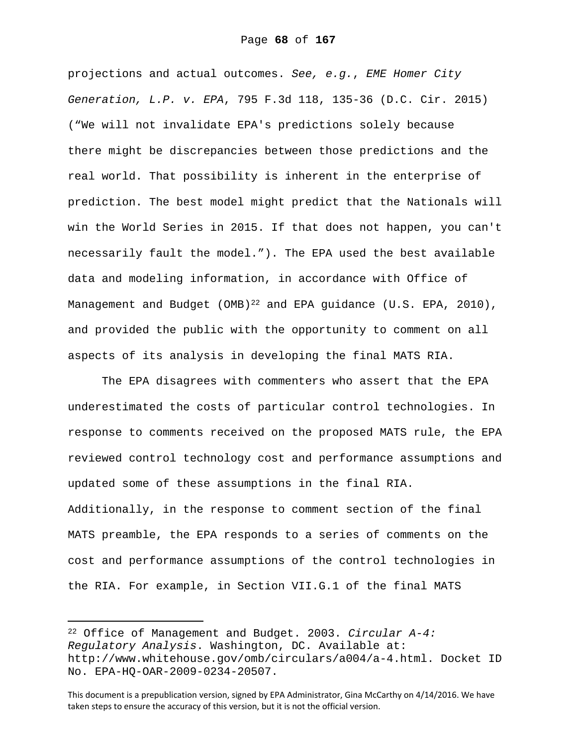projections and actual outcomes. *See, e.g.*, *EME Homer City Generation, L.P. v. EPA*, 795 F.3d 118, 135-36 (D.C. Cir. 2015) ("We will not invalidate EPA's predictions solely because there might be discrepancies between those predictions and the real world. That possibility is inherent in the enterprise of prediction. The best model might predict that the Nationals will win the World Series in 2015. If that does not happen, you can't necessarily fault the model."). The EPA used the best available data and modeling information, in accordance with Office of Management and Budget (OMB)[22] and EPA guidance (U.S. EPA, 2010), and provided the public with the opportunity to comment on all aspects of its analysis in developing the final MATS RIA.

The EPA disagrees with commenters who assert that the EPA underestimated the costs of particular control technologies. In response to comments received on the proposed MATS rule, the EPA reviewed control technology cost and performance assumptions and updated some of these assumptions in the final RIA. Additionally, in the response to comment section of the final MATS preamble, the EPA responds to a series of comments on the cost and performance assumptions of the control technologies in the RIA. For example, in Section VII.G.1 of the final MATS

---

[22] Office of Management and Budget. 2003. *Circular A-4: Regulatory Analysis*. Washington, DC. Available at: http://www.whitehouse.gov/omb/circulars/a004/a-4.html. Docket ID No. EPA-HQ-OAR-2009-0234-20507.

This document is a prepublication version, signed by EPA Administrator, Gina McCarthy on 4/14/2016. We have taken steps to ensure the accuracy of this version, but it is not the official version.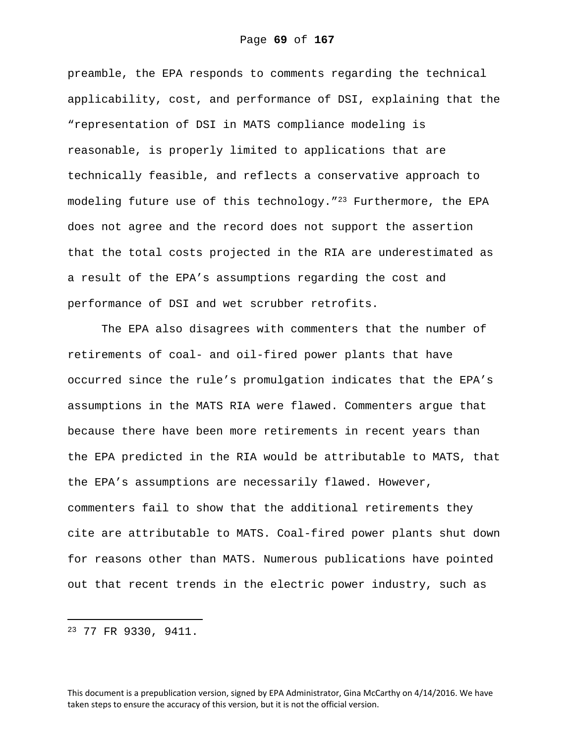preamble, the EPA responds to comments regarding the technical applicability, cost, and performance of DSI, explaining that the "representation of DSI in MATS compliance modeling is reasonable, is properly limited to applications that are technically feasible, and reflects a conservative approach to modeling future use of this technology."[23] Furthermore, the EPA does not agree and the record does not support the assertion that the total costs projected in the RIA are underestimated as a result of the EPA's assumptions regarding the cost and performance of DSI and wet scrubber retrofits.

The EPA also disagrees with commenters that the number of retirements of coal- and oil-fired power plants that have occurred since the rule's promulgation indicates that the EPA's assumptions in the MATS RIA were flawed. Commenters argue that because there have been more retirements in recent years than the EPA predicted in the RIA would be attributable to MATS, that the EPA's assumptions are necessarily flawed. However, commenters fail to show that the additional retirements they cite are attributable to MATS. Coal-fired power plants shut down for reasons other than MATS. Numerous publications have pointed out that recent trends in the electric power industry, such as

---

[23] 77 FR 9330, 9411.

This document is a prepublication version, signed by EPA Administrator, Gina McCarthy on 4/14/2016. We have taken steps to ensure the accuracy of this version, but it is not the official version.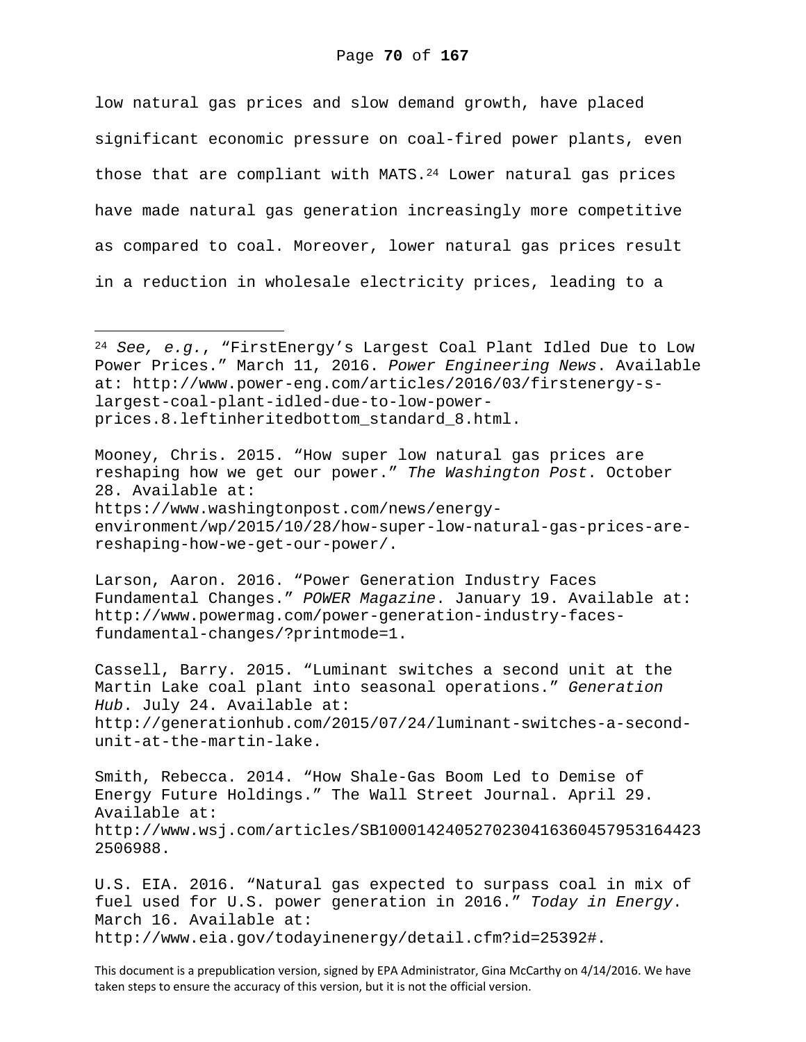low natural gas prices and slow demand growth, have placed significant economic pressure on coal-fired power plants, even those that are compliant with MATS.[24] Lower natural gas prices have made natural gas generation increasingly more competitive as compared to coal. Moreover, lower natural gas prices result in a reduction in wholesale electricity prices, leading to a

---

[24] *See, e.g.*, "FirstEnergy's Largest Coal Plant Idled Due to Low Power Prices." March 11, 2016. *Power Engineering News*. Available at: http://www.power-eng.com/articles/2016/03/firstenergy-s-largest-coal-plant-idled-due-to-low-power-prices.8.leftinheritedbottom_standard_8.html.

Mooney, Chris. 2015. "How super low natural gas prices are reshaping how we get our power." *The Washington Post*. October 28. Available at: https://www.washingtonpost.com/news/energy-environment/wp/2015/10/28/how-super-low-natural-gas-prices-are-reshaping-how-we-get-our-power/.

Larson, Aaron. 2016. "Power Generation Industry Faces Fundamental Changes." *POWER Magazine*. January 19. Available at: http://www.powermag.com/power-generation-industry-faces-fundamental-changes/?printmode=1.

Cassell, Barry. 2015. "Luminant switches a second unit at the Martin Lake coal plant into seasonal operations." *Generation Hub*. July 24. Available at: http://generationhub.com/2015/07/24/luminant-switches-a-second-unit-at-the-martin-lake.

Smith, Rebecca. 2014. "How Shale-Gas Boom Led to Demise of Energy Future Holdings." The Wall Street Journal. April 29. Available at: http://www.wsj.com/articles/SB10001424052702304163604579531644232506988.

U.S. EIA. 2016. "Natural gas expected to surpass coal in mix of fuel used for U.S. power generation in 2016." *Today in Energy*. March 16. Available at: http://www.eia.gov/todayinenergy/detail.cfm?id=25392#.

This document is a prepublication version, signed by EPA Administrator, Gina McCarthy on 4/14/2016. We have taken steps to ensure the accuracy of this version, but it is not the official version.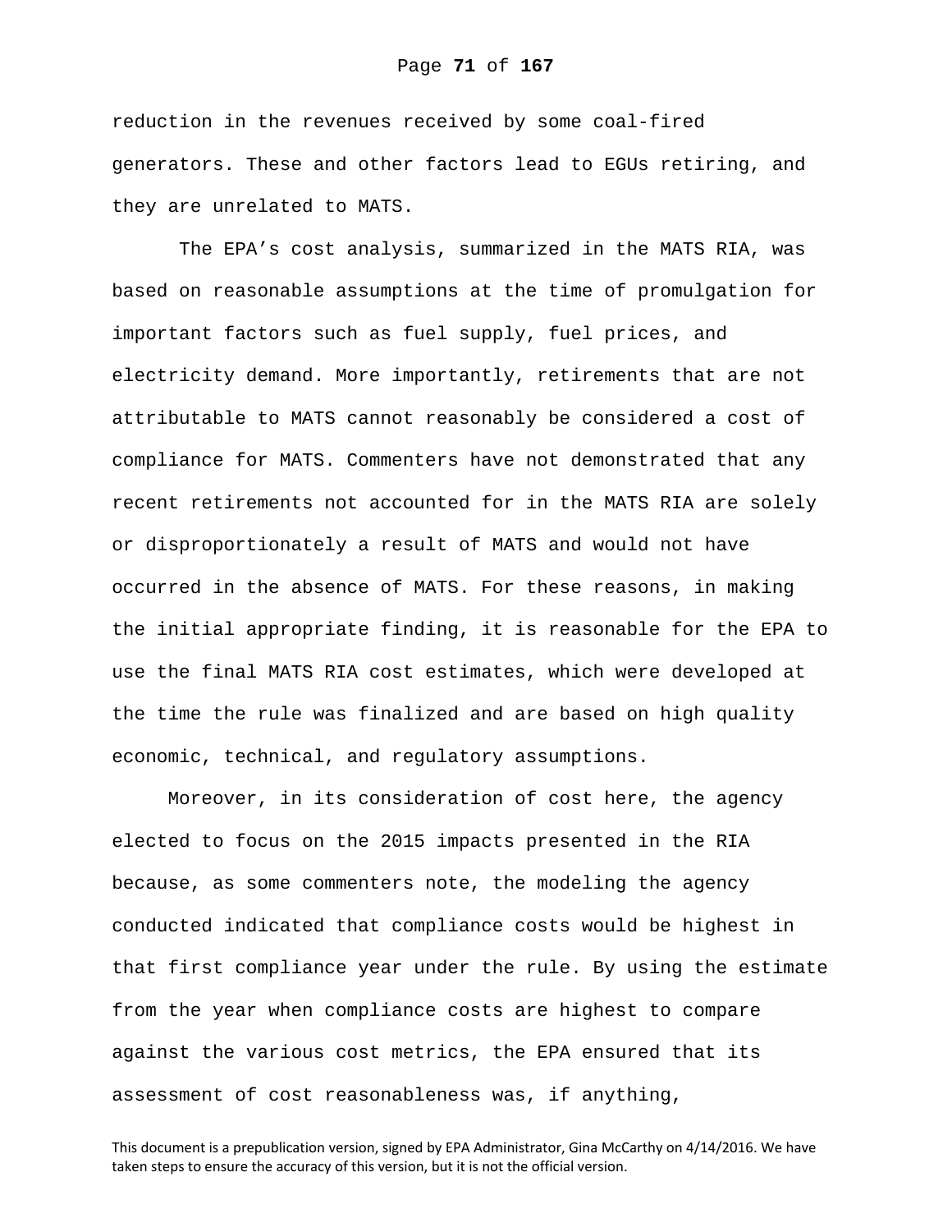reduction in the revenues received by some coal-fired generators. These and other factors lead to EGUs retiring, and they are unrelated to MATS.

The EPA's cost analysis, summarized in the MATS RIA, was based on reasonable assumptions at the time of promulgation for important factors such as fuel supply, fuel prices, and electricity demand. More importantly, retirements that are not attributable to MATS cannot reasonably be considered a cost of compliance for MATS. Commenters have not demonstrated that any recent retirements not accounted for in the MATS RIA are solely or disproportionately a result of MATS and would not have occurred in the absence of MATS. For these reasons, in making the initial appropriate finding, it is reasonable for the EPA to use the final MATS RIA cost estimates, which were developed at the time the rule was finalized and are based on high quality economic, technical, and regulatory assumptions.

Moreover, in its consideration of cost here, the agency elected to focus on the 2015 impacts presented in the RIA because, as some commenters note, the modeling the agency conducted indicated that compliance costs would be highest in that first compliance year under the rule. By using the estimate from the year when compliance costs are highest to compare against the various cost metrics, the EPA ensured that its assessment of cost reasonableness was, if anything,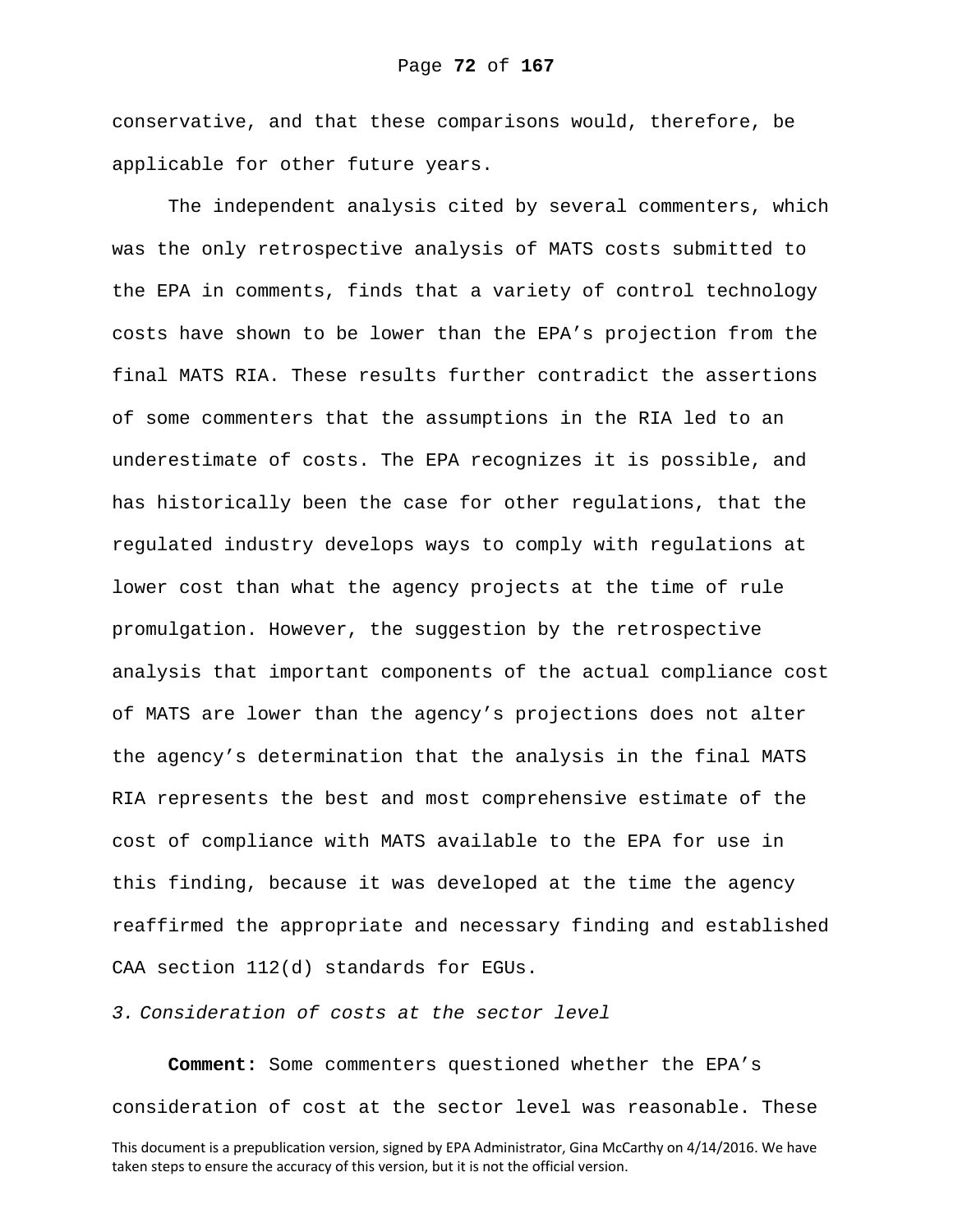conservative, and that these comparisons would, therefore, be applicable for other future years.

The independent analysis cited by several commenters, which was the only retrospective analysis of MATS costs submitted to the EPA in comments, finds that a variety of control technology costs have shown to be lower than the EPA's projection from the final MATS RIA. These results further contradict the assertions of some commenters that the assumptions in the RIA led to an underestimate of costs. The EPA recognizes it is possible, and has historically been the case for other regulations, that the regulated industry develops ways to comply with regulations at lower cost than what the agency projects at the time of rule promulgation. However, the suggestion by the retrospective analysis that important components of the actual compliance cost of MATS are lower than the agency's projections does not alter the agency's determination that the analysis in the final MATS RIA represents the best and most comprehensive estimate of the cost of compliance with MATS available to the EPA for use in this finding, because it was developed at the time the agency reaffirmed the appropriate and necessary finding and established CAA section 112(d) standards for EGUs.

*3. Consideration of costs at the sector level*

**Comment:** Some commenters questioned whether the EPA's consideration of cost at the sector level was reasonable. These

This document is a prepublication version, signed by EPA Administrator, Gina McCarthy on 4/14/2016. We have taken steps to ensure the accuracy of this version, but it is not the official version.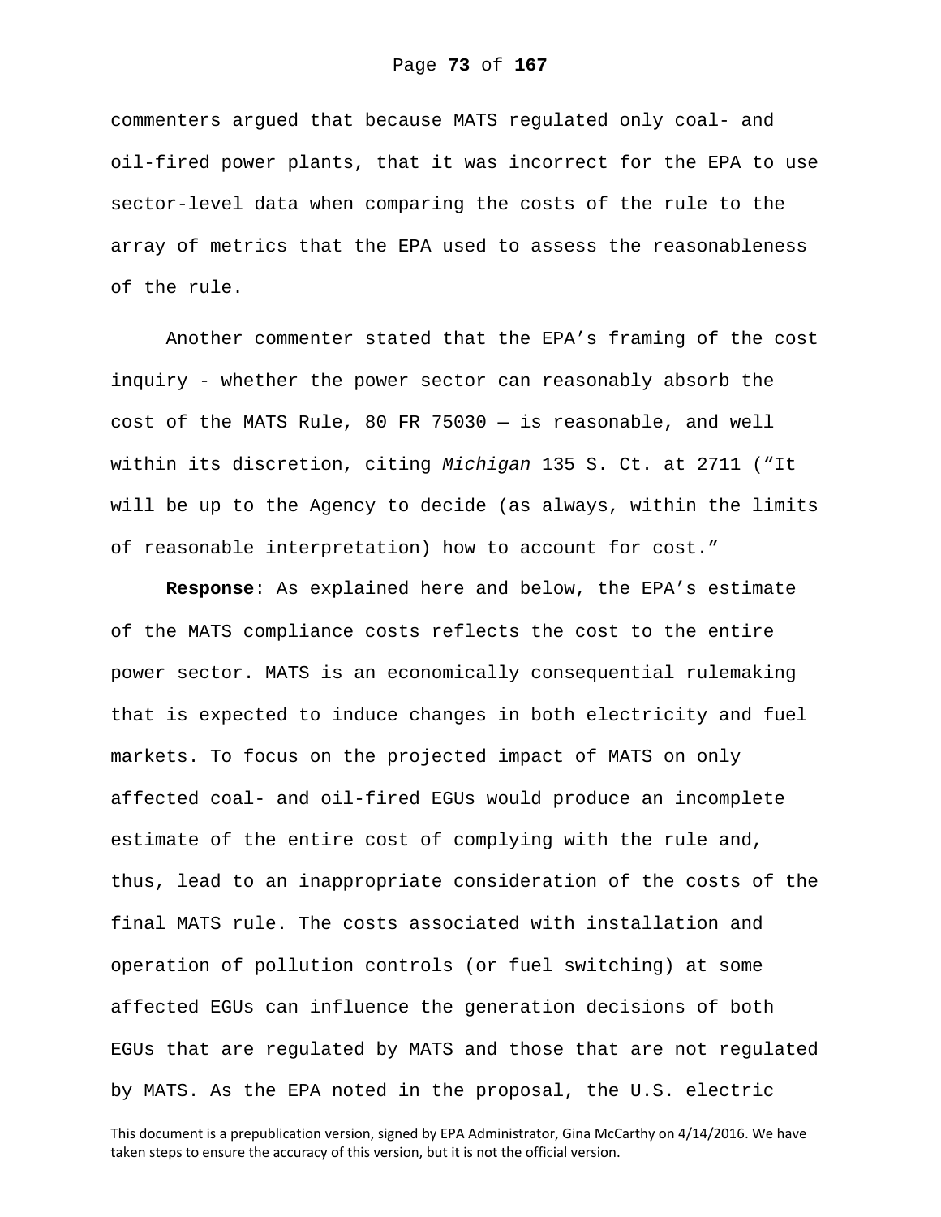commenters argued that because MATS regulated only coal- and oil-fired power plants, that it was incorrect for the EPA to use sector-level data when comparing the costs of the rule to the array of metrics that the EPA used to assess the reasonableness of the rule.

Another commenter stated that the EPA's framing of the cost inquiry - whether the power sector can reasonably absorb the cost of the MATS Rule, 80 FR 75030 — is reasonable, and well within its discretion, citing *Michigan* 135 S. Ct. at 2711 ("It will be up to the Agency to decide (as always, within the limits of reasonable interpretation) how to account for cost."

**Response**: As explained here and below, the EPA's estimate of the MATS compliance costs reflects the cost to the entire power sector. MATS is an economically consequential rulemaking that is expected to induce changes in both electricity and fuel markets. To focus on the projected impact of MATS on only affected coal- and oil-fired EGUs would produce an incomplete estimate of the entire cost of complying with the rule and, thus, lead to an inappropriate consideration of the costs of the final MATS rule. The costs associated with installation and operation of pollution controls (or fuel switching) at some affected EGUs can influence the generation decisions of both EGUs that are regulated by MATS and those that are not regulated by MATS. As the EPA noted in the proposal, the U.S. electric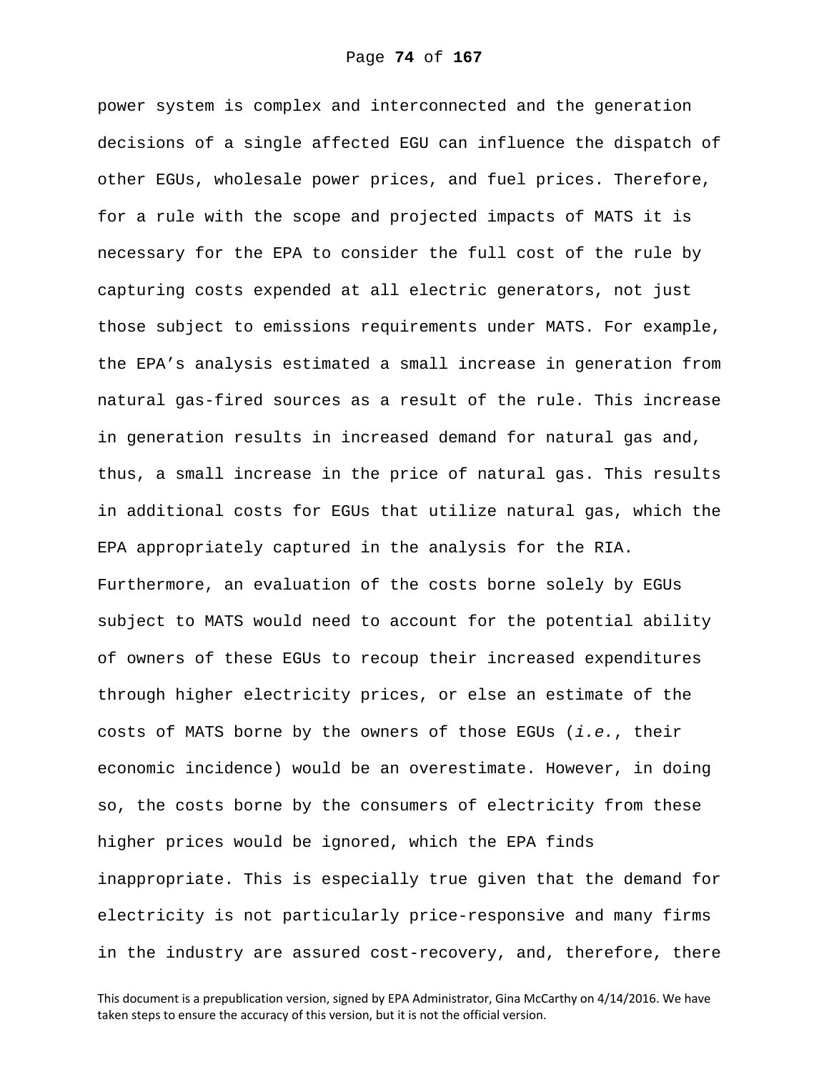power system is complex and interconnected and the generation decisions of a single affected EGU can influence the dispatch of other EGUs, wholesale power prices, and fuel prices. Therefore, for a rule with the scope and projected impacts of MATS it is necessary for the EPA to consider the full cost of the rule by capturing costs expended at all electric generators, not just those subject to emissions requirements under MATS. For example, the EPA's analysis estimated a small increase in generation from natural gas-fired sources as a result of the rule. This increase in generation results in increased demand for natural gas and, thus, a small increase in the price of natural gas. This results in additional costs for EGUs that utilize natural gas, which the EPA appropriately captured in the analysis for the RIA. Furthermore, an evaluation of the costs borne solely by EGUs subject to MATS would need to account for the potential ability of owners of these EGUs to recoup their increased expenditures through higher electricity prices, or else an estimate of the costs of MATS borne by the owners of those EGUs (*i.e.*, their economic incidence) would be an overestimate. However, in doing so, the costs borne by the consumers of electricity from these higher prices would be ignored, which the EPA finds inappropriate. This is especially true given that the demand for electricity is not particularly price-responsive and many firms in the industry are assured cost-recovery, and, therefore, there

This document is a prepublication version, signed by EPA Administrator, Gina McCarthy on 4/14/2016. We have taken steps to ensure the accuracy of this version, but it is not the official version.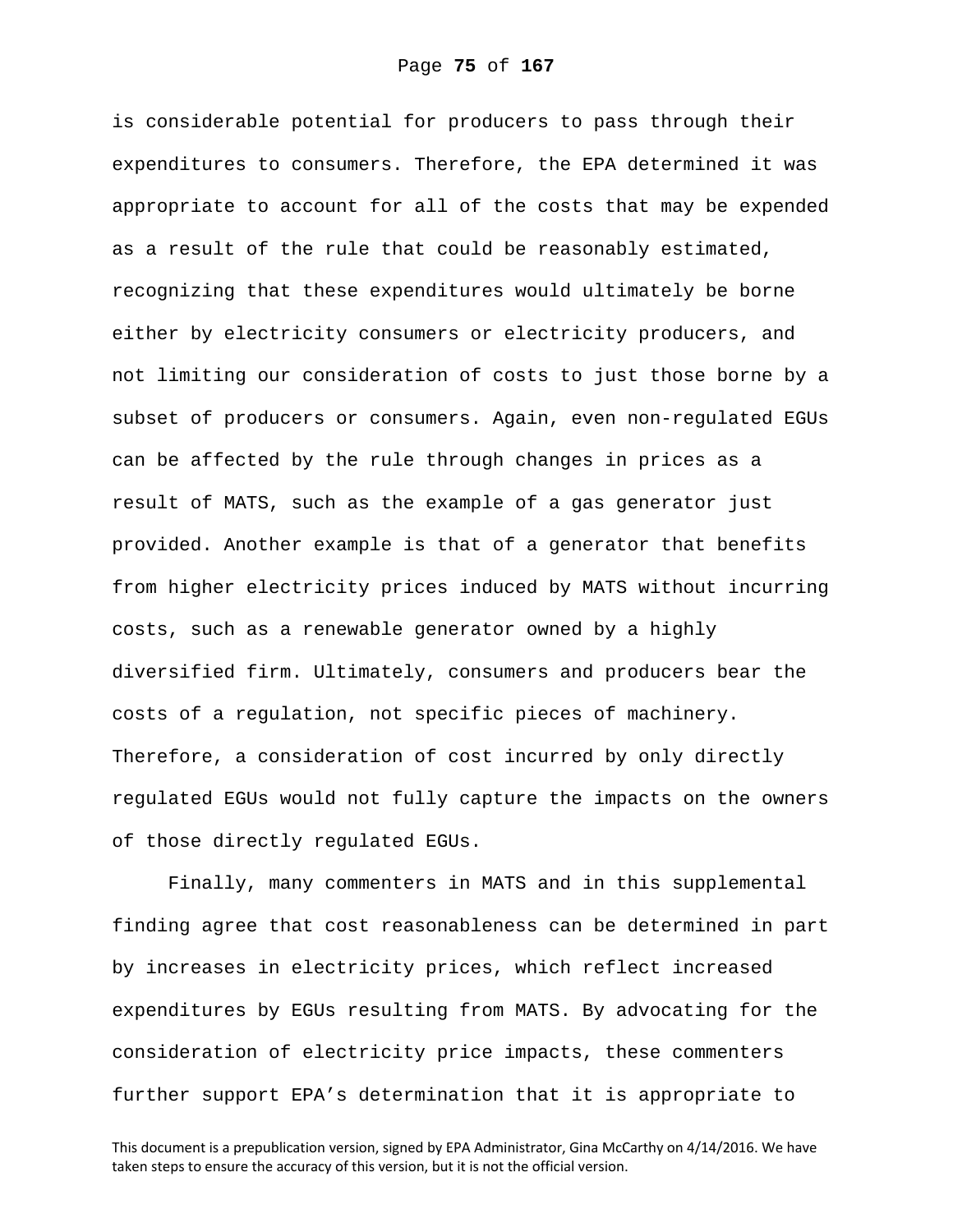is considerable potential for producers to pass through their expenditures to consumers. Therefore, the EPA determined it was appropriate to account for all of the costs that may be expended as a result of the rule that could be reasonably estimated, recognizing that these expenditures would ultimately be borne either by electricity consumers or electricity producers, and not limiting our consideration of costs to just those borne by a subset of producers or consumers. Again, even non-regulated EGUs can be affected by the rule through changes in prices as a result of MATS, such as the example of a gas generator just provided. Another example is that of a generator that benefits from higher electricity prices induced by MATS without incurring costs, such as a renewable generator owned by a highly diversified firm. Ultimately, consumers and producers bear the costs of a regulation, not specific pieces of machinery. Therefore, a consideration of cost incurred by only directly regulated EGUs would not fully capture the impacts on the owners of those directly regulated EGUs.

Finally, many commenters in MATS and in this supplemental finding agree that cost reasonableness can be determined in part by increases in electricity prices, which reflect increased expenditures by EGUs resulting from MATS. By advocating for the consideration of electricity price impacts, these commenters further support EPA's determination that it is appropriate to

This document is a prepublication version, signed by EPA Administrator, Gina McCarthy on 4/14/2016. We have taken steps to ensure the accuracy of this version, but it is not the official version.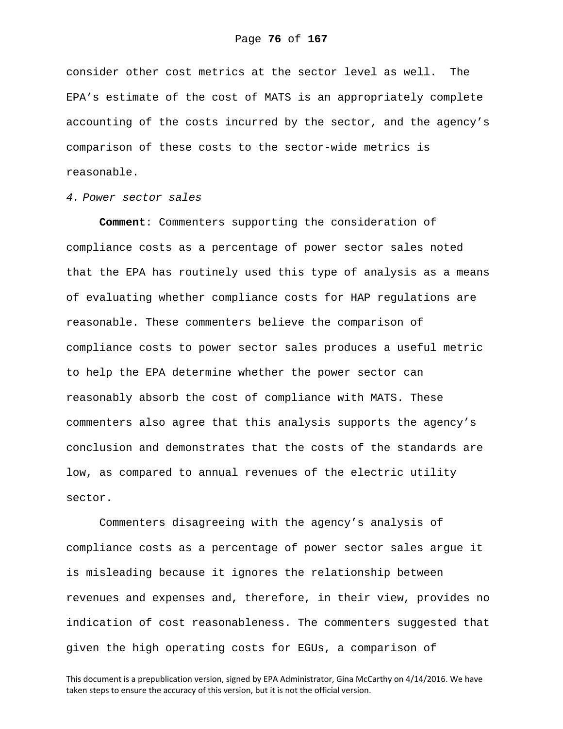consider other cost metrics at the sector level as well. The EPA's estimate of the cost of MATS is an appropriately complete accounting of the costs incurred by the sector, and the agency's comparison of these costs to the sector-wide metrics is reasonable.

*4. Power sector sales*

**Comment**: Commenters supporting the consideration of compliance costs as a percentage of power sector sales noted that the EPA has routinely used this type of analysis as a means of evaluating whether compliance costs for HAP regulations are reasonable. These commenters believe the comparison of compliance costs to power sector sales produces a useful metric to help the EPA determine whether the power sector can reasonably absorb the cost of compliance with MATS. These commenters also agree that this analysis supports the agency's conclusion and demonstrates that the costs of the standards are low, as compared to annual revenues of the electric utility sector.

Commenters disagreeing with the agency's analysis of compliance costs as a percentage of power sector sales argue it is misleading because it ignores the relationship between revenues and expenses and, therefore, in their view, provides no indication of cost reasonableness. The commenters suggested that given the high operating costs for EGUs, a comparison of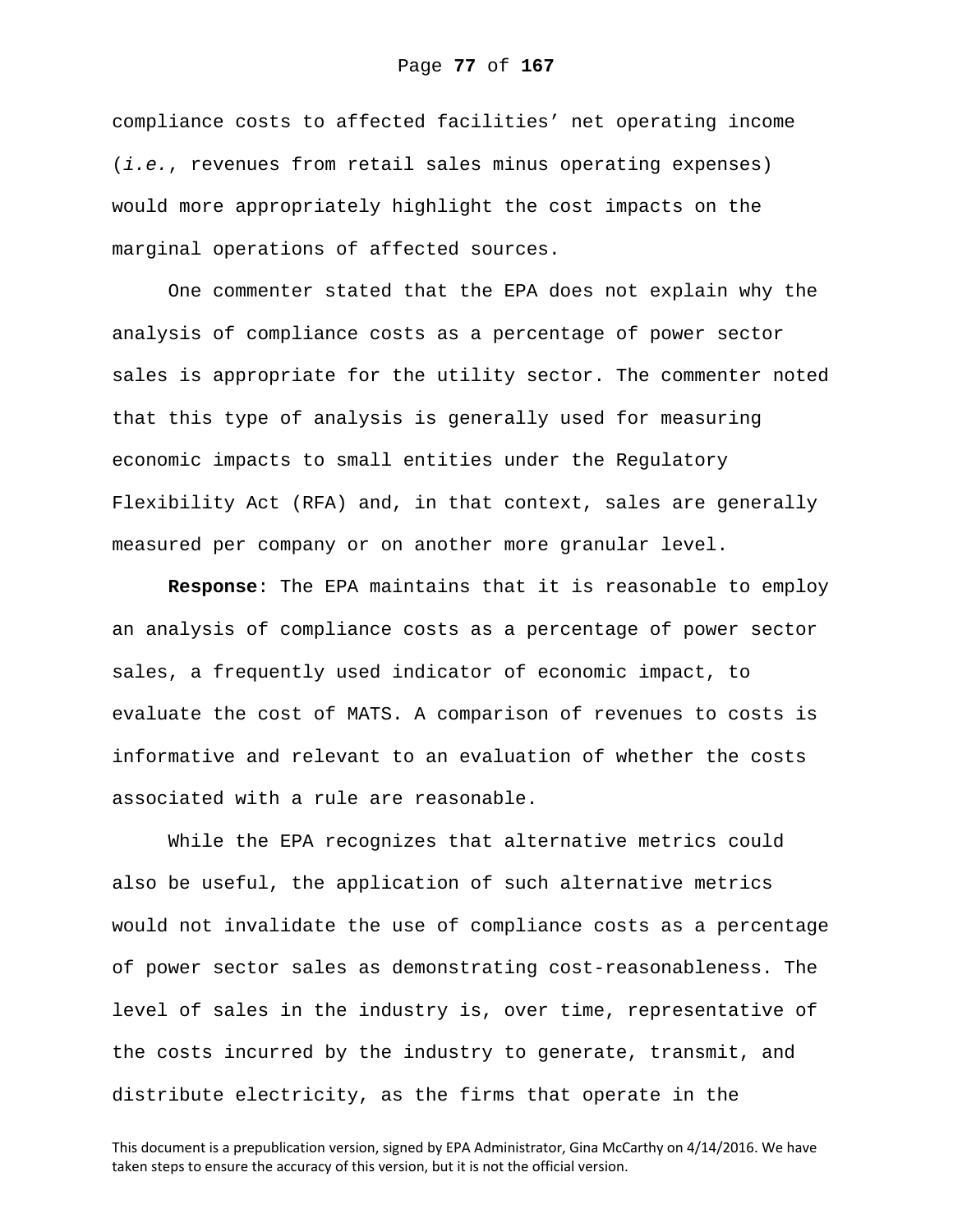compliance costs to affected facilities' net operating income (*i.e.*, revenues from retail sales minus operating expenses) would more appropriately highlight the cost impacts on the marginal operations of affected sources.

One commenter stated that the EPA does not explain why the analysis of compliance costs as a percentage of power sector sales is appropriate for the utility sector. The commenter noted that this type of analysis is generally used for measuring economic impacts to small entities under the Regulatory Flexibility Act (RFA) and, in that context, sales are generally measured per company or on another more granular level.

**Response**: The EPA maintains that it is reasonable to employ an analysis of compliance costs as a percentage of power sector sales, a frequently used indicator of economic impact, to evaluate the cost of MATS. A comparison of revenues to costs is informative and relevant to an evaluation of whether the costs associated with a rule are reasonable.

While the EPA recognizes that alternative metrics could also be useful, the application of such alternative metrics would not invalidate the use of compliance costs as a percentage of power sector sales as demonstrating cost-reasonableness. The level of sales in the industry is, over time, representative of the costs incurred by the industry to generate, transmit, and distribute electricity, as the firms that operate in the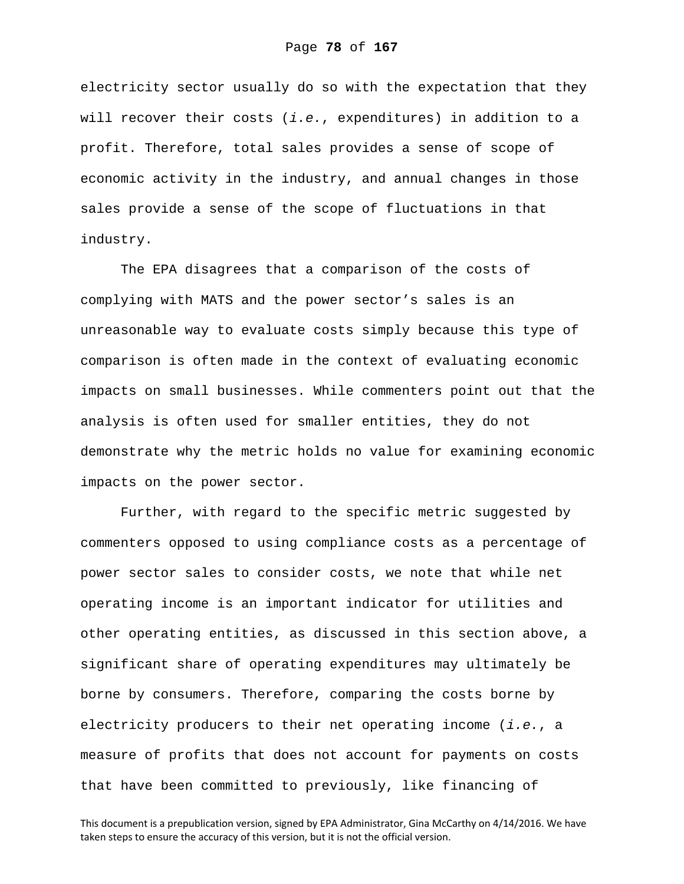electricity sector usually do so with the expectation that they will recover their costs (*i.e.*, expenditures) in addition to a profit. Therefore, total sales provides a sense of scope of economic activity in the industry, and annual changes in those sales provide a sense of the scope of fluctuations in that industry.

The EPA disagrees that a comparison of the costs of complying with MATS and the power sector's sales is an unreasonable way to evaluate costs simply because this type of comparison is often made in the context of evaluating economic impacts on small businesses. While commenters point out that the analysis is often used for smaller entities, they do not demonstrate why the metric holds no value for examining economic impacts on the power sector.

Further, with regard to the specific metric suggested by commenters opposed to using compliance costs as a percentage of power sector sales to consider costs, we note that while net operating income is an important indicator for utilities and other operating entities, as discussed in this section above, a significant share of operating expenditures may ultimately be borne by consumers. Therefore, comparing the costs borne by electricity producers to their net operating income (*i.e.*, a measure of profits that does not account for payments on costs that have been committed to previously, like financing of

This document is a prepublication version, signed by EPA Administrator, Gina McCarthy on 4/14/2016. We have taken steps to ensure the accuracy of this version, but it is not the official version.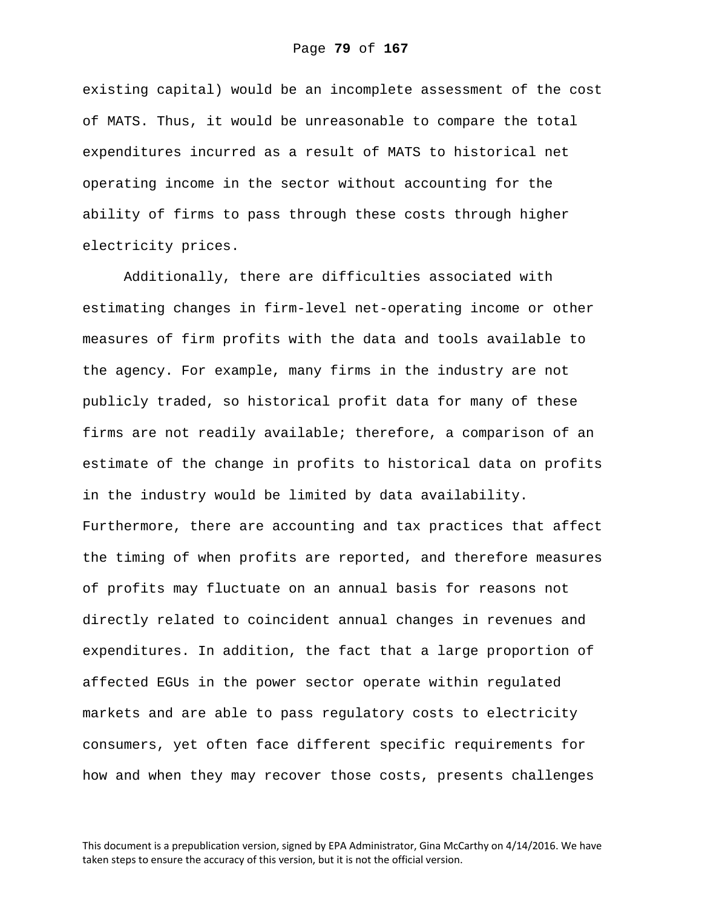existing capital) would be an incomplete assessment of the cost of MATS. Thus, it would be unreasonable to compare the total expenditures incurred as a result of MATS to historical net operating income in the sector without accounting for the ability of firms to pass through these costs through higher electricity prices.

Additionally, there are difficulties associated with estimating changes in firm-level net-operating income or other measures of firm profits with the data and tools available to the agency. For example, many firms in the industry are not publicly traded, so historical profit data for many of these firms are not readily available; therefore, a comparison of an estimate of the change in profits to historical data on profits in the industry would be limited by data availability. Furthermore, there are accounting and tax practices that affect the timing of when profits are reported, and therefore measures of profits may fluctuate on an annual basis for reasons not directly related to coincident annual changes in revenues and expenditures. In addition, the fact that a large proportion of affected EGUs in the power sector operate within regulated markets and are able to pass regulatory costs to electricity consumers, yet often face different specific requirements for how and when they may recover those costs, presents challenges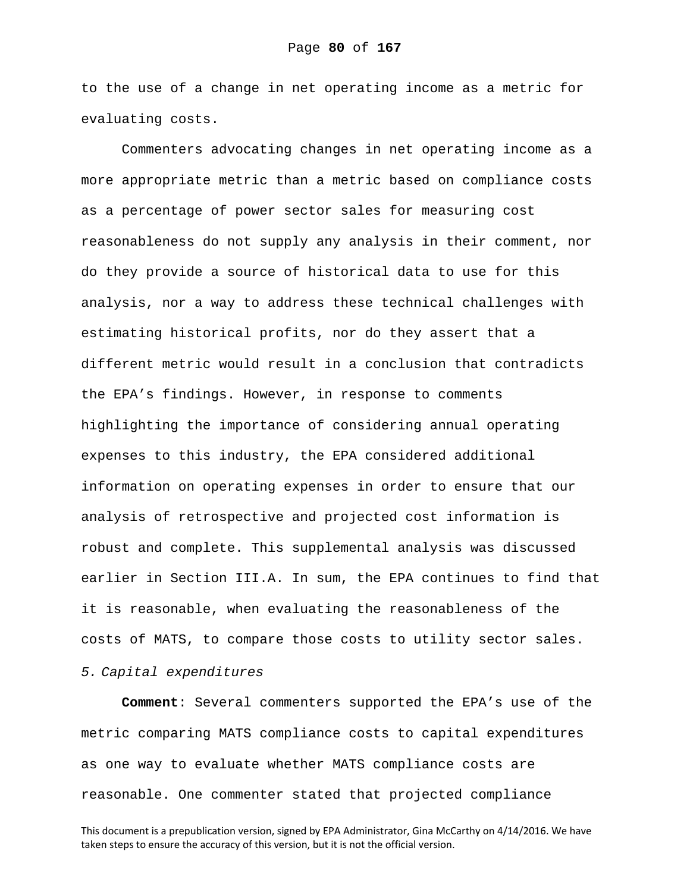to the use of a change in net operating income as a metric for evaluating costs.

Commenters advocating changes in net operating income as a more appropriate metric than a metric based on compliance costs as a percentage of power sector sales for measuring cost reasonableness do not supply any analysis in their comment, nor do they provide a source of historical data to use for this analysis, nor a way to address these technical challenges with estimating historical profits, nor do they assert that a different metric would result in a conclusion that contradicts the EPA's findings. However, in response to comments highlighting the importance of considering annual operating expenses to this industry, the EPA considered additional information on operating expenses in order to ensure that our analysis of retrospective and projected cost information is robust and complete. This supplemental analysis was discussed earlier in Section III.A. In sum, the EPA continues to find that it is reasonable, when evaluating the reasonableness of the costs of MATS, to compare those costs to utility sector sales.

*5. Capital expenditures*

**Comment**: Several commenters supported the EPA's use of the metric comparing MATS compliance costs to capital expenditures as one way to evaluate whether MATS compliance costs are reasonable. One commenter stated that projected compliance

This document is a prepublication version, signed by EPA Administrator, Gina McCarthy on 4/14/2016. We have taken steps to ensure the accuracy of this version, but it is not the official version.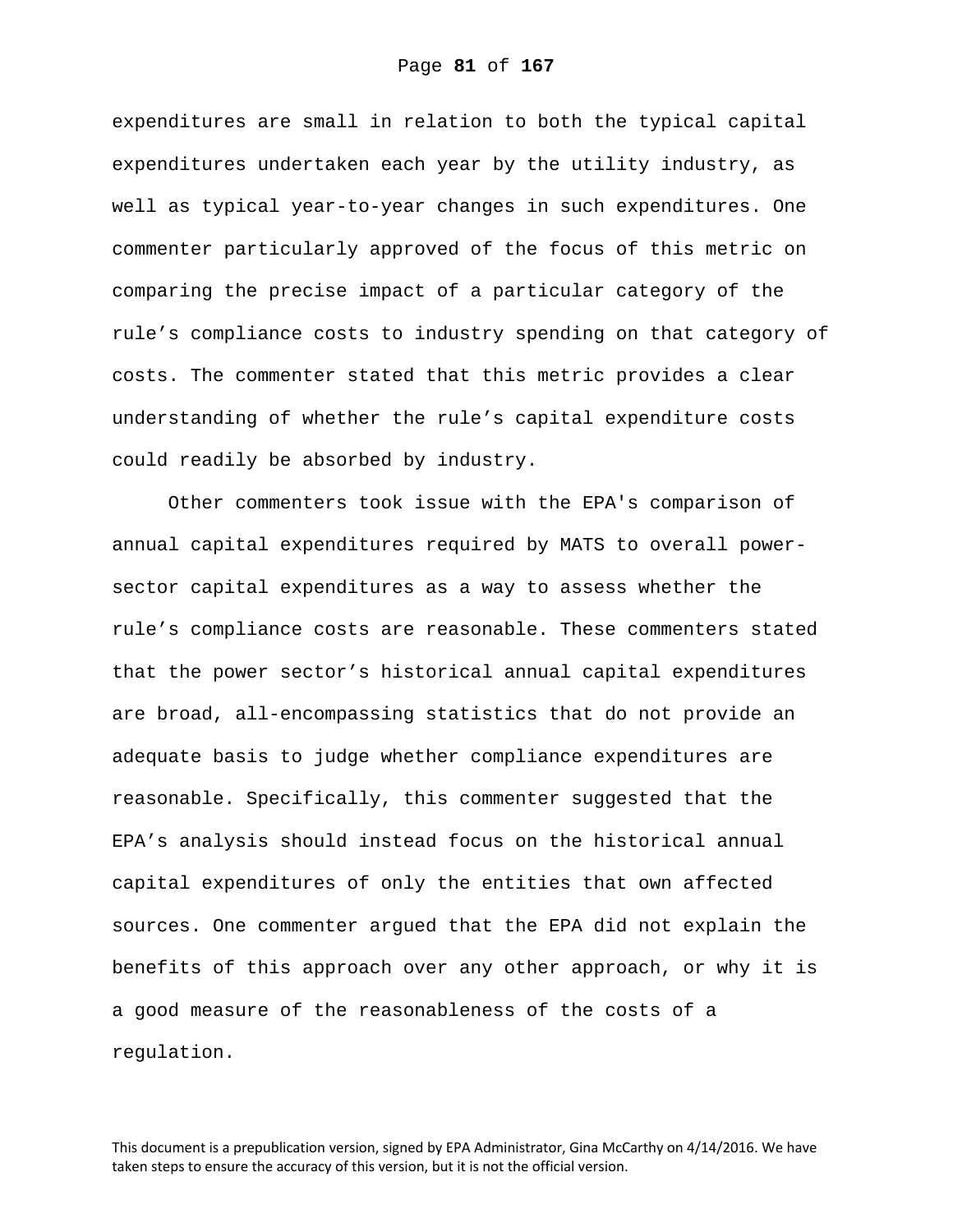expenditures are small in relation to both the typical capital expenditures undertaken each year by the utility industry, as well as typical year-to-year changes in such expenditures. One commenter particularly approved of the focus of this metric on comparing the precise impact of a particular category of the rule's compliance costs to industry spending on that category of costs. The commenter stated that this metric provides a clear understanding of whether the rule's capital expenditure costs could readily be absorbed by industry.

Other commenters took issue with the EPA's comparison of annual capital expenditures required by MATS to overall power-sector capital expenditures as a way to assess whether the rule's compliance costs are reasonable. These commenters stated that the power sector's historical annual capital expenditures are broad, all-encompassing statistics that do not provide an adequate basis to judge whether compliance expenditures are reasonable. Specifically, this commenter suggested that the EPA's analysis should instead focus on the historical annual capital expenditures of only the entities that own affected sources. One commenter argued that the EPA did not explain the benefits of this approach over any other approach, or why it is a good measure of the reasonableness of the costs of a regulation.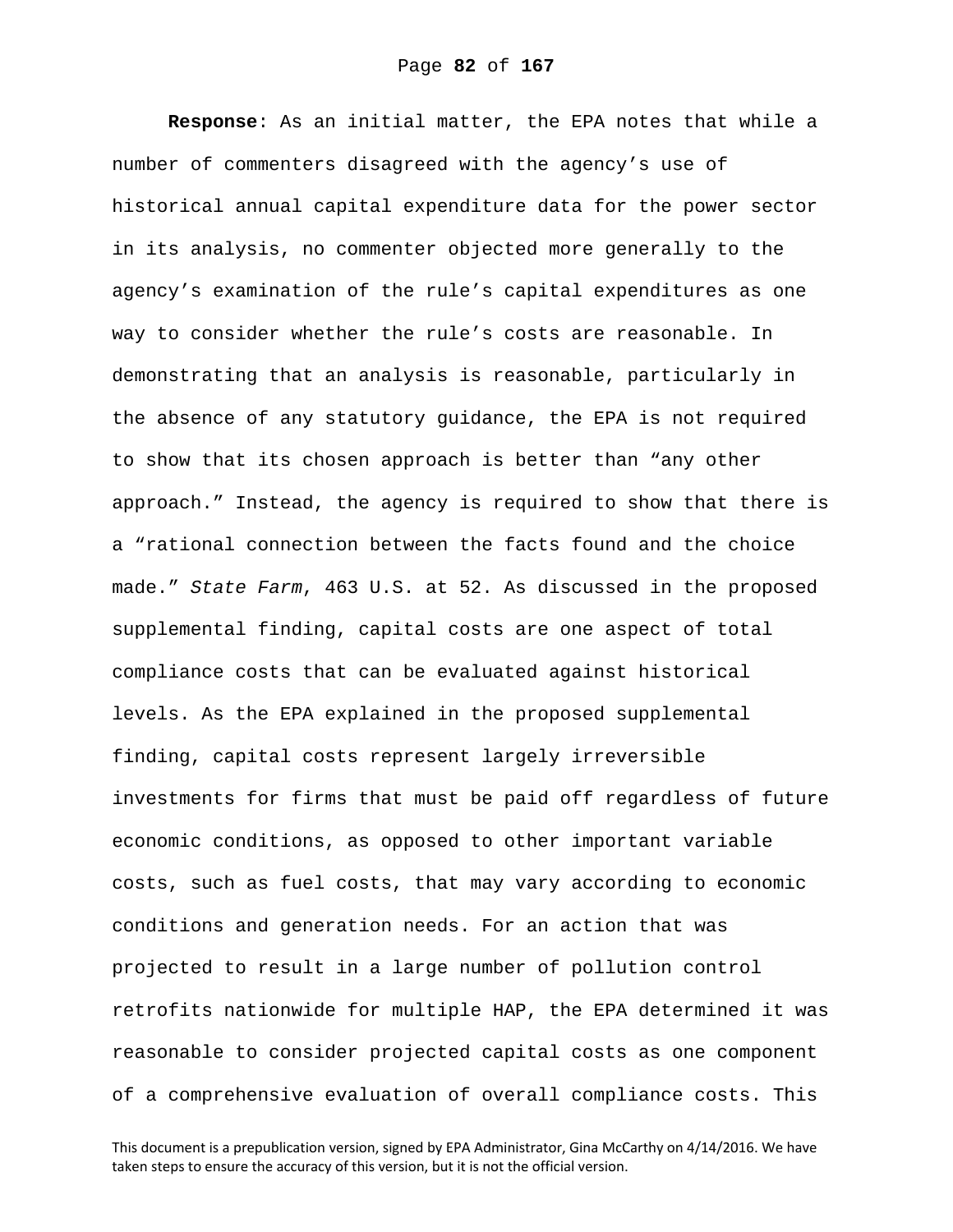**Response**: As an initial matter, the EPA notes that while a number of commenters disagreed with the agency's use of historical annual capital expenditure data for the power sector in its analysis, no commenter objected more generally to the agency's examination of the rule's capital expenditures as one way to consider whether the rule's costs are reasonable. In demonstrating that an analysis is reasonable, particularly in the absence of any statutory guidance, the EPA is not required to show that its chosen approach is better than "any other approach." Instead, the agency is required to show that there is a "rational connection between the facts found and the choice made." *State Farm*, 463 U.S. at 52. As discussed in the proposed supplemental finding, capital costs are one aspect of total compliance costs that can be evaluated against historical levels. As the EPA explained in the proposed supplemental finding, capital costs represent largely irreversible investments for firms that must be paid off regardless of future economic conditions, as opposed to other important variable costs, such as fuel costs, that may vary according to economic conditions and generation needs. For an action that was projected to result in a large number of pollution control retrofits nationwide for multiple HAP, the EPA determined it was reasonable to consider projected capital costs as one component of a comprehensive evaluation of overall compliance costs. This

This document is a prepublication version, signed by EPA Administrator, Gina McCarthy on 4/14/2016. We have taken steps to ensure the accuracy of this version, but it is not the official version.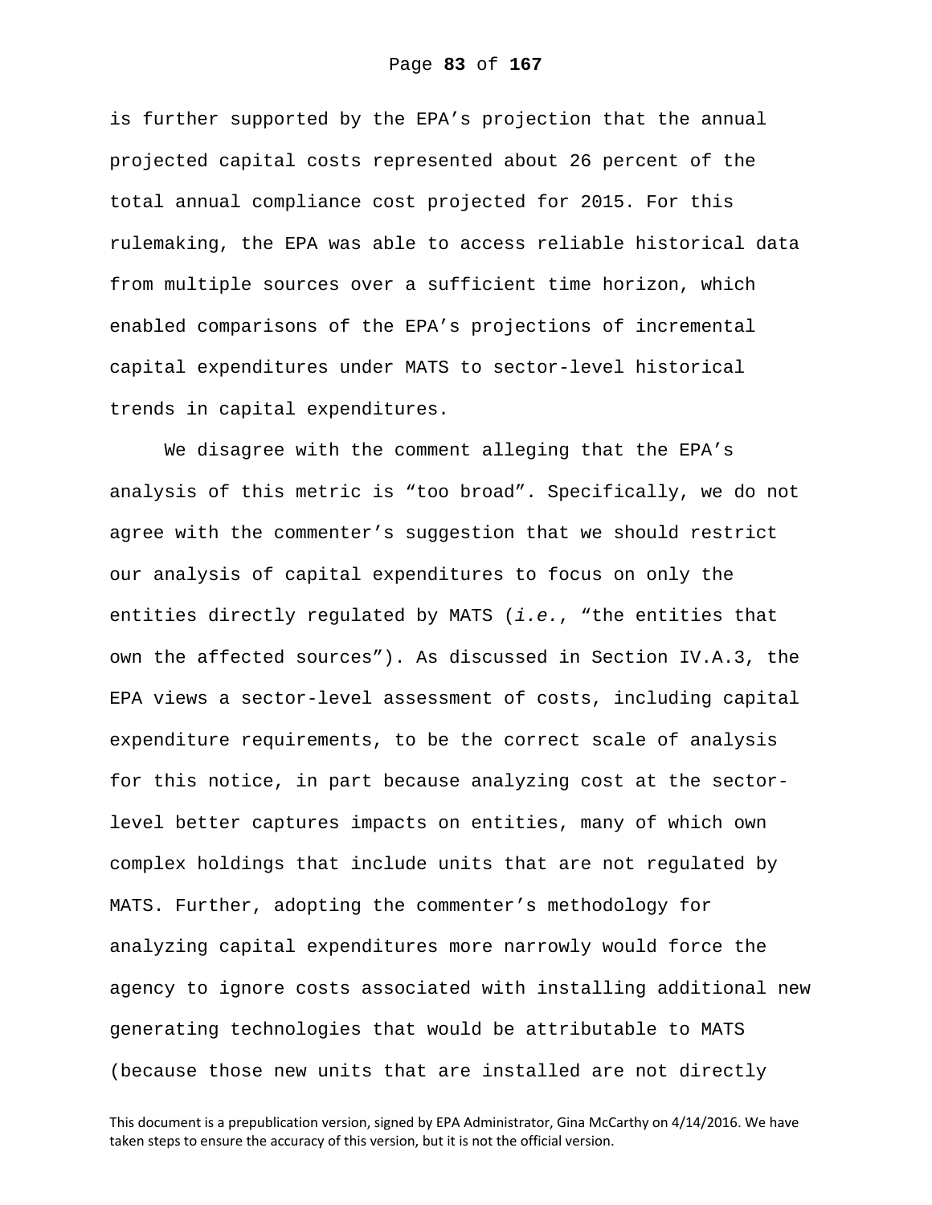is further supported by the EPA's projection that the annual projected capital costs represented about 26 percent of the total annual compliance cost projected for 2015. For this rulemaking, the EPA was able to access reliable historical data from multiple sources over a sufficient time horizon, which enabled comparisons of the EPA's projections of incremental capital expenditures under MATS to sector-level historical trends in capital expenditures.

We disagree with the comment alleging that the EPA's analysis of this metric is "too broad". Specifically, we do not agree with the commenter's suggestion that we should restrict our analysis of capital expenditures to focus on only the entities directly regulated by MATS (*i.e.*, "the entities that own the affected sources"). As discussed in Section IV.A.3, the EPA views a sector-level assessment of costs, including capital expenditure requirements, to be the correct scale of analysis for this notice, in part because analyzing cost at the sector-level better captures impacts on entities, many of which own complex holdings that include units that are not regulated by MATS. Further, adopting the commenter's methodology for analyzing capital expenditures more narrowly would force the agency to ignore costs associated with installing additional new generating technologies that would be attributable to MATS (because those new units that are installed are not directly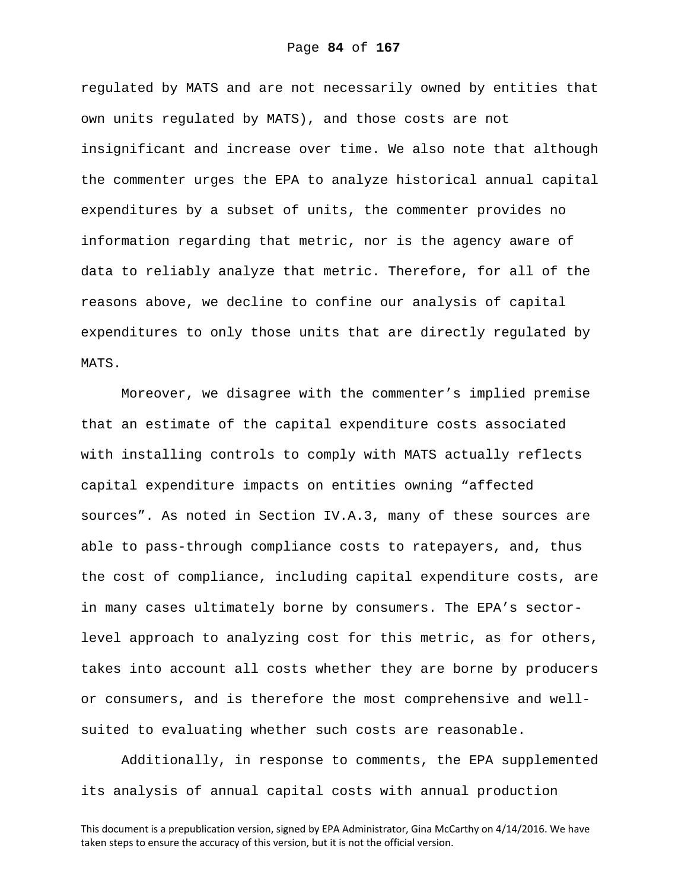regulated by MATS and are not necessarily owned by entities that own units regulated by MATS), and those costs are not insignificant and increase over time. We also note that although the commenter urges the EPA to analyze historical annual capital expenditures by a subset of units, the commenter provides no information regarding that metric, nor is the agency aware of data to reliably analyze that metric. Therefore, for all of the reasons above, we decline to confine our analysis of capital expenditures to only those units that are directly regulated by MATS.

Moreover, we disagree with the commenter's implied premise that an estimate of the capital expenditure costs associated with installing controls to comply with MATS actually reflects capital expenditure impacts on entities owning "affected sources". As noted in Section IV.A.3, many of these sources are able to pass-through compliance costs to ratepayers, and, thus the cost of compliance, including capital expenditure costs, are in many cases ultimately borne by consumers. The EPA's sector-level approach to analyzing cost for this metric, as for others, takes into account all costs whether they are borne by producers or consumers, and is therefore the most comprehensive and well-suited to evaluating whether such costs are reasonable.

Additionally, in response to comments, the EPA supplemented its analysis of annual capital costs with annual production

This document is a prepublication version, signed by EPA Administrator, Gina McCarthy on 4/14/2016. We have taken steps to ensure the accuracy of this version, but it is not the official version.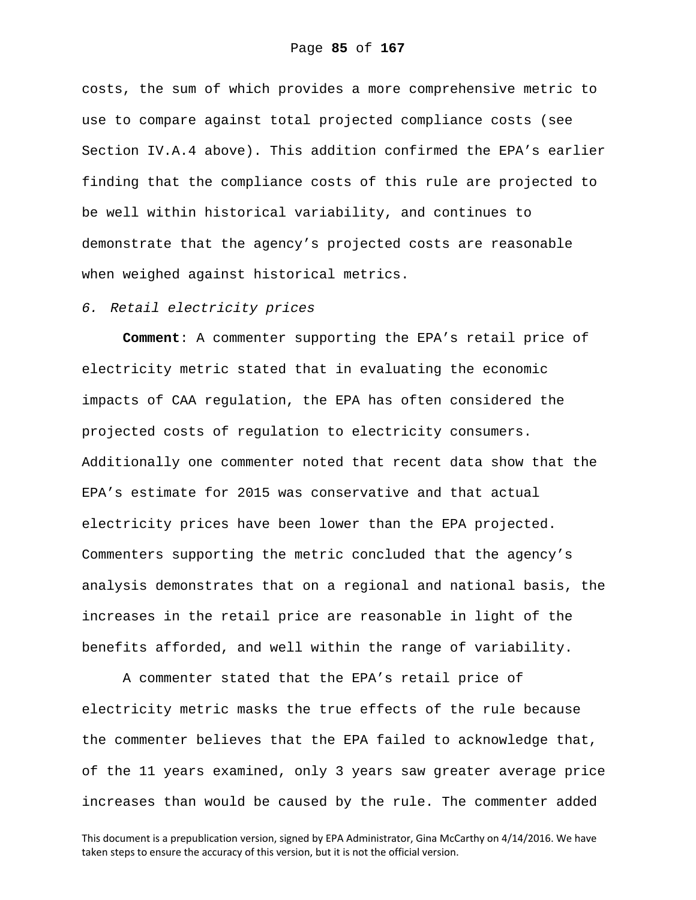costs, the sum of which provides a more comprehensive metric to use to compare against total projected compliance costs (see Section IV.A.4 above). This addition confirmed the EPA's earlier finding that the compliance costs of this rule are projected to be well within historical variability, and continues to demonstrate that the agency's projected costs are reasonable when weighed against historical metrics.

*6. Retail electricity prices*

**Comment**: A commenter supporting the EPA's retail price of electricity metric stated that in evaluating the economic impacts of CAA regulation, the EPA has often considered the projected costs of regulation to electricity consumers. Additionally one commenter noted that recent data show that the EPA's estimate for 2015 was conservative and that actual electricity prices have been lower than the EPA projected. Commenters supporting the metric concluded that the agency's analysis demonstrates that on a regional and national basis, the increases in the retail price are reasonable in light of the benefits afforded, and well within the range of variability.

A commenter stated that the EPA's retail price of electricity metric masks the true effects of the rule because the commenter believes that the EPA failed to acknowledge that, of the 11 years examined, only 3 years saw greater average price increases than would be caused by the rule. The commenter added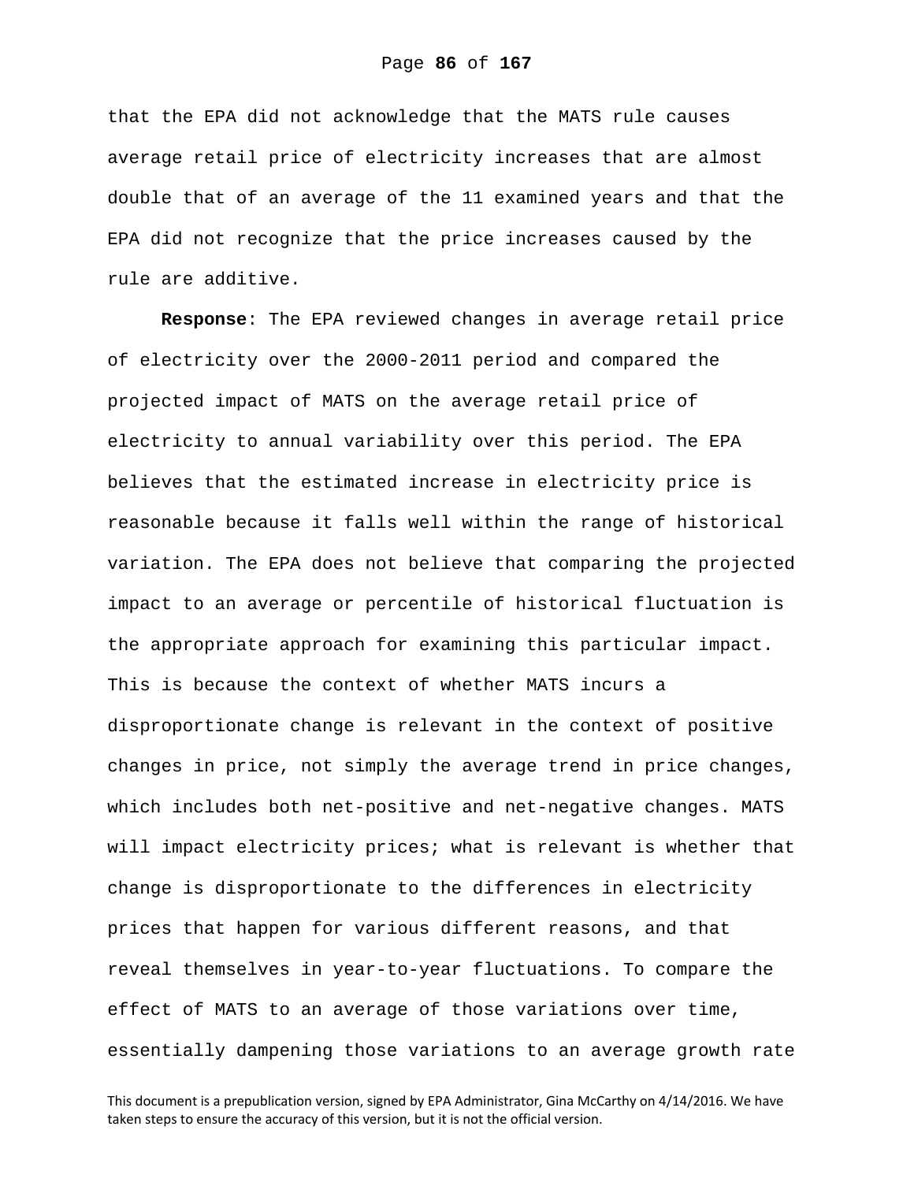that the EPA did not acknowledge that the MATS rule causes average retail price of electricity increases that are almost double that of an average of the 11 examined years and that the EPA did not recognize that the price increases caused by the rule are additive.

**Response**: The EPA reviewed changes in average retail price of electricity over the 2000-2011 period and compared the projected impact of MATS on the average retail price of electricity to annual variability over this period. The EPA believes that the estimated increase in electricity price is reasonable because it falls well within the range of historical variation. The EPA does not believe that comparing the projected impact to an average or percentile of historical fluctuation is the appropriate approach for examining this particular impact. This is because the context of whether MATS incurs a disproportionate change is relevant in the context of positive changes in price, not simply the average trend in price changes, which includes both net-positive and net-negative changes. MATS will impact electricity prices; what is relevant is whether that change is disproportionate to the differences in electricity prices that happen for various different reasons, and that reveal themselves in year-to-year fluctuations. To compare the effect of MATS to an average of those variations over time, essentially dampening those variations to an average growth rate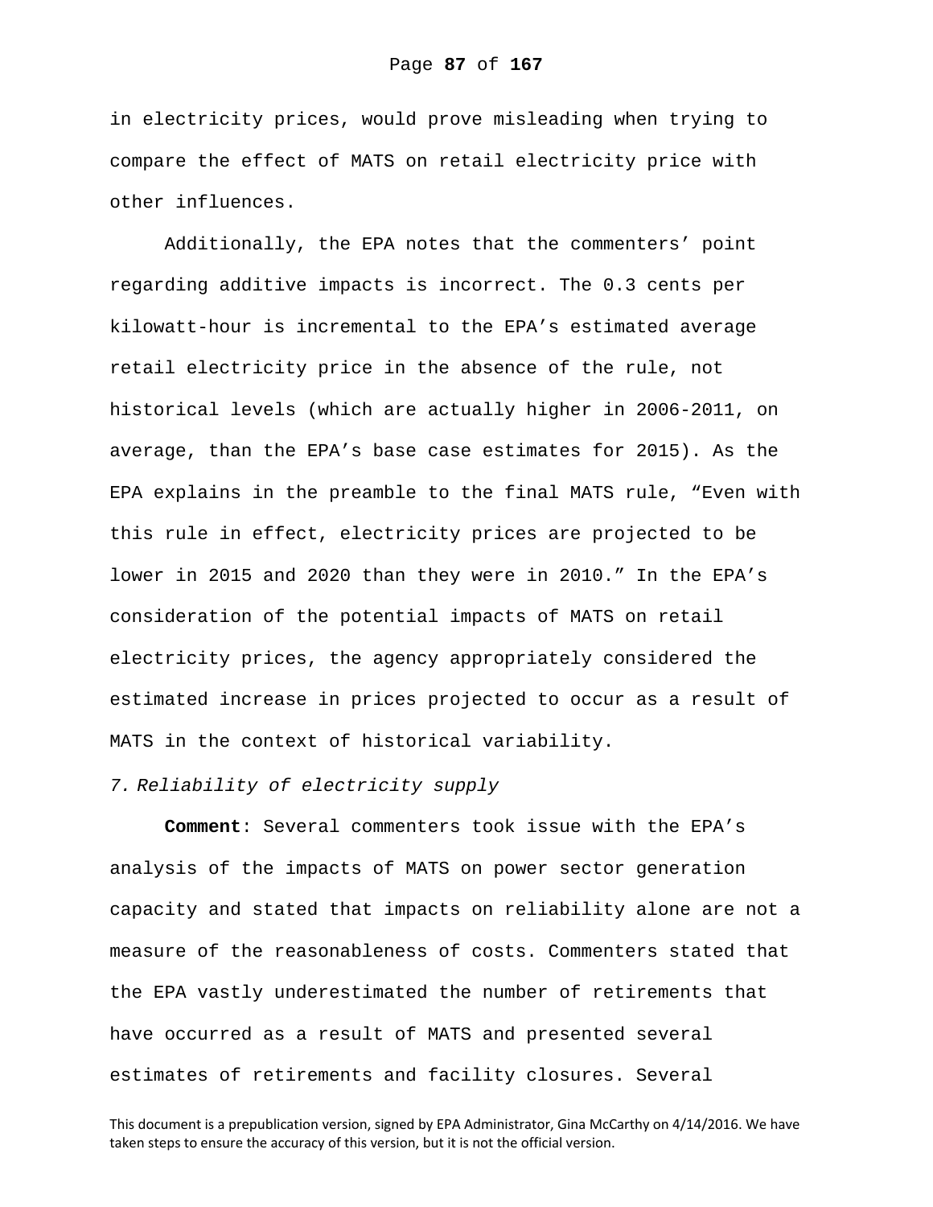in electricity prices, would prove misleading when trying to compare the effect of MATS on retail electricity price with other influences.

Additionally, the EPA notes that the commenters' point regarding additive impacts is incorrect. The 0.3 cents per kilowatt-hour is incremental to the EPA's estimated average retail electricity price in the absence of the rule, not historical levels (which are actually higher in 2006-2011, on average, than the EPA's base case estimates for 2015). As the EPA explains in the preamble to the final MATS rule, "Even with this rule in effect, electricity prices are projected to be lower in 2015 and 2020 than they were in 2010." In the EPA's consideration of the potential impacts of MATS on retail electricity prices, the agency appropriately considered the estimated increase in prices projected to occur as a result of MATS in the context of historical variability.

*7. Reliability of electricity supply*

**Comment**: Several commenters took issue with the EPA's analysis of the impacts of MATS on power sector generation capacity and stated that impacts on reliability alone are not a measure of the reasonableness of costs. Commenters stated that the EPA vastly underestimated the number of retirements that have occurred as a result of MATS and presented several estimates of retirements and facility closures. Several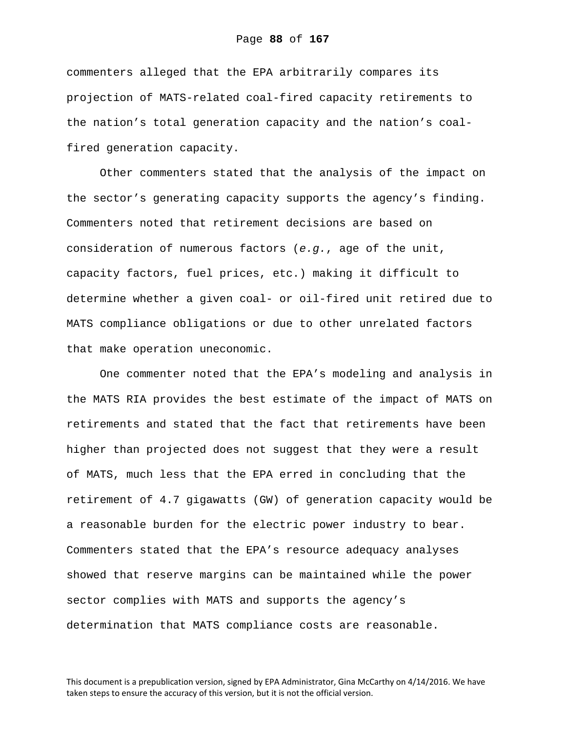commenters alleged that the EPA arbitrarily compares its projection of MATS-related coal-fired capacity retirements to the nation's total generation capacity and the nation's coal-fired generation capacity.

Other commenters stated that the analysis of the impact on the sector's generating capacity supports the agency's finding. Commenters noted that retirement decisions are based on consideration of numerous factors (*e.g.*, age of the unit, capacity factors, fuel prices, etc.) making it difficult to determine whether a given coal- or oil-fired unit retired due to MATS compliance obligations or due to other unrelated factors that make operation uneconomic.

One commenter noted that the EPA's modeling and analysis in the MATS RIA provides the best estimate of the impact of MATS on retirements and stated that the fact that retirements have been higher than projected does not suggest that they were a result of MATS, much less that the EPA erred in concluding that the retirement of 4.7 gigawatts (GW) of generation capacity would be a reasonable burden for the electric power industry to bear. Commenters stated that the EPA's resource adequacy analyses showed that reserve margins can be maintained while the power sector complies with MATS and supports the agency's determination that MATS compliance costs are reasonable.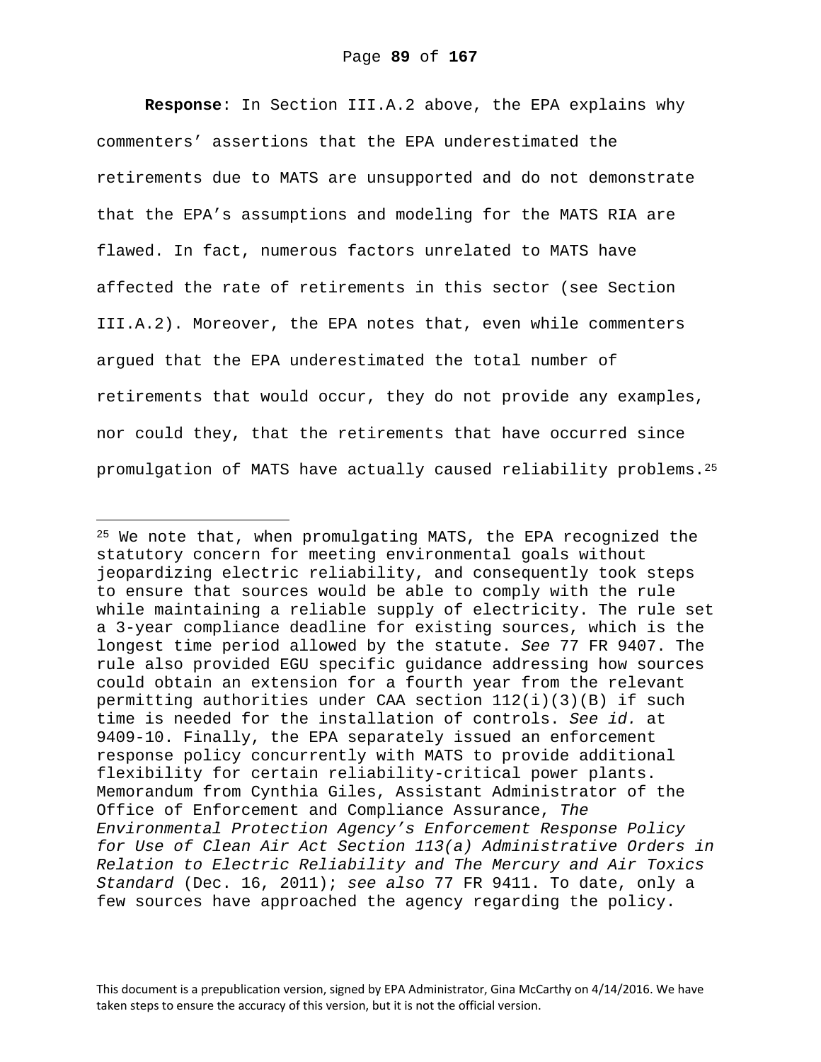**Response**: In Section III.A.2 above, the EPA explains why commenters' assertions that the EPA underestimated the retirements due to MATS are unsupported and do not demonstrate that the EPA's assumptions and modeling for the MATS RIA are flawed. In fact, numerous factors unrelated to MATS have affected the rate of retirements in this sector (see Section III.A.2). Moreover, the EPA notes that, even while commenters argued that the EPA underestimated the total number of retirements that would occur, they do not provide any examples, nor could they, that the retirements that have occurred since promulgation of MATS have actually caused reliability problems.[25]

[25] We note that, when promulgating MATS, the EPA recognized the statutory concern for meeting environmental goals without jeopardizing electric reliability, and consequently took steps to ensure that sources would be able to comply with the rule while maintaining a reliable supply of electricity. The rule set a 3-year compliance deadline for existing sources, which is the longest time period allowed by the statute. *See* 77 FR 9407. The rule also provided EGU specific guidance addressing how sources could obtain an extension for a fourth year from the relevant permitting authorities under CAA section 112(i)(3)(B) if such time is needed for the installation of controls. *See id.* at 9409-10. Finally, the EPA separately issued an enforcement response policy concurrently with MATS to provide additional flexibility for certain reliability-critical power plants. Memorandum from Cynthia Giles, Assistant Administrator of the Office of Enforcement and Compliance Assurance, *The Environmental Protection Agency's Enforcement Response Policy for Use of Clean Air Act Section 113(a) Administrative Orders in Relation to Electric Reliability and The Mercury and Air Toxics Standard* (Dec. 16, 2011); *see also* 77 FR 9411. To date, only a few sources have approached the agency regarding the policy.

This document is a prepublication version, signed by EPA Administrator, Gina McCarthy on 4/14/2016. We have taken steps to ensure the accuracy of this version, but it is not the official version.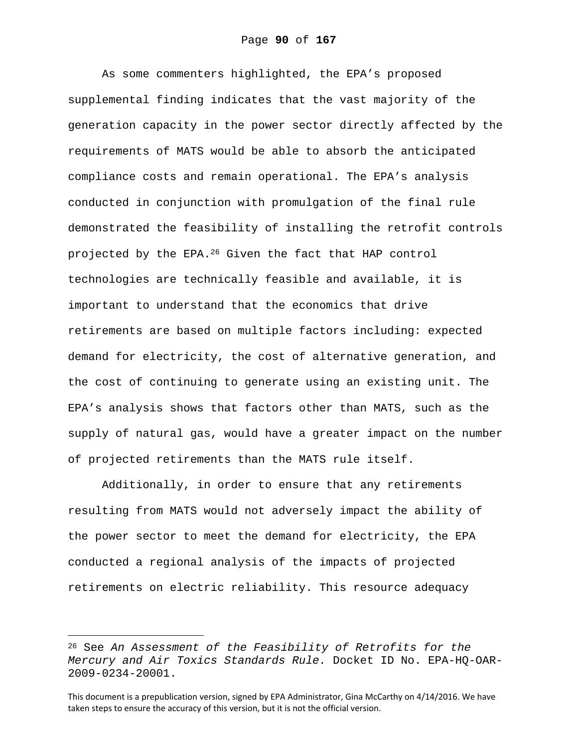As some commenters highlighted, the EPA's proposed supplemental finding indicates that the vast majority of the generation capacity in the power sector directly affected by the requirements of MATS would be able to absorb the anticipated compliance costs and remain operational. The EPA's analysis conducted in conjunction with promulgation of the final rule demonstrated the feasibility of installing the retrofit controls projected by the EPA.[26] Given the fact that HAP control technologies are technically feasible and available, it is important to understand that the economics that drive retirements are based on multiple factors including: expected demand for electricity, the cost of alternative generation, and the cost of continuing to generate using an existing unit. The EPA's analysis shows that factors other than MATS, such as the supply of natural gas, would have a greater impact on the number of projected retirements than the MATS rule itself.

Additionally, in order to ensure that any retirements resulting from MATS would not adversely impact the ability of the power sector to meet the demand for electricity, the EPA conducted a regional analysis of the impacts of projected retirements on electric reliability. This resource adequacy

[26] See *An Assessment of the Feasibility of Retrofits for the Mercury and Air Toxics Standards Rule.* Docket ID No. EPA-HQ-OAR-2009-0234-20001.

This document is a prepublication version, signed by EPA Administrator, Gina McCarthy on 4/14/2016. We have taken steps to ensure the accuracy of this version, but it is not the official version.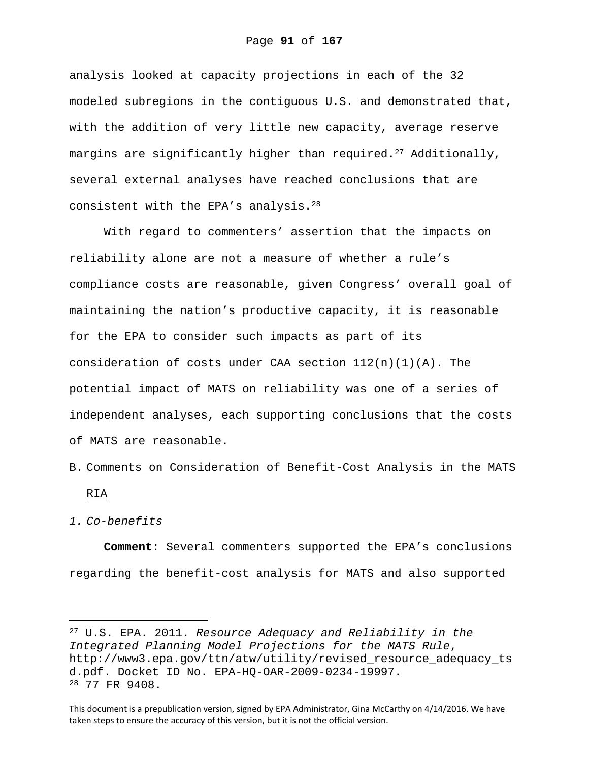analysis looked at capacity projections in each of the 32 modeled subregions in the contiguous U.S. and demonstrated that, with the addition of very little new capacity, average reserve margins are significantly higher than required.[27] Additionally, several external analyses have reached conclusions that are consistent with the EPA's analysis.[28]

With regard to commenters' assertion that the impacts on reliability alone are not a measure of whether a rule's compliance costs are reasonable, given Congress' overall goal of maintaining the nation's productive capacity, it is reasonable for the EPA to consider such impacts as part of its consideration of costs under CAA section 112(n)(1)(A). The potential impact of MATS on reliability was one of a series of independent analyses, each supporting conclusions that the costs of MATS are reasonable.

B. Comments on Consideration of Benefit-Cost Analysis in the MATS RIA

*1. Co-benefits*

**Comment**: Several commenters supported the EPA's conclusions regarding the benefit-cost analysis for MATS and also supported

---

[27] U.S. EPA. 2011. *Resource Adequacy and Reliability in the Integrated Planning Model Projections for the MATS Rule*, http://www3.epa.gov/ttn/atw/utility/revised_resource_adequacy_tsd.pdf. Docket ID No. EPA-HQ-OAR-2009-0234-19997.

[28] 77 FR 9408.

This document is a prepublication version, signed by EPA Administrator, Gina McCarthy on 4/14/2016. We have taken steps to ensure the accuracy of this version, but it is not the official version.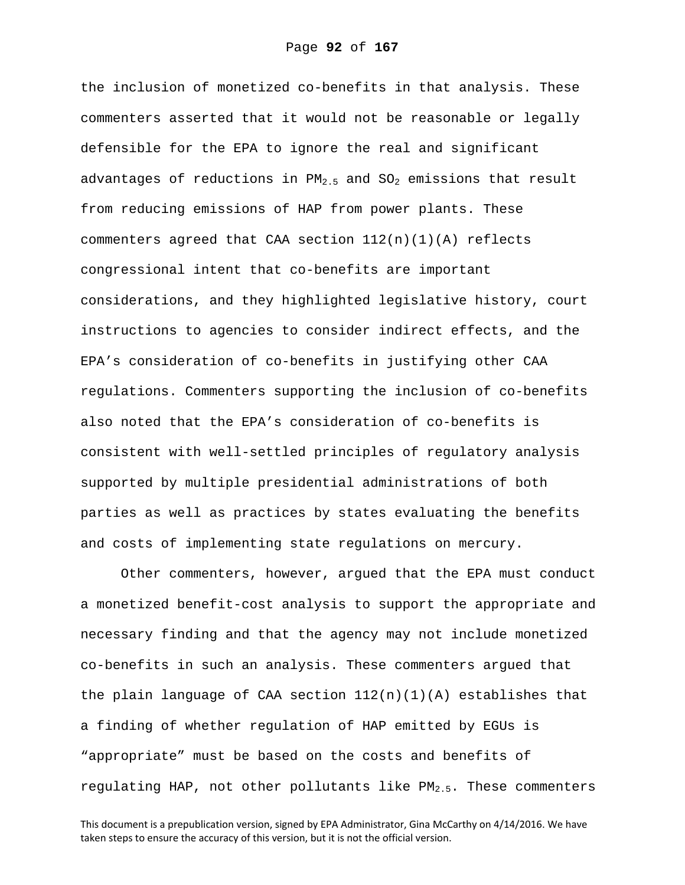the inclusion of monetized co-benefits in that analysis. These commenters asserted that it would not be reasonable or legally defensible for the EPA to ignore the real and significant advantages of reductions in $PM_{2.5}$ and $SO_2$ emissions that result from reducing emissions of HAP from power plants. These commenters agreed that CAA section 112(n)(1)(A) reflects congressional intent that co-benefits are important considerations, and they highlighted legislative history, court instructions to agencies to consider indirect effects, and the EPA's consideration of co-benefits in justifying other CAA regulations. Commenters supporting the inclusion of co-benefits also noted that the EPA's consideration of co-benefits is consistent with well-settled principles of regulatory analysis supported by multiple presidential administrations of both parties as well as practices by states evaluating the benefits and costs of implementing state regulations on mercury.

Other commenters, however, argued that the EPA must conduct a monetized benefit-cost analysis to support the appropriate and necessary finding and that the agency may not include monetized co-benefits in such an analysis. These commenters argued that the plain language of CAA section 112(n)(1)(A) establishes that a finding of whether regulation of HAP emitted by EGUs is "appropriate" must be based on the costs and benefits of regulating HAP, not other pollutants like $PM_{2.5}$. These commenters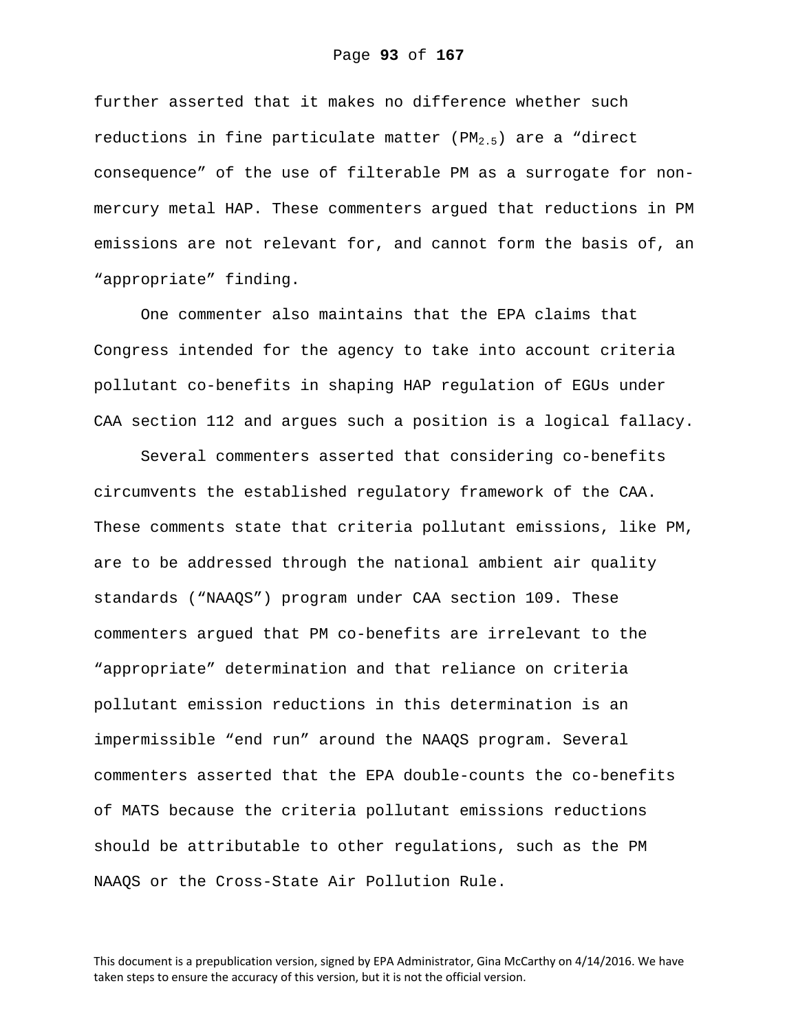further asserted that it makes no difference whether such reductions in fine particulate matter ($PM_{2.5}$) are a “direct consequence” of the use of filterable PM as a surrogate for non-mercury metal HAP. These commenters argued that reductions in PM emissions are not relevant for, and cannot form the basis of, an “appropriate” finding.

One commenter also maintains that the EPA claims that Congress intended for the agency to take into account criteria pollutant co-benefits in shaping HAP regulation of EGUs under CAA section 112 and argues such a position is a logical fallacy.

Several commenters asserted that considering co-benefits circumvents the established regulatory framework of the CAA. These comments state that criteria pollutant emissions, like PM, are to be addressed through the national ambient air quality standards (“NAAQS”) program under CAA section 109. These commenters argued that PM co-benefits are irrelevant to the “appropriate” determination and that reliance on criteria pollutant emission reductions in this determination is an impermissible “end run” around the NAAQS program. Several commenters asserted that the EPA double-counts the co-benefits of MATS because the criteria pollutant emissions reductions should be attributable to other regulations, such as the PM NAAQS or the Cross-State Air Pollution Rule.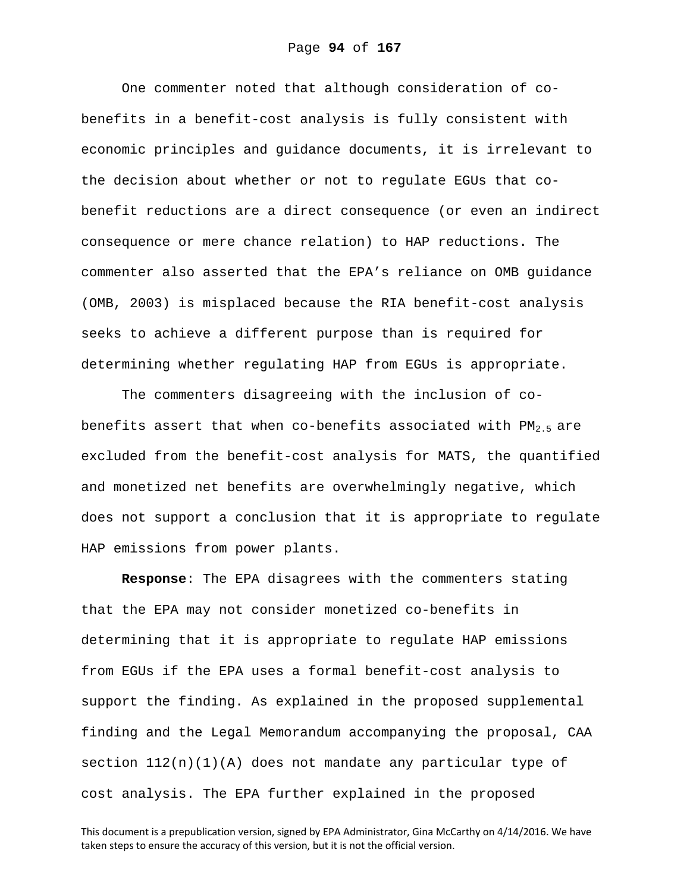One commenter noted that although consideration of co-benefits in a benefit-cost analysis is fully consistent with economic principles and guidance documents, it is irrelevant to the decision about whether or not to regulate EGUs that co-benefit reductions are a direct consequence (or even an indirect consequence or mere chance relation) to HAP reductions. The commenter also asserted that the EPA's reliance on OMB guidance (OMB, 2003) is misplaced because the RIA benefit-cost analysis seeks to achieve a different purpose than is required for determining whether regulating HAP from EGUs is appropriate.

The commenters disagreeing with the inclusion of co-benefits assert that when co-benefits associated with $PM_{2.5}$ are excluded from the benefit-cost analysis for MATS, the quantified and monetized net benefits are overwhelmingly negative, which does not support a conclusion that it is appropriate to regulate HAP emissions from power plants.

**Response**: The EPA disagrees with the commenters stating that the EPA may not consider monetized co-benefits in determining that it is appropriate to regulate HAP emissions from EGUs if the EPA uses a formal benefit-cost analysis to support the finding. As explained in the proposed supplemental finding and the Legal Memorandum accompanying the proposal, CAA section 112(n)(1)(A) does not mandate any particular type of cost analysis. The EPA further explained in the proposed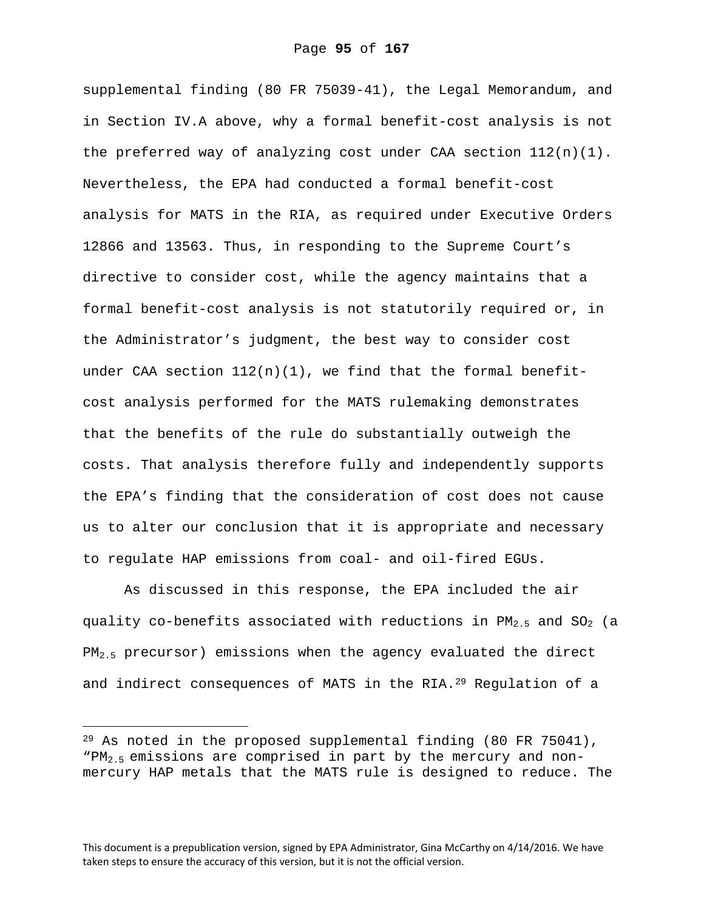supplemental finding (80 FR 75039-41), the Legal Memorandum, and in Section IV.A above, why a formal benefit-cost analysis is not the preferred way of analyzing cost under CAA section 112(n)(1). Nevertheless, the EPA had conducted a formal benefit-cost analysis for MATS in the RIA, as required under Executive Orders 12866 and 13563. Thus, in responding to the Supreme Court's directive to consider cost, while the agency maintains that a formal benefit-cost analysis is not statutorily required or, in the Administrator's judgment, the best way to consider cost under CAA section 112(n)(1), we find that the formal benefit-cost analysis performed for the MATS rulemaking demonstrates that the benefits of the rule do substantially outweigh the costs. That analysis therefore fully and independently supports the EPA's finding that the consideration of cost does not cause us to alter our conclusion that it is appropriate and necessary to regulate HAP emissions from coal- and oil-fired EGUs.

As discussed in this response, the EPA included the air quality co-benefits associated with reductions in $PM_{2.5}$ and $SO_2$ (a $PM_{2.5}$ precursor) emissions when the agency evaluated the direct and indirect consequences of MATS in the RIA.[29] Regulation of a

[29] As noted in the proposed supplemental finding (80 FR 75041), "$PM_{2.5}$ emissions are comprised in part by the mercury and non-mercury HAP metals that the MATS rule is designed to reduce. The

This document is a prepublication version, signed by EPA Administrator, Gina McCarthy on 4/14/2016. We have taken steps to ensure the accuracy of this version, but it is not the official version.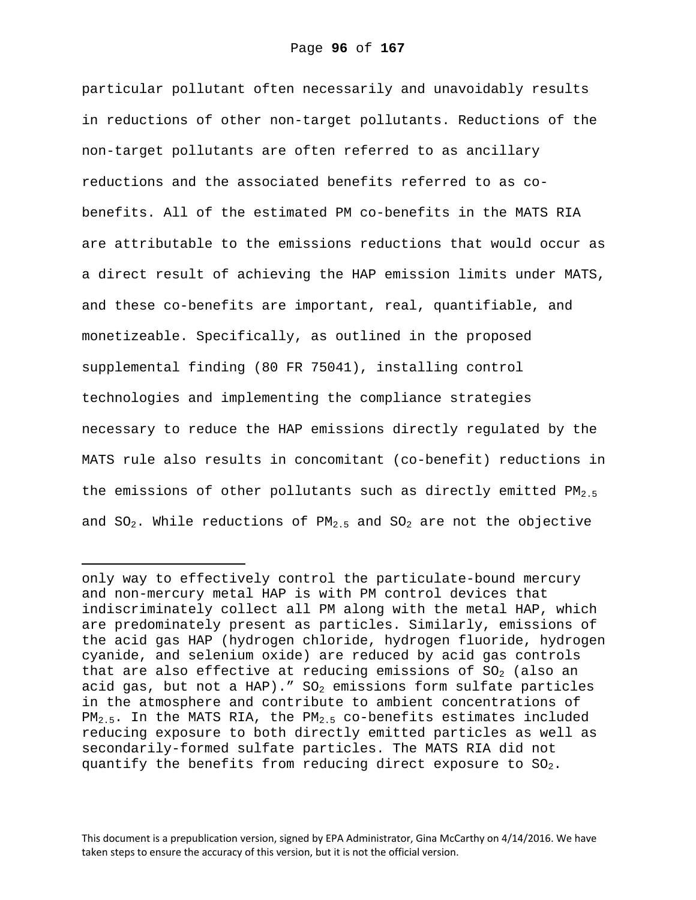particular pollutant often necessarily and unavoidably results in reductions of other non-target pollutants. Reductions of the non-target pollutants are often referred to as ancillary reductions and the associated benefits referred to as co-benefits. All of the estimated PM co-benefits in the MATS RIA are attributable to the emissions reductions that would occur as a direct result of achieving the HAP emission limits under MATS, and these co-benefits are important, real, quantifiable, and monetizeable. Specifically, as outlined in the proposed supplemental finding (80 FR 75041), installing control technologies and implementing the compliance strategies necessary to reduce the HAP emissions directly regulated by the MATS rule also results in concomitant (co-benefit) reductions in the emissions of other pollutants such as directly emitted $PM_{2.5}$ and $SO_2$. While reductions of $PM_{2.5}$ and $SO_2$ are not the objective

---

only way to effectively control the particulate-bound mercury and non-mercury metal HAP is with PM control devices that indiscriminately collect all PM along with the metal HAP, which are predominately present as particles. Similarly, emissions of the acid gas HAP (hydrogen chloride, hydrogen fluoride, hydrogen cyanide, and selenium oxide) are reduced by acid gas controls that are also effective at reducing emissions of $SO_2$ (also an acid gas, but not a HAP)." $SO_2$ emissions form sulfate particles in the atmosphere and contribute to ambient concentrations of $PM_{2.5}$. In the MATS RIA, the $PM_{2.5}$ co-benefits estimates included reducing exposure to both directly emitted particles as well as secondarily-formed sulfate particles. The MATS RIA did not quantify the benefits from reducing direct exposure to $SO_2$.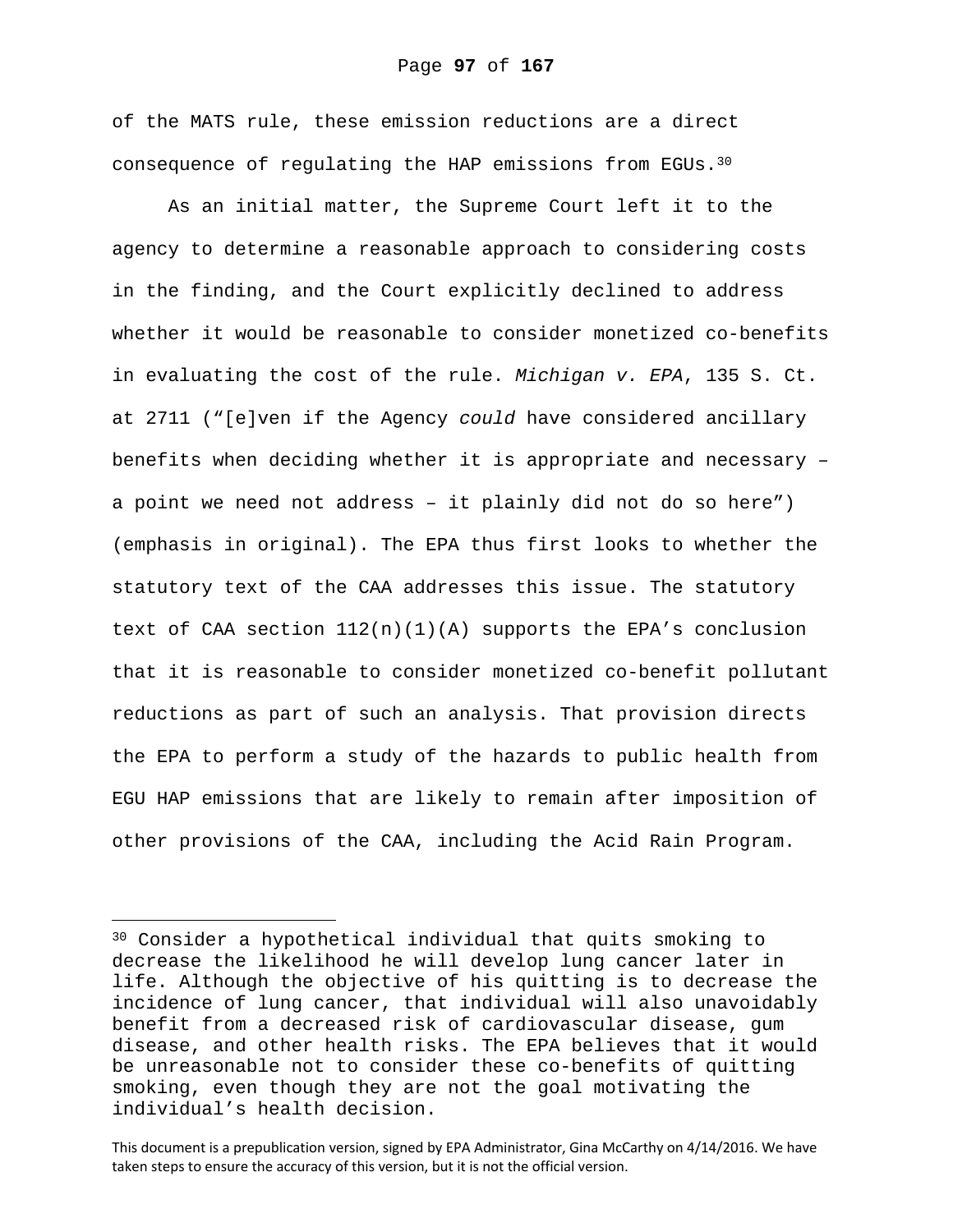of the MATS rule, these emission reductions are a direct consequence of regulating the HAP emissions from EGUs.[30]

As an initial matter, the Supreme Court left it to the agency to determine a reasonable approach to considering costs in the finding, and the Court explicitly declined to address whether it would be reasonable to consider monetized co-benefits in evaluating the cost of the rule. *Michigan v. EPA*, 135 S. Ct. at 2711 ("[e]ven if the Agency *could* have considered ancillary benefits when deciding whether it is appropriate and necessary – a point we need not address – it plainly did not do so here") (emphasis in original). The EPA thus first looks to whether the statutory text of the CAA addresses this issue. The statutory text of CAA section 112(n)(1)(A) supports the EPA's conclusion that it is reasonable to consider monetized co-benefit pollutant reductions as part of such an analysis. That provision directs the EPA to perform a study of the hazards to public health from EGU HAP emissions that are likely to remain after imposition of other provisions of the CAA, including the Acid Rain Program.

---

[30] Consider a hypothetical individual that quits smoking to decrease the likelihood he will develop lung cancer later in life. Although the objective of his quitting is to decrease the incidence of lung cancer, that individual will also unavoidably benefit from a decreased risk of cardiovascular disease, gum disease, and other health risks. The EPA believes that it would be unreasonable not to consider these co-benefits of quitting smoking, even though they are not the goal motivating the individual's health decision.

This document is a prepublication version, signed by EPA Administrator, Gina McCarthy on 4/14/2016. We have taken steps to ensure the accuracy of this version, but it is not the official version.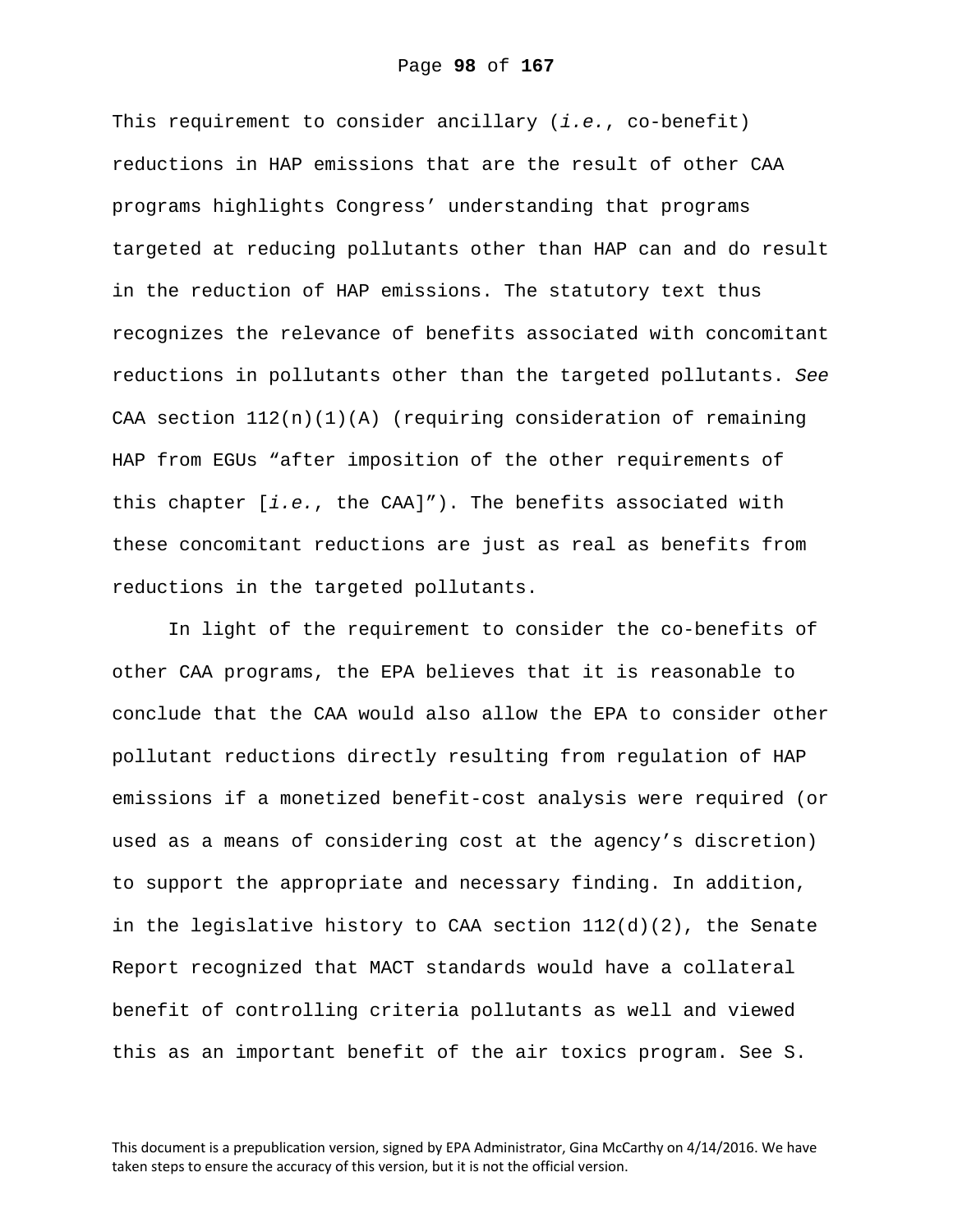This requirement to consider ancillary (*i.e.*, co-benefit) reductions in HAP emissions that are the result of other CAA programs highlights Congress' understanding that programs targeted at reducing pollutants other than HAP can and do result in the reduction of HAP emissions. The statutory text thus recognizes the relevance of benefits associated with concomitant reductions in pollutants other than the targeted pollutants. *See* CAA section 112(n)(1)(A) (requiring consideration of remaining HAP from EGUs "after imposition of the other requirements of this chapter [*i.e.*, the CAA]"). The benefits associated with these concomitant reductions are just as real as benefits from reductions in the targeted pollutants.

In light of the requirement to consider the co-benefits of other CAA programs, the EPA believes that it is reasonable to conclude that the CAA would also allow the EPA to consider other pollutant reductions directly resulting from regulation of HAP emissions if a monetized benefit-cost analysis were required (or used as a means of considering cost at the agency's discretion) to support the appropriate and necessary finding. In addition, in the legislative history to CAA section 112(d)(2), the Senate Report recognized that MACT standards would have a collateral benefit of controlling criteria pollutants as well and viewed this as an important benefit of the air toxics program. See S.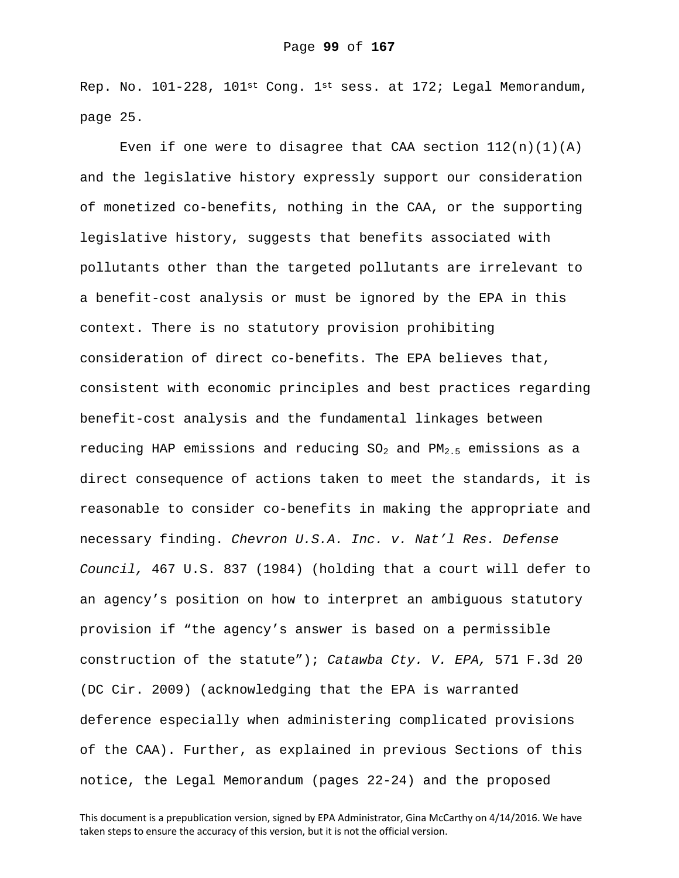Rep. No. 101-228, 101st Cong. 1st sess. at 172; Legal Memorandum, page 25.

Even if one were to disagree that CAA section 112(n)(1)(A) and the legislative history expressly support our consideration of monetized co-benefits, nothing in the CAA, or the supporting legislative history, suggests that benefits associated with pollutants other than the targeted pollutants are irrelevant to a benefit-cost analysis or must be ignored by the EPA in this context. There is no statutory provision prohibiting consideration of direct co-benefits. The EPA believes that, consistent with economic principles and best practices regarding benefit-cost analysis and the fundamental linkages between reducing HAP emissions and reducing $SO_2$ and $PM_{2.5}$ emissions as a direct consequence of actions taken to meet the standards, it is reasonable to consider co-benefits in making the appropriate and necessary finding. *Chevron U.S.A. Inc. v. Nat'l Res. Defense Council,* 467 U.S. 837 (1984) (holding that a court will defer to an agency's position on how to interpret an ambiguous statutory provision if "the agency's answer is based on a permissible construction of the statute"); *Catawba Cty. V. EPA,* 571 F.3d 20 (DC Cir. 2009) (acknowledging that the EPA is warranted deference especially when administering complicated provisions of the CAA). Further, as explained in previous Sections of this notice, the Legal Memorandum (pages 22-24) and the proposed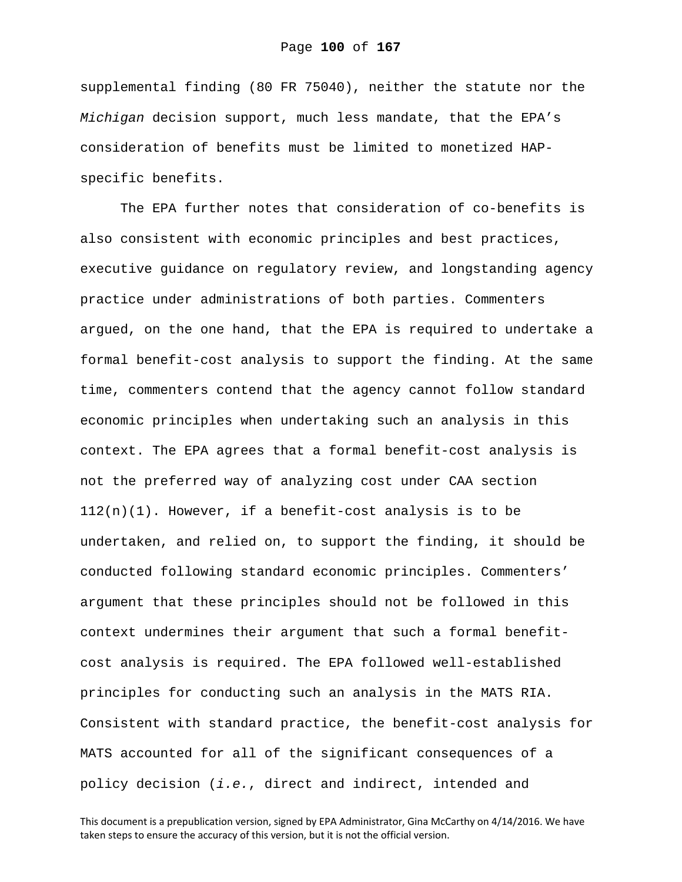supplemental finding (80 FR 75040), neither the statute nor the *Michigan* decision support, much less mandate, that the EPA's consideration of benefits must be limited to monetized HAP-specific benefits.

The EPA further notes that consideration of co-benefits is also consistent with economic principles and best practices, executive guidance on regulatory review, and longstanding agency practice under administrations of both parties. Commenters argued, on the one hand, that the EPA is required to undertake a formal benefit-cost analysis to support the finding. At the same time, commenters contend that the agency cannot follow standard economic principles when undertaking such an analysis in this context. The EPA agrees that a formal benefit-cost analysis is not the preferred way of analyzing cost under CAA section 112(n)(1). However, if a benefit-cost analysis is to be undertaken, and relied on, to support the finding, it should be conducted following standard economic principles. Commenters' argument that these principles should not be followed in this context undermines their argument that such a formal benefit-cost analysis is required. The EPA followed well-established principles for conducting such an analysis in the MATS RIA. Consistent with standard practice, the benefit-cost analysis for MATS accounted for all of the significant consequences of a policy decision (*i.e.*, direct and indirect, intended and

This document is a prepublication version, signed by EPA Administrator, Gina McCarthy on 4/14/2016. We have taken steps to ensure the accuracy of this version, but it is not the official version.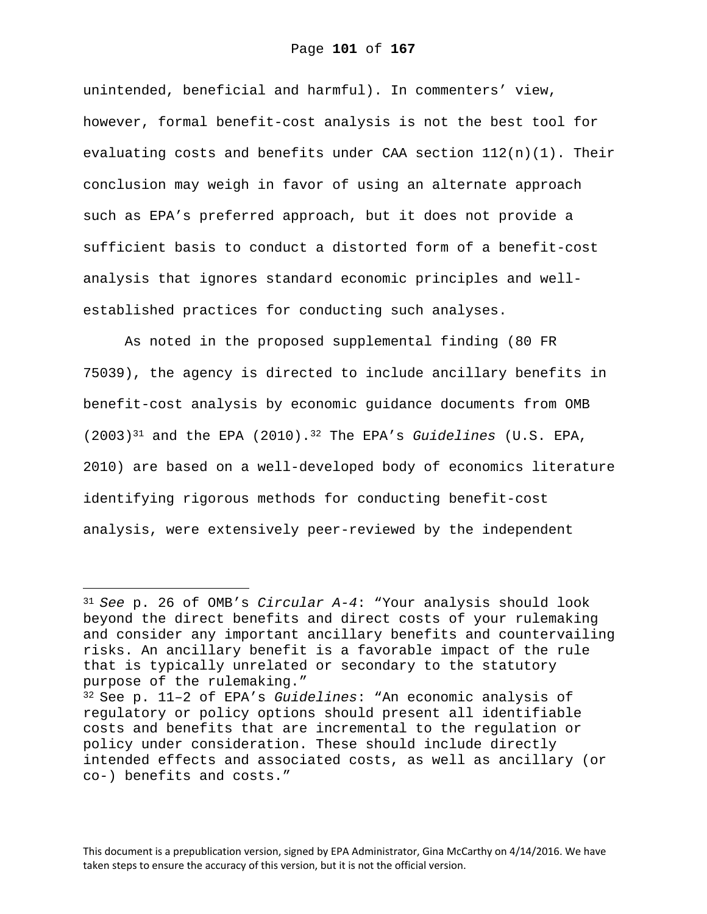unintended, beneficial and harmful). In commenters' view, however, formal benefit-cost analysis is not the best tool for evaluating costs and benefits under CAA section 112(n)(1). Their conclusion may weigh in favor of using an alternate approach such as EPA's preferred approach, but it does not provide a sufficient basis to conduct a distorted form of a benefit-cost analysis that ignores standard economic principles and well-established practices for conducting such analyses.

As noted in the proposed supplemental finding (80 FR 75039), the agency is directed to include ancillary benefits in benefit-cost analysis by economic guidance documents from OMB (2003)[31] and the EPA (2010).[32] The EPA's *Guidelines* (U.S. EPA, 2010) are based on a well-developed body of economics literature identifying rigorous methods for conducting benefit-cost analysis, were extensively peer-reviewed by the independent

---

[31] *See* p. 26 of OMB's *Circular A-4*: "Your analysis should look beyond the direct benefits and direct costs of your rulemaking and consider any important ancillary benefits and countervailing risks. An ancillary benefit is a favorable impact of the rule that is typically unrelated or secondary to the statutory purpose of the rulemaking."

[32] See p. 11–2 of EPA's *Guidelines*: "An economic analysis of regulatory or policy options should present all identifiable costs and benefits that are incremental to the regulation or policy under consideration. These should include directly intended effects and associated costs, as well as ancillary (or co-) benefits and costs."

This document is a prepublication version, signed by EPA Administrator, Gina McCarthy on 4/14/2016. We have taken steps to ensure the accuracy of this version, but it is not the official version.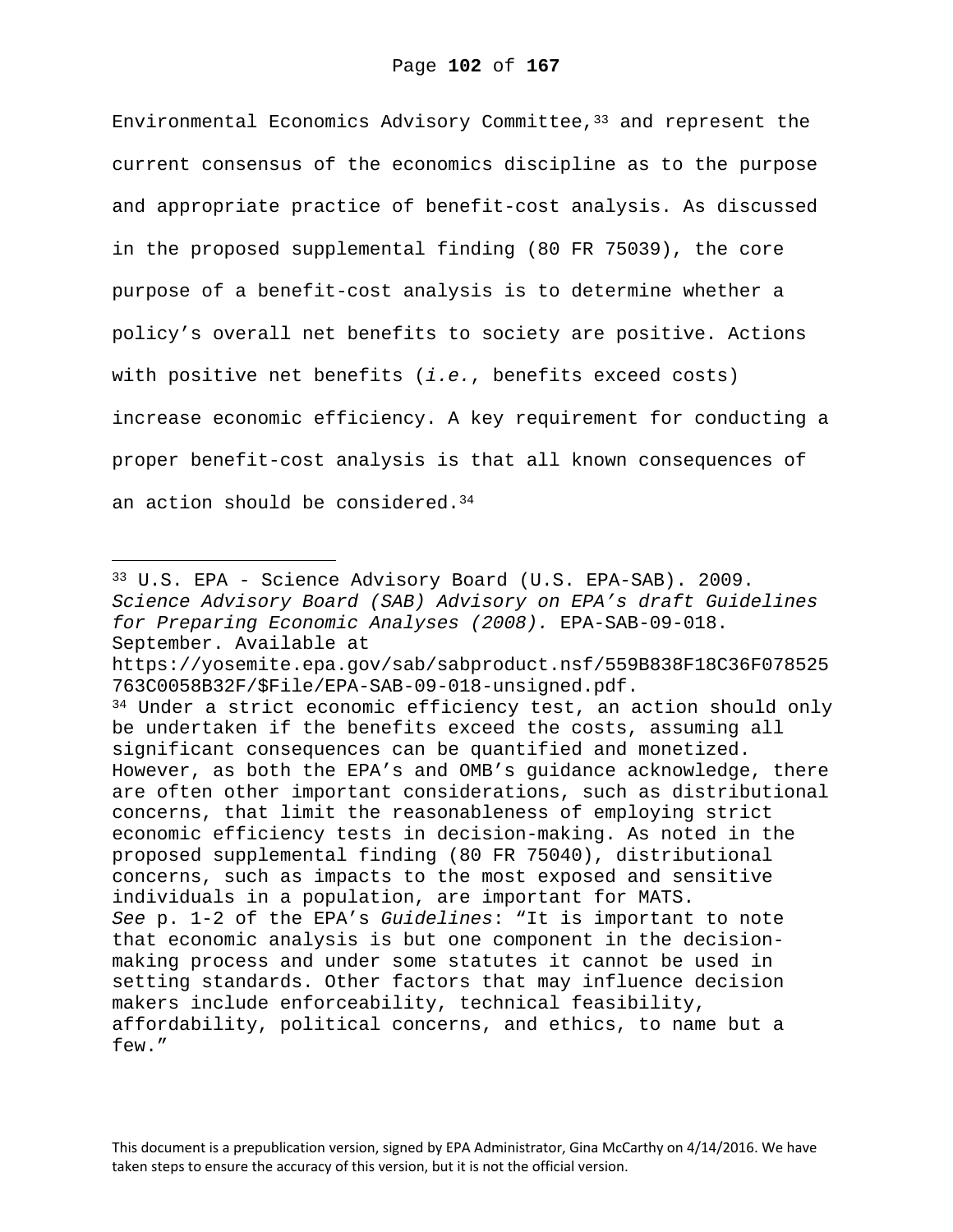Environmental Economics Advisory Committee,[33] and represent the current consensus of the economics discipline as to the purpose and appropriate practice of benefit-cost analysis. As discussed in the proposed supplemental finding (80 FR 75039), the core purpose of a benefit-cost analysis is to determine whether a policy's overall net benefits to society are positive. Actions with positive net benefits (*i.e.*, benefits exceed costs) increase economic efficiency. A key requirement for conducting a proper benefit-cost analysis is that all known consequences of an action should be considered.[34]

---

[33] U.S. EPA - Science Advisory Board (U.S. EPA-SAB). 2009. *Science Advisory Board (SAB) Advisory on EPA's draft Guidelines for Preparing Economic Analyses (2008).* EPA-SAB-09-018. September. Available at https://yosemite.epa.gov/sab/sabproduct.nsf/559B838F18C36F078525763C0058B32F/$File/EPA-SAB-09-018-unsigned.pdf.

[34] Under a strict economic efficiency test, an action should only be undertaken if the benefits exceed the costs, assuming all significant consequences can be quantified and monetized. However, as both the EPA's and OMB's guidance acknowledge, there are often other important considerations, such as distributional concerns, that limit the reasonableness of employing strict economic efficiency tests in decision-making. As noted in the proposed supplemental finding (80 FR 75040), distributional concerns, such as impacts to the most exposed and sensitive individuals in a population, are important for MATS. *See* p. 1-2 of the EPA's *Guidelines*: "It is important to note that economic analysis is but one component in the decision-making process and under some statutes it cannot be used in setting standards. Other factors that may influence decision makers include enforceability, technical feasibility, affordability, political concerns, and ethics, to name but a few."

This document is a prepublication version, signed by EPA Administrator, Gina McCarthy on 4/14/2016. We have taken steps to ensure the accuracy of this version, but it is not the official version.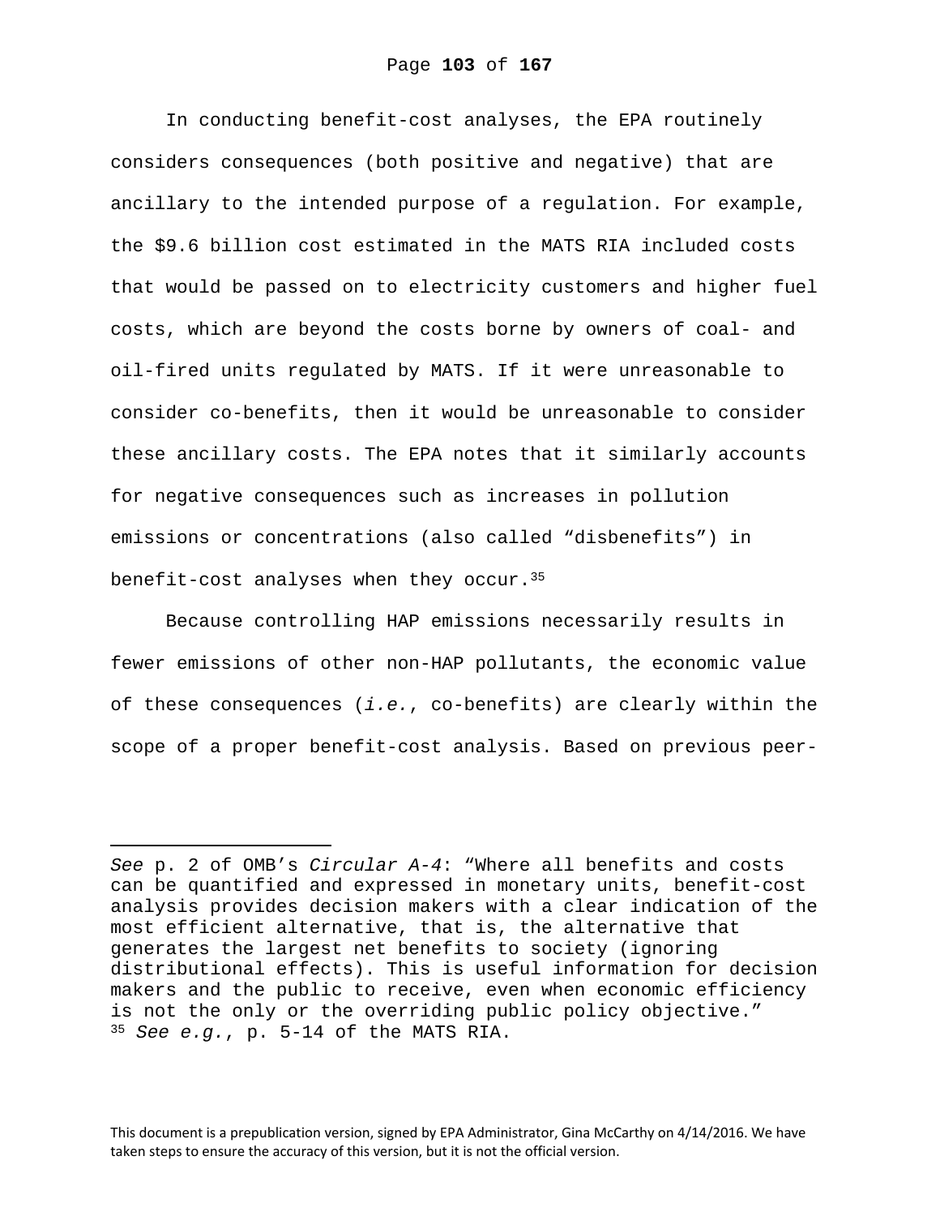In conducting benefit-cost analyses, the EPA routinely considers consequences (both positive and negative) that are ancillary to the intended purpose of a regulation. For example, the $9.6 billion cost estimated in the MATS RIA included costs that would be passed on to electricity customers and higher fuel costs, which are beyond the costs borne by owners of coal- and oil-fired units regulated by MATS. If it were unreasonable to consider co-benefits, then it would be unreasonable to consider these ancillary costs. The EPA notes that it similarly accounts for negative consequences such as increases in pollution emissions or concentrations (also called "disbenefits") in benefit-cost analyses when they occur.[35]

Because controlling HAP emissions necessarily results in fewer emissions of other non-HAP pollutants, the economic value of these consequences (*i.e.*, co-benefits) are clearly within the scope of a proper benefit-cost analysis. Based on previous peer-

---

*See* p. 2 of OMB's *Circular A-4*: "Where all benefits and costs can be quantified and expressed in monetary units, benefit-cost analysis provides decision makers with a clear indication of the most efficient alternative, that is, the alternative that generates the largest net benefits to society (ignoring distributional effects). This is useful information for decision makers and the public to receive, even when economic efficiency is not the only or the overriding public policy objective."

[35] *See e.g.*, p. 5-14 of the MATS RIA.

This document is a prepublication version, signed by EPA Administrator, Gina McCarthy on 4/14/2016. We have taken steps to ensure the accuracy of this version, but it is not the official version.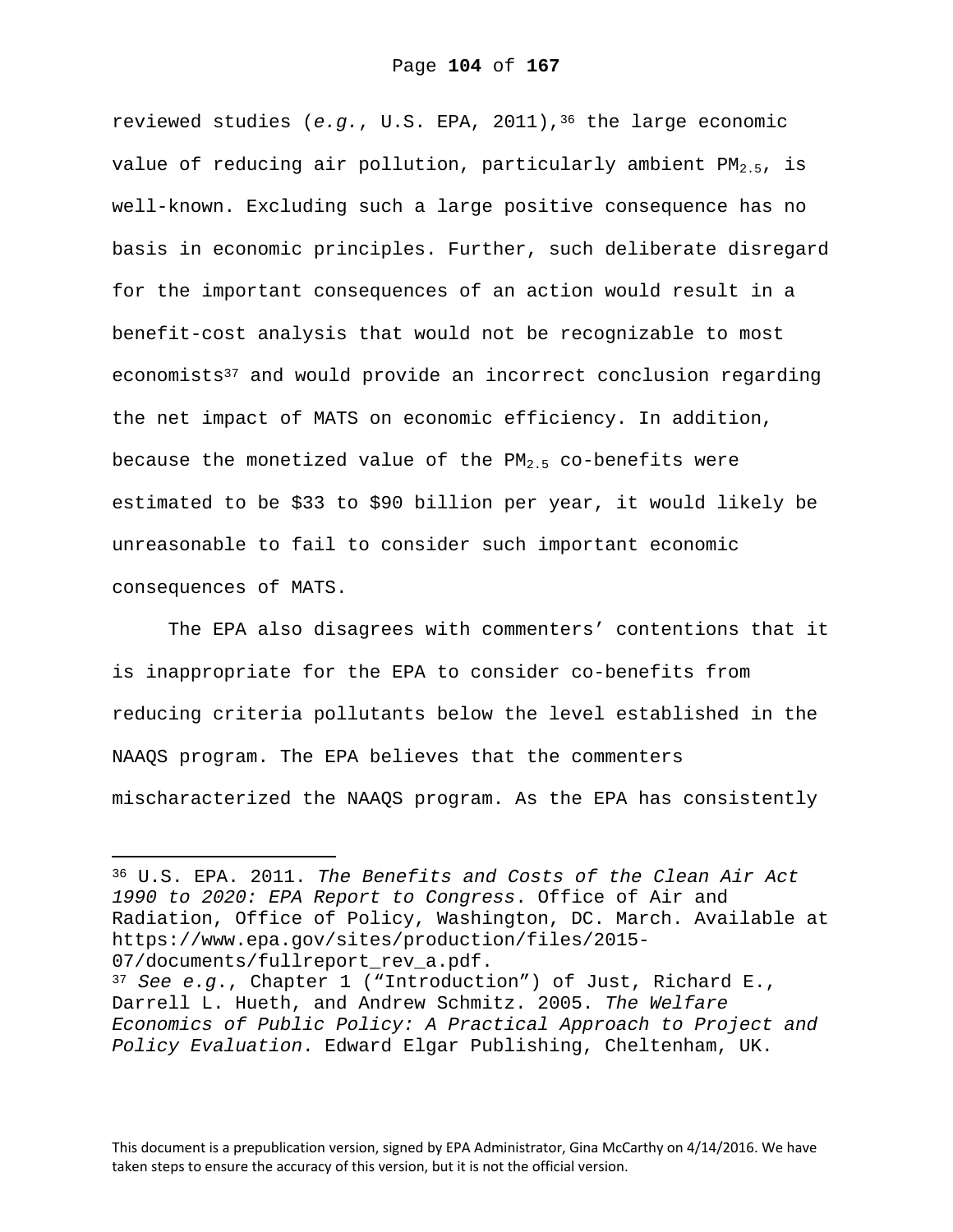reviewed studies (*e.g.*, U.S. EPA, 2011),[36] the large economic value of reducing air pollution, particularly ambient $PM_{2.5}$, is well-known. Excluding such a large positive consequence has no basis in economic principles. Further, such deliberate disregard for the important consequences of an action would result in a benefit-cost analysis that would not be recognizable to most economists[37] and would provide an incorrect conclusion regarding the net impact of MATS on economic efficiency. In addition, because the monetized value of the $PM_{2.5}$ co-benefits were estimated to be $33 to $90 billion per year, it would likely be unreasonable to fail to consider such important economic consequences of MATS.

The EPA also disagrees with commenters' contentions that it is inappropriate for the EPA to consider co-benefits from reducing criteria pollutants below the level established in the NAAQS program. The EPA believes that the commenters mischaracterized the NAAQS program. As the EPA has consistently

---

[36] U.S. EPA. 2011. *The Benefits and Costs of the Clean Air Act 1990 to 2020: EPA Report to Congress*. Office of Air and Radiation, Office of Policy, Washington, DC. March. Available at https://www.epa.gov/sites/production/files/2015-07/documents/fullreport_rev_a.pdf.

[37] *See e.g.*, Chapter 1 ("Introduction") of Just, Richard E., Darrell L. Hueth, and Andrew Schmitz. 2005. *The Welfare Economics of Public Policy: A Practical Approach to Project and Policy Evaluation*. Edward Elgar Publishing, Cheltenham, UK.

This document is a prepublication version, signed by EPA Administrator, Gina McCarthy on 4/14/2016. We have taken steps to ensure the accuracy of this version, but it is not the official version.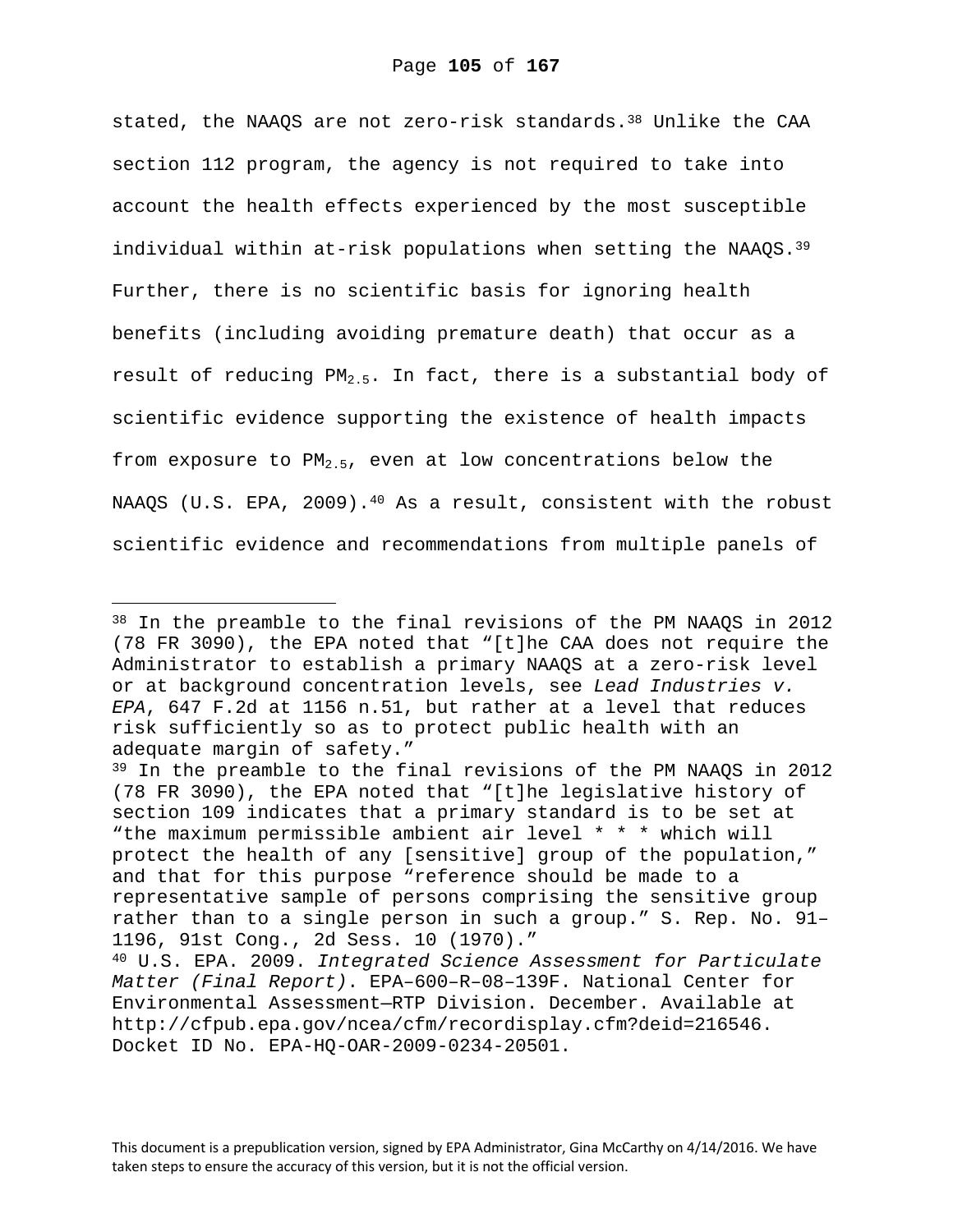stated, the NAAQS are not zero-risk standards.[38] Unlike the CAA section 112 program, the agency is not required to take into account the health effects experienced by the most susceptible individual within at-risk populations when setting the NAAQS.[39] Further, there is no scientific basis for ignoring health benefits (including avoiding premature death) that occur as a result of reducing $PM_{2.5}$. In fact, there is a substantial body of scientific evidence supporting the existence of health impacts from exposure to $PM_{2.5}$, even at low concentrations below the NAAQS (U.S. EPA, 2009).[40] As a result, consistent with the robust scientific evidence and recommendations from multiple panels of

---

[38] In the preamble to the final revisions of the PM NAAQS in 2012 (78 FR 3090), the EPA noted that "[t]he CAA does not require the Administrator to establish a primary NAAQS at a zero-risk level or at background concentration levels, see *Lead Industries v. EPA*, 647 F.2d at 1156 n.51, but rather at a level that reduces risk sufficiently so as to protect public health with an adequate margin of safety."

[39] In the preamble to the final revisions of the PM NAAQS in 2012 (78 FR 3090), the EPA noted that "[t]he legislative history of section 109 indicates that a primary standard is to be set at "the maximum permissible ambient air level * * * which will protect the health of any [sensitive] group of the population," and that for this purpose "reference should be made to a representative sample of persons comprising the sensitive group rather than to a single person in such a group." S. Rep. No. 91–1196, 91st Cong., 2d Sess. 10 (1970)."

[40] U.S. EPA. 2009. *Integrated Science Assessment for Particulate Matter (Final Report)*. EPA–600–R–08–139F. National Center for Environmental Assessment—RTP Division. December. Available at http://cfpub.epa.gov/ncea/cfm/recordisplay.cfm?deid=216546. Docket ID No. EPA-HQ-OAR-2009-0234-20501.

This document is a prepublication version, signed by EPA Administrator, Gina McCarthy on 4/14/2016. We have taken steps to ensure the accuracy of this version, but it is not the official version.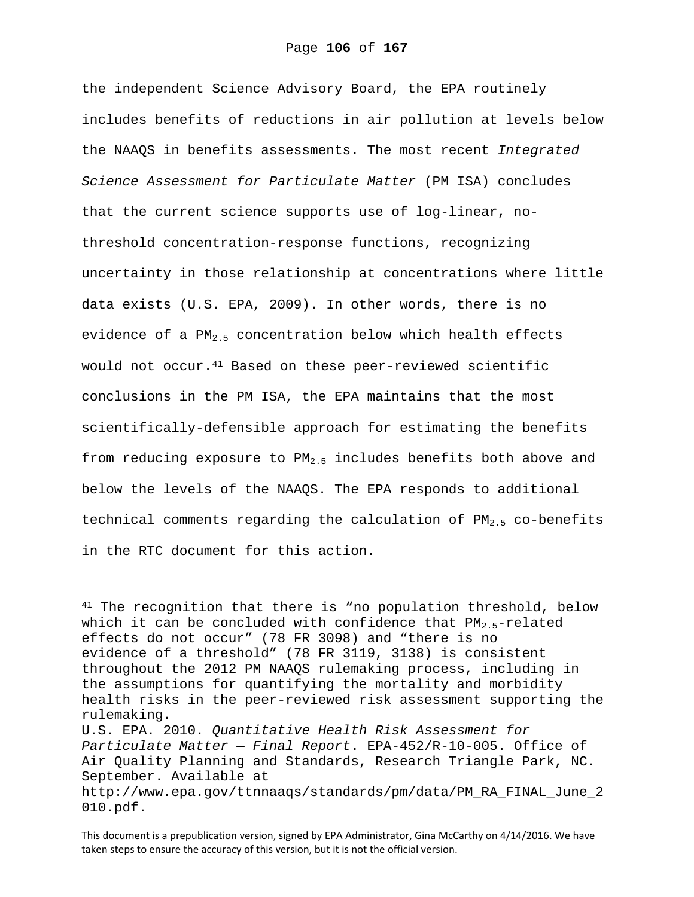the independent Science Advisory Board, the EPA routinely includes benefits of reductions in air pollution at levels below the NAAQS in benefits assessments. The most recent *Integrated Science Assessment for Particulate Matter* (PM ISA) concludes that the current science supports use of log-linear, no-threshold concentration-response functions, recognizing uncertainty in those relationship at concentrations where little data exists (U.S. EPA, 2009). In other words, there is no evidence of a $PM_{2.5}$ concentration below which health effects would not occur.[41] Based on these peer-reviewed scientific conclusions in the PM ISA, the EPA maintains that the most scientifically-defensible approach for estimating the benefits from reducing exposure to $PM_{2.5}$ includes benefits both above and below the levels of the NAAQS. The EPA responds to additional technical comments regarding the calculation of $PM_{2.5}$ co-benefits in the RTC document for this action.

---

[41] The recognition that there is "no population threshold, below which it can be concluded with confidence that $PM_{2.5}$-related effects do not occur" (78 FR 3098) and "there is no evidence of a threshold" (78 FR 3119, 3138) is consistent throughout the 2012 PM NAAQS rulemaking process, including in the assumptions for quantifying the mortality and morbidity health risks in the peer-reviewed risk assessment supporting the rulemaking.
U.S. EPA. 2010. *Quantitative Health Risk Assessment for Particulate Matter – Final Report*. EPA-452/R-10-005. Office of Air Quality Planning and Standards, Research Triangle Park, NC. September. Available at http://www.epa.gov/ttnnaaqs/standards/pm/data/PM_RA_FINAL_June_2010.pdf.

This document is a prepublication version, signed by EPA Administrator, Gina McCarthy on 4/14/2016. We have taken steps to ensure the accuracy of this version, but it is not the official version.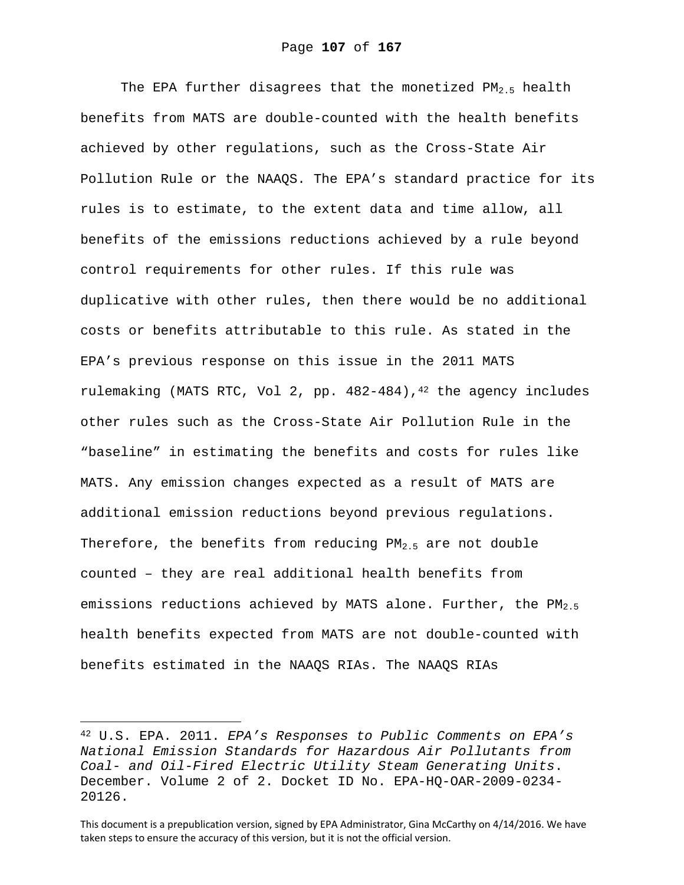The EPA further disagrees that the monetized $PM_{2.5}$ health benefits from MATS are double-counted with the health benefits achieved by other regulations, such as the Cross-State Air Pollution Rule or the NAAQS. The EPA's standard practice for its rules is to estimate, to the extent data and time allow, all benefits of the emissions reductions achieved by a rule beyond control requirements for other rules. If this rule was duplicative with other rules, then there would be no additional costs or benefits attributable to this rule. As stated in the EPA's previous response on this issue in the 2011 MATS rulemaking (MATS RTC, Vol 2, pp. 482-484),[42] the agency includes other rules such as the Cross-State Air Pollution Rule in the "baseline" in estimating the benefits and costs for rules like MATS. Any emission changes expected as a result of MATS are additional emission reductions beyond previous regulations. Therefore, the benefits from reducing $PM_{2.5}$ are not double counted – they are real additional health benefits from emissions reductions achieved by MATS alone. Further, the $PM_{2.5}$ health benefits expected from MATS are not double-counted with benefits estimated in the NAAQS RIAs. The NAAQS RIAs

---

[42] U.S. EPA. 2011. *EPA's Responses to Public Comments on EPA's National Emission Standards for Hazardous Air Pollutants from Coal- and Oil-Fired Electric Utility Steam Generating Units*. December. Volume 2 of 2. Docket ID No. EPA-HQ-OAR-2009-0234-20126.

This document is a prepublication version, signed by EPA Administrator, Gina McCarthy on 4/14/2016. We have taken steps to ensure the accuracy of this version, but it is not the official version.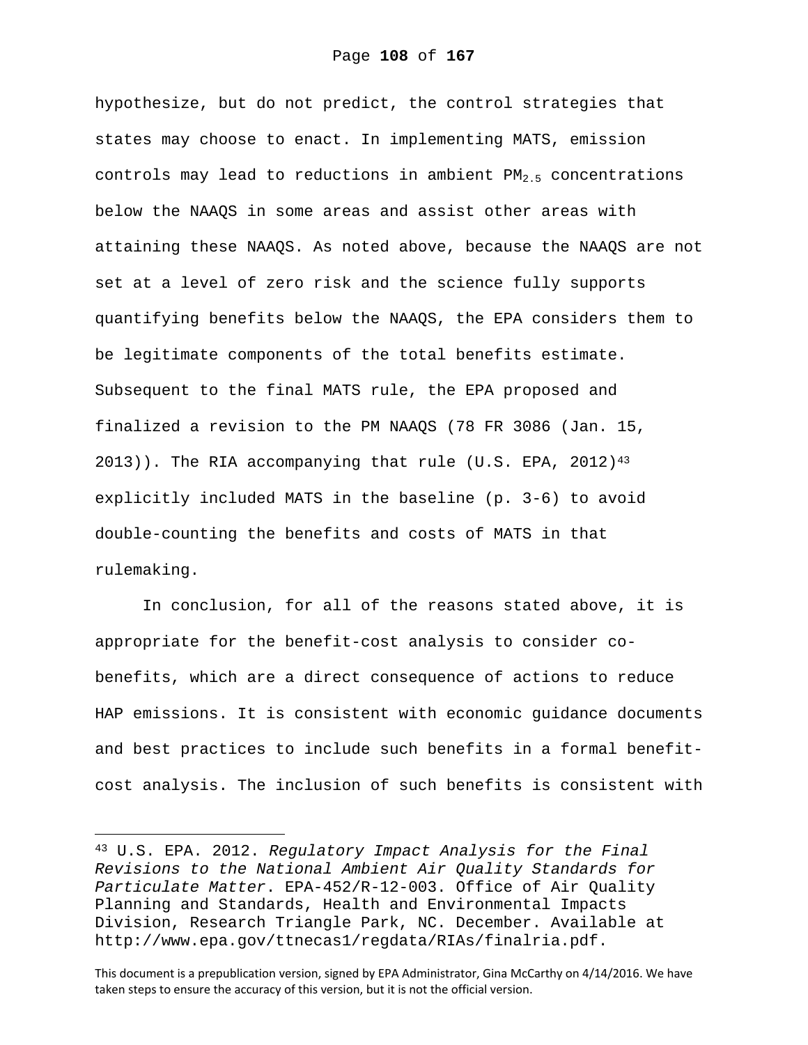hypothesize, but do not predict, the control strategies that states may choose to enact. In implementing MATS, emission controls may lead to reductions in ambient $PM_{2.5}$ concentrations below the NAAQS in some areas and assist other areas with attaining these NAAQS. As noted above, because the NAAQS are not set at a level of zero risk and the science fully supports quantifying benefits below the NAAQS, the EPA considers them to be legitimate components of the total benefits estimate. Subsequent to the final MATS rule, the EPA proposed and finalized a revision to the PM NAAQS (78 FR 3086 (Jan. 15, 2013)). The RIA accompanying that rule (U.S. EPA, 2012)[43] explicitly included MATS in the baseline (p. 3-6) to avoid double-counting the benefits and costs of MATS in that rulemaking.

In conclusion, for all of the reasons stated above, it is appropriate for the benefit-cost analysis to consider co-benefits, which are a direct consequence of actions to reduce HAP emissions. It is consistent with economic guidance documents and best practices to include such benefits in a formal benefit-cost analysis. The inclusion of such benefits is consistent with

[43] U.S. EPA. 2012. *Regulatory Impact Analysis for the Final Revisions to the National Ambient Air Quality Standards for Particulate Matter*. EPA-452/R-12-003. Office of Air Quality Planning and Standards, Health and Environmental Impacts Division, Research Triangle Park, NC. December. Available at http://www.epa.gov/ttnecas1/regdata/RIAs/finalria.pdf.

This document is a prepublication version, signed by EPA Administrator, Gina McCarthy on 4/14/2016. We have taken steps to ensure the accuracy of this version, but it is not the official version.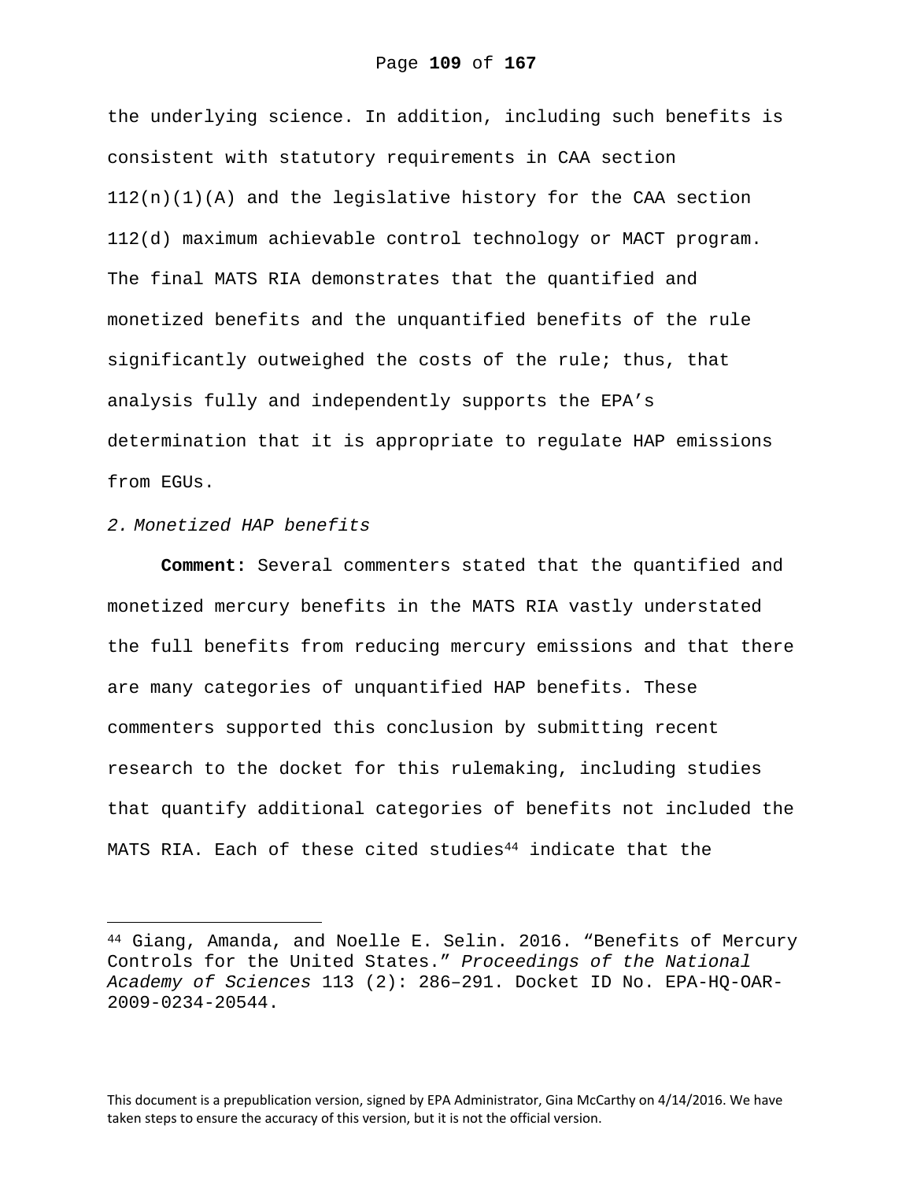the underlying science. In addition, including such benefits is consistent with statutory requirements in CAA section 112(n)(1)(A) and the legislative history for the CAA section 112(d) maximum achievable control technology or MACT program. The final MATS RIA demonstrates that the quantified and monetized benefits and the unquantified benefits of the rule significantly outweighed the costs of the rule; thus, that analysis fully and independently supports the EPA's determination that it is appropriate to regulate HAP emissions from EGUs.

*2. Monetized HAP benefits*

**Comment:** Several commenters stated that the quantified and monetized mercury benefits in the MATS RIA vastly understated the full benefits from reducing mercury emissions and that there are many categories of unquantified HAP benefits. These commenters supported this conclusion by submitting recent research to the docket for this rulemaking, including studies that quantify additional categories of benefits not included the MATS RIA. Each of these cited studies[44] indicate that the

---

[44] Giang, Amanda, and Noelle E. Selin. 2016. "Benefits of Mercury Controls for the United States." *Proceedings of the National Academy of Sciences* 113 (2): 286–291. Docket ID No. EPA-HQ-OAR-2009-0234-20544.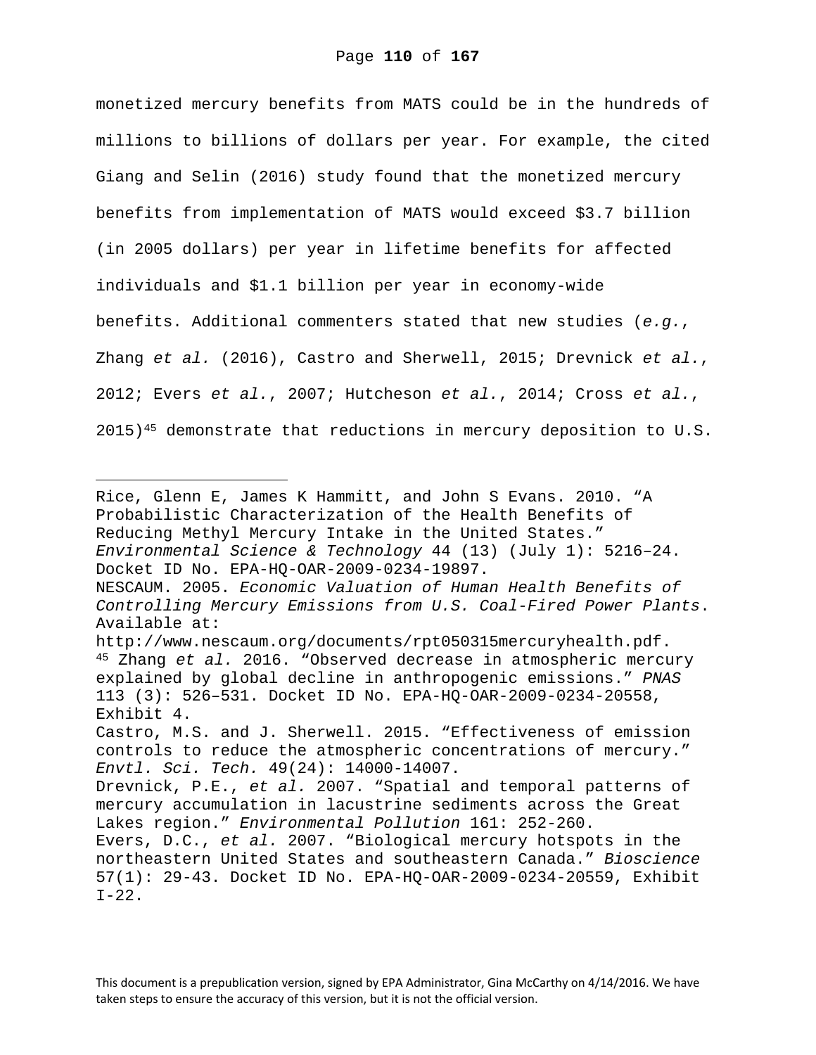monetized mercury benefits from MATS could be in the hundreds of millions to billions of dollars per year. For example, the cited Giang and Selin (2016) study found that the monetized mercury benefits from implementation of MATS would exceed $3.7 billion (in 2005 dollars) per year in lifetime benefits for affected individuals and $1.1 billion per year in economy-wide benefits. Additional commenters stated that new studies (*e.g.*, Zhang *et al.* (2016), Castro and Sherwell, 2015; Drevnick *et al.*, 2012; Evers *et al.*, 2007; Hutcheson *et al.*, 2014; Cross *et al.*, 2015)[45] demonstrate that reductions in mercury deposition to U.S.

---

Rice, Glenn E, James K Hammitt, and John S Evans. 2010. "A Probabilistic Characterization of the Health Benefits of Reducing Methyl Mercury Intake in the United States." *Environmental Science & Technology* 44 (13) (July 1): 5216–24. Docket ID No. EPA-HQ-OAR-2009-0234-19897.

NESCAUM. 2005. *Economic Valuation of Human Health Benefits of Controlling Mercury Emissions from U.S. Coal-Fired Power Plants*. Available at: http://www.nescaum.org/documents/rpt050315mercuryhealth.pdf.

[45] Zhang *et al.* 2016. "Observed decrease in atmospheric mercury explained by global decline in anthropogenic emissions." *PNAS* 113 (3): 526–531. Docket ID No. EPA-HQ-OAR-2009-0234-20558, Exhibit 4.

Castro, M.S. and J. Sherwell. 2015. "Effectiveness of emission controls to reduce the atmospheric concentrations of mercury." *Envtl. Sci. Tech.* 49(24): 14000-14007.

Drevnick, P.E., *et al.* 2007. "Spatial and temporal patterns of mercury accumulation in lacustrine sediments across the Great Lakes region." *Environmental Pollution* 161: 252-260.

Evers, D.C., *et al.* 2007. "Biological mercury hotspots in the northeastern United States and southeastern Canada." *Bioscience* 57(1): 29-43. Docket ID No. EPA-HQ-OAR-2009-0234-20559, Exhibit I-22.

This document is a prepublication version, signed by EPA Administrator, Gina McCarthy on 4/14/2016. We have taken steps to ensure the accuracy of this version, but it is not the official version.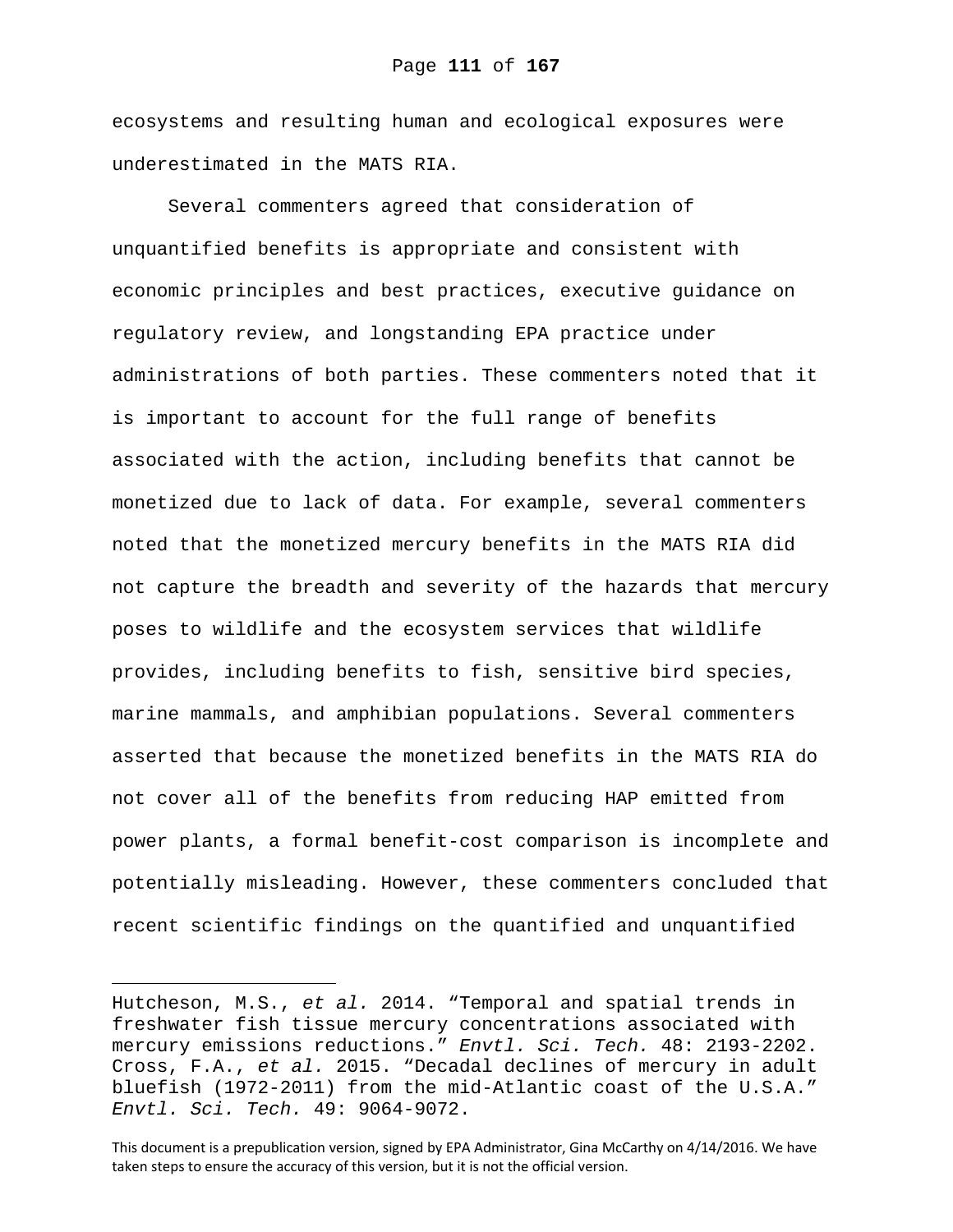ecosystems and resulting human and ecological exposures were underestimated in the MATS RIA.

Several commenters agreed that consideration of unquantified benefits is appropriate and consistent with economic principles and best practices, executive guidance on regulatory review, and longstanding EPA practice under administrations of both parties. These commenters noted that it is important to account for the full range of benefits associated with the action, including benefits that cannot be monetized due to lack of data. For example, several commenters noted that the monetized mercury benefits in the MATS RIA did not capture the breadth and severity of the hazards that mercury poses to wildlife and the ecosystem services that wildlife provides, including benefits to fish, sensitive bird species, marine mammals, and amphibian populations. Several commenters asserted that because the monetized benefits in the MATS RIA do not cover all of the benefits from reducing HAP emitted from power plants, a formal benefit-cost comparison is incomplete and potentially misleading. However, these commenters concluded that recent scientific findings on the quantified and unquantified

---

Hutcheson, M.S., *et al.* 2014. "Temporal and spatial trends in freshwater fish tissue mercury concentrations associated with mercury emissions reductions." *Envtl. Sci. Tech.* 48: 2193-2202. Cross, F.A., *et al.* 2015. "Decadal declines of mercury in adult bluefish (1972-2011) from the mid-Atlantic coast of the U.S.A." *Envtl. Sci. Tech.* 49: 9064-9072.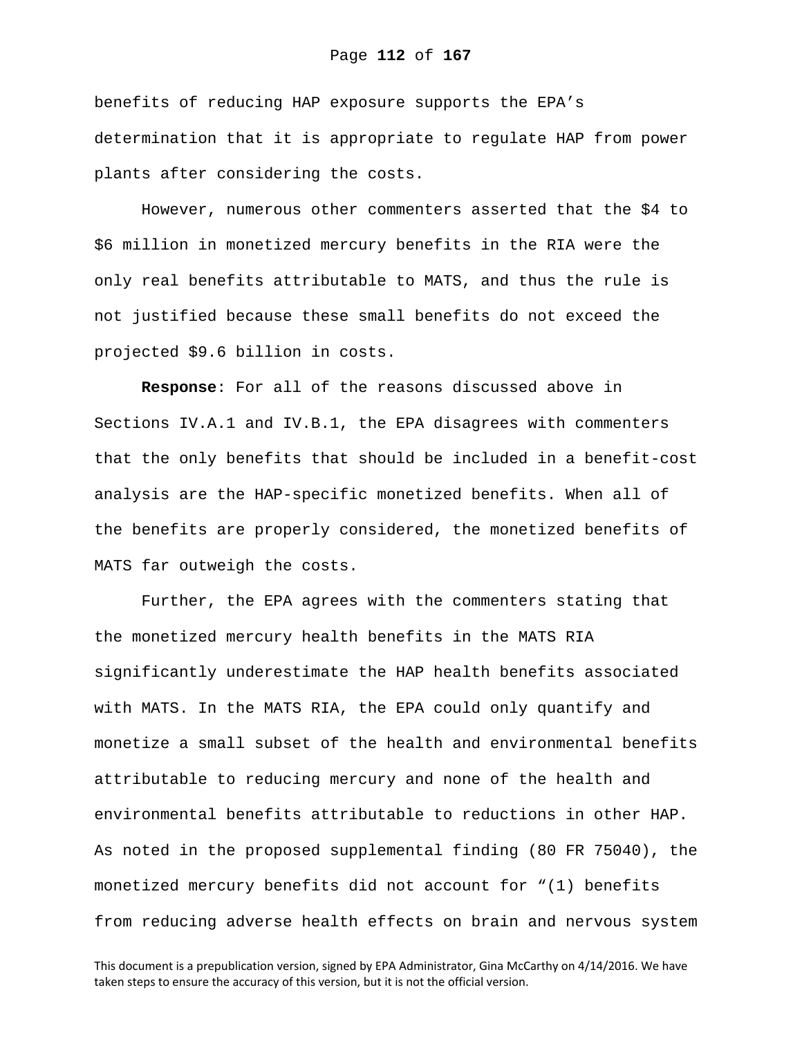benefits of reducing HAP exposure supports the EPA's determination that it is appropriate to regulate HAP from power plants after considering the costs.

However, numerous other commenters asserted that the $4 to $6 million in monetized mercury benefits in the RIA were the only real benefits attributable to MATS, and thus the rule is not justified because these small benefits do not exceed the projected $9.6 billion in costs.

**Response**: For all of the reasons discussed above in Sections IV.A.1 and IV.B.1, the EPA disagrees with commenters that the only benefits that should be included in a benefit-cost analysis are the HAP-specific monetized benefits. When all of the benefits are properly considered, the monetized benefits of MATS far outweigh the costs.

Further, the EPA agrees with the commenters stating that the monetized mercury health benefits in the MATS RIA significantly underestimate the HAP health benefits associated with MATS. In the MATS RIA, the EPA could only quantify and monetize a small subset of the health and environmental benefits attributable to reducing mercury and none of the health and environmental benefits attributable to reductions in other HAP. As noted in the proposed supplemental finding (80 FR 75040), the monetized mercury benefits did not account for "(1) benefits from reducing adverse health effects on brain and nervous system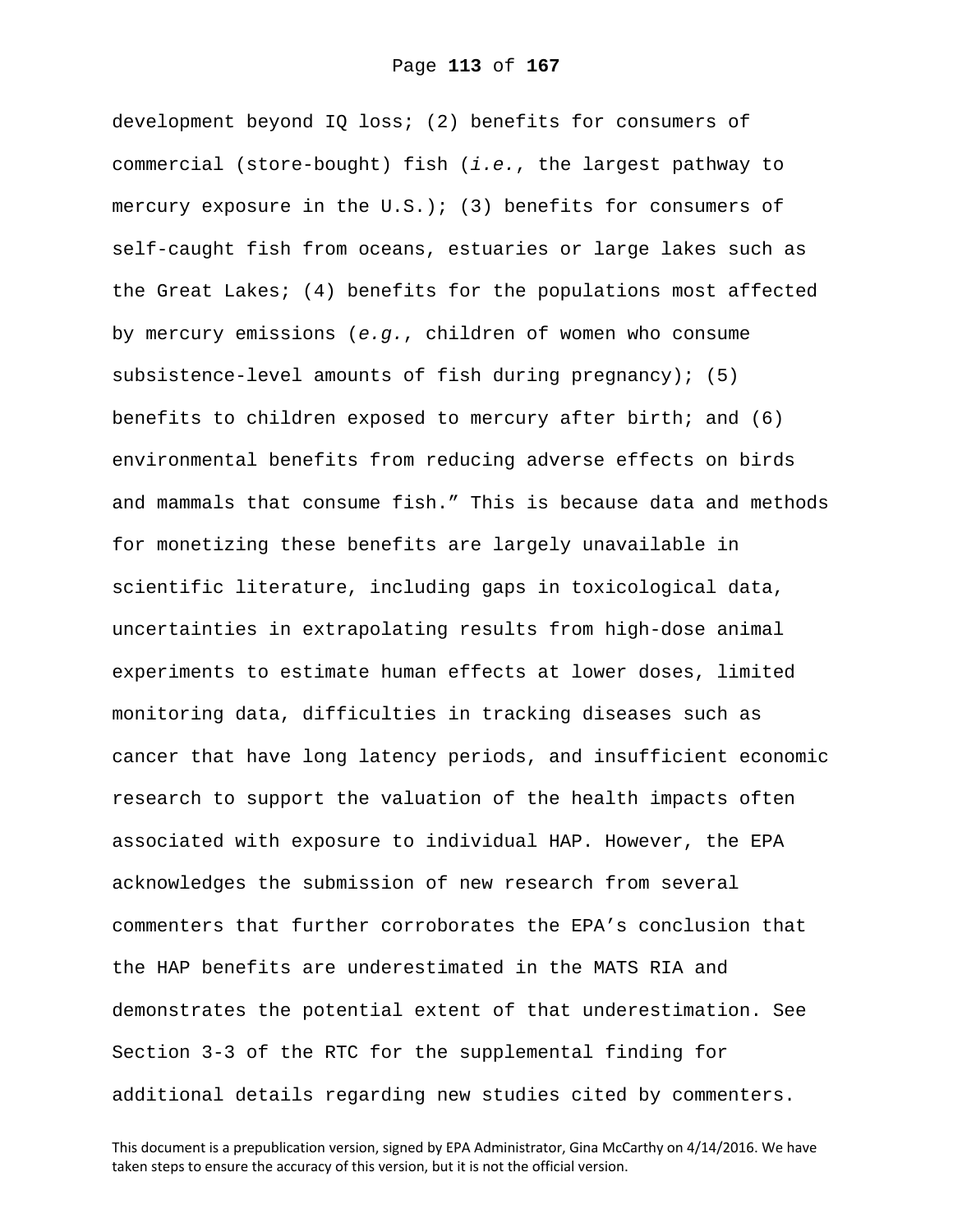development beyond IQ loss; (2) benefits for consumers of commercial (store-bought) fish (*i.e.*, the largest pathway to mercury exposure in the U.S.); (3) benefits for consumers of self-caught fish from oceans, estuaries or large lakes such as the Great Lakes; (4) benefits for the populations most affected by mercury emissions (*e.g.*, children of women who consume subsistence-level amounts of fish during pregnancy); (5) benefits to children exposed to mercury after birth; and (6) environmental benefits from reducing adverse effects on birds and mammals that consume fish." This is because data and methods for monetizing these benefits are largely unavailable in scientific literature, including gaps in toxicological data, uncertainties in extrapolating results from high-dose animal experiments to estimate human effects at lower doses, limited monitoring data, difficulties in tracking diseases such as cancer that have long latency periods, and insufficient economic research to support the valuation of the health impacts often associated with exposure to individual HAP. However, the EPA acknowledges the submission of new research from several commenters that further corroborates the EPA's conclusion that the HAP benefits are underestimated in the MATS RIA and demonstrates the potential extent of that underestimation. See Section 3-3 of the RTC for the supplemental finding for additional details regarding new studies cited by commenters.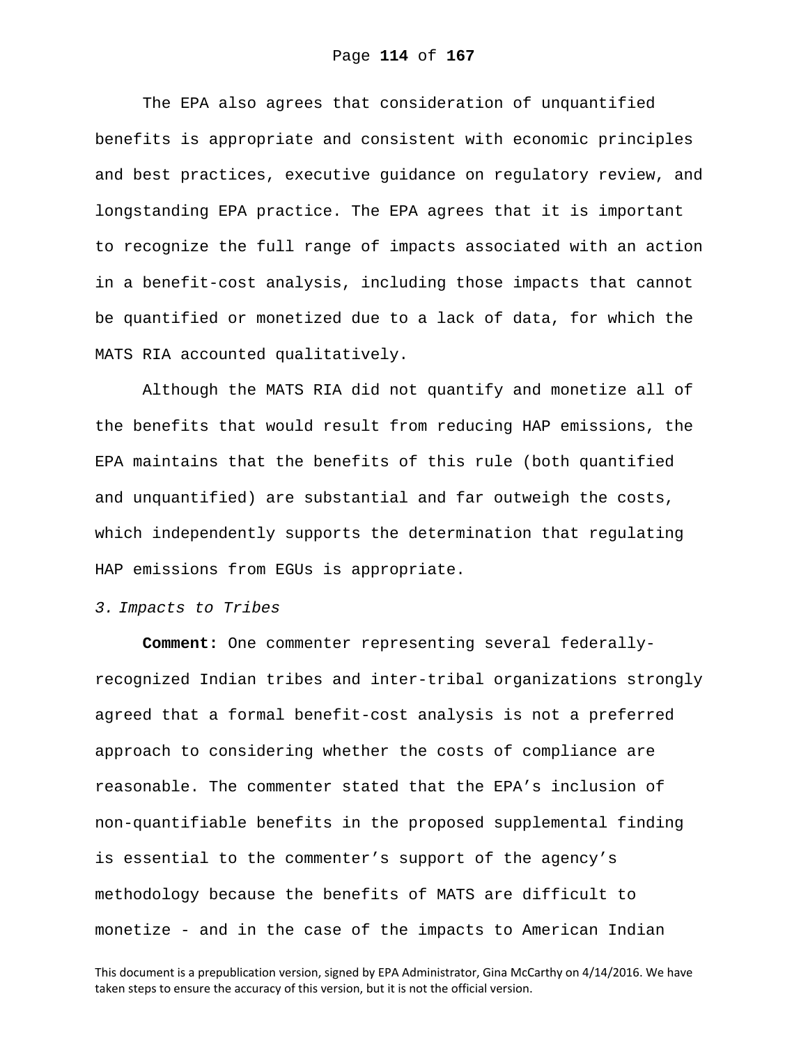The EPA also agrees that consideration of unquantified benefits is appropriate and consistent with economic principles and best practices, executive guidance on regulatory review, and longstanding EPA practice. The EPA agrees that it is important to recognize the full range of impacts associated with an action in a benefit-cost analysis, including those impacts that cannot be quantified or monetized due to a lack of data, for which the MATS RIA accounted qualitatively.

Although the MATS RIA did not quantify and monetize all of the benefits that would result from reducing HAP emissions, the EPA maintains that the benefits of this rule (both quantified and unquantified) are substantial and far outweigh the costs, which independently supports the determination that regulating HAP emissions from EGUs is appropriate.

*3. Impacts to Tribes*

**Comment:** One commenter representing several federally-recognized Indian tribes and inter-tribal organizations strongly agreed that a formal benefit-cost analysis is not a preferred approach to considering whether the costs of compliance are reasonable. The commenter stated that the EPA's inclusion of non-quantifiable benefits in the proposed supplemental finding is essential to the commenter's support of the agency's methodology because the benefits of MATS are difficult to monetize - and in the case of the impacts to American Indian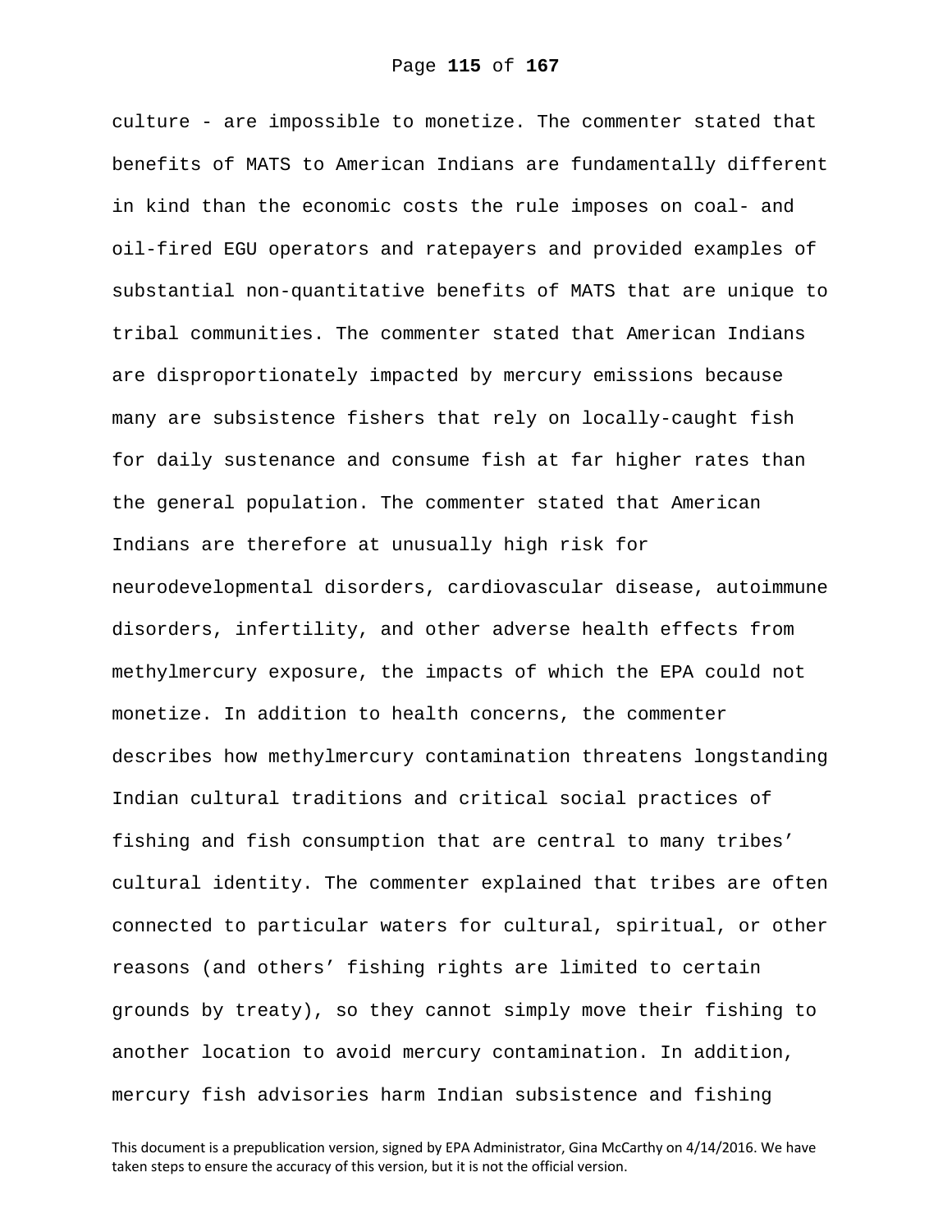culture - are impossible to monetize. The commenter stated that benefits of MATS to American Indians are fundamentally different in kind than the economic costs the rule imposes on coal- and oil-fired EGU operators and ratepayers and provided examples of substantial non-quantitative benefits of MATS that are unique to tribal communities. The commenter stated that American Indians are disproportionately impacted by mercury emissions because many are subsistence fishers that rely on locally-caught fish for daily sustenance and consume fish at far higher rates than the general population. The commenter stated that American Indians are therefore at unusually high risk for neurodevelopmental disorders, cardiovascular disease, autoimmune disorders, infertility, and other adverse health effects from methylmercury exposure, the impacts of which the EPA could not monetize. In addition to health concerns, the commenter describes how methylmercury contamination threatens longstanding Indian cultural traditions and critical social practices of fishing and fish consumption that are central to many tribes' cultural identity. The commenter explained that tribes are often connected to particular waters for cultural, spiritual, or other reasons (and others' fishing rights are limited to certain grounds by treaty), so they cannot simply move their fishing to another location to avoid mercury contamination. In addition, mercury fish advisories harm Indian subsistence and fishing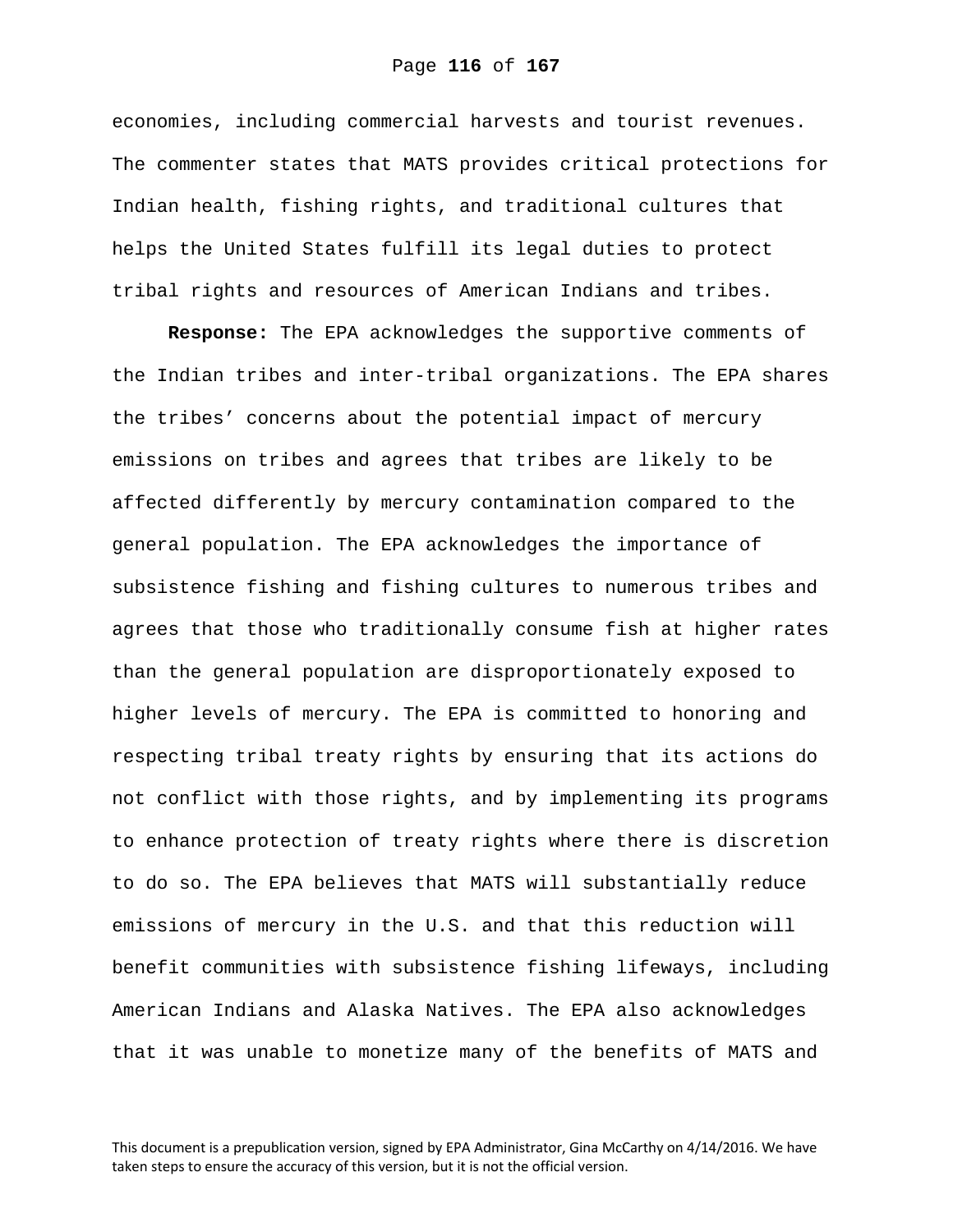economies, including commercial harvests and tourist revenues. The commenter states that MATS provides critical protections for Indian health, fishing rights, and traditional cultures that helps the United States fulfill its legal duties to protect tribal rights and resources of American Indians and tribes.

**Response:** The EPA acknowledges the supportive comments of the Indian tribes and inter-tribal organizations. The EPA shares the tribes' concerns about the potential impact of mercury emissions on tribes and agrees that tribes are likely to be affected differently by mercury contamination compared to the general population. The EPA acknowledges the importance of subsistence fishing and fishing cultures to numerous tribes and agrees that those who traditionally consume fish at higher rates than the general population are disproportionately exposed to higher levels of mercury. The EPA is committed to honoring and respecting tribal treaty rights by ensuring that its actions do not conflict with those rights, and by implementing its programs to enhance protection of treaty rights where there is discretion to do so. The EPA believes that MATS will substantially reduce emissions of mercury in the U.S. and that this reduction will benefit communities with subsistence fishing lifeways, including American Indians and Alaska Natives. The EPA also acknowledges that it was unable to monetize many of the benefits of MATS and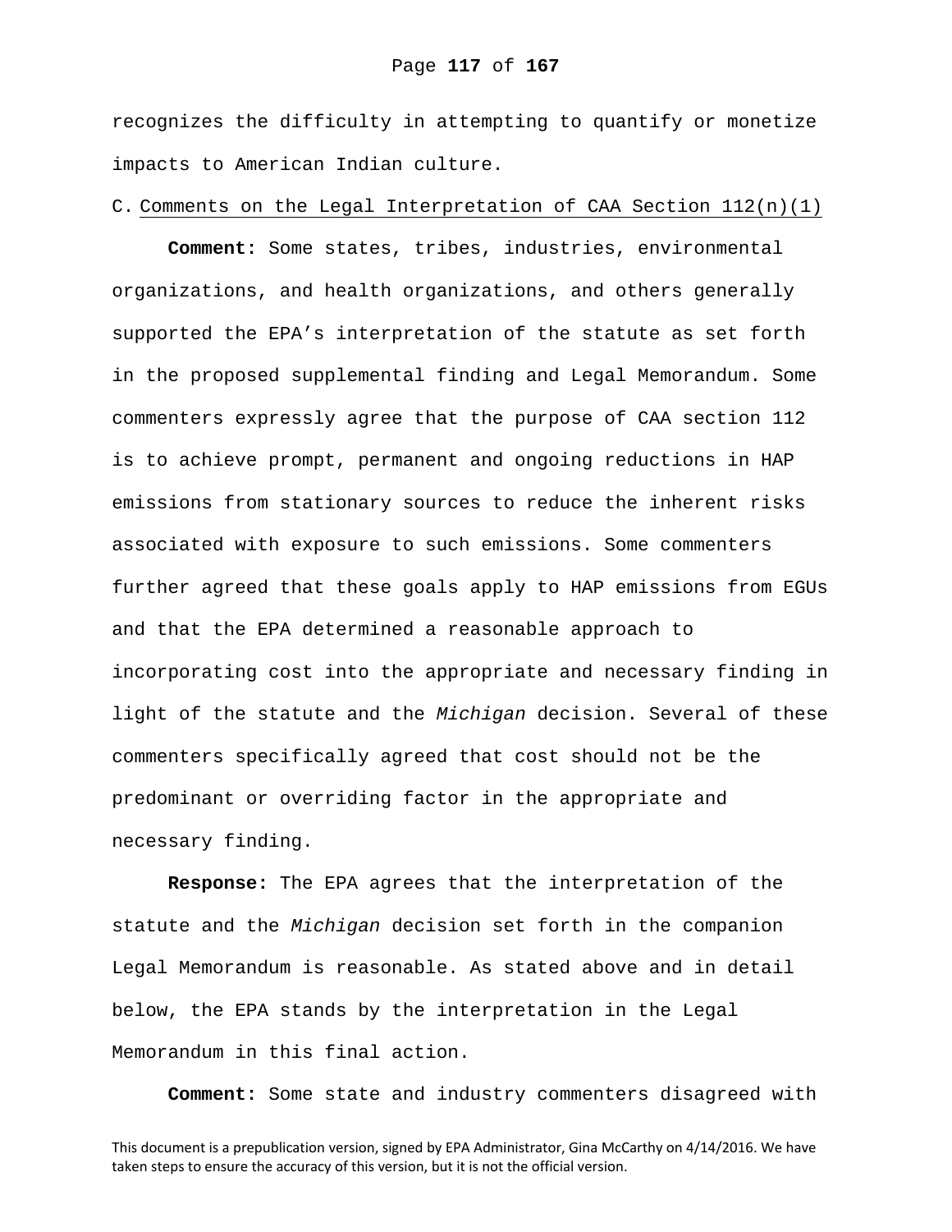recognizes the difficulty in attempting to quantify or monetize impacts to American Indian culture.

C. Comments on the Legal Interpretation of CAA Section 112(n)(1)

**Comment:** Some states, tribes, industries, environmental organizations, and health organizations, and others generally supported the EPA's interpretation of the statute as set forth in the proposed supplemental finding and Legal Memorandum. Some commenters expressly agree that the purpose of CAA section 112 is to achieve prompt, permanent and ongoing reductions in HAP emissions from stationary sources to reduce the inherent risks associated with exposure to such emissions. Some commenters further agreed that these goals apply to HAP emissions from EGUs and that the EPA determined a reasonable approach to incorporating cost into the appropriate and necessary finding in light of the statute and the *Michigan* decision. Several of these commenters specifically agreed that cost should not be the predominant or overriding factor in the appropriate and necessary finding.

**Response:** The EPA agrees that the interpretation of the statute and the *Michigan* decision set forth in the companion Legal Memorandum is reasonable. As stated above and in detail below, the EPA stands by the interpretation in the Legal Memorandum in this final action.

**Comment:** Some state and industry commenters disagreed with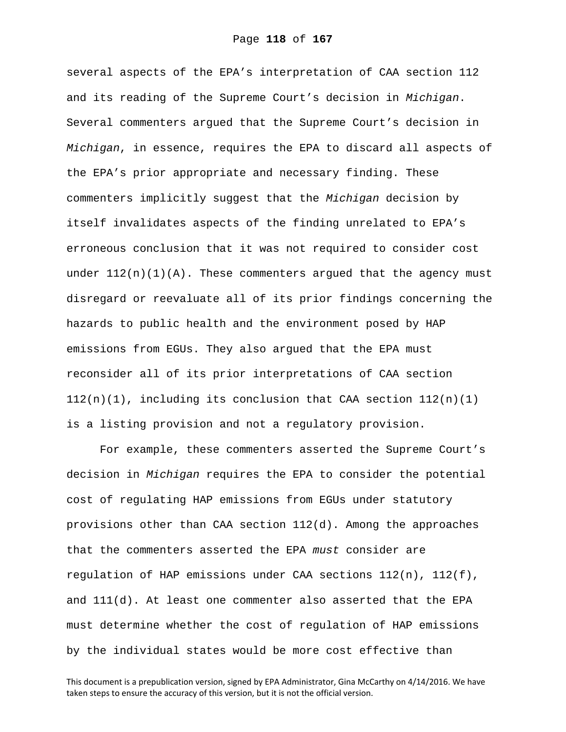several aspects of the EPA's interpretation of CAA section 112 and its reading of the Supreme Court's decision in *Michigan*. Several commenters argued that the Supreme Court's decision in *Michigan*, in essence, requires the EPA to discard all aspects of the EPA's prior appropriate and necessary finding. These commenters implicitly suggest that the *Michigan* decision by itself invalidates aspects of the finding unrelated to EPA's erroneous conclusion that it was not required to consider cost under 112(n)(1)(A). These commenters argued that the agency must disregard or reevaluate all of its prior findings concerning the hazards to public health and the environment posed by HAP emissions from EGUs. They also argued that the EPA must reconsider all of its prior interpretations of CAA section 112(n)(1), including its conclusion that CAA section 112(n)(1) is a listing provision and not a regulatory provision.

For example, these commenters asserted the Supreme Court's decision in *Michigan* requires the EPA to consider the potential cost of regulating HAP emissions from EGUs under statutory provisions other than CAA section 112(d). Among the approaches that the commenters asserted the EPA *must* consider are regulation of HAP emissions under CAA sections 112(n), 112(f), and 111(d). At least one commenter also asserted that the EPA must determine whether the cost of regulation of HAP emissions by the individual states would be more cost effective than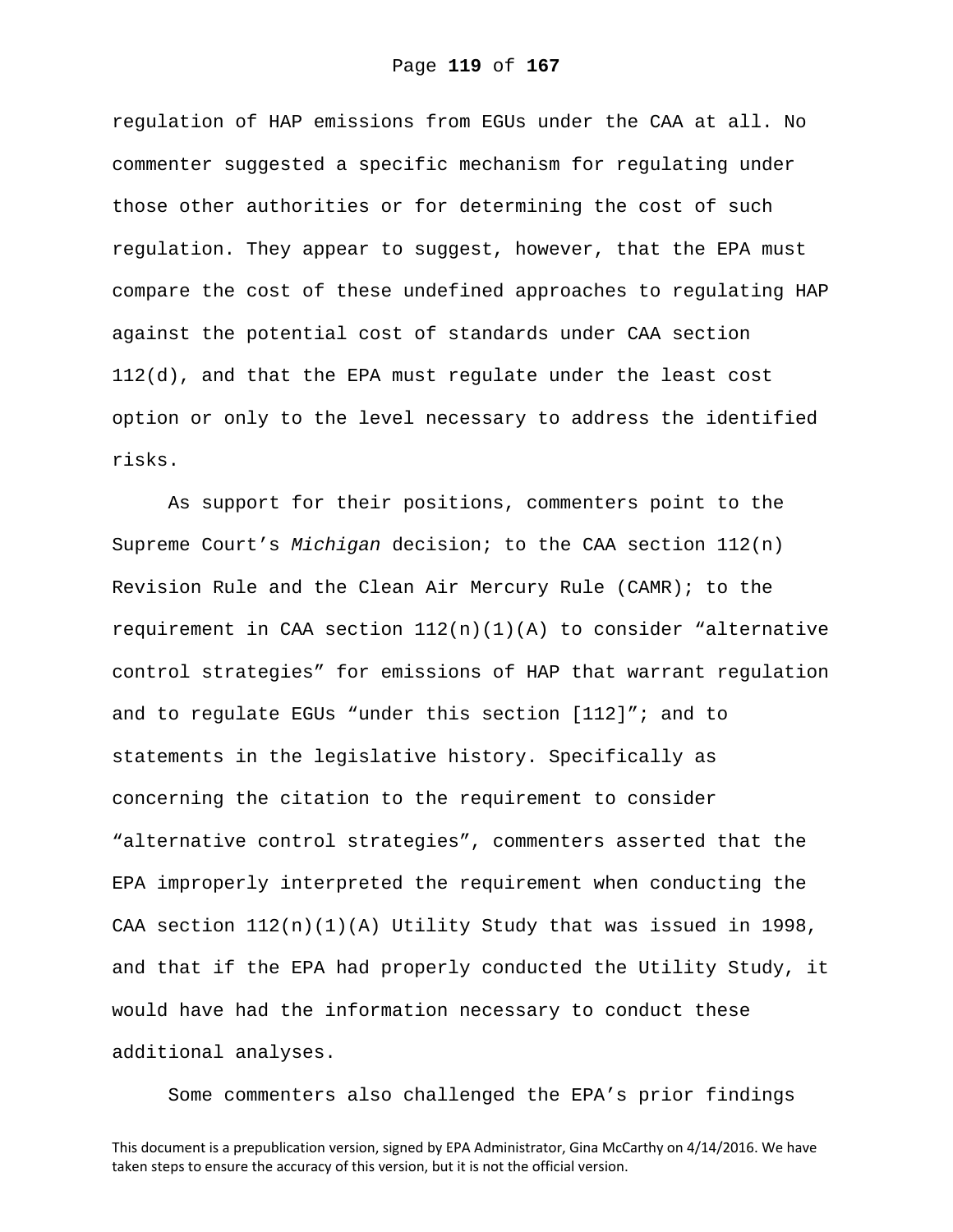regulation of HAP emissions from EGUs under the CAA at all. No commenter suggested a specific mechanism for regulating under those other authorities or for determining the cost of such regulation. They appear to suggest, however, that the EPA must compare the cost of these undefined approaches to regulating HAP against the potential cost of standards under CAA section 112(d), and that the EPA must regulate under the least cost option or only to the level necessary to address the identified risks.

As support for their positions, commenters point to the Supreme Court's *Michigan* decision; to the CAA section 112(n) Revision Rule and the Clean Air Mercury Rule (CAMR); to the requirement in CAA section 112(n)(1)(A) to consider "alternative control strategies" for emissions of HAP that warrant regulation and to regulate EGUs "under this section [112]"; and to statements in the legislative history. Specifically as concerning the citation to the requirement to consider "alternative control strategies", commenters asserted that the EPA improperly interpreted the requirement when conducting the CAA section 112(n)(1)(A) Utility Study that was issued in 1998, and that if the EPA had properly conducted the Utility Study, it would have had the information necessary to conduct these additional analyses.

Some commenters also challenged the EPA's prior findings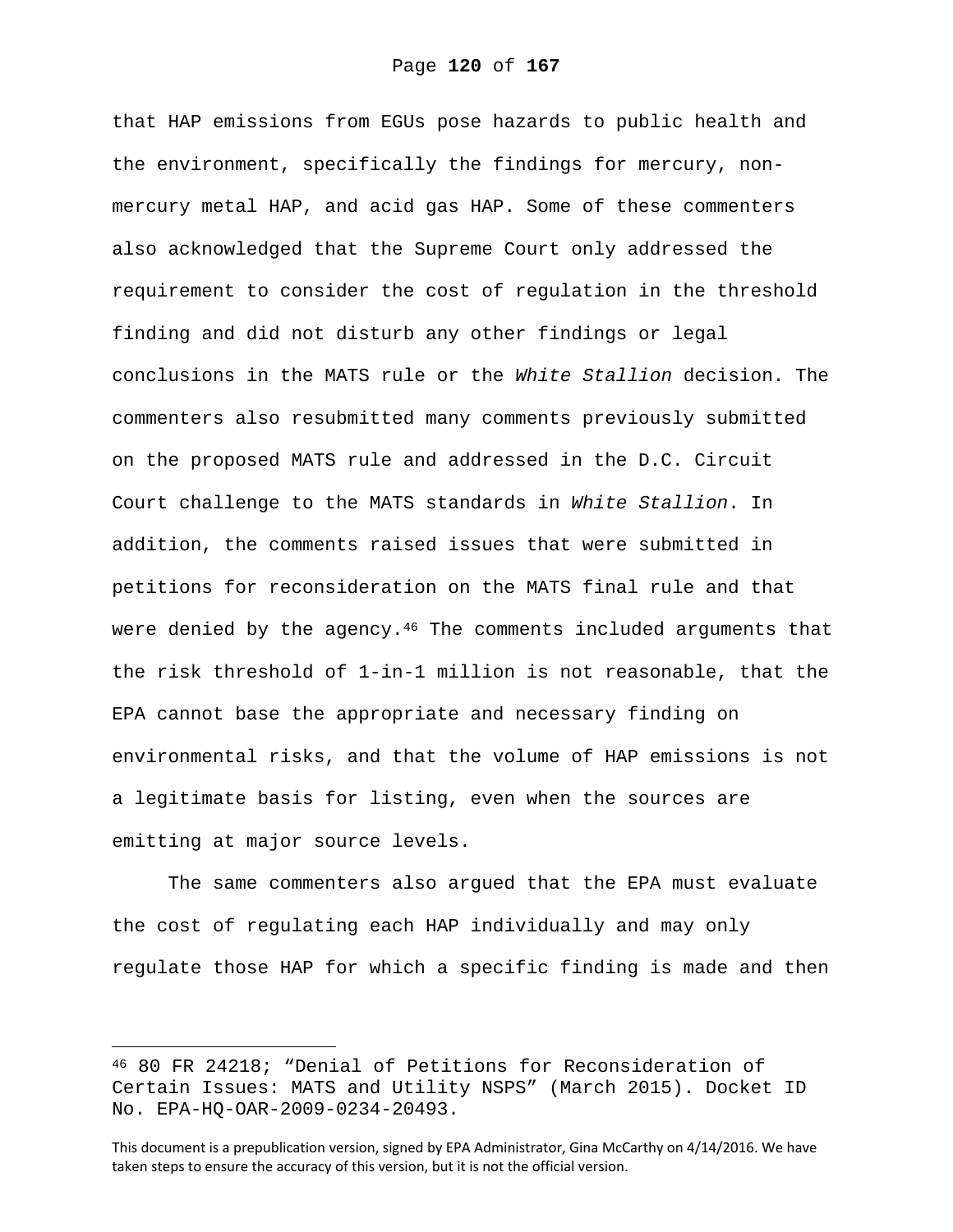that HAP emissions from EGUs pose hazards to public health and the environment, specifically the findings for mercury, non-mercury metal HAP, and acid gas HAP. Some of these commenters also acknowledged that the Supreme Court only addressed the requirement to consider the cost of regulation in the threshold finding and did not disturb any other findings or legal conclusions in the MATS rule or the *White Stallion* decision. The commenters also resubmitted many comments previously submitted on the proposed MATS rule and addressed in the D.C. Circuit Court challenge to the MATS standards in *White Stallion*. In addition, the comments raised issues that were submitted in petitions for reconsideration on the MATS final rule and that were denied by the agency.[46] The comments included arguments that the risk threshold of 1-in-1 million is not reasonable, that the EPA cannot base the appropriate and necessary finding on environmental risks, and that the volume of HAP emissions is not a legitimate basis for listing, even when the sources are emitting at major source levels.

The same commenters also argued that the EPA must evaluate the cost of regulating each HAP individually and may only regulate those HAP for which a specific finding is made and then

[46] 80 FR 24218; "Denial of Petitions for Reconsideration of Certain Issues: MATS and Utility NSPS" (March 2015). Docket ID No. EPA-HQ-OAR-2009-0234-20493.

This document is a prepublication version, signed by EPA Administrator, Gina McCarthy on 4/14/2016. We have taken steps to ensure the accuracy of this version, but it is not the official version.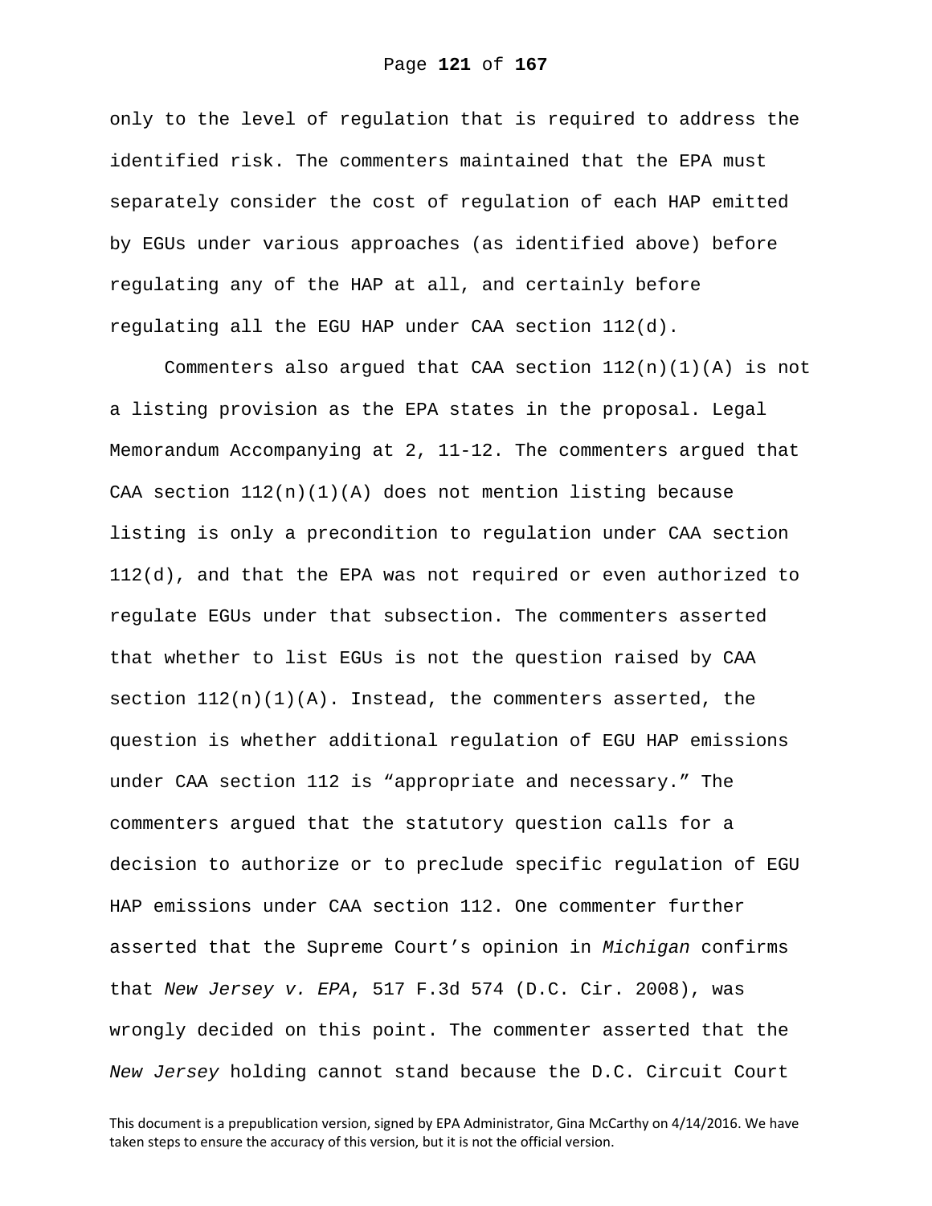only to the level of regulation that is required to address the identified risk. The commenters maintained that the EPA must separately consider the cost of regulation of each HAP emitted by EGUs under various approaches (as identified above) before regulating any of the HAP at all, and certainly before regulating all the EGU HAP under CAA section 112(d).

Commenters also argued that CAA section 112(n)(1)(A) is not a listing provision as the EPA states in the proposal. Legal Memorandum Accompanying at 2, 11-12. The commenters argued that CAA section 112(n)(1)(A) does not mention listing because listing is only a precondition to regulation under CAA section 112(d), and that the EPA was not required or even authorized to regulate EGUs under that subsection. The commenters asserted that whether to list EGUs is not the question raised by CAA section 112(n)(1)(A). Instead, the commenters asserted, the question is whether additional regulation of EGU HAP emissions under CAA section 112 is "appropriate and necessary." The commenters argued that the statutory question calls for a decision to authorize or to preclude specific regulation of EGU HAP emissions under CAA section 112. One commenter further asserted that the Supreme Court's opinion in *Michigan* confirms that *New Jersey v. EPA*, 517 F.3d 574 (D.C. Cir. 2008), was wrongly decided on this point. The commenter asserted that the *New Jersey* holding cannot stand because the D.C. Circuit Court

This document is a prepublication version, signed by EPA Administrator, Gina McCarthy on 4/14/2016. We have taken steps to ensure the accuracy of this version, but it is not the official version.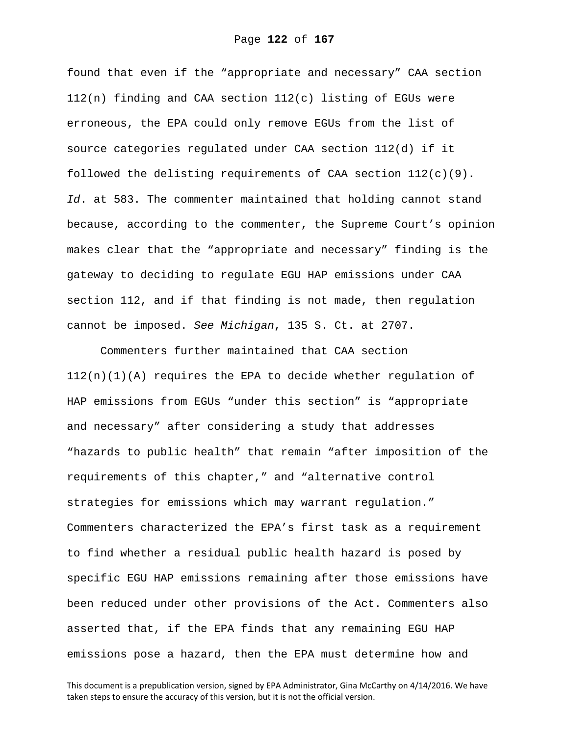found that even if the “appropriate and necessary” CAA section 112(n) finding and CAA section 112(c) listing of EGUs were erroneous, the EPA could only remove EGUs from the list of source categories regulated under CAA section 112(d) if it followed the delisting requirements of CAA section 112(c)(9). *Id*. at 583. The commenter maintained that holding cannot stand because, according to the commenter, the Supreme Court’s opinion makes clear that the “appropriate and necessary” finding is the gateway to deciding to regulate EGU HAP emissions under CAA section 112, and if that finding is not made, then regulation cannot be imposed. *See Michigan*, 135 S. Ct. at 2707.

Commenters further maintained that CAA section 112(n)(1)(A) requires the EPA to decide whether regulation of HAP emissions from EGUs “under this section” is “appropriate and necessary” after considering a study that addresses “hazards to public health” that remain “after imposition of the requirements of this chapter,” and “alternative control strategies for emissions which may warrant regulation.” Commenters characterized the EPA’s first task as a requirement to find whether a residual public health hazard is posed by specific EGU HAP emissions remaining after those emissions have been reduced under other provisions of the Act. Commenters also asserted that, if the EPA finds that any remaining EGU HAP emissions pose a hazard, then the EPA must determine how and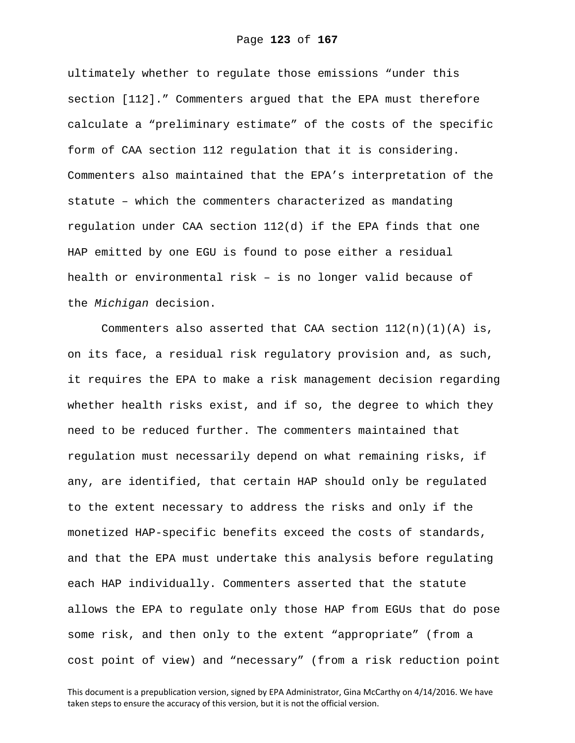ultimately whether to regulate those emissions "under this section [112]." Commenters argued that the EPA must therefore calculate a "preliminary estimate" of the costs of the specific form of CAA section 112 regulation that it is considering. Commenters also maintained that the EPA's interpretation of the statute – which the commenters characterized as mandating regulation under CAA section 112(d) if the EPA finds that one HAP emitted by one EGU is found to pose either a residual health or environmental risk – is no longer valid because of the *Michigan* decision.

Commenters also asserted that CAA section 112(n)(1)(A) is, on its face, a residual risk regulatory provision and, as such, it requires the EPA to make a risk management decision regarding whether health risks exist, and if so, the degree to which they need to be reduced further. The commenters maintained that regulation must necessarily depend on what remaining risks, if any, are identified, that certain HAP should only be regulated to the extent necessary to address the risks and only if the monetized HAP-specific benefits exceed the costs of standards, and that the EPA must undertake this analysis before regulating each HAP individually. Commenters asserted that the statute allows the EPA to regulate only those HAP from EGUs that do pose some risk, and then only to the extent "appropriate" (from a cost point of view) and "necessary" (from a risk reduction point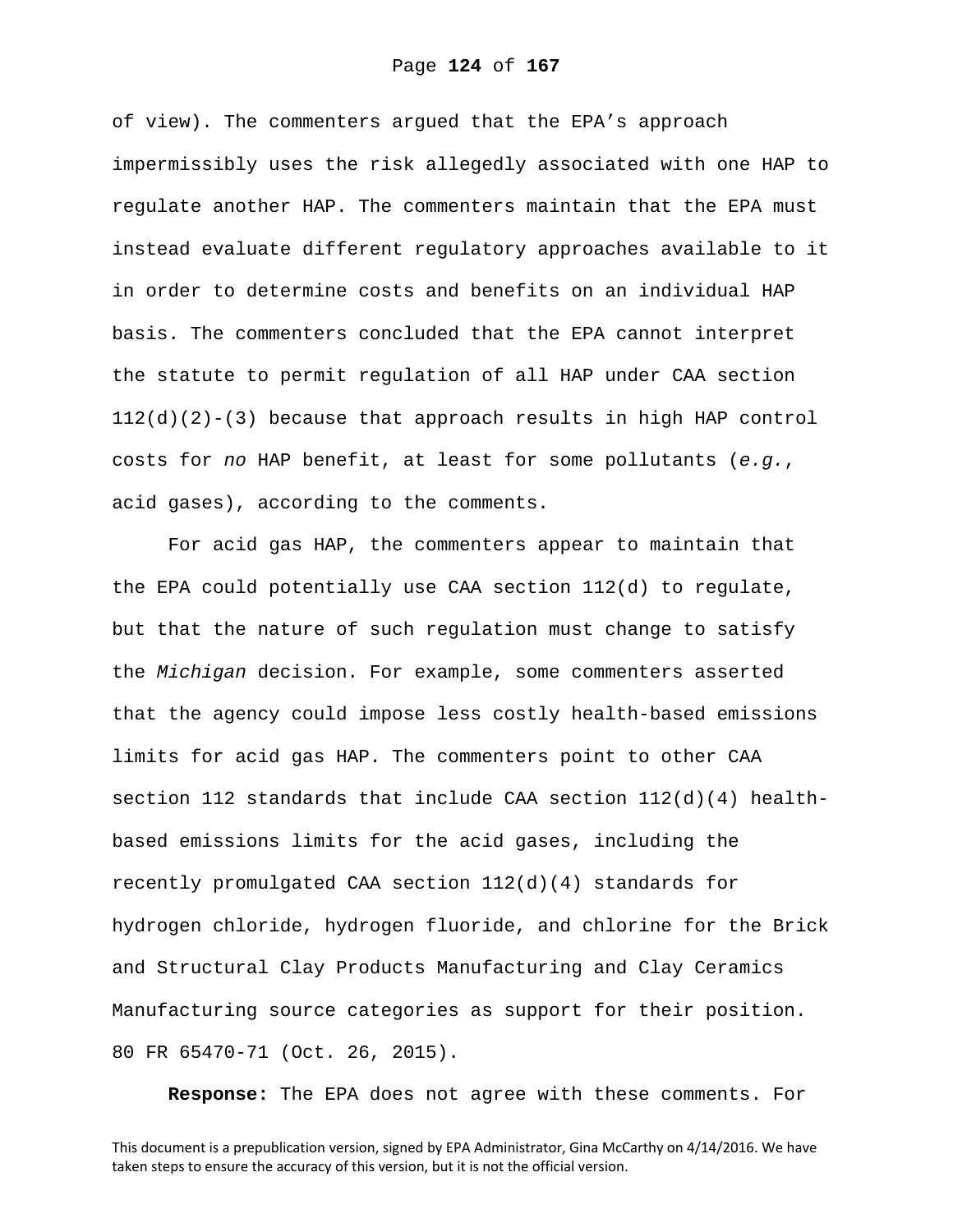of view). The commenters argued that the EPA's approach impermissibly uses the risk allegedly associated with one HAP to regulate another HAP. The commenters maintain that the EPA must instead evaluate different regulatory approaches available to it in order to determine costs and benefits on an individual HAP basis. The commenters concluded that the EPA cannot interpret the statute to permit regulation of all HAP under CAA section 112(d)(2)-(3) because that approach results in high HAP control costs for *no* HAP benefit, at least for some pollutants (*e.g.*, acid gases), according to the comments.

For acid gas HAP, the commenters appear to maintain that the EPA could potentially use CAA section 112(d) to regulate, but that the nature of such regulation must change to satisfy the *Michigan* decision. For example, some commenters asserted that the agency could impose less costly health-based emissions limits for acid gas HAP. The commenters point to other CAA section 112 standards that include CAA section 112(d)(4) health-based emissions limits for the acid gases, including the recently promulgated CAA section 112(d)(4) standards for hydrogen chloride, hydrogen fluoride, and chlorine for the Brick and Structural Clay Products Manufacturing and Clay Ceramics Manufacturing source categories as support for their position. 80 FR 65470-71 (Oct. 26, 2015).

**Response:** The EPA does not agree with these comments. For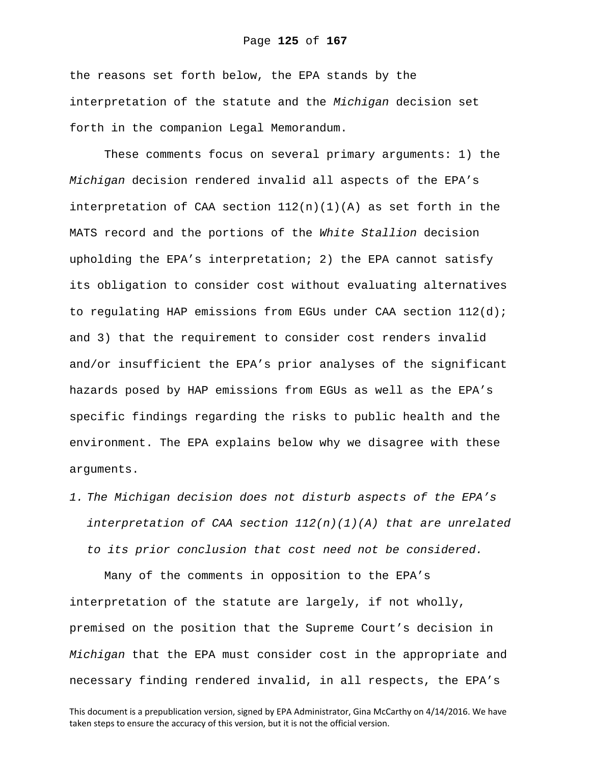the reasons set forth below, the EPA stands by the interpretation of the statute and the *Michigan* decision set forth in the companion Legal Memorandum.

These comments focus on several primary arguments: 1) the *Michigan* decision rendered invalid all aspects of the EPA's interpretation of CAA section 112(n)(1)(A) as set forth in the MATS record and the portions of the *White Stallion* decision upholding the EPA's interpretation; 2) the EPA cannot satisfy its obligation to consider cost without evaluating alternatives to regulating HAP emissions from EGUs under CAA section 112(d); and 3) that the requirement to consider cost renders invalid and/or insufficient the EPA's prior analyses of the significant hazards posed by HAP emissions from EGUs as well as the EPA's specific findings regarding the risks to public health and the environment. The EPA explains below why we disagree with these arguments.

1. *The Michigan decision does not disturb aspects of the EPA's interpretation of CAA section 112(n)(1)(A) that are unrelated to its prior conclusion that cost need not be considered.*

Many of the comments in opposition to the EPA's interpretation of the statute are largely, if not wholly, premised on the position that the Supreme Court's decision in *Michigan* that the EPA must consider cost in the appropriate and necessary finding rendered invalid, in all respects, the EPA's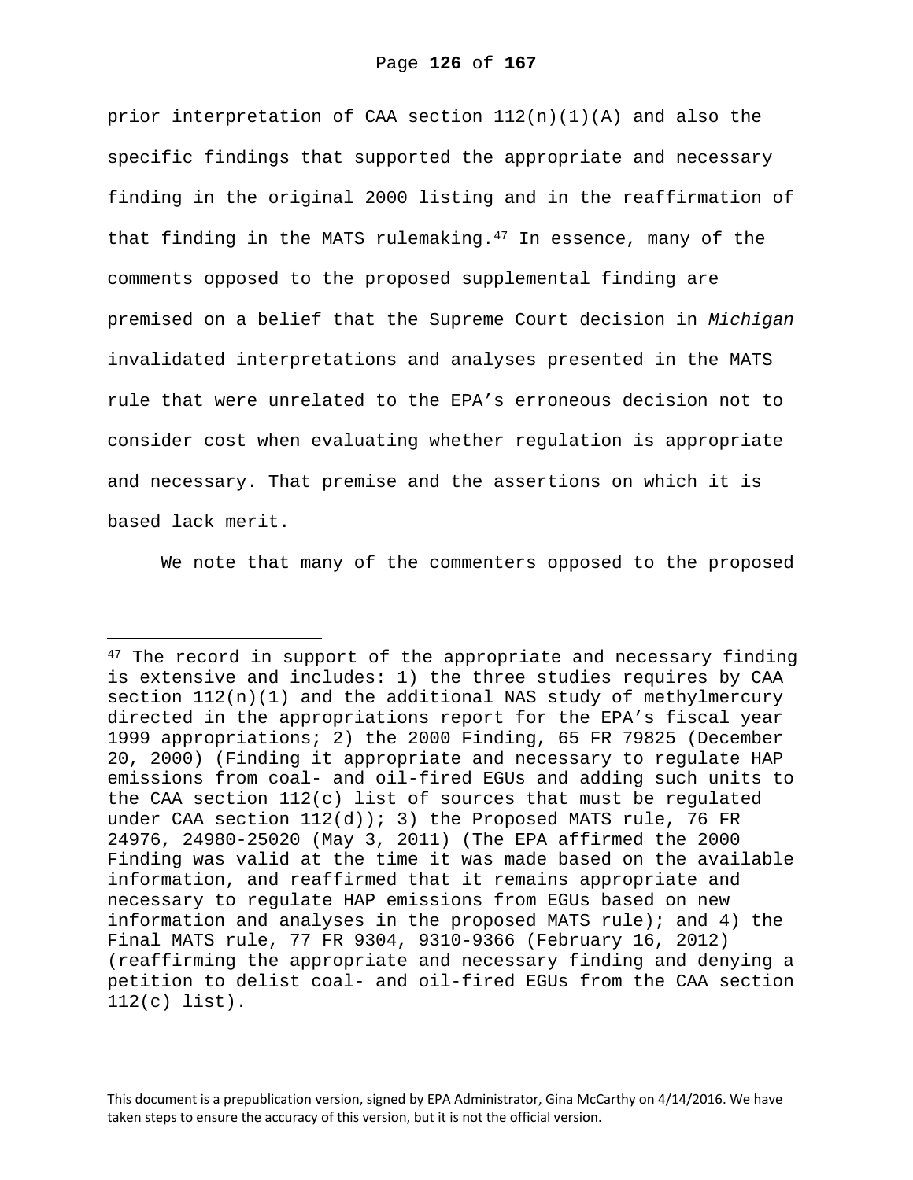prior interpretation of CAA section 112(n)(1)(A) and also the specific findings that supported the appropriate and necessary finding in the original 2000 listing and in the reaffirmation of that finding in the MATS rulemaking.[47] In essence, many of the comments opposed to the proposed supplemental finding are premised on a belief that the Supreme Court decision in *Michigan* invalidated interpretations and analyses presented in the MATS rule that were unrelated to the EPA's erroneous decision not to consider cost when evaluating whether regulation is appropriate and necessary. That premise and the assertions on which it is based lack merit.

We note that many of the commenters opposed to the proposed

---

[47] The record in support of the appropriate and necessary finding is extensive and includes: 1) the three studies requires by CAA section 112(n)(1) and the additional NAS study of methylmercury directed in the appropriations report for the EPA's fiscal year 1999 appropriations; 2) the 2000 Finding, 65 FR 79825 (December 20, 2000) (Finding it appropriate and necessary to regulate HAP emissions from coal- and oil-fired EGUs and adding such units to the CAA section 112(c) list of sources that must be regulated under CAA section 112(d)); 3) the Proposed MATS rule, 76 FR 24976, 24980-25020 (May 3, 2011) (The EPA affirmed the 2000 Finding was valid at the time it was made based on the available information, and reaffirmed that it remains appropriate and necessary to regulate HAP emissions from EGUs based on new information and analyses in the proposed MATS rule); and 4) the Final MATS rule, 77 FR 9304, 9310-9366 (February 16, 2012) (reaffirming the appropriate and necessary finding and denying a petition to delist coal- and oil-fired EGUs from the CAA section 112(c) list).

This document is a prepublication version, signed by EPA Administrator, Gina McCarthy on 4/14/2016. We have taken steps to ensure the accuracy of this version, but it is not the official version.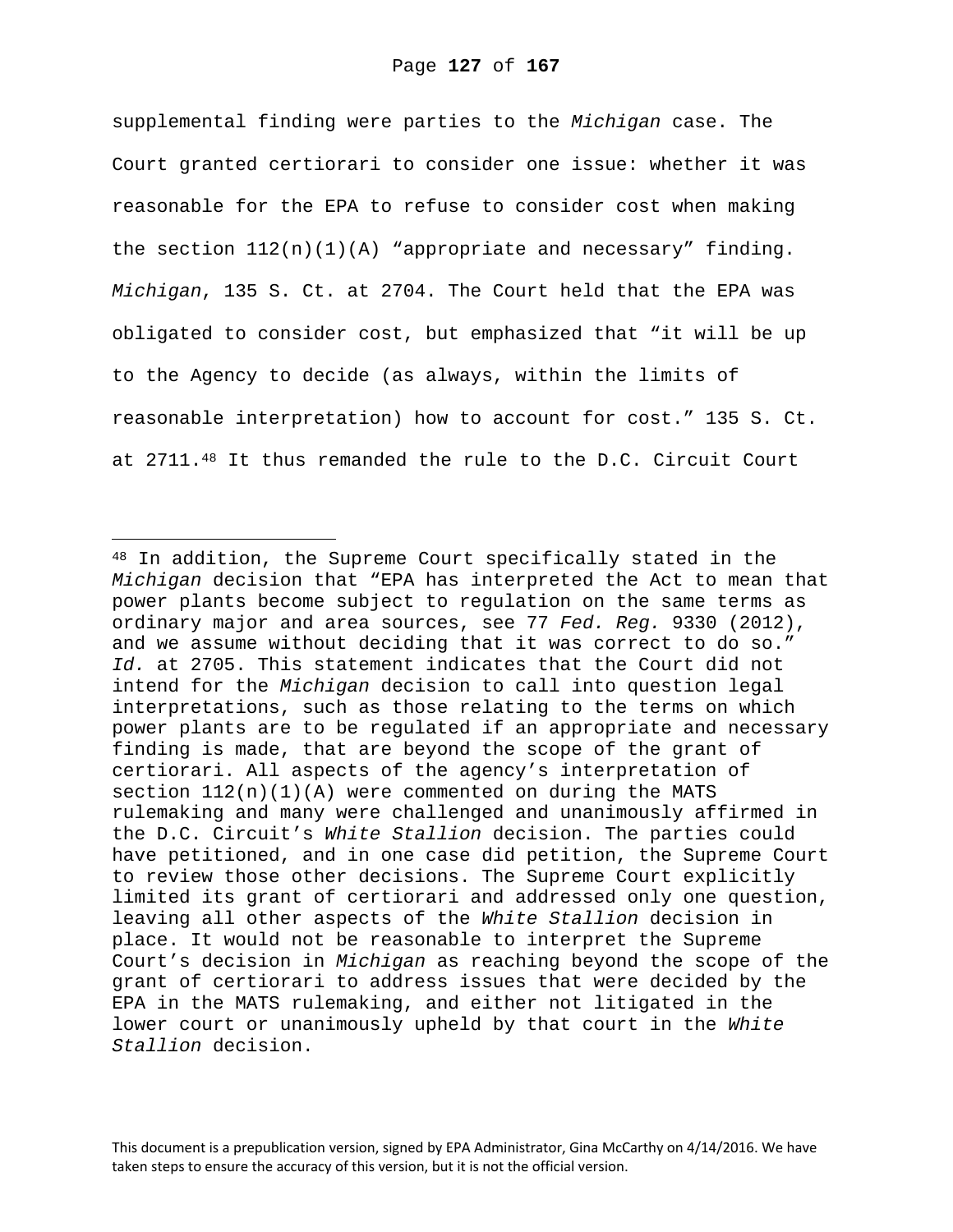supplemental finding were parties to the *Michigan* case. The Court granted certiorari to consider one issue: whether it was reasonable for the EPA to refuse to consider cost when making the section 112(n)(1)(A) "appropriate and necessary" finding. *Michigan*, 135 S. Ct. at 2704. The Court held that the EPA was obligated to consider cost, but emphasized that "it will be up to the Agency to decide (as always, within the limits of reasonable interpretation) how to account for cost." 135 S. Ct. at 2711.[48] It thus remanded the rule to the D.C. Circuit Court

---

[48] In addition, the Supreme Court specifically stated in the *Michigan* decision that "EPA has interpreted the Act to mean that power plants become subject to regulation on the same terms as ordinary major and area sources, see 77 *Fed. Reg.* 9330 (2012), and we assume without deciding that it was correct to do so." *Id.* at 2705. This statement indicates that the Court did not intend for the *Michigan* decision to call into question legal interpretations, such as those relating to the terms on which power plants are to be regulated if an appropriate and necessary finding is made, that are beyond the scope of the grant of certiorari. All aspects of the agency's interpretation of section 112(n)(1)(A) were commented on during the MATS rulemaking and many were challenged and unanimously affirmed in the D.C. Circuit's *White Stallion* decision. The parties could have petitioned, and in one case did petition, the Supreme Court to review those other decisions. The Supreme Court explicitly limited its grant of certiorari and addressed only one question, leaving all other aspects of the *White Stallion* decision in place. It would not be reasonable to interpret the Supreme Court's decision in *Michigan* as reaching beyond the scope of the grant of certiorari to address issues that were decided by the EPA in the MATS rulemaking, and either not litigated in the lower court or unanimously upheld by that court in the *White Stallion* decision.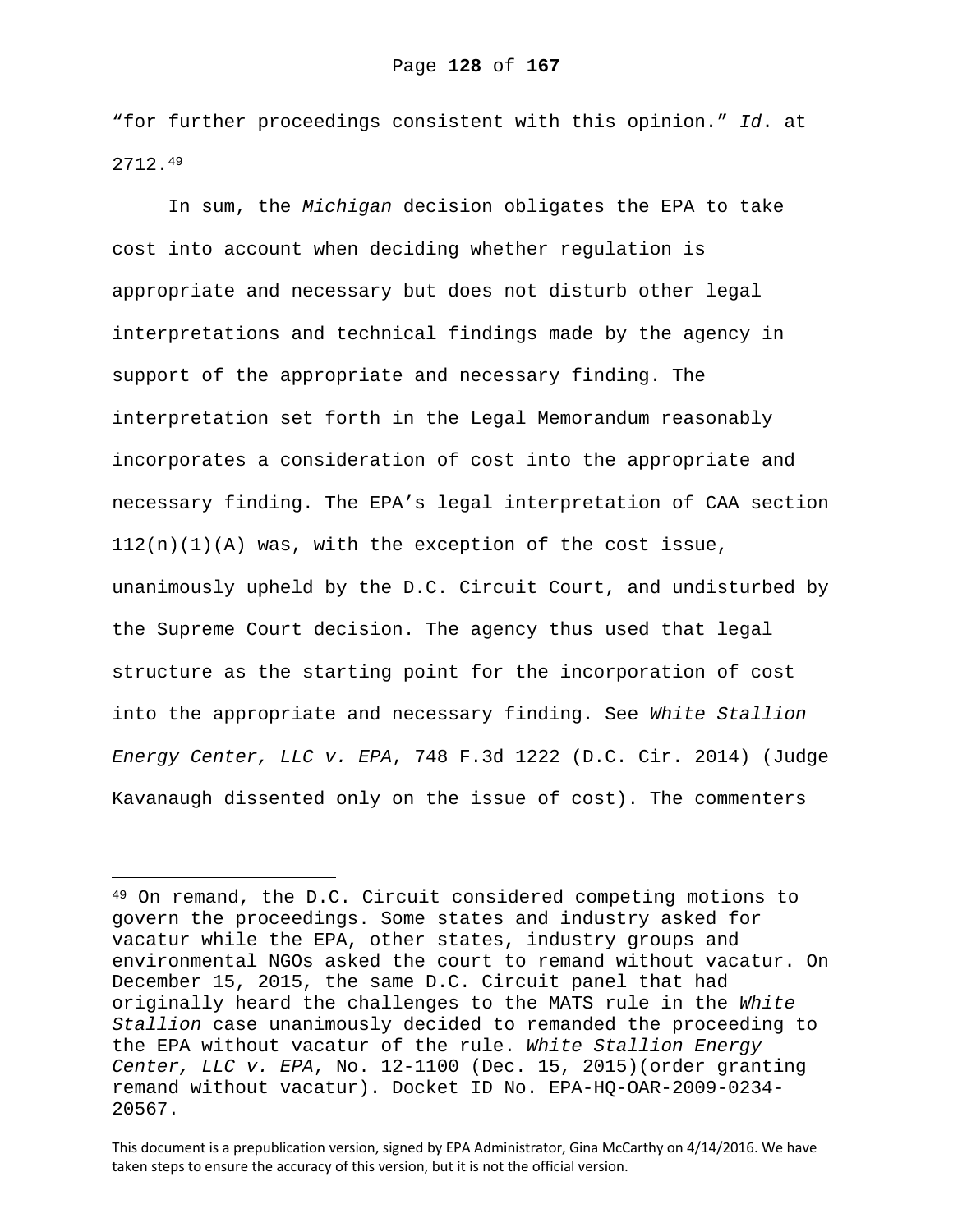"for further proceedings consistent with this opinion." *Id*. at 2712.[49]

In sum, the *Michigan* decision obligates the EPA to take cost into account when deciding whether regulation is appropriate and necessary but does not disturb other legal interpretations and technical findings made by the agency in support of the appropriate and necessary finding. The interpretation set forth in the Legal Memorandum reasonably incorporates a consideration of cost into the appropriate and necessary finding. The EPA's legal interpretation of CAA section 112(n)(1)(A) was, with the exception of the cost issue, unanimously upheld by the D.C. Circuit Court, and undisturbed by the Supreme Court decision. The agency thus used that legal structure as the starting point for the incorporation of cost into the appropriate and necessary finding. See *White Stallion Energy Center, LLC v. EPA*, 748 F.3d 1222 (D.C. Cir. 2014) (Judge Kavanaugh dissented only on the issue of cost). The commenters

---

[49] On remand, the D.C. Circuit considered competing motions to govern the proceedings. Some states and industry asked for vacatur while the EPA, other states, industry groups and environmental NGOs asked the court to remand without vacatur. On December 15, 2015, the same D.C. Circuit panel that had originally heard the challenges to the MATS rule in the *White Stallion* case unanimously decided to remanded the proceeding to the EPA without vacatur of the rule. *White Stallion Energy Center, LLC v. EPA*, No. 12-1100 (Dec. 15, 2015)(order granting remand without vacatur). Docket ID No. EPA-HQ-OAR-2009-0234-20567.

This document is a prepublication version, signed by EPA Administrator, Gina McCarthy on 4/14/2016. We have taken steps to ensure the accuracy of this version, but it is not the official version.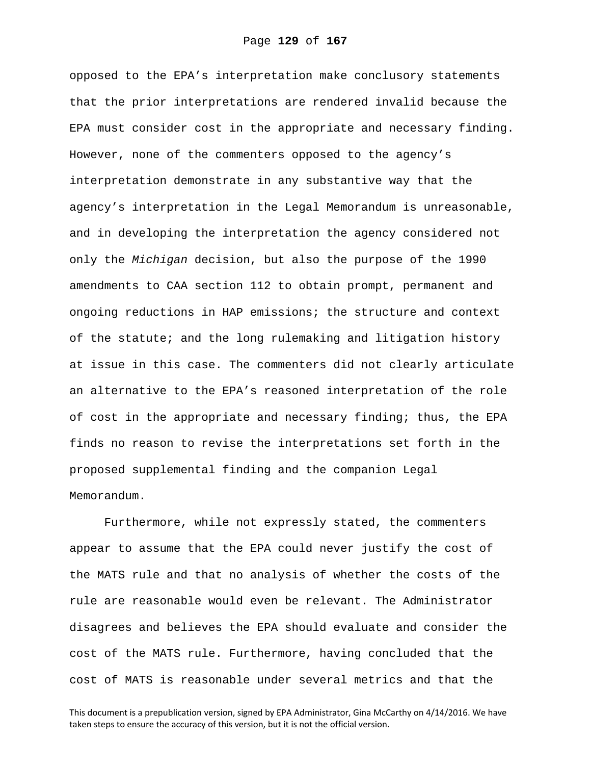opposed to the EPA's interpretation make conclusory statements that the prior interpretations are rendered invalid because the EPA must consider cost in the appropriate and necessary finding. However, none of the commenters opposed to the agency's interpretation demonstrate in any substantive way that the agency's interpretation in the Legal Memorandum is unreasonable, and in developing the interpretation the agency considered not only the *Michigan* decision, but also the purpose of the 1990 amendments to CAA section 112 to obtain prompt, permanent and ongoing reductions in HAP emissions; the structure and context of the statute; and the long rulemaking and litigation history at issue in this case. The commenters did not clearly articulate an alternative to the EPA's reasoned interpretation of the role of cost in the appropriate and necessary finding; thus, the EPA finds no reason to revise the interpretations set forth in the proposed supplemental finding and the companion Legal Memorandum.

Furthermore, while not expressly stated, the commenters appear to assume that the EPA could never justify the cost of the MATS rule and that no analysis of whether the costs of the rule are reasonable would even be relevant. The Administrator disagrees and believes the EPA should evaluate and consider the cost of the MATS rule. Furthermore, having concluded that the cost of MATS is reasonable under several metrics and that the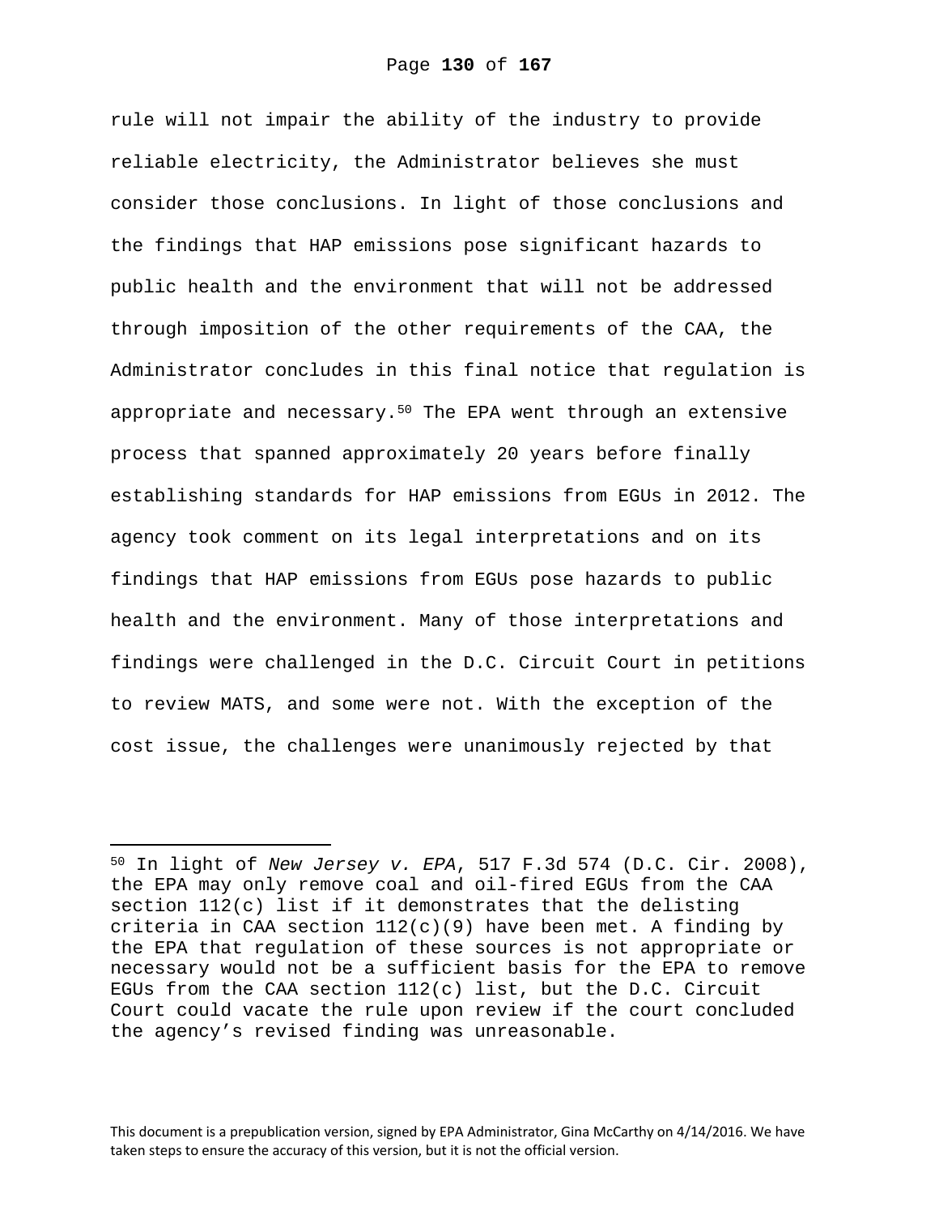rule will not impair the ability of the industry to provide reliable electricity, the Administrator believes she must consider those conclusions. In light of those conclusions and the findings that HAP emissions pose significant hazards to public health and the environment that will not be addressed through imposition of the other requirements of the CAA, the Administrator concludes in this final notice that regulation is appropriate and necessary.[50] The EPA went through an extensive process that spanned approximately 20 years before finally establishing standards for HAP emissions from EGUs in 2012. The agency took comment on its legal interpretations and on its findings that HAP emissions from EGUs pose hazards to public health and the environment. Many of those interpretations and findings were challenged in the D.C. Circuit Court in petitions to review MATS, and some were not. With the exception of the cost issue, the challenges were unanimously rejected by that

---

[50] In light of *New Jersey v. EPA*, 517 F.3d 574 (D.C. Cir. 2008), the EPA may only remove coal and oil-fired EGUs from the CAA section 112(c) list if it demonstrates that the delisting criteria in CAA section 112(c)(9) have been met. A finding by the EPA that regulation of these sources is not appropriate or necessary would not be a sufficient basis for the EPA to remove EGUs from the CAA section 112(c) list, but the D.C. Circuit Court could vacate the rule upon review if the court concluded the agency's revised finding was unreasonable.

This document is a prepublication version, signed by EPA Administrator, Gina McCarthy on 4/14/2016. We have taken steps to ensure the accuracy of this version, but it is not the official version.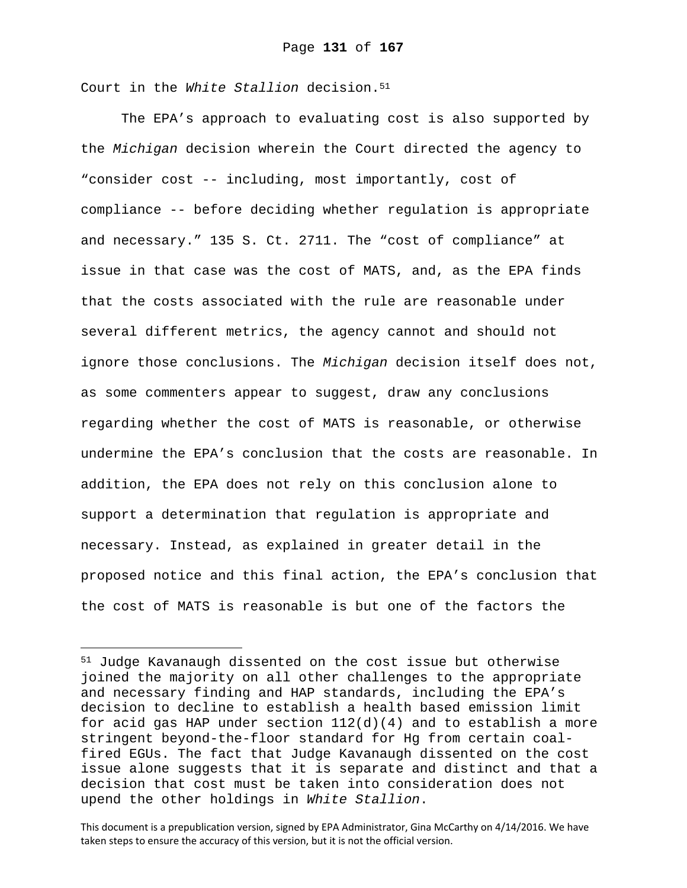Court in the *White Stallion* decision.[51]

The EPA's approach to evaluating cost is also supported by the *Michigan* decision wherein the Court directed the agency to "consider cost -- including, most importantly, cost of compliance -- before deciding whether regulation is appropriate and necessary." 135 S. Ct. 2711. The "cost of compliance" at issue in that case was the cost of MATS, and, as the EPA finds that the costs associated with the rule are reasonable under several different metrics, the agency cannot and should not ignore those conclusions. The *Michigan* decision itself does not, as some commenters appear to suggest, draw any conclusions regarding whether the cost of MATS is reasonable, or otherwise undermine the EPA's conclusion that the costs are reasonable. In addition, the EPA does not rely on this conclusion alone to support a determination that regulation is appropriate and necessary. Instead, as explained in greater detail in the proposed notice and this final action, the EPA's conclusion that the cost of MATS is reasonable is but one of the factors the

---

[51] Judge Kavanaugh dissented on the cost issue but otherwise joined the majority on all other challenges to the appropriate and necessary finding and HAP standards, including the EPA's decision to decline to establish a health based emission limit for acid gas HAP under section 112(d)(4) and to establish a more stringent beyond-the-floor standard for Hg from certain coal-fired EGUs. The fact that Judge Kavanaugh dissented on the cost issue alone suggests that it is separate and distinct and that a decision that cost must be taken into consideration does not upend the other holdings in *White Stallion*.

This document is a prepublication version, signed by EPA Administrator, Gina McCarthy on 4/14/2016. We have taken steps to ensure the accuracy of this version, but it is not the official version.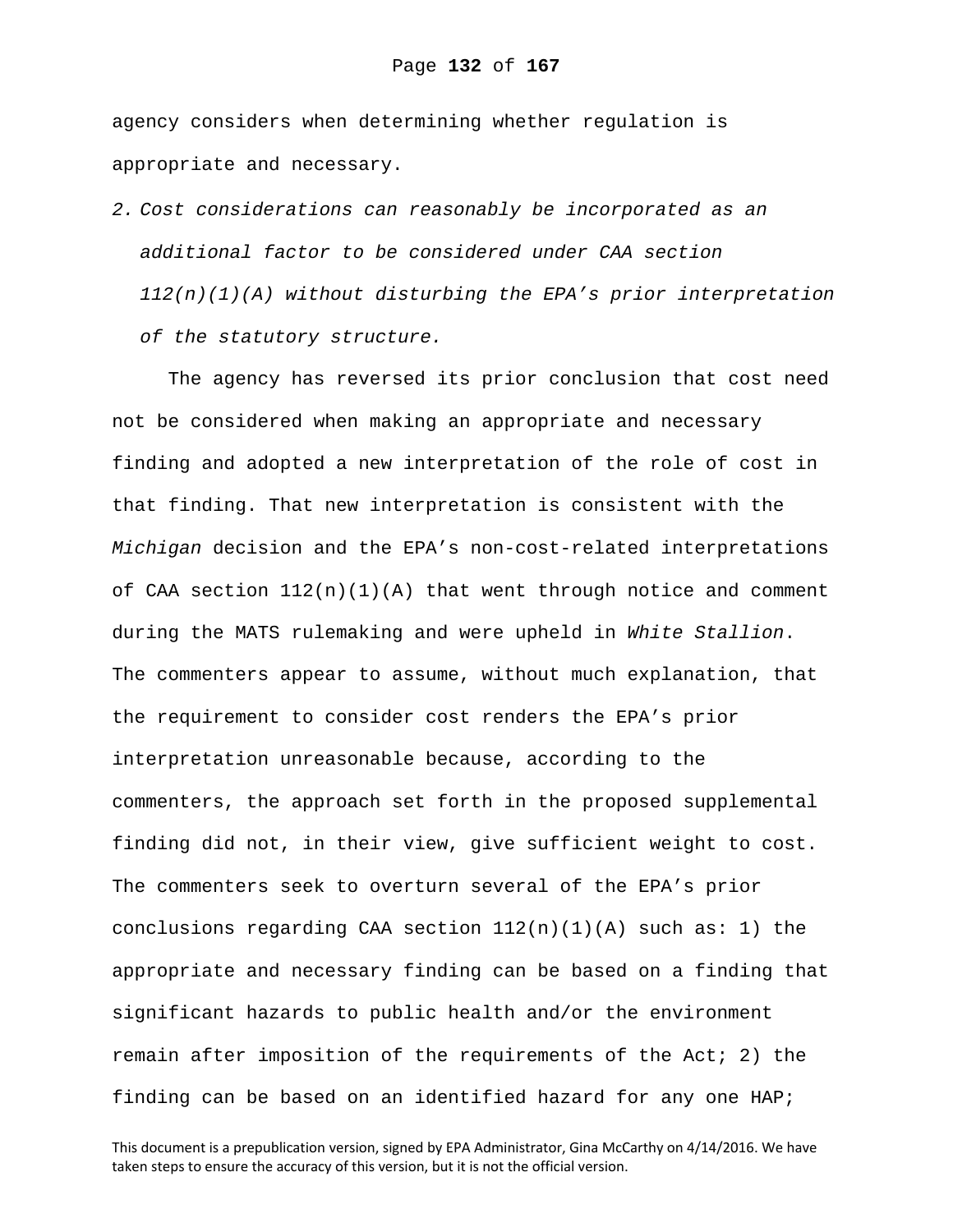agency considers when determining whether regulation is appropriate and necessary.

2. *Cost considerations can reasonably be incorporated as an additional factor to be considered under CAA section 112(n)(1)(A) without disturbing the EPA's prior interpretation of the statutory structure.*

The agency has reversed its prior conclusion that cost need not be considered when making an appropriate and necessary finding and adopted a new interpretation of the role of cost in that finding. That new interpretation is consistent with the *Michigan* decision and the EPA's non-cost-related interpretations of CAA section 112(n)(1)(A) that went through notice and comment during the MATS rulemaking and were upheld in *White Stallion*. The commenters appear to assume, without much explanation, that the requirement to consider cost renders the EPA's prior interpretation unreasonable because, according to the commenters, the approach set forth in the proposed supplemental finding did not, in their view, give sufficient weight to cost. The commenters seek to overturn several of the EPA's prior conclusions regarding CAA section 112(n)(1)(A) such as: 1) the appropriate and necessary finding can be based on a finding that significant hazards to public health and/or the environment remain after imposition of the requirements of the Act; 2) the finding can be based on an identified hazard for any one HAP;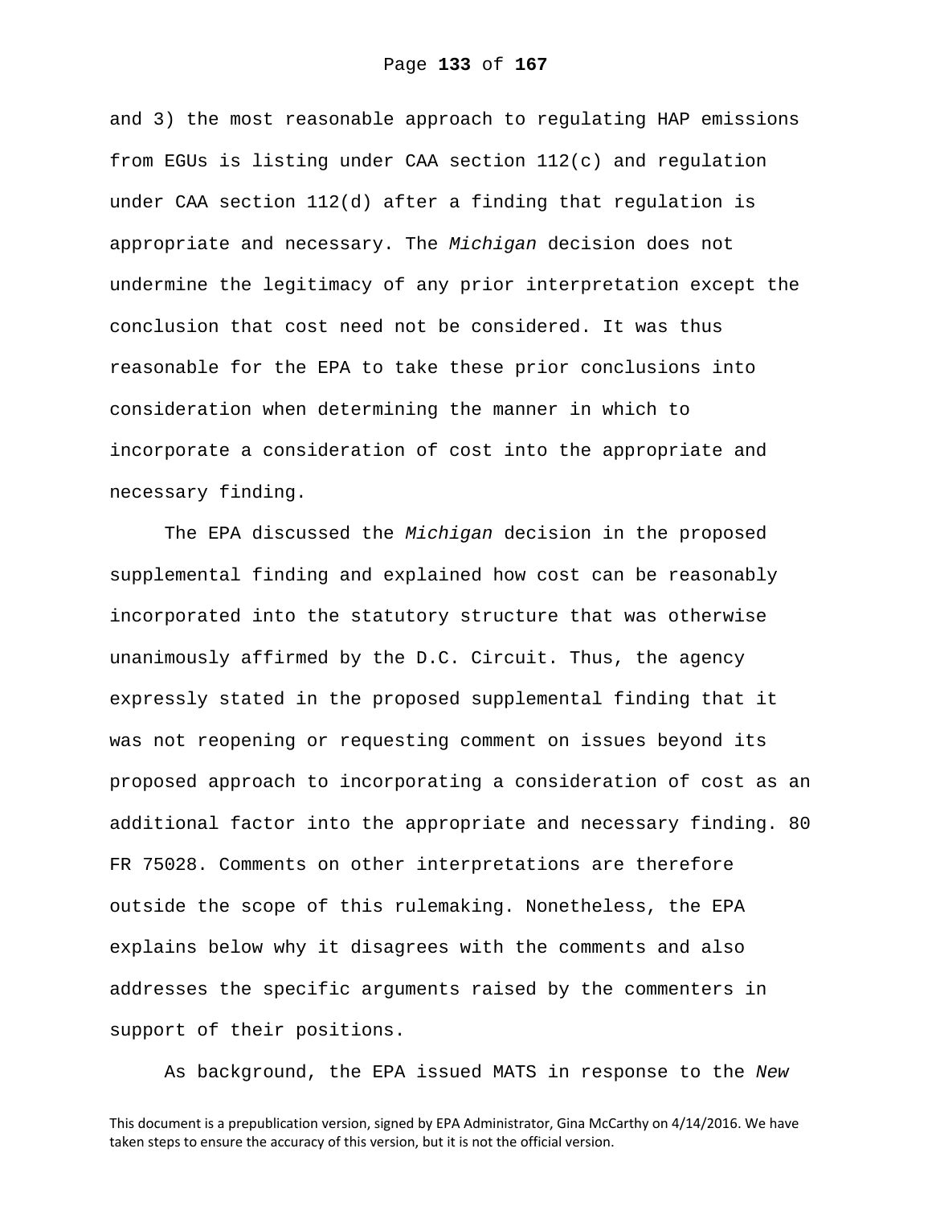and 3) the most reasonable approach to regulating HAP emissions from EGUs is listing under CAA section 112(c) and regulation under CAA section 112(d) after a finding that regulation is appropriate and necessary. The *Michigan* decision does not undermine the legitimacy of any prior interpretation except the conclusion that cost need not be considered. It was thus reasonable for the EPA to take these prior conclusions into consideration when determining the manner in which to incorporate a consideration of cost into the appropriate and necessary finding.

The EPA discussed the *Michigan* decision in the proposed supplemental finding and explained how cost can be reasonably incorporated into the statutory structure that was otherwise unanimously affirmed by the D.C. Circuit. Thus, the agency expressly stated in the proposed supplemental finding that it was not reopening or requesting comment on issues beyond its proposed approach to incorporating a consideration of cost as an additional factor into the appropriate and necessary finding. 80 FR 75028. Comments on other interpretations are therefore outside the scope of this rulemaking. Nonetheless, the EPA explains below why it disagrees with the comments and also addresses the specific arguments raised by the commenters in support of their positions.

As background, the EPA issued MATS in response to the *New*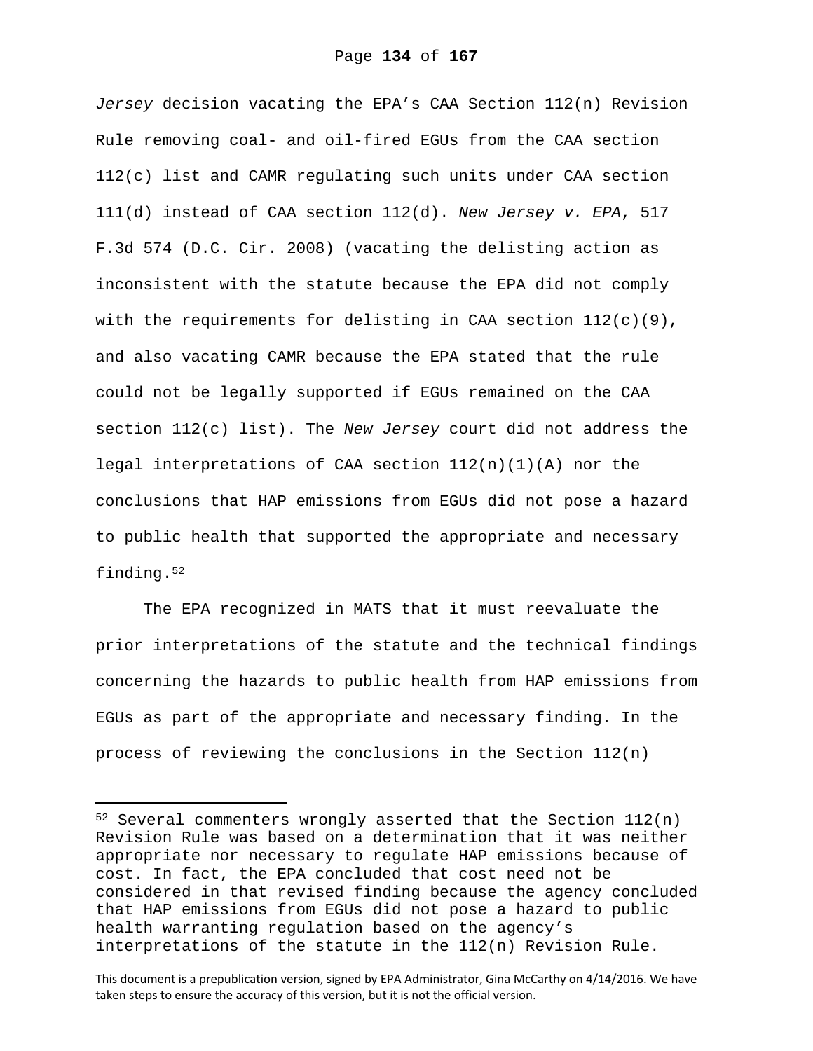*Jersey* decision vacating the EPA's CAA Section 112(n) Revision Rule removing coal- and oil-fired EGUs from the CAA section 112(c) list and CAMR regulating such units under CAA section 111(d) instead of CAA section 112(d). *New Jersey v. EPA*, 517 F.3d 574 (D.C. Cir. 2008) (vacating the delisting action as inconsistent with the statute because the EPA did not comply with the requirements for delisting in CAA section 112(c)(9), and also vacating CAMR because the EPA stated that the rule could not be legally supported if EGUs remained on the CAA section 112(c) list). The *New Jersey* court did not address the legal interpretations of CAA section 112(n)(1)(A) nor the conclusions that HAP emissions from EGUs did not pose a hazard to public health that supported the appropriate and necessary finding.[52]

The EPA recognized in MATS that it must reevaluate the prior interpretations of the statute and the technical findings concerning the hazards to public health from HAP emissions from EGUs as part of the appropriate and necessary finding. In the process of reviewing the conclusions in the Section 112(n)

[52] Several commenters wrongly asserted that the Section 112(n) Revision Rule was based on a determination that it was neither appropriate nor necessary to regulate HAP emissions because of cost. In fact, the EPA concluded that cost need not be considered in that revised finding because the agency concluded that HAP emissions from EGUs did not pose a hazard to public health warranting regulation based on the agency's interpretations of the statute in the 112(n) Revision Rule.

This document is a prepublication version, signed by EPA Administrator, Gina McCarthy on 4/14/2016. We have taken steps to ensure the accuracy of this version, but it is not the official version.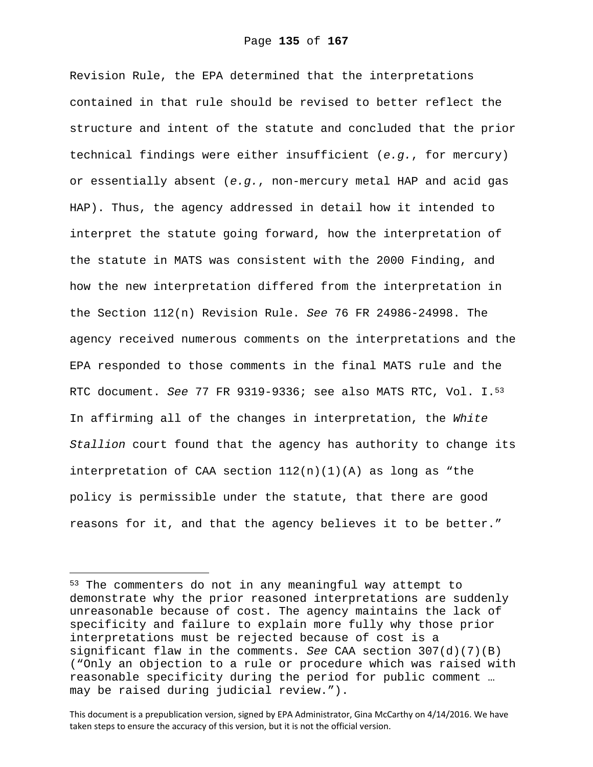Revision Rule, the EPA determined that the interpretations contained in that rule should be revised to better reflect the structure and intent of the statute and concluded that the prior technical findings were either insufficient (*e.g.*, for mercury) or essentially absent (*e.g.*, non-mercury metal HAP and acid gas HAP). Thus, the agency addressed in detail how it intended to interpret the statute going forward, how the interpretation of the statute in MATS was consistent with the 2000 Finding, and how the new interpretation differed from the interpretation in the Section 112(n) Revision Rule. *See* 76 FR 24986-24998. The agency received numerous comments on the interpretations and the EPA responded to those comments in the final MATS rule and the RTC document. *See* 77 FR 9319-9336; see also MATS RTC, Vol. I.[53] In affirming all of the changes in interpretation, the *White Stallion* court found that the agency has authority to change its interpretation of CAA section 112(n)(1)(A) as long as "the policy is permissible under the statute, that there are good reasons for it, and that the agency believes it to be better."

---

[53] The commenters do not in any meaningful way attempt to demonstrate why the prior reasoned interpretations are suddenly unreasonable because of cost. The agency maintains the lack of specificity and failure to explain more fully why those prior interpretations must be rejected because of cost is a significant flaw in the comments. *See* CAA section 307(d)(7)(B) ("Only an objection to a rule or procedure which was raised with reasonable specificity during the period for public comment … may be raised during judicial review.").

This document is a prepublication version, signed by EPA Administrator, Gina McCarthy on 4/14/2016. We have taken steps to ensure the accuracy of this version, but it is not the official version.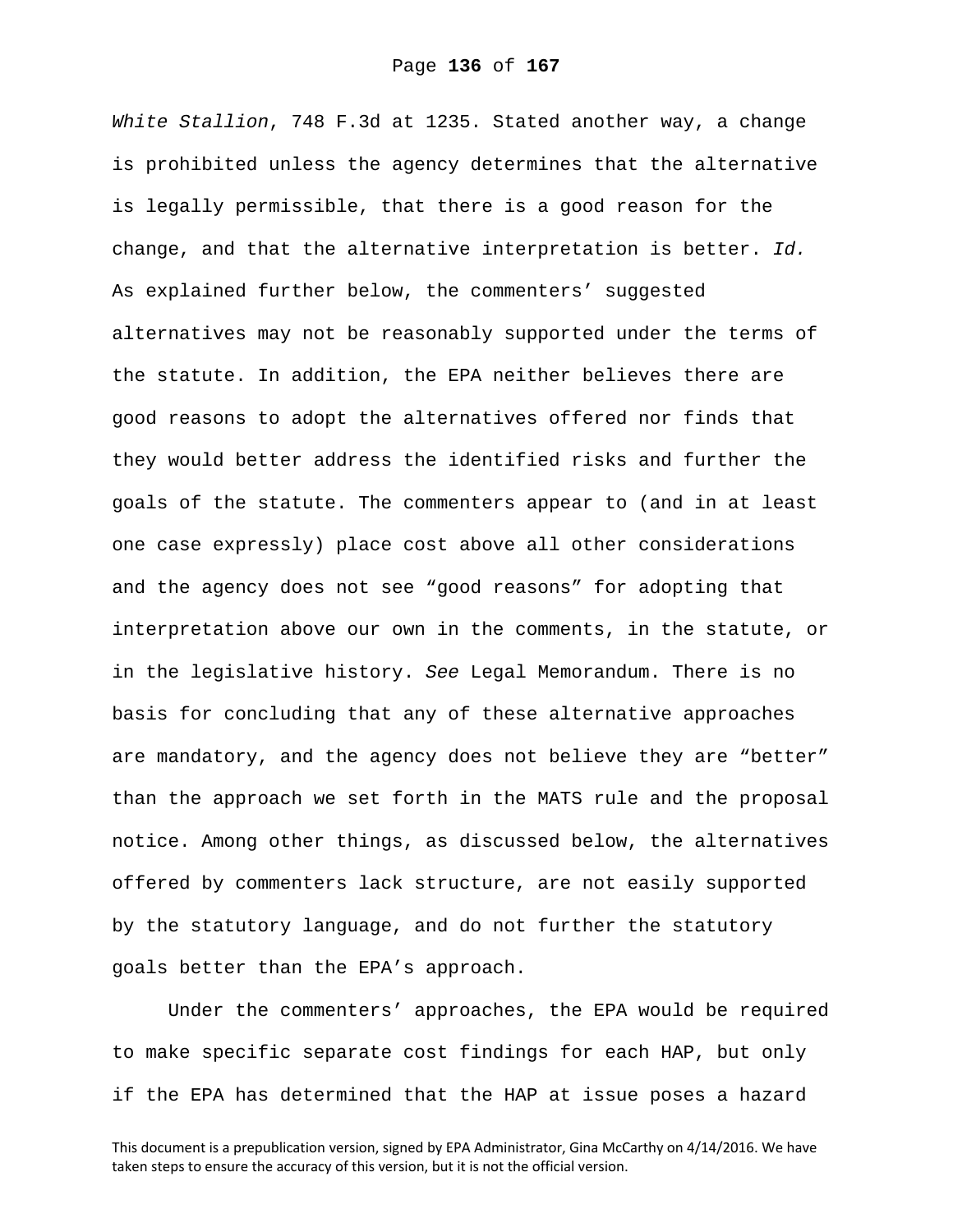*White Stallion*, 748 F.3d at 1235. Stated another way, a change is prohibited unless the agency determines that the alternative is legally permissible, that there is a good reason for the change, and that the alternative interpretation is better. *Id.* As explained further below, the commenters' suggested alternatives may not be reasonably supported under the terms of the statute. In addition, the EPA neither believes there are good reasons to adopt the alternatives offered nor finds that they would better address the identified risks and further the goals of the statute. The commenters appear to (and in at least one case expressly) place cost above all other considerations and the agency does not see "good reasons" for adopting that interpretation above our own in the comments, in the statute, or in the legislative history. *See* Legal Memorandum. There is no basis for concluding that any of these alternative approaches are mandatory, and the agency does not believe they are "better" than the approach we set forth in the MATS rule and the proposal notice. Among other things, as discussed below, the alternatives offered by commenters lack structure, are not easily supported by the statutory language, and do not further the statutory goals better than the EPA's approach.

Under the commenters' approaches, the EPA would be required to make specific separate cost findings for each HAP, but only if the EPA has determined that the HAP at issue poses a hazard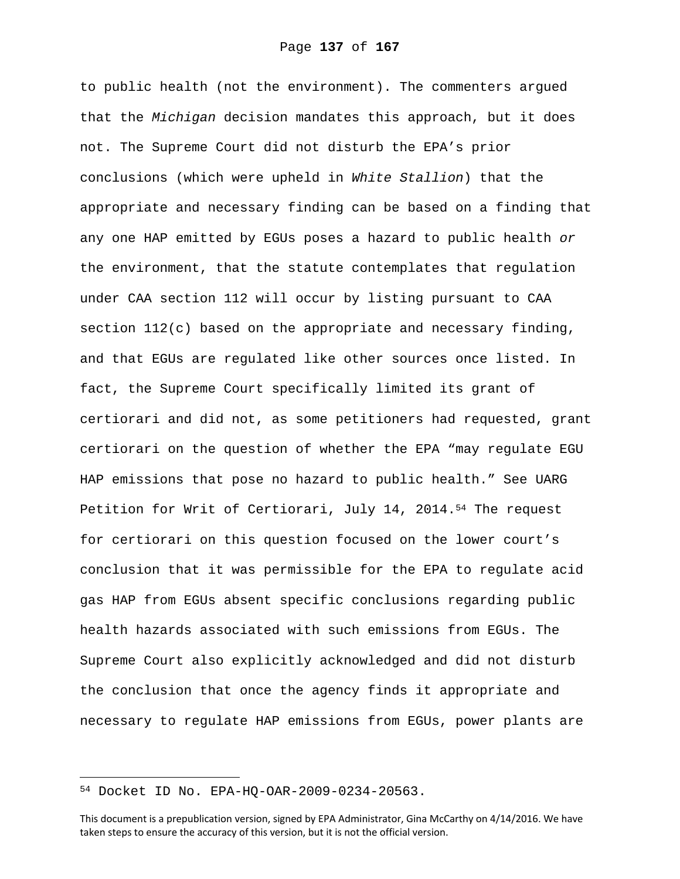to public health (not the environment). The commenters argued that the *Michigan* decision mandates this approach, but it does not. The Supreme Court did not disturb the EPA's prior conclusions (which were upheld in *White Stallion*) that the appropriate and necessary finding can be based on a finding that any one HAP emitted by EGUs poses a hazard to public health *or* the environment, that the statute contemplates that regulation under CAA section 112 will occur by listing pursuant to CAA section 112(c) based on the appropriate and necessary finding, and that EGUs are regulated like other sources once listed. In fact, the Supreme Court specifically limited its grant of certiorari and did not, as some petitioners had requested, grant certiorari on the question of whether the EPA "may regulate EGU HAP emissions that pose no hazard to public health." See UARG Petition for Writ of Certiorari, July 14, 2014.[54] The request for certiorari on this question focused on the lower court's conclusion that it was permissible for the EPA to regulate acid gas HAP from EGUs absent specific conclusions regarding public health hazards associated with such emissions from EGUs. The Supreme Court also explicitly acknowledged and did not disturb the conclusion that once the agency finds it appropriate and necessary to regulate HAP emissions from EGUs, power plants are

---

[54] Docket ID No. EPA-HQ-OAR-2009-0234-20563.

This document is a prepublication version, signed by EPA Administrator, Gina McCarthy on 4/14/2016. We have taken steps to ensure the accuracy of this version, but it is not the official version.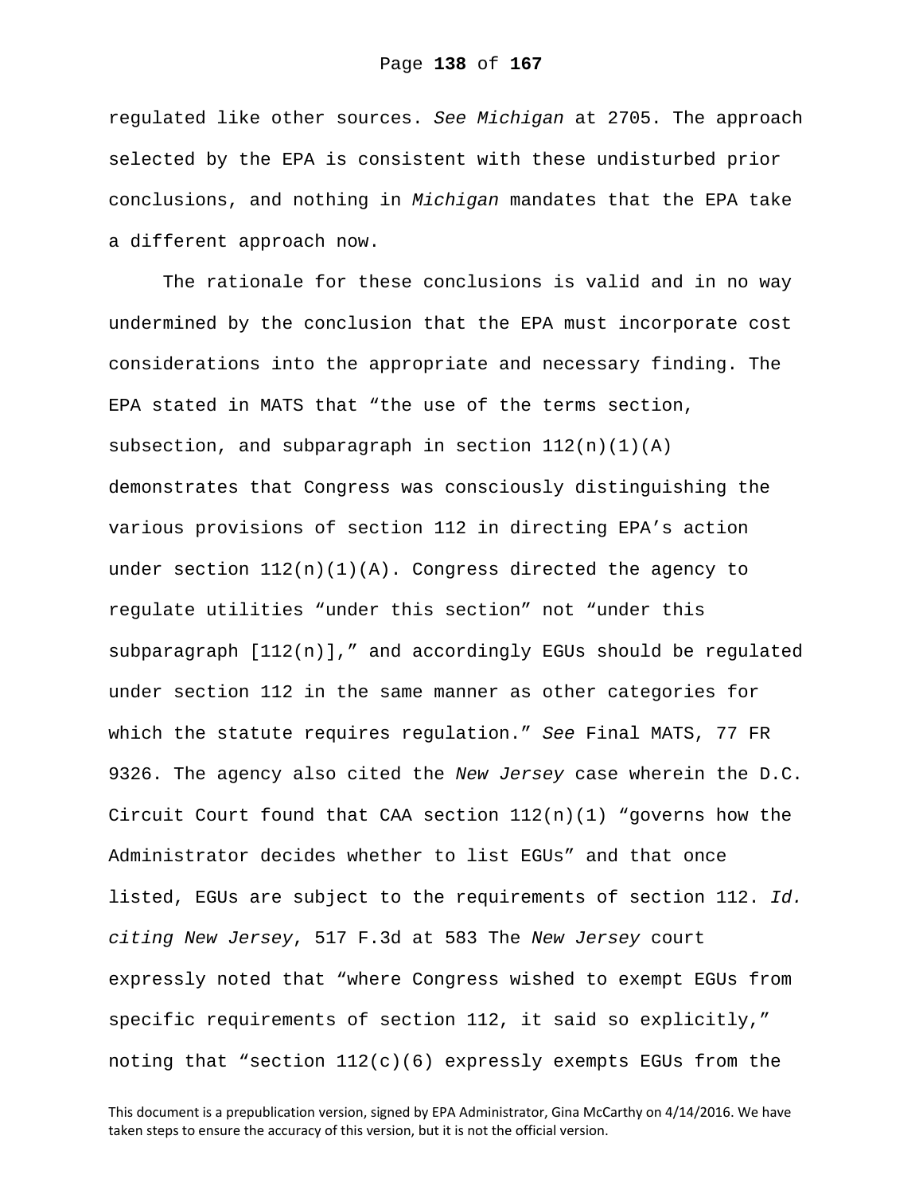regulated like other sources. *See Michigan* at 2705. The approach selected by the EPA is consistent with these undisturbed prior conclusions, and nothing in *Michigan* mandates that the EPA take a different approach now.

The rationale for these conclusions is valid and in no way undermined by the conclusion that the EPA must incorporate cost considerations into the appropriate and necessary finding. The EPA stated in MATS that "the use of the terms section, subsection, and subparagraph in section 112(n)(1)(A) demonstrates that Congress was consciously distinguishing the various provisions of section 112 in directing EPA's action under section 112(n)(1)(A). Congress directed the agency to regulate utilities "under this section" not "under this subparagraph [112(n)]," and accordingly EGUs should be regulated under section 112 in the same manner as other categories for which the statute requires regulation." *See* Final MATS, 77 FR 9326. The agency also cited the *New Jersey* case wherein the D.C. Circuit Court found that CAA section 112(n)(1) "governs how the Administrator decides whether to list EGUs" and that once listed, EGUs are subject to the requirements of section 112. *Id. citing New Jersey*, 517 F.3d at 583 The *New Jersey* court expressly noted that "where Congress wished to exempt EGUs from specific requirements of section 112, it said so explicitly," noting that "section 112(c)(6) expressly exempts EGUs from the

This document is a prepublication version, signed by EPA Administrator, Gina McCarthy on 4/14/2016. We have taken steps to ensure the accuracy of this version, but it is not the official version.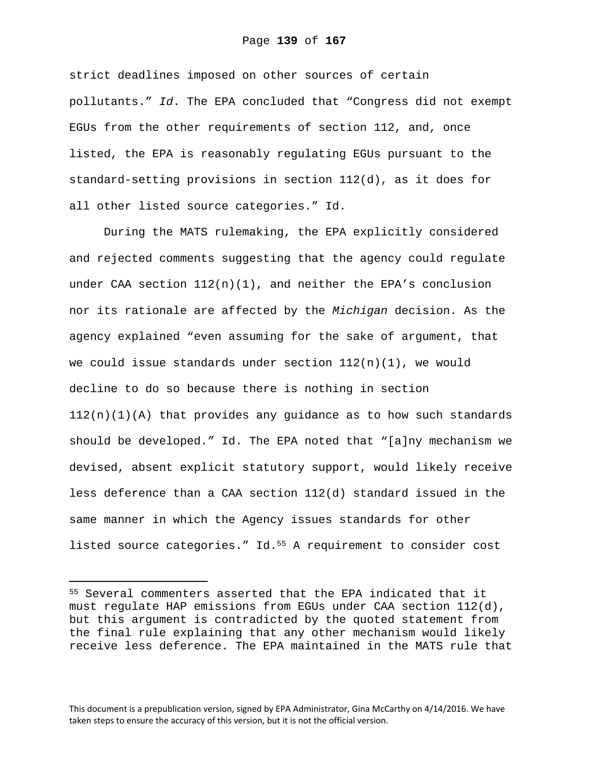strict deadlines imposed on other sources of certain pollutants." *Id*. The EPA concluded that "Congress did not exempt EGUs from the other requirements of section 112, and, once listed, the EPA is reasonably regulating EGUs pursuant to the standard-setting provisions in section 112(d), as it does for all other listed source categories." Id.

During the MATS rulemaking, the EPA explicitly considered and rejected comments suggesting that the agency could regulate under CAA section 112(n)(1), and neither the EPA's conclusion nor its rationale are affected by the *Michigan* decision. As the agency explained "even assuming for the sake of argument, that we could issue standards under section 112(n)(1), we would decline to do so because there is nothing in section 112(n)(1)(A) that provides any guidance as to how such standards should be developed." Id. The EPA noted that "[a]ny mechanism we devised, absent explicit statutory support, would likely receive less deference than a CAA section 112(d) standard issued in the same manner in which the Agency issues standards for other listed source categories." Id.[55] A requirement to consider cost

---

[55] Several commenters asserted that the EPA indicated that it must regulate HAP emissions from EGUs under CAA section 112(d), but this argument is contradicted by the quoted statement from the final rule explaining that any other mechanism would likely receive less deference. The EPA maintained in the MATS rule that

This document is a prepublication version, signed by EPA Administrator, Gina McCarthy on 4/14/2016. We have taken steps to ensure the accuracy of this version, but it is not the official version.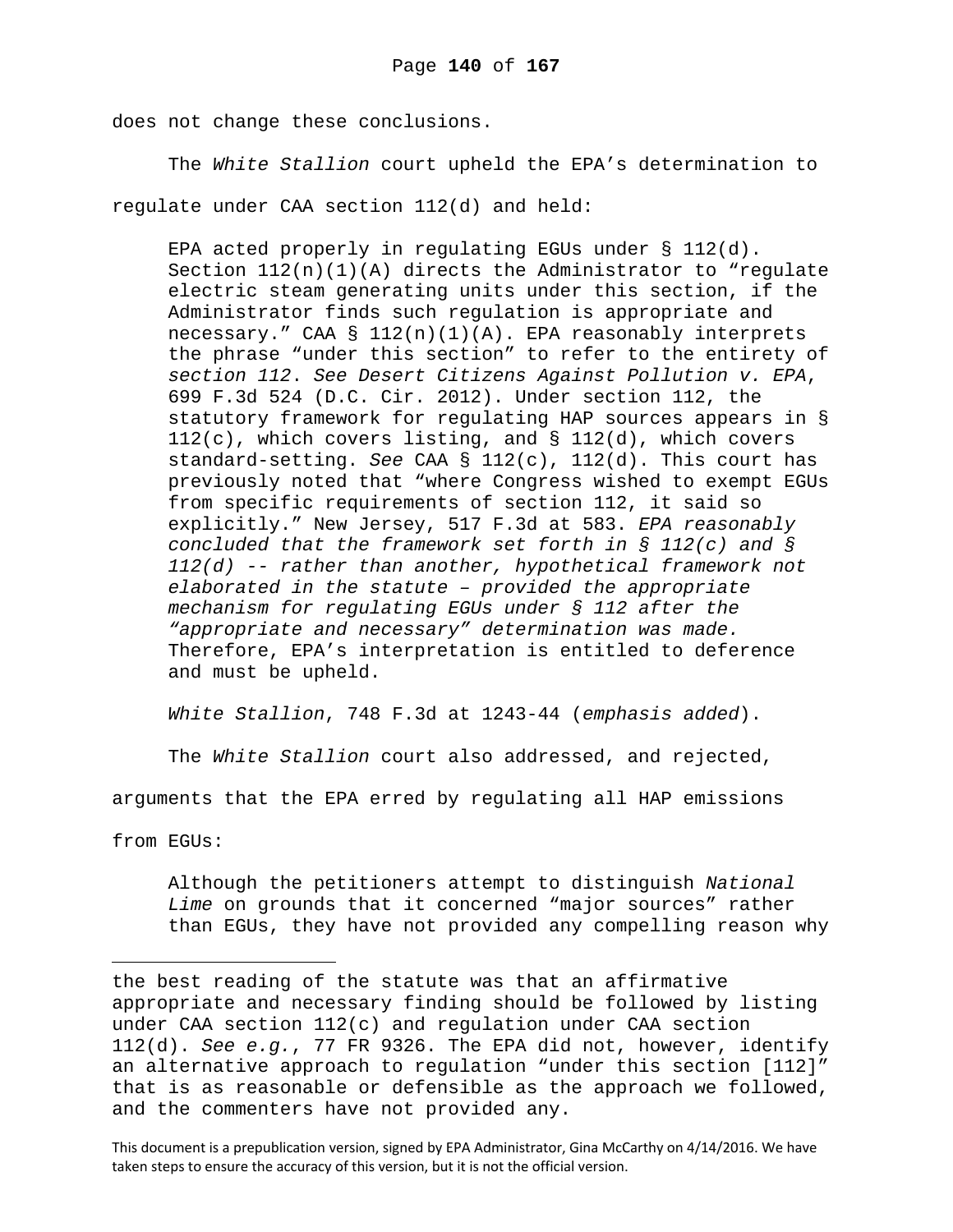does not change these conclusions.

The *White Stallion* court upheld the EPA's determination to regulate under CAA section 112(d) and held:

> EPA acted properly in regulating EGUs under § 112(d). Section 112(n)(1)(A) directs the Administrator to "regulate electric steam generating units under this section, if the Administrator finds such regulation is appropriate and necessary." CAA § 112(n)(1)(A). EPA reasonably interprets the phrase "under this section" to refer to the entirety of *section 112*. *See Desert Citizens Against Pollution v. EPA*, 699 F.3d 524 (D.C. Cir. 2012). Under section 112, the statutory framework for regulating HAP sources appears in § 112(c), which covers listing, and § 112(d), which covers standard-setting. *See* CAA § 112(c), 112(d). This court has previously noted that "where Congress wished to exempt EGUs from specific requirements of section 112, it said so explicitly." New Jersey, 517 F.3d at 583. *EPA reasonably concluded that the framework set forth in § 112(c) and § 112(d) -- rather than another, hypothetical framework not elaborated in the statute – provided the appropriate mechanism for regulating EGUs under § 112 after the "appropriate and necessary" determination was made.* Therefore, EPA's interpretation is entitled to deference and must be upheld.

*White Stallion*, 748 F.3d at 1243-44 (*emphasis added*).

The *White Stallion* court also addressed, and rejected, arguments that the EPA erred by regulating all HAP emissions from EGUs:

> Although the petitioners attempt to distinguish *National Lime* on grounds that it concerned "major sources" rather than EGUs, they have not provided any compelling reason why

---

the best reading of the statute was that an affirmative appropriate and necessary finding should be followed by listing under CAA section 112(c) and regulation under CAA section 112(d). *See e.g.*, 77 FR 9326. The EPA did not, however, identify an alternative approach to regulation "under this section [112]" that is as reasonable or defensible as the approach we followed, and the commenters have not provided any.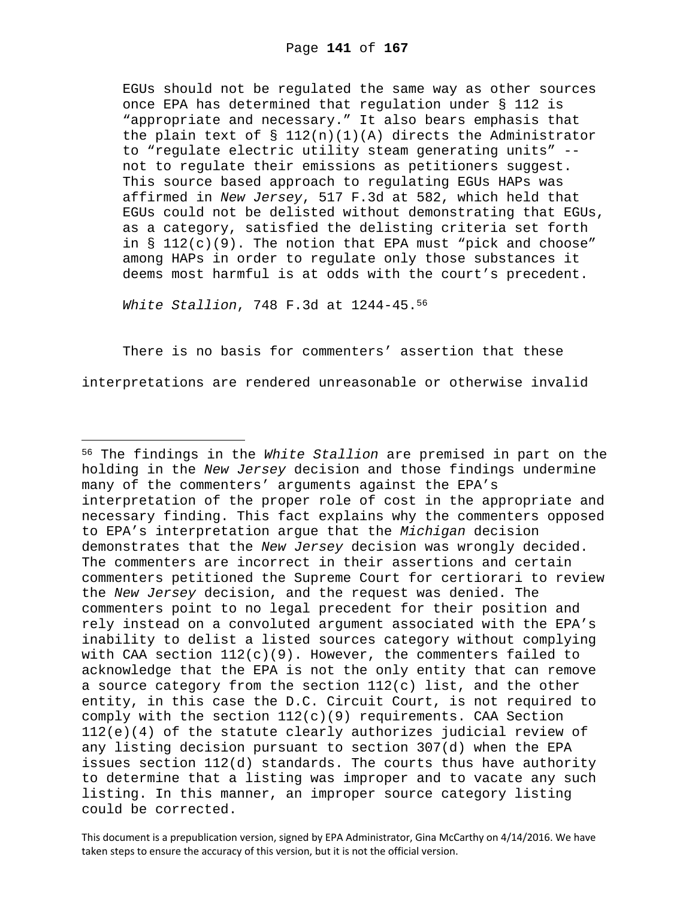> EGUs should not be regulated the same way as other sources once EPA has determined that regulation under § 112 is "appropriate and necessary." It also bears emphasis that the plain text of § 112(n)(1)(A) directs the Administrator to "regulate electric utility steam generating units" -- not to regulate their emissions as petitioners suggest. This source based approach to regulating EGUs HAPs was affirmed in *New Jersey*, 517 F.3d at 582, which held that EGUs could not be delisted without demonstrating that EGUs, as a category, satisfied the delisting criteria set forth in § 112(c)(9). The notion that EPA must "pick and choose" among HAPs in order to regulate only those substances it deems most harmful is at odds with the court's precedent.
>
> *White Stallion*, 748 F.3d at 1244-45.[56]

There is no basis for commenters' assertion that these interpretations are rendered unreasonable or otherwise invalid

[56] The findings in the *White Stallion* are premised in part on the holding in the *New Jersey* decision and those findings undermine many of the commenters' arguments against the EPA's interpretation of the proper role of cost in the appropriate and necessary finding. This fact explains why the commenters opposed to EPA's interpretation argue that the *Michigan* decision demonstrates that the *New Jersey* decision was wrongly decided. The commenters are incorrect in their assertions and certain commenters petitioned the Supreme Court for certiorari to review the *New Jersey* decision, and the request was denied. The commenters point to no legal precedent for their position and rely instead on a convoluted argument associated with the EPA's inability to delist a listed sources category without complying with CAA section 112(c)(9). However, the commenters failed to acknowledge that the EPA is not the only entity that can remove a source category from the section 112(c) list, and the other entity, in this case the D.C. Circuit Court, is not required to comply with the section 112(c)(9) requirements. CAA Section 112(e)(4) of the statute clearly authorizes judicial review of any listing decision pursuant to section 307(d) when the EPA issues section 112(d) standards. The courts thus have authority to determine that a listing was improper and to vacate any such listing. In this manner, an improper source category listing could be corrected.

This document is a prepublication version, signed by EPA Administrator, Gina McCarthy on 4/14/2016. We have taken steps to ensure the accuracy of this version, but it is not the official version.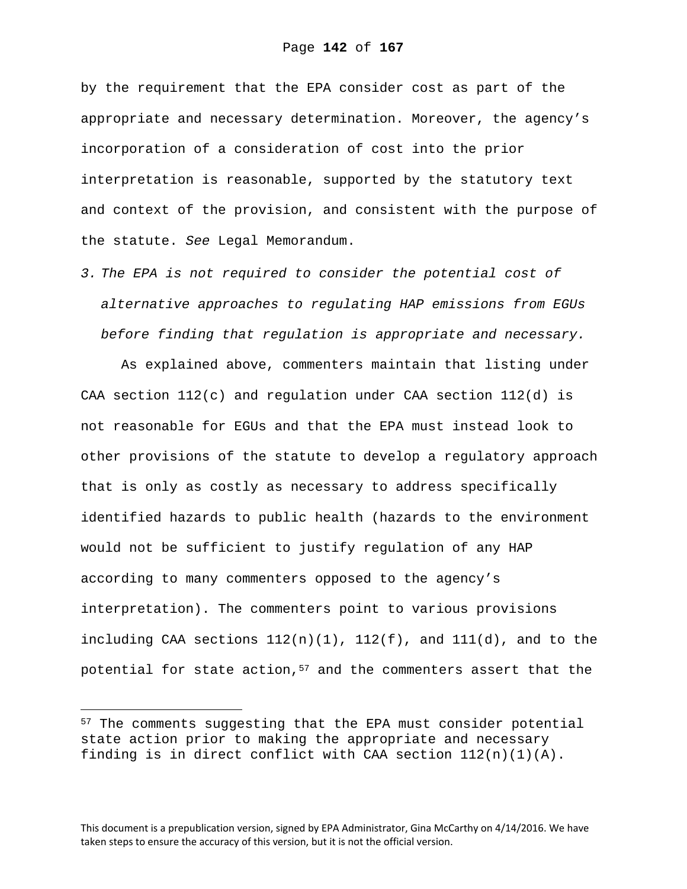by the requirement that the EPA consider cost as part of the appropriate and necessary determination. Moreover, the agency's incorporation of a consideration of cost into the prior interpretation is reasonable, supported by the statutory text and context of the provision, and consistent with the purpose of the statute. *See* Legal Memorandum.

3. *The EPA is not required to consider the potential cost of alternative approaches to regulating HAP emissions from EGUs before finding that regulation is appropriate and necessary.*

As explained above, commenters maintain that listing under CAA section 112(c) and regulation under CAA section 112(d) is not reasonable for EGUs and that the EPA must instead look to other provisions of the statute to develop a regulatory approach that is only as costly as necessary to address specifically identified hazards to public health (hazards to the environment would not be sufficient to justify regulation of any HAP according to many commenters opposed to the agency's interpretation). The commenters point to various provisions including CAA sections 112(n)(1), 112(f), and 111(d), and to the potential for state action,[57] and the commenters assert that the

[57] The comments suggesting that the EPA must consider potential state action prior to making the appropriate and necessary finding is in direct conflict with CAA section 112(n)(1)(A).

This document is a prepublication version, signed by EPA Administrator, Gina McCarthy on 4/14/2016. We have taken steps to ensure the accuracy of this version, but it is not the official version.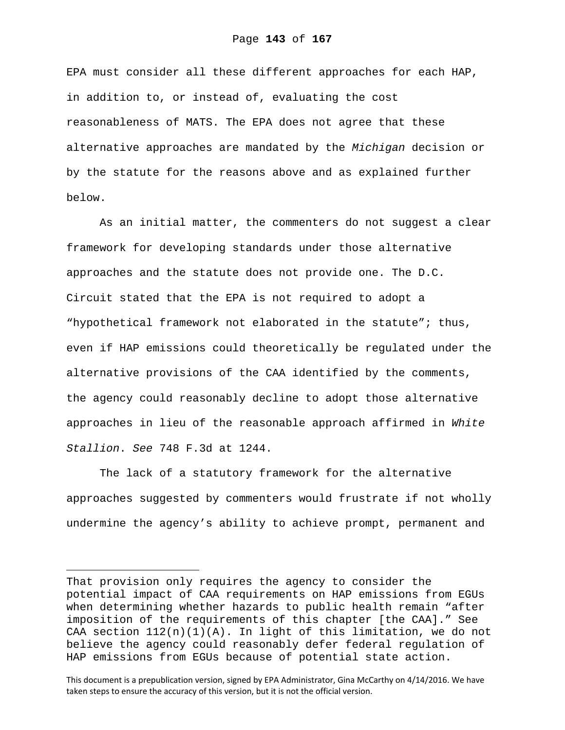EPA must consider all these different approaches for each HAP, in addition to, or instead of, evaluating the cost reasonableness of MATS. The EPA does not agree that these alternative approaches are mandated by the *Michigan* decision or by the statute for the reasons above and as explained further below.

As an initial matter, the commenters do not suggest a clear framework for developing standards under those alternative approaches and the statute does not provide one. The D.C. Circuit stated that the EPA is not required to adopt a "hypothetical framework not elaborated in the statute"; thus, even if HAP emissions could theoretically be regulated under the alternative provisions of the CAA identified by the comments, the agency could reasonably decline to adopt those alternative approaches in lieu of the reasonable approach affirmed in *White Stallion*. *See* 748 F.3d at 1244.

The lack of a statutory framework for the alternative approaches suggested by commenters would frustrate if not wholly undermine the agency's ability to achieve prompt, permanent and

---

That provision only requires the agency to consider the potential impact of CAA requirements on HAP emissions from EGUs when determining whether hazards to public health remain "after imposition of the requirements of this chapter [the CAA]." See CAA section 112(n)(1)(A). In light of this limitation, we do not believe the agency could reasonably defer federal regulation of HAP emissions from EGUs because of potential state action.

This document is a prepublication version, signed by EPA Administrator, Gina McCarthy on 4/14/2016. We have taken steps to ensure the accuracy of this version, but it is not the official version.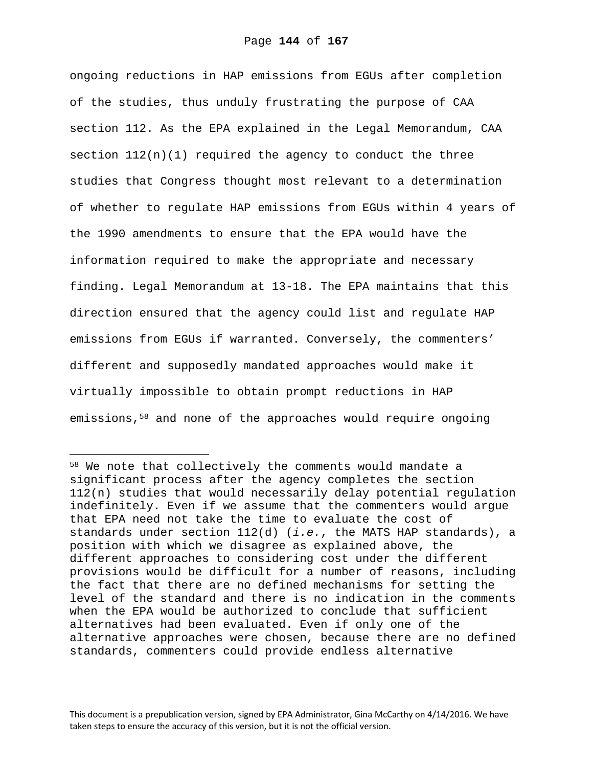ongoing reductions in HAP emissions from EGUs after completion of the studies, thus unduly frustrating the purpose of CAA section 112. As the EPA explained in the Legal Memorandum, CAA section 112(n)(1) required the agency to conduct the three studies that Congress thought most relevant to a determination of whether to regulate HAP emissions from EGUs within 4 years of the 1990 amendments to ensure that the EPA would have the information required to make the appropriate and necessary finding. Legal Memorandum at 13-18. The EPA maintains that this direction ensured that the agency could list and regulate HAP emissions from EGUs if warranted. Conversely, the commenters' different and supposedly mandated approaches would make it virtually impossible to obtain prompt reductions in HAP emissions,[58] and none of the approaches would require ongoing

---

[58] We note that collectively the comments would mandate a significant process after the agency completes the section 112(n) studies that would necessarily delay potential regulation indefinitely. Even if we assume that the commenters would argue that EPA need not take the time to evaluate the cost of standards under section 112(d) (*i.e.*, the MATS HAP standards), a position with which we disagree as explained above, the different approaches to considering cost under the different provisions would be difficult for a number of reasons, including the fact that there are no defined mechanisms for setting the level of the standard and there is no indication in the comments when the EPA would be authorized to conclude that sufficient alternatives had been evaluated. Even if only one of the alternative approaches were chosen, because there are no defined standards, commenters could provide endless alternative

This document is a prepublication version, signed by EPA Administrator, Gina McCarthy on 4/14/2016. We have taken steps to ensure the accuracy of this version, but it is not the official version.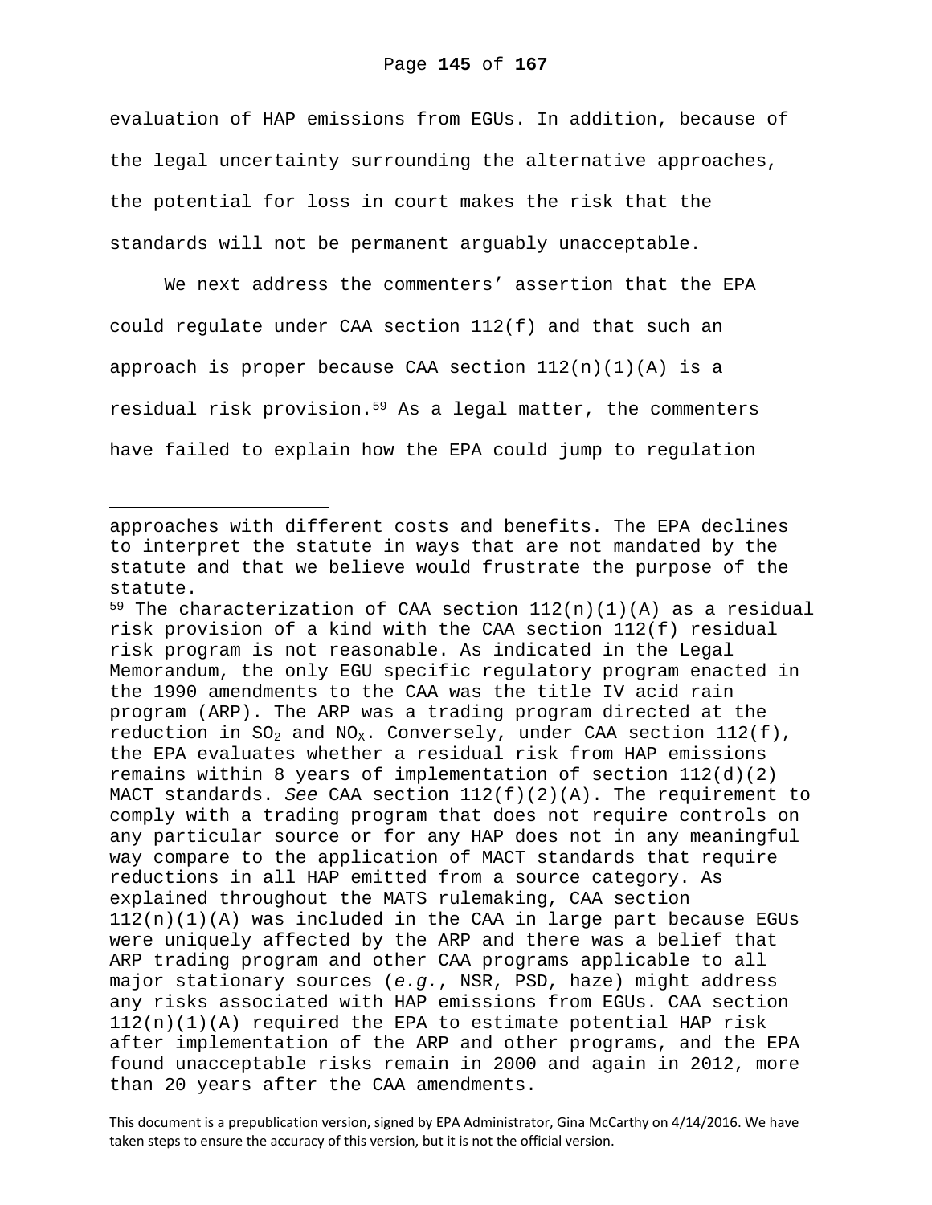evaluation of HAP emissions from EGUs. In addition, because of the legal uncertainty surrounding the alternative approaches, the potential for loss in court makes the risk that the standards will not be permanent arguably unacceptable.

We next address the commenters' assertion that the EPA could regulate under CAA section 112(f) and that such an approach is proper because CAA section 112(n)(1)(A) is a residual risk provision.[59] As a legal matter, the commenters have failed to explain how the EPA could jump to regulation

---

approaches with different costs and benefits. The EPA declines to interpret the statute in ways that are not mandated by the statute and that we believe would frustrate the purpose of the statute.

[59] The characterization of CAA section 112(n)(1)(A) as a residual risk provision of a kind with the CAA section 112(f) residual risk program is not reasonable. As indicated in the Legal Memorandum, the only EGU specific regulatory program enacted in the 1990 amendments to the CAA was the title IV acid rain program (ARP). The ARP was a trading program directed at the reduction in $SO_2$ and $NO_X$. Conversely, under CAA section 112(f), the EPA evaluates whether a residual risk from HAP emissions remains within 8 years of implementation of section 112(d)(2) MACT standards. *See* CAA section 112(f)(2)(A). The requirement to comply with a trading program that does not require controls on any particular source or for any HAP does not in any meaningful way compare to the application of MACT standards that require reductions in all HAP emitted from a source category. As explained throughout the MATS rulemaking, CAA section 112(n)(1)(A) was included in the CAA in large part because EGUs were uniquely affected by the ARP and there was a belief that ARP trading program and other CAA programs applicable to all major stationary sources (*e.g.*, NSR, PSD, haze) might address any risks associated with HAP emissions from EGUs. CAA section 112(n)(1)(A) required the EPA to estimate potential HAP risk after implementation of the ARP and other programs, and the EPA found unacceptable risks remain in 2000 and again in 2012, more than 20 years after the CAA amendments.

This document is a prepublication version, signed by EPA Administrator, Gina McCarthy on 4/14/2016. We have taken steps to ensure the accuracy of this version, but it is not the official version.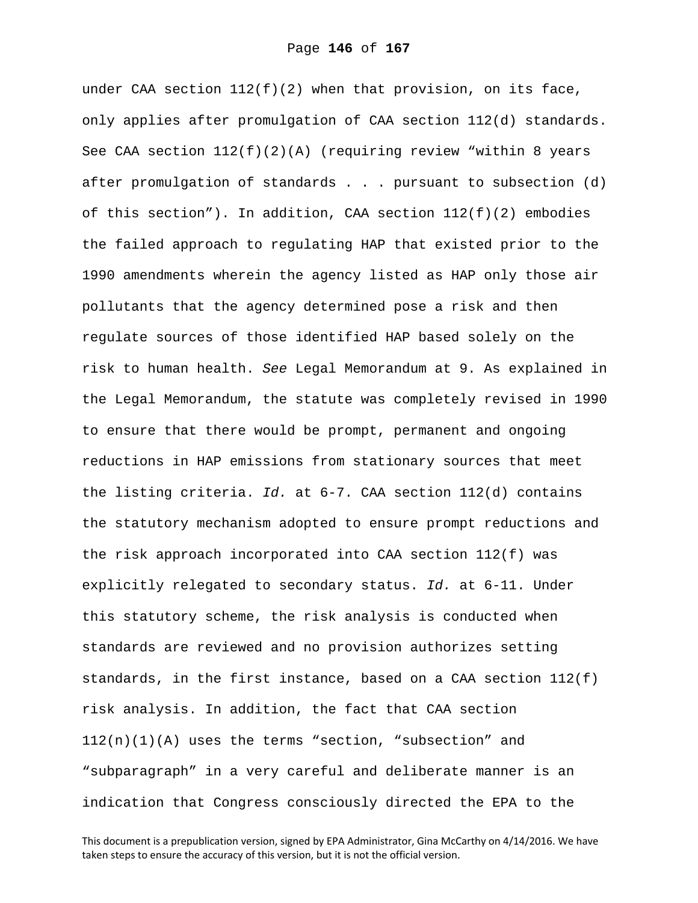under CAA section 112(f)(2) when that provision, on its face, only applies after promulgation of CAA section 112(d) standards. See CAA section 112(f)(2)(A) (requiring review "within 8 years after promulgation of standards . . . pursuant to subsection (d) of this section"). In addition, CAA section 112(f)(2) embodies the failed approach to regulating HAP that existed prior to the 1990 amendments wherein the agency listed as HAP only those air pollutants that the agency determined pose a risk and then regulate sources of those identified HAP based solely on the risk to human health. *See* Legal Memorandum at 9. As explained in the Legal Memorandum, the statute was completely revised in 1990 to ensure that there would be prompt, permanent and ongoing reductions in HAP emissions from stationary sources that meet the listing criteria. *Id.* at 6-7. CAA section 112(d) contains the statutory mechanism adopted to ensure prompt reductions and the risk approach incorporated into CAA section 112(f) was explicitly relegated to secondary status. *Id.* at 6-11. Under this statutory scheme, the risk analysis is conducted when standards are reviewed and no provision authorizes setting standards, in the first instance, based on a CAA section 112(f) risk analysis. In addition, the fact that CAA section 112(n)(1)(A) uses the terms "section, "subsection" and "subparagraph" in a very careful and deliberate manner is an indication that Congress consciously directed the EPA to the

This document is a prepublication version, signed by EPA Administrator, Gina McCarthy on 4/14/2016. We have taken steps to ensure the accuracy of this version, but it is not the official version.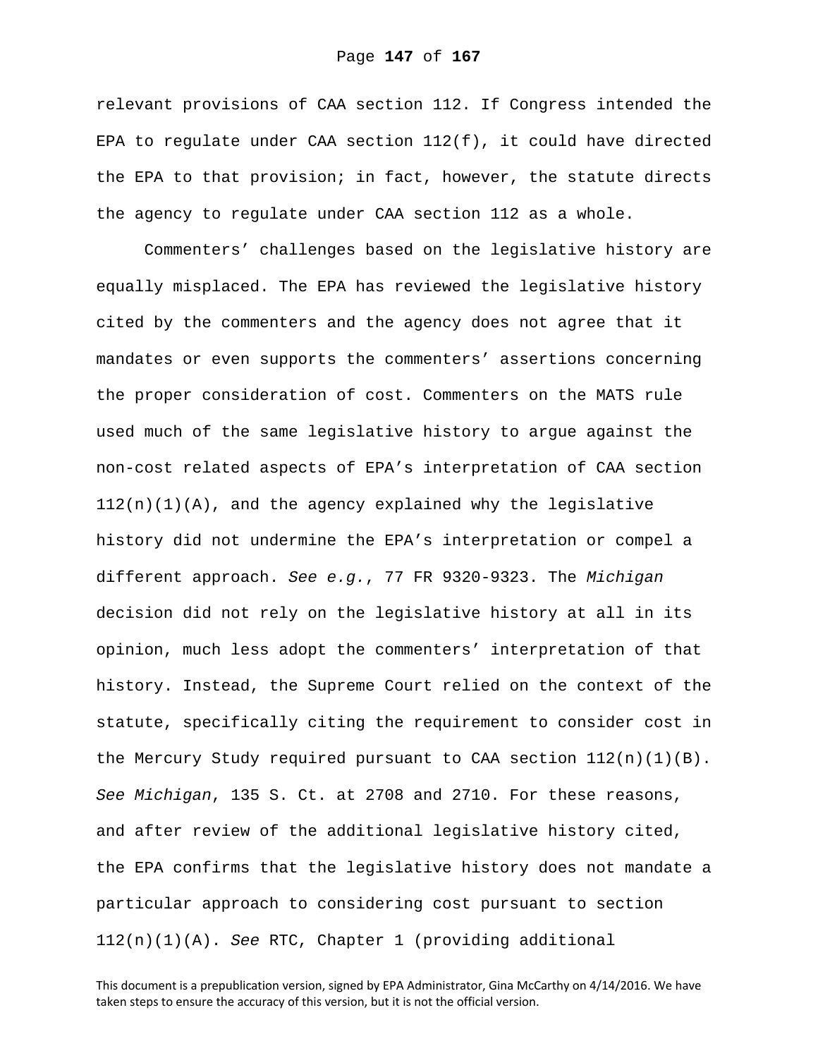relevant provisions of CAA section 112. If Congress intended the EPA to regulate under CAA section 112(f), it could have directed the EPA to that provision; in fact, however, the statute directs the agency to regulate under CAA section 112 as a whole.

Commenters' challenges based on the legislative history are equally misplaced. The EPA has reviewed the legislative history cited by the commenters and the agency does not agree that it mandates or even supports the commenters' assertions concerning the proper consideration of cost. Commenters on the MATS rule used much of the same legislative history to argue against the non-cost related aspects of EPA's interpretation of CAA section 112(n)(1)(A), and the agency explained why the legislative history did not undermine the EPA's interpretation or compel a different approach. *See e.g.*, 77 FR 9320-9323. The *Michigan* decision did not rely on the legislative history at all in its opinion, much less adopt the commenters' interpretation of that history. Instead, the Supreme Court relied on the context of the statute, specifically citing the requirement to consider cost in the Mercury Study required pursuant to CAA section 112(n)(1)(B). *See Michigan*, 135 S. Ct. at 2708 and 2710. For these reasons, and after review of the additional legislative history cited, the EPA confirms that the legislative history does not mandate a particular approach to considering cost pursuant to section 112(n)(1)(A). *See* RTC, Chapter 1 (providing additional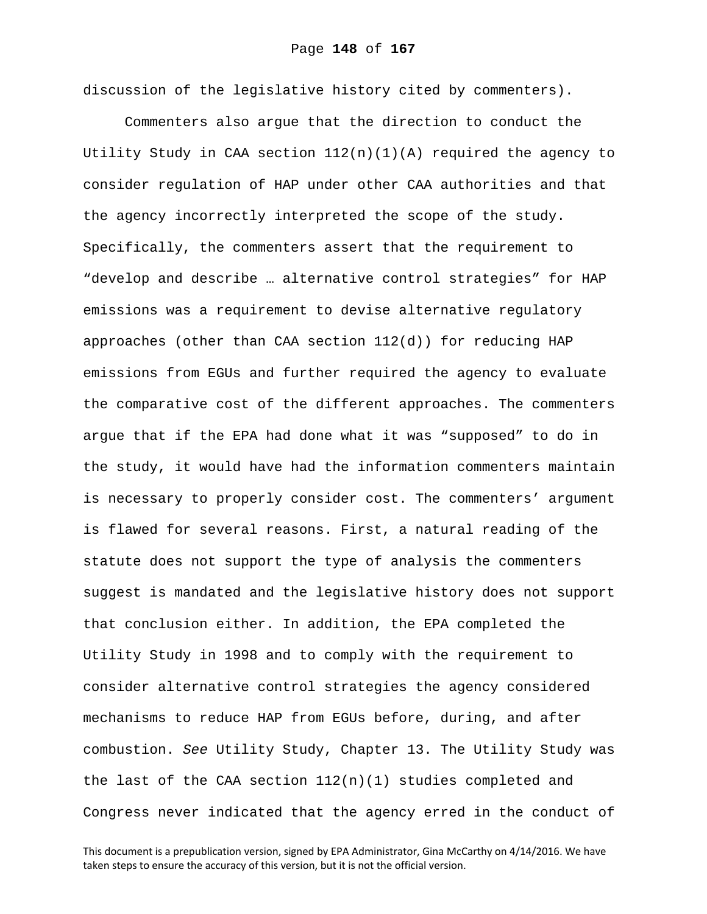discussion of the legislative history cited by commenters).

Commenters also argue that the direction to conduct the Utility Study in CAA section 112(n)(1)(A) required the agency to consider regulation of HAP under other CAA authorities and that the agency incorrectly interpreted the scope of the study. Specifically, the commenters assert that the requirement to "develop and describe … alternative control strategies" for HAP emissions was a requirement to devise alternative regulatory approaches (other than CAA section 112(d)) for reducing HAP emissions from EGUs and further required the agency to evaluate the comparative cost of the different approaches. The commenters argue that if the EPA had done what it was "supposed" to do in the study, it would have had the information commenters maintain is necessary to properly consider cost. The commenters' argument is flawed for several reasons. First, a natural reading of the statute does not support the type of analysis the commenters suggest is mandated and the legislative history does not support that conclusion either. In addition, the EPA completed the Utility Study in 1998 and to comply with the requirement to consider alternative control strategies the agency considered mechanisms to reduce HAP from EGUs before, during, and after combustion. *See* Utility Study, Chapter 13. The Utility Study was the last of the CAA section 112(n)(1) studies completed and Congress never indicated that the agency erred in the conduct of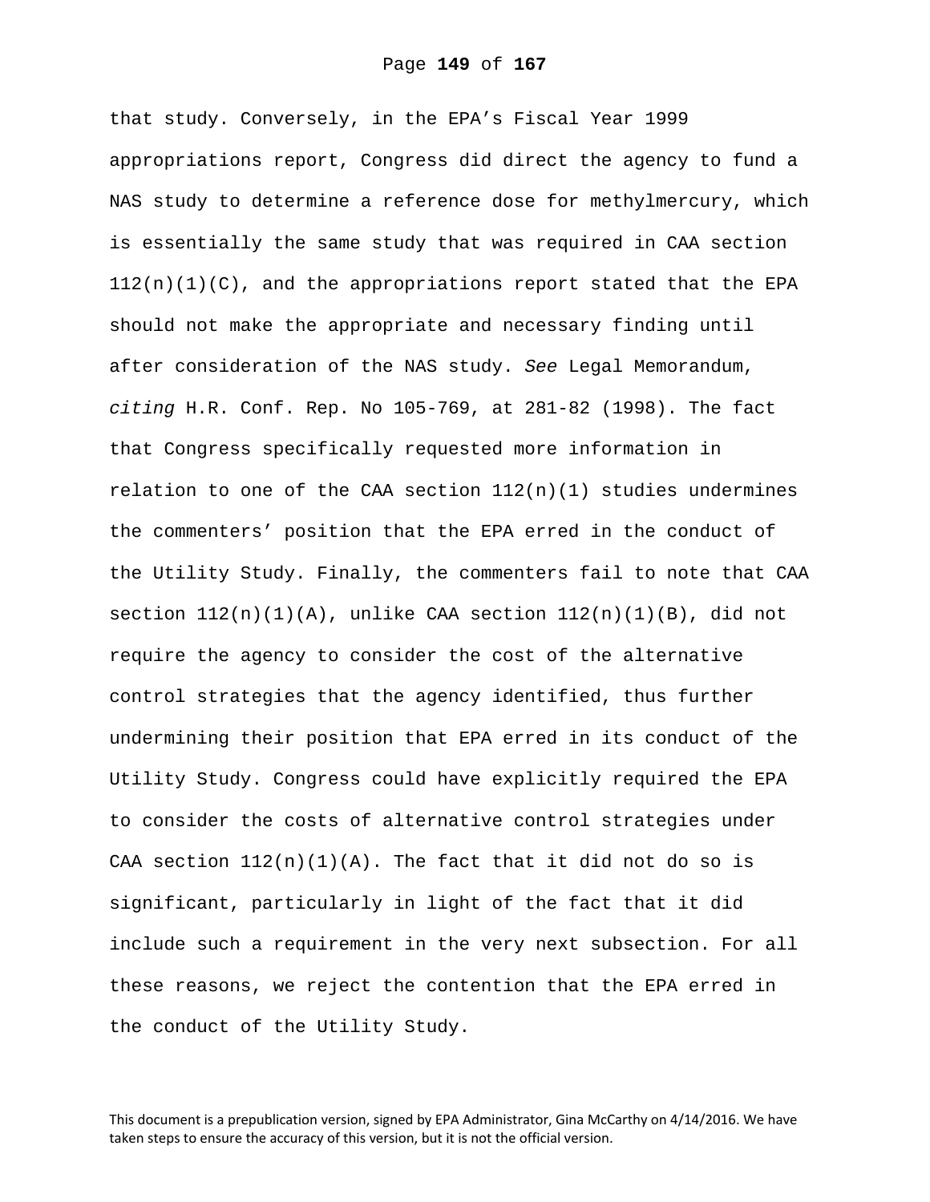that study. Conversely, in the EPA's Fiscal Year 1999 appropriations report, Congress did direct the agency to fund a NAS study to determine a reference dose for methylmercury, which is essentially the same study that was required in CAA section 112(n)(1)(C), and the appropriations report stated that the EPA should not make the appropriate and necessary finding until after consideration of the NAS study. *See* Legal Memorandum, *citing* H.R. Conf. Rep. No 105-769, at 281-82 (1998). The fact that Congress specifically requested more information in relation to one of the CAA section 112(n)(1) studies undermines the commenters' position that the EPA erred in the conduct of the Utility Study. Finally, the commenters fail to note that CAA section 112(n)(1)(A), unlike CAA section 112(n)(1)(B), did not require the agency to consider the cost of the alternative control strategies that the agency identified, thus further undermining their position that EPA erred in its conduct of the Utility Study. Congress could have explicitly required the EPA to consider the costs of alternative control strategies under CAA section 112(n)(1)(A). The fact that it did not do so is significant, particularly in light of the fact that it did include such a requirement in the very next subsection. For all these reasons, we reject the contention that the EPA erred in the conduct of the Utility Study.

This document is a prepublication version, signed by EPA Administrator, Gina McCarthy on 4/14/2016. We have taken steps to ensure the accuracy of this version, but it is not the official version.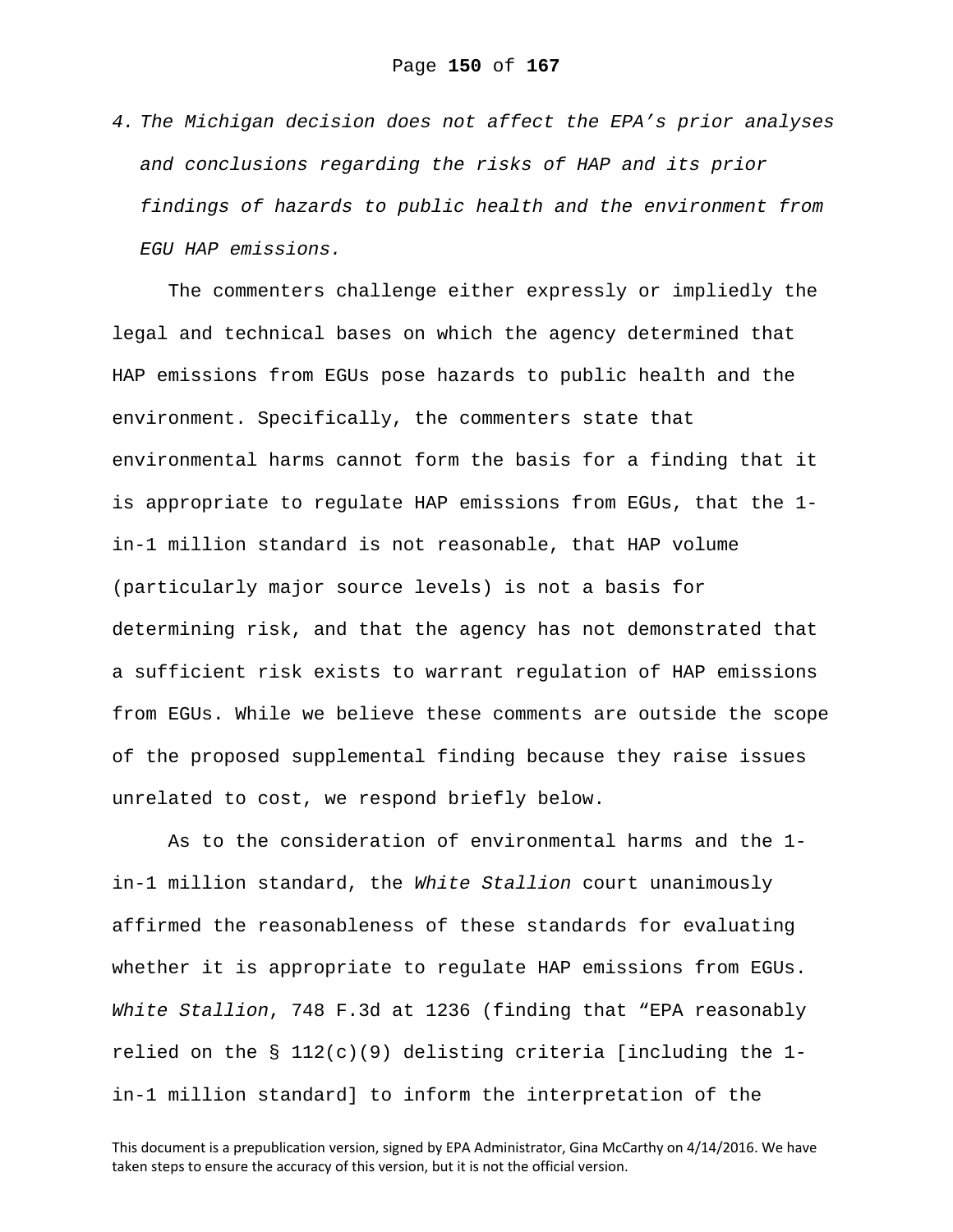*4. The Michigan decision does not affect the EPA's prior analyses and conclusions regarding the risks of HAP and its prior findings of hazards to public health and the environment from EGU HAP emissions.*

The commenters challenge either expressly or impliedly the legal and technical bases on which the agency determined that HAP emissions from EGUs pose hazards to public health and the environment. Specifically, the commenters state that environmental harms cannot form the basis for a finding that it is appropriate to regulate HAP emissions from EGUs, that the 1-in-1 million standard is not reasonable, that HAP volume (particularly major source levels) is not a basis for determining risk, and that the agency has not demonstrated that a sufficient risk exists to warrant regulation of HAP emissions from EGUs. While we believe these comments are outside the scope of the proposed supplemental finding because they raise issues unrelated to cost, we respond briefly below.

As to the consideration of environmental harms and the 1-in-1 million standard, the *White Stallion* court unanimously affirmed the reasonableness of these standards for evaluating whether it is appropriate to regulate HAP emissions from EGUs. *White Stallion*, 748 F.3d at 1236 (finding that "EPA reasonably relied on the § 112(c)(9) delisting criteria [including the 1-in-1 million standard] to inform the interpretation of the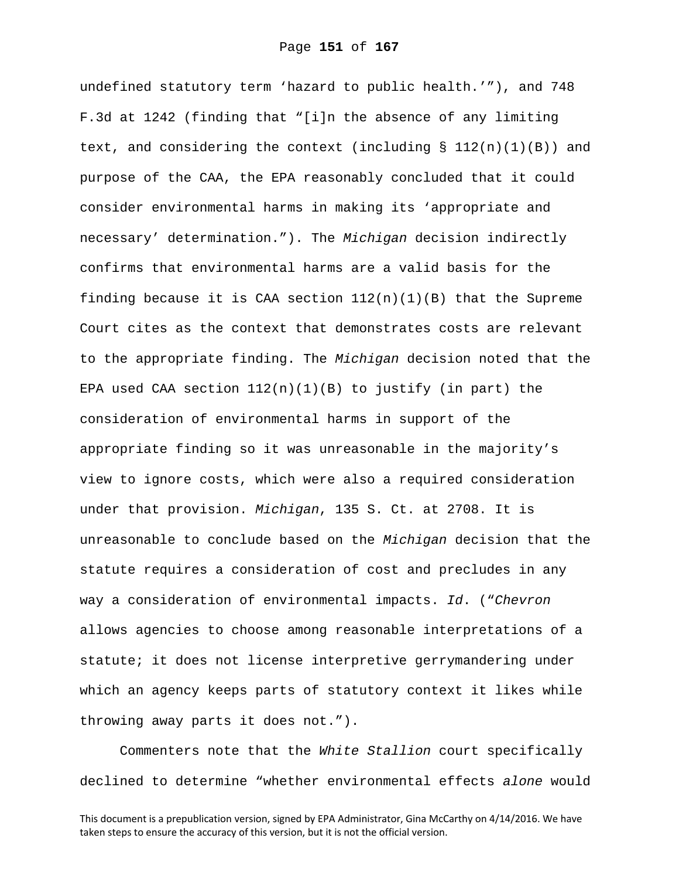undefined statutory term 'hazard to public health.'"), and 748 F.3d at 1242 (finding that "[i]n the absence of any limiting text, and considering the context (including § 112(n)(1)(B)) and purpose of the CAA, the EPA reasonably concluded that it could consider environmental harms in making its 'appropriate and necessary' determination."). The *Michigan* decision indirectly confirms that environmental harms are a valid basis for the finding because it is CAA section 112(n)(1)(B) that the Supreme Court cites as the context that demonstrates costs are relevant to the appropriate finding. The *Michigan* decision noted that the EPA used CAA section 112(n)(1)(B) to justify (in part) the consideration of environmental harms in support of the appropriate finding so it was unreasonable in the majority's view to ignore costs, which were also a required consideration under that provision. *Michigan*, 135 S. Ct. at 2708. It is unreasonable to conclude based on the *Michigan* decision that the statute requires a consideration of cost and precludes in any way a consideration of environmental impacts. *Id*. ("*Chevron* allows agencies to choose among reasonable interpretations of a statute; it does not license interpretive gerrymandering under which an agency keeps parts of statutory context it likes while throwing away parts it does not.").

Commenters note that the *White Stallion* court specifically declined to determine "whether environmental effects *alone* would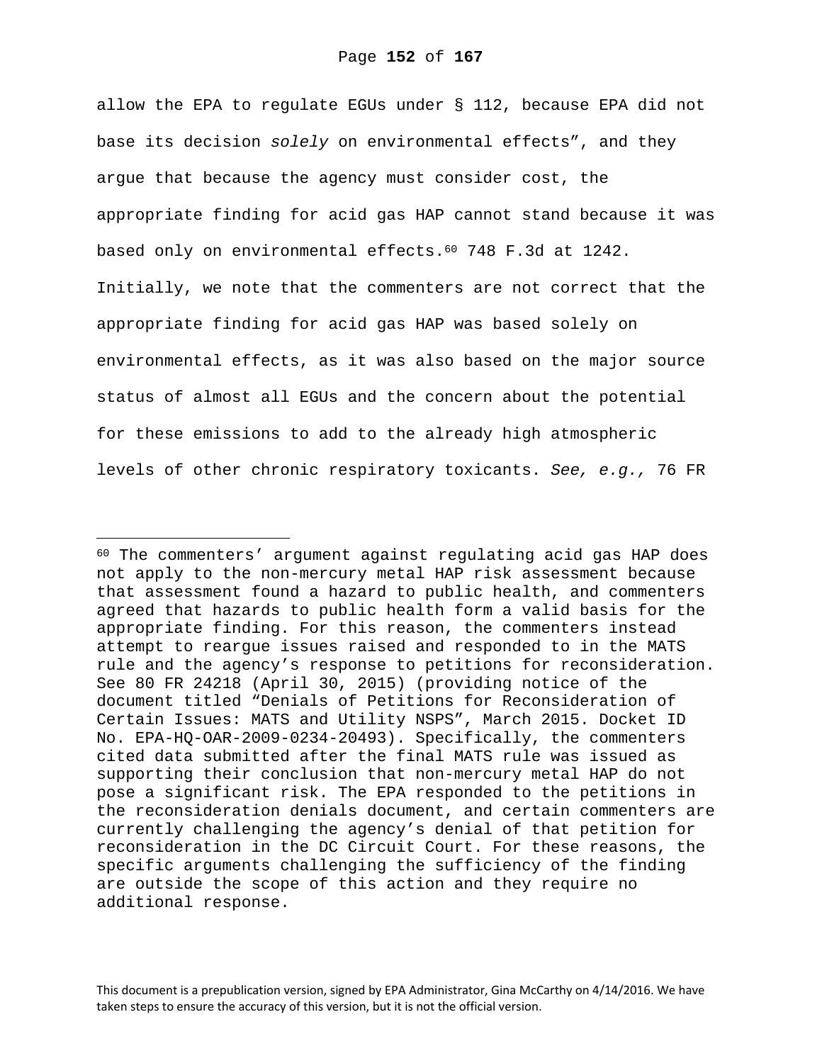allow the EPA to regulate EGUs under § 112, because EPA did not base its decision *solely* on environmental effects", and they argue that because the agency must consider cost, the appropriate finding for acid gas HAP cannot stand because it was based only on environmental effects.[60] 748 F.3d at 1242. Initially, we note that the commenters are not correct that the appropriate finding for acid gas HAP was based solely on environmental effects, as it was also based on the major source status of almost all EGUs and the concern about the potential for these emissions to add to the already high atmospheric levels of other chronic respiratory toxicants. *See, e.g.,* 76 FR

---

[60] The commenters' argument against regulating acid gas HAP does not apply to the non-mercury metal HAP risk assessment because that assessment found a hazard to public health, and commenters agreed that hazards to public health form a valid basis for the appropriate finding. For this reason, the commenters instead attempt to reargue issues raised and responded to in the MATS rule and the agency's response to petitions for reconsideration. See 80 FR 24218 (April 30, 2015) (providing notice of the document titled "Denials of Petitions for Reconsideration of Certain Issues: MATS and Utility NSPS", March 2015. Docket ID No. EPA-HQ-OAR-2009-0234-20493). Specifically, the commenters cited data submitted after the final MATS rule was issued as supporting their conclusion that non-mercury metal HAP do not pose a significant risk. The EPA responded to the petitions in the reconsideration denials document, and certain commenters are currently challenging the agency's denial of that petition for reconsideration in the DC Circuit Court. For these reasons, the specific arguments challenging the sufficiency of the finding are outside the scope of this action and they require no additional response.

This document is a prepublication version, signed by EPA Administrator, Gina McCarthy on 4/14/2016. We have taken steps to ensure the accuracy of this version, but it is not the official version.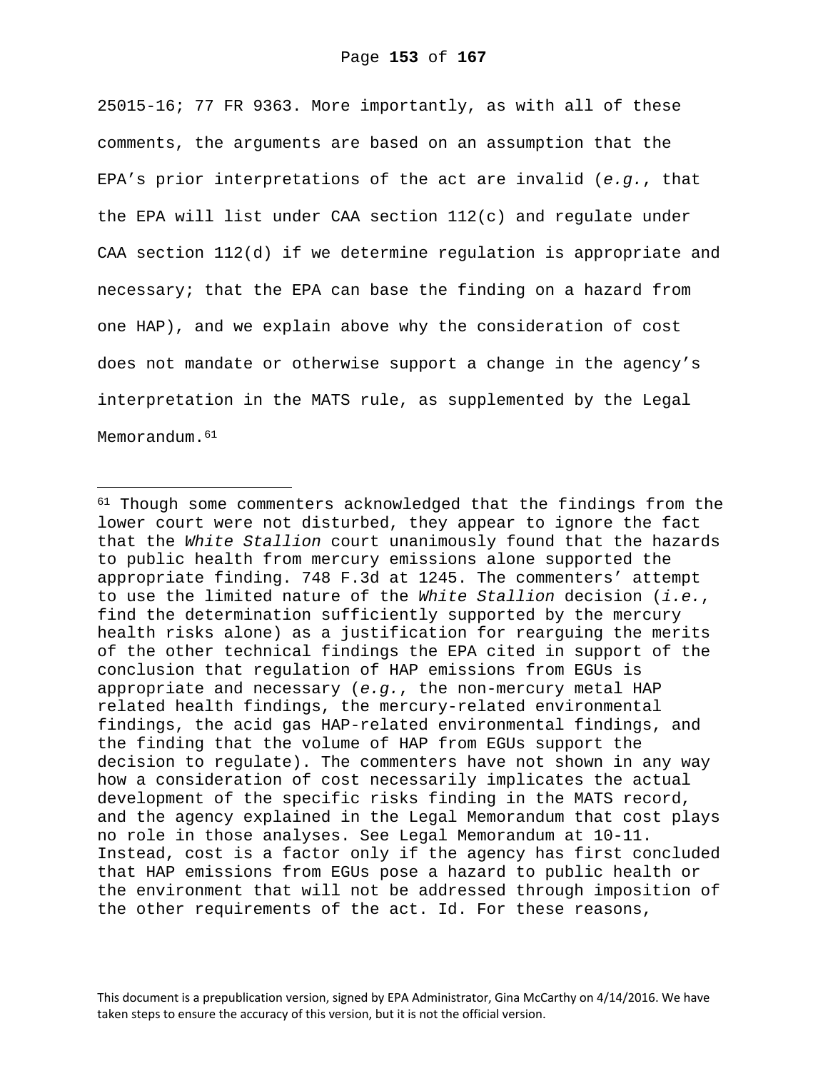25015-16; 77 FR 9363. More importantly, as with all of these comments, the arguments are based on an assumption that the EPA's prior interpretations of the act are invalid (*e.g.*, that the EPA will list under CAA section 112(c) and regulate under CAA section 112(d) if we determine regulation is appropriate and necessary; that the EPA can base the finding on a hazard from one HAP), and we explain above why the consideration of cost does not mandate or otherwise support a change in the agency's interpretation in the MATS rule, as supplemented by the Legal Memorandum.[61]

---

[61] Though some commenters acknowledged that the findings from the lower court were not disturbed, they appear to ignore the fact that the *White Stallion* court unanimously found that the hazards to public health from mercury emissions alone supported the appropriate finding. 748 F.3d at 1245. The commenters' attempt to use the limited nature of the *White Stallion* decision (*i.e.*, find the determination sufficiently supported by the mercury health risks alone) as a justification for rearguing the merits of the other technical findings the EPA cited in support of the conclusion that regulation of HAP emissions from EGUs is appropriate and necessary (*e.g.*, the non-mercury metal HAP related health findings, the mercury-related environmental findings, the acid gas HAP-related environmental findings, and the finding that the volume of HAP from EGUs support the decision to regulate). The commenters have not shown in any way how a consideration of cost necessarily implicates the actual development of the specific risks finding in the MATS record, and the agency explained in the Legal Memorandum that cost plays no role in those analyses. See Legal Memorandum at 10-11. Instead, cost is a factor only if the agency has first concluded that HAP emissions from EGUs pose a hazard to public health or the environment that will not be addressed through imposition of the other requirements of the act. Id. For these reasons,

This document is a prepublication version, signed by EPA Administrator, Gina McCarthy on 4/14/2016. We have taken steps to ensure the accuracy of this version, but it is not the official version.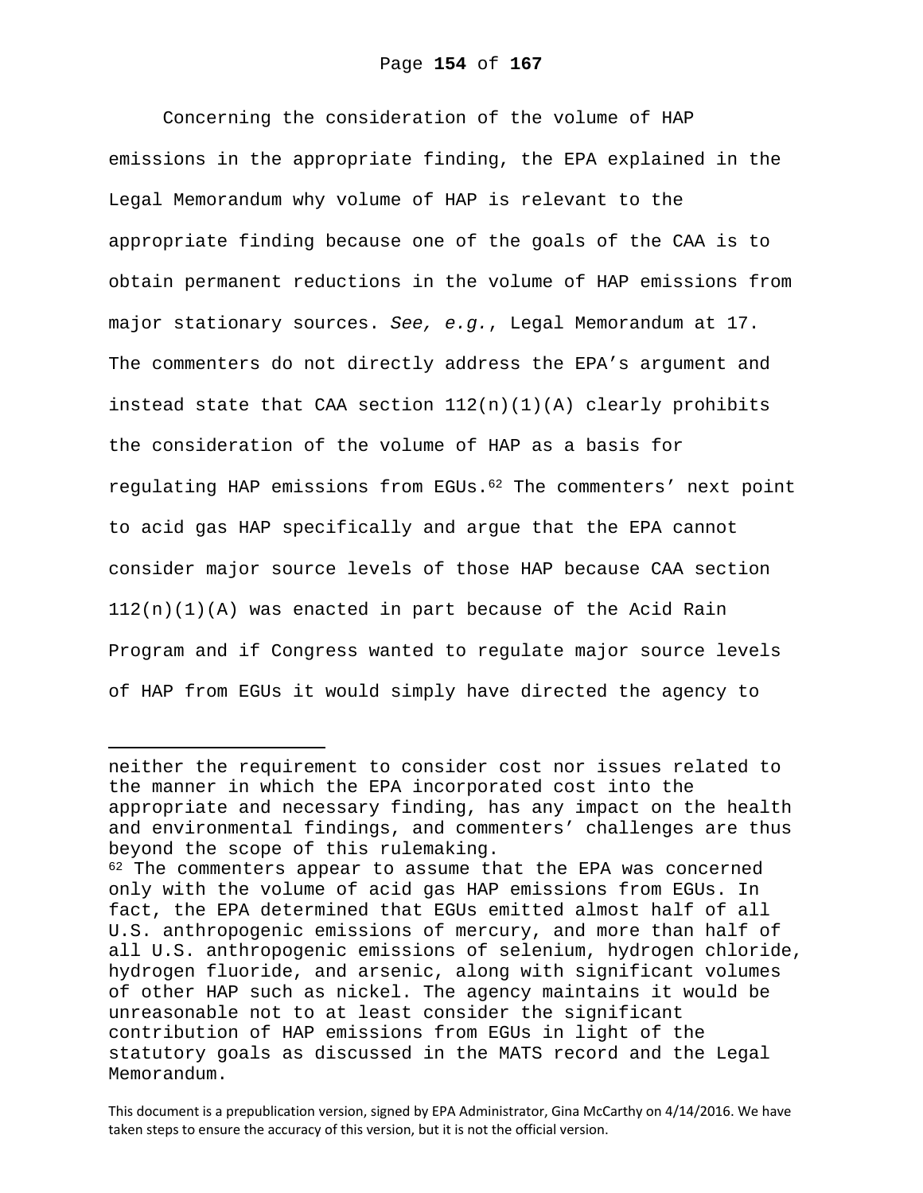Concerning the consideration of the volume of HAP emissions in the appropriate finding, the EPA explained in the Legal Memorandum why volume of HAP is relevant to the appropriate finding because one of the goals of the CAA is to obtain permanent reductions in the volume of HAP emissions from major stationary sources. *See, e.g.*, Legal Memorandum at 17. The commenters do not directly address the EPA's argument and instead state that CAA section 112(n)(1)(A) clearly prohibits the consideration of the volume of HAP as a basis for regulating HAP emissions from EGUs.[62] The commenters' next point to acid gas HAP specifically and argue that the EPA cannot consider major source levels of those HAP because CAA section 112(n)(1)(A) was enacted in part because of the Acid Rain Program and if Congress wanted to regulate major source levels of HAP from EGUs it would simply have directed the agency to

---

neither the requirement to consider cost nor issues related to the manner in which the EPA incorporated cost into the appropriate and necessary finding, has any impact on the health and environmental findings, and commenters' challenges are thus beyond the scope of this rulemaking.

[62] The commenters appear to assume that the EPA was concerned only with the volume of acid gas HAP emissions from EGUs. In fact, the EPA determined that EGUs emitted almost half of all U.S. anthropogenic emissions of mercury, and more than half of all U.S. anthropogenic emissions of selenium, hydrogen chloride, hydrogen fluoride, and arsenic, along with significant volumes of other HAP such as nickel. The agency maintains it would be unreasonable not to at least consider the significant contribution of HAP emissions from EGUs in light of the statutory goals as discussed in the MATS record and the Legal Memorandum.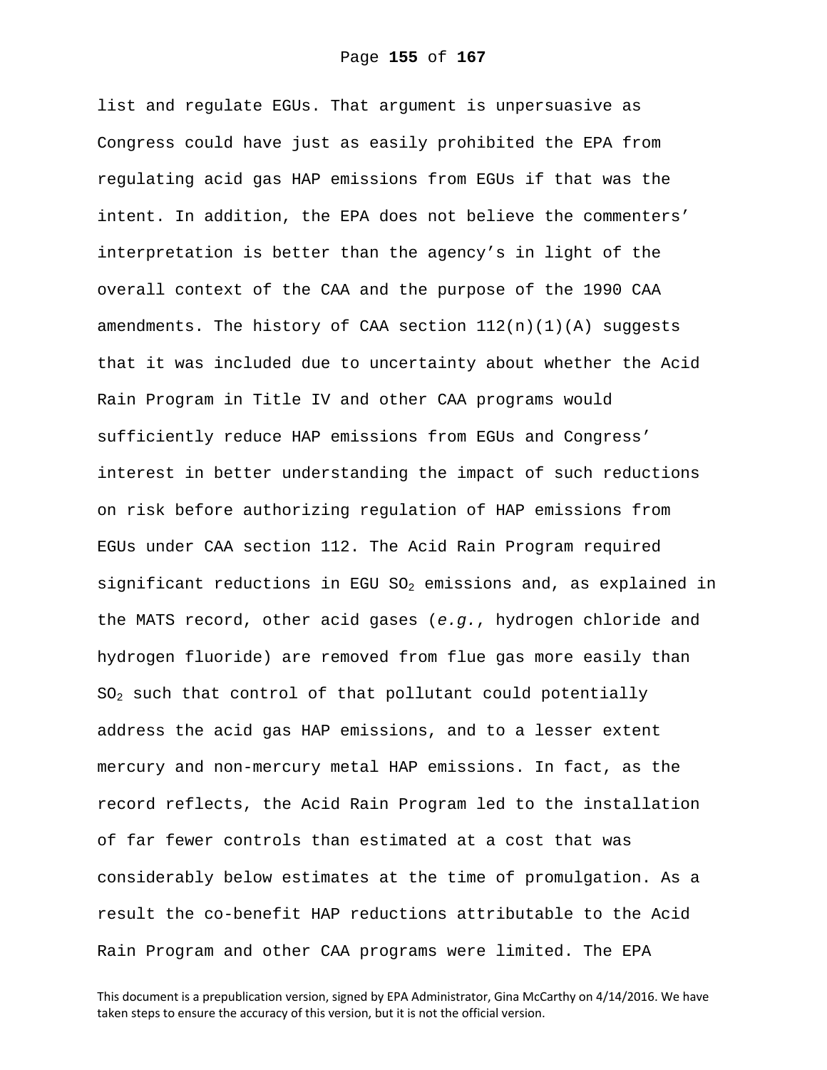list and regulate EGUs. That argument is unpersuasive as Congress could have just as easily prohibited the EPA from regulating acid gas HAP emissions from EGUs if that was the intent. In addition, the EPA does not believe the commenters' interpretation is better than the agency's in light of the overall context of the CAA and the purpose of the 1990 CAA amendments. The history of CAA section 112(n)(1)(A) suggests that it was included due to uncertainty about whether the Acid Rain Program in Title IV and other CAA programs would sufficiently reduce HAP emissions from EGUs and Congress' interest in better understanding the impact of such reductions on risk before authorizing regulation of HAP emissions from EGUs under CAA section 112. The Acid Rain Program required significant reductions in EGU $SO_2$ emissions and, as explained in the MATS record, other acid gases (*e.g.*, hydrogen chloride and hydrogen fluoride) are removed from flue gas more easily than $SO_2$ such that control of that pollutant could potentially address the acid gas HAP emissions, and to a lesser extent mercury and non-mercury metal HAP emissions. In fact, as the record reflects, the Acid Rain Program led to the installation of far fewer controls than estimated at a cost that was considerably below estimates at the time of promulgation. As a result the co-benefit HAP reductions attributable to the Acid Rain Program and other CAA programs were limited. The EPA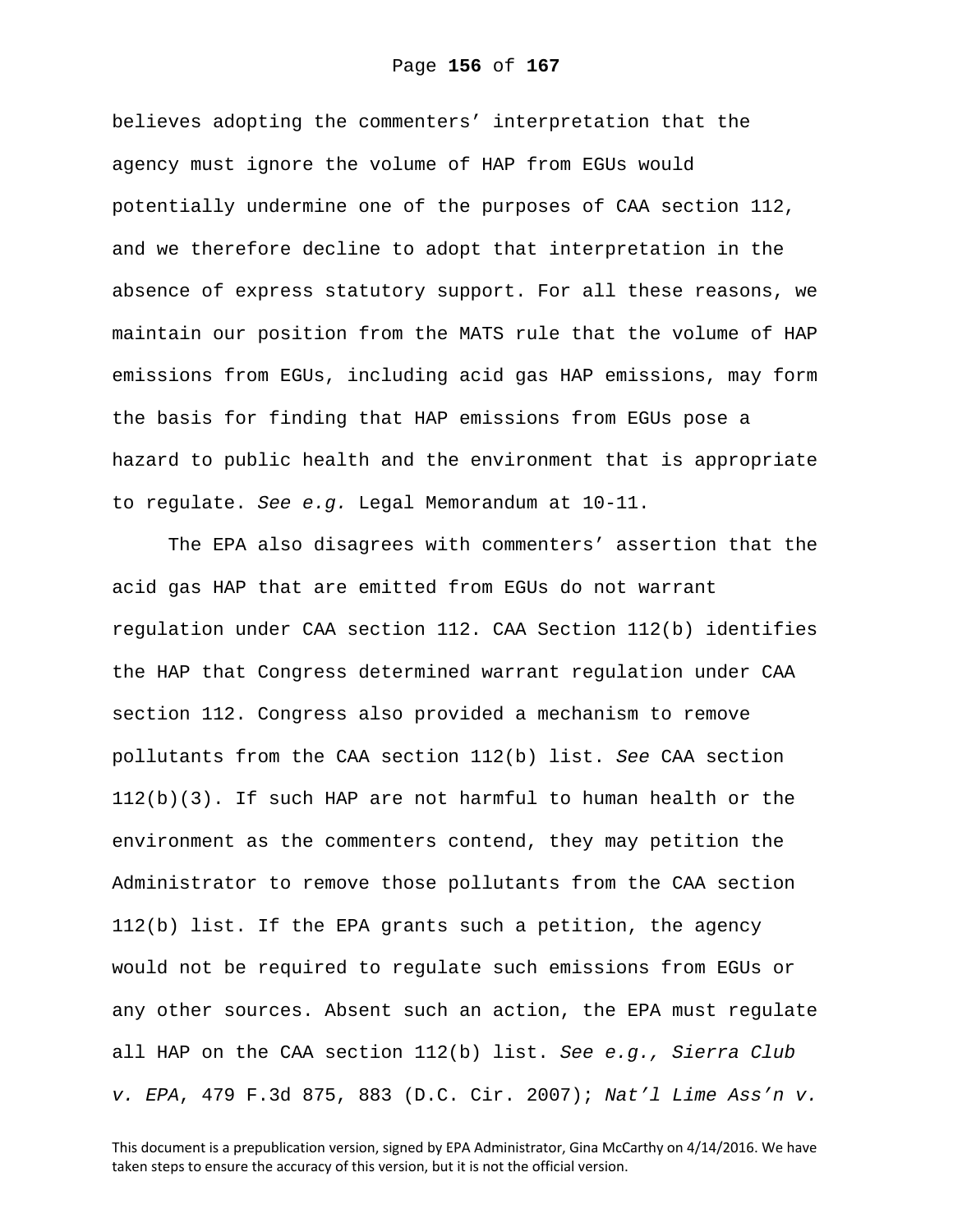believes adopting the commenters' interpretation that the agency must ignore the volume of HAP from EGUs would potentially undermine one of the purposes of CAA section 112, and we therefore decline to adopt that interpretation in the absence of express statutory support. For all these reasons, we maintain our position from the MATS rule that the volume of HAP emissions from EGUs, including acid gas HAP emissions, may form the basis for finding that HAP emissions from EGUs pose a hazard to public health and the environment that is appropriate to regulate. *See e.g.* Legal Memorandum at 10-11.

The EPA also disagrees with commenters' assertion that the acid gas HAP that are emitted from EGUs do not warrant regulation under CAA section 112. CAA Section 112(b) identifies the HAP that Congress determined warrant regulation under CAA section 112. Congress also provided a mechanism to remove pollutants from the CAA section 112(b) list. *See* CAA section 112(b)(3). If such HAP are not harmful to human health or the environment as the commenters contend, they may petition the Administrator to remove those pollutants from the CAA section 112(b) list. If the EPA grants such a petition, the agency would not be required to regulate such emissions from EGUs or any other sources. Absent such an action, the EPA must regulate all HAP on the CAA section 112(b) list. *See e.g., Sierra Club v. EPA*, 479 F.3d 875, 883 (D.C. Cir. 2007); *Nat'l Lime Ass'n v.*

This document is a prepublication version, signed by EPA Administrator, Gina McCarthy on 4/14/2016. We have taken steps to ensure the accuracy of this version, but it is not the official version.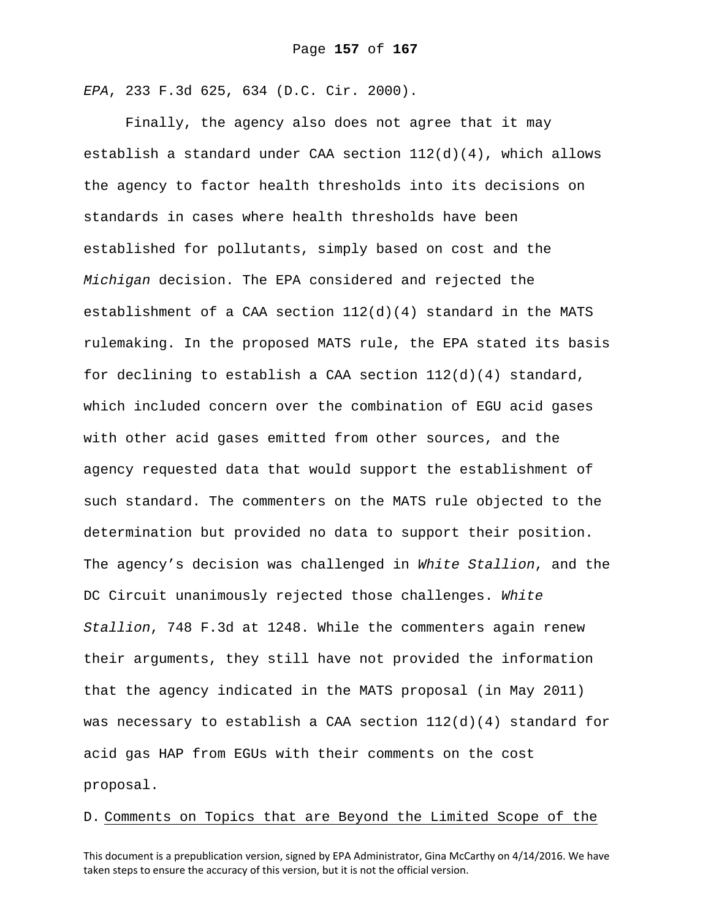*EPA*, 233 F.3d 625, 634 (D.C. Cir. 2000).

Finally, the agency also does not agree that it may establish a standard under CAA section 112(d)(4), which allows the agency to factor health thresholds into its decisions on standards in cases where health thresholds have been established for pollutants, simply based on cost and the *Michigan* decision. The EPA considered and rejected the establishment of a CAA section 112(d)(4) standard in the MATS rulemaking. In the proposed MATS rule, the EPA stated its basis for declining to establish a CAA section 112(d)(4) standard, which included concern over the combination of EGU acid gases with other acid gases emitted from other sources, and the agency requested data that would support the establishment of such standard. The commenters on the MATS rule objected to the determination but provided no data to support their position. The agency's decision was challenged in *White Stallion*, and the DC Circuit unanimously rejected those challenges. *White Stallion*, 748 F.3d at 1248. While the commenters again renew their arguments, they still have not provided the information that the agency indicated in the MATS proposal (in May 2011) was necessary to establish a CAA section 112(d)(4) standard for acid gas HAP from EGUs with their comments on the cost proposal.

D. Comments on Topics that are Beyond the Limited Scope of the

This document is a prepublication version, signed by EPA Administrator, Gina McCarthy on 4/14/2016. We have taken steps to ensure the accuracy of this version, but it is not the official version.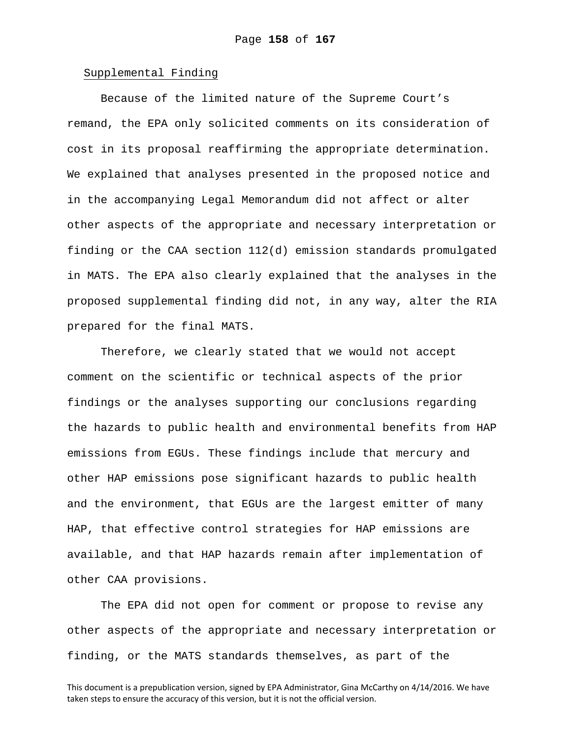Supplemental Finding

Because of the limited nature of the Supreme Court's remand, the EPA only solicited comments on its consideration of cost in its proposal reaffirming the appropriate determination. We explained that analyses presented in the proposed notice and in the accompanying Legal Memorandum did not affect or alter other aspects of the appropriate and necessary interpretation or finding or the CAA section 112(d) emission standards promulgated in MATS. The EPA also clearly explained that the analyses in the proposed supplemental finding did not, in any way, alter the RIA prepared for the final MATS.

Therefore, we clearly stated that we would not accept comment on the scientific or technical aspects of the prior findings or the analyses supporting our conclusions regarding the hazards to public health and environmental benefits from HAP emissions from EGUs. These findings include that mercury and other HAP emissions pose significant hazards to public health and the environment, that EGUs are the largest emitter of many HAP, that effective control strategies for HAP emissions are available, and that HAP hazards remain after implementation of other CAA provisions.

The EPA did not open for comment or propose to revise any other aspects of the appropriate and necessary interpretation or finding, or the MATS standards themselves, as part of the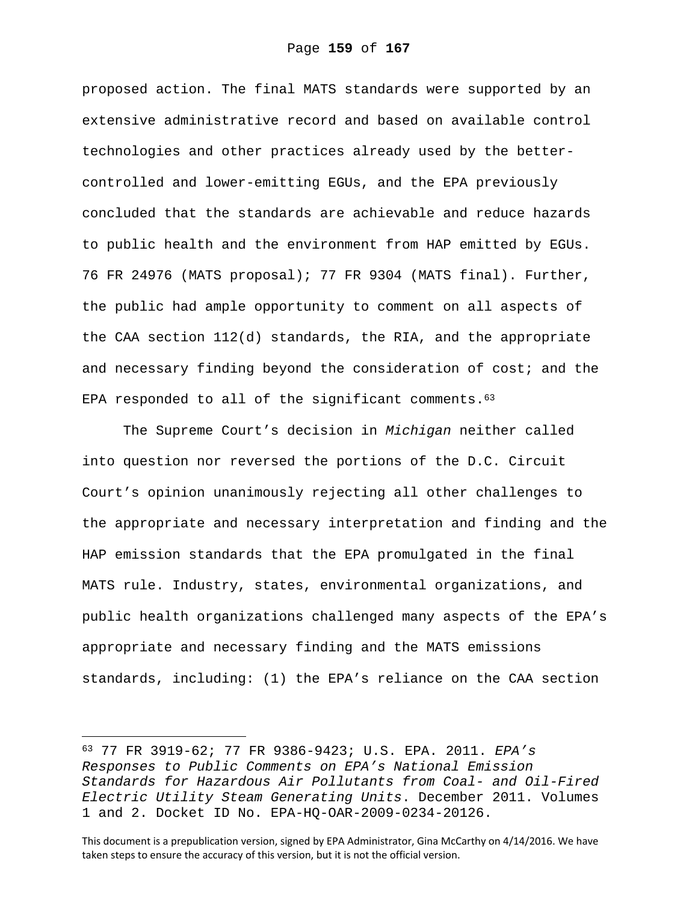proposed action. The final MATS standards were supported by an extensive administrative record and based on available control technologies and other practices already used by the better-controlled and lower-emitting EGUs, and the EPA previously concluded that the standards are achievable and reduce hazards to public health and the environment from HAP emitted by EGUs. 76 FR 24976 (MATS proposal); 77 FR 9304 (MATS final). Further, the public had ample opportunity to comment on all aspects of the CAA section 112(d) standards, the RIA, and the appropriate and necessary finding beyond the consideration of cost; and the EPA responded to all of the significant comments.[63]

The Supreme Court's decision in *Michigan* neither called into question nor reversed the portions of the D.C. Circuit Court's opinion unanimously rejecting all other challenges to the appropriate and necessary interpretation and finding and the HAP emission standards that the EPA promulgated in the final MATS rule. Industry, states, environmental organizations, and public health organizations challenged many aspects of the EPA's appropriate and necessary finding and the MATS emissions standards, including: (1) the EPA's reliance on the CAA section

---

[63] 77 FR 3919-62; 77 FR 9386-9423; U.S. EPA. 2011. *EPA's Responses to Public Comments on EPA's National Emission Standards for Hazardous Air Pollutants from Coal- and Oil-Fired Electric Utility Steam Generating Units*. December 2011. Volumes 1 and 2. Docket ID No. EPA-HQ-OAR-2009-0234-20126.

This document is a prepublication version, signed by EPA Administrator, Gina McCarthy on 4/14/2016. We have taken steps to ensure the accuracy of this version, but it is not the official version.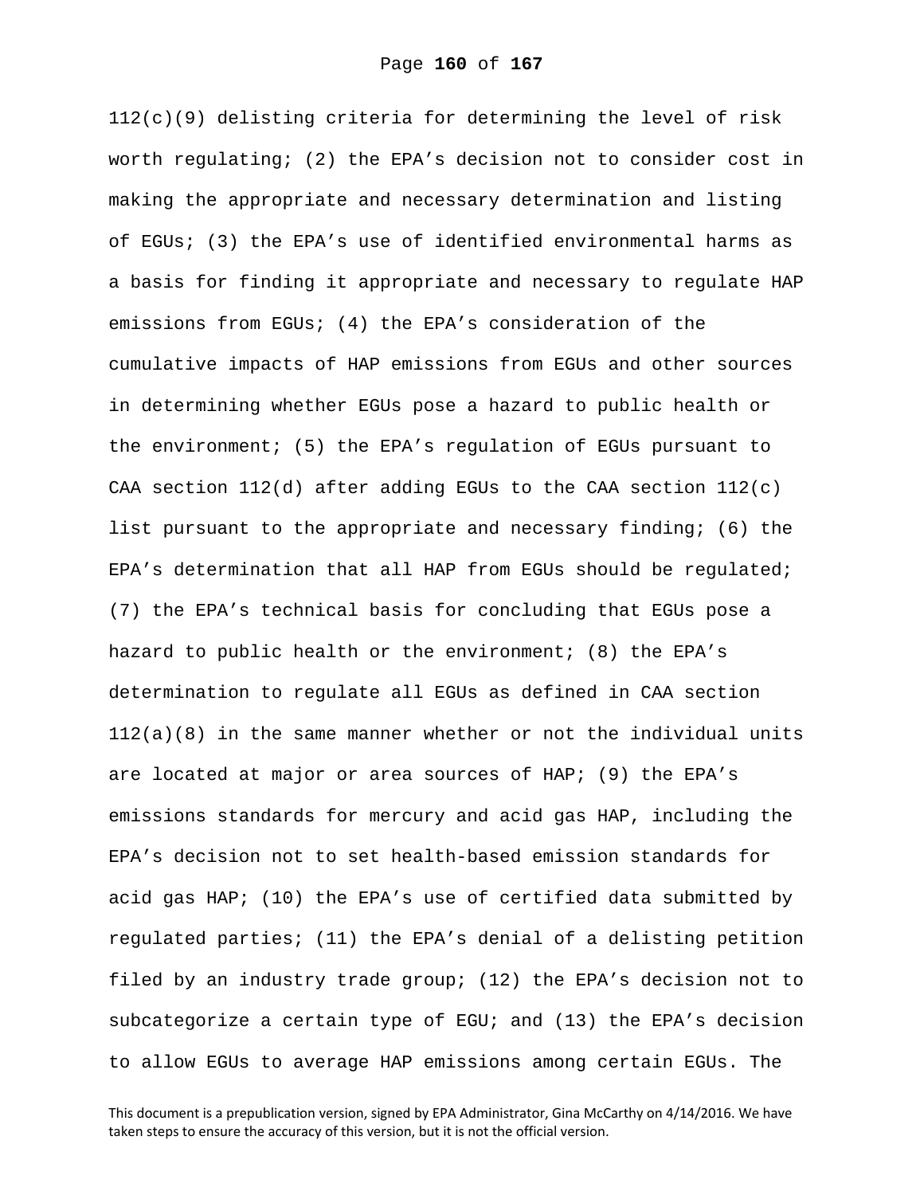112(c)(9) delisting criteria for determining the level of risk worth regulating; (2) the EPA's decision not to consider cost in making the appropriate and necessary determination and listing of EGUs; (3) the EPA's use of identified environmental harms as a basis for finding it appropriate and necessary to regulate HAP emissions from EGUs; (4) the EPA's consideration of the cumulative impacts of HAP emissions from EGUs and other sources in determining whether EGUs pose a hazard to public health or the environment; (5) the EPA's regulation of EGUs pursuant to CAA section 112(d) after adding EGUs to the CAA section 112(c) list pursuant to the appropriate and necessary finding; (6) the EPA's determination that all HAP from EGUs should be regulated; (7) the EPA's technical basis for concluding that EGUs pose a hazard to public health or the environment; (8) the EPA's determination to regulate all EGUs as defined in CAA section 112(a)(8) in the same manner whether or not the individual units are located at major or area sources of HAP; (9) the EPA's emissions standards for mercury and acid gas HAP, including the EPA's decision not to set health-based emission standards for acid gas HAP; (10) the EPA's use of certified data submitted by regulated parties; (11) the EPA's denial of a delisting petition filed by an industry trade group; (12) the EPA's decision not to subcategorize a certain type of EGU; and (13) the EPA's decision to allow EGUs to average HAP emissions among certain EGUs. The

This document is a prepublication version, signed by EPA Administrator, Gina McCarthy on 4/14/2016. We have taken steps to ensure the accuracy of this version, but it is not the official version.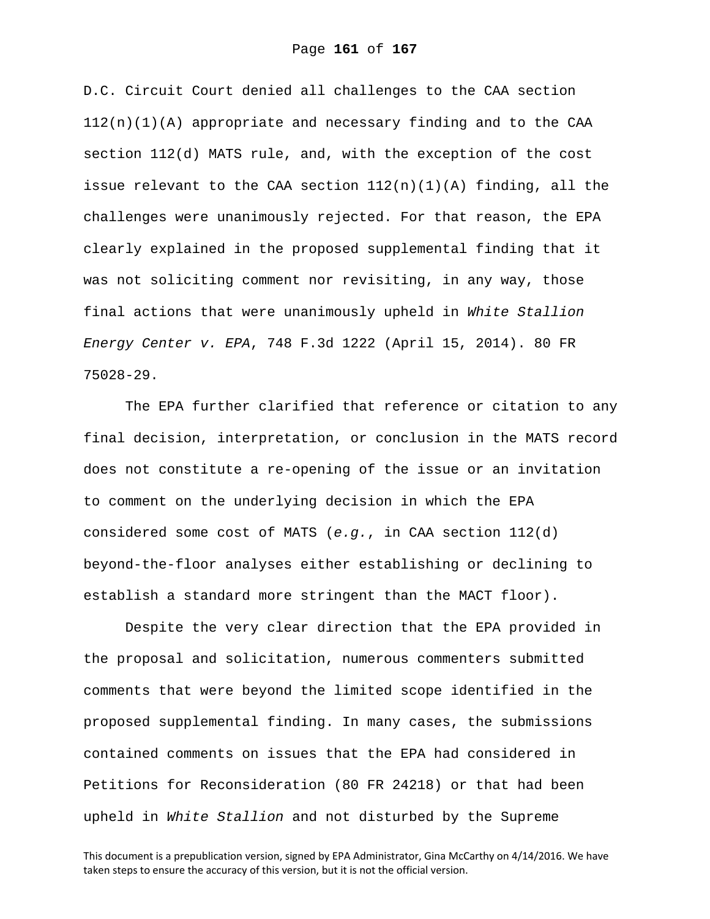D.C. Circuit Court denied all challenges to the CAA section 112(n)(1)(A) appropriate and necessary finding and to the CAA section 112(d) MATS rule, and, with the exception of the cost issue relevant to the CAA section 112(n)(1)(A) finding, all the challenges were unanimously rejected. For that reason, the EPA clearly explained in the proposed supplemental finding that it was not soliciting comment nor revisiting, in any way, those final actions that were unanimously upheld in *White Stallion Energy Center v. EPA*, 748 F.3d 1222 (April 15, 2014). 80 FR 75028-29.

The EPA further clarified that reference or citation to any final decision, interpretation, or conclusion in the MATS record does not constitute a re-opening of the issue or an invitation to comment on the underlying decision in which the EPA considered some cost of MATS (*e.g.*, in CAA section 112(d) beyond-the-floor analyses either establishing or declining to establish a standard more stringent than the MACT floor).

Despite the very clear direction that the EPA provided in the proposal and solicitation, numerous commenters submitted comments that were beyond the limited scope identified in the proposed supplemental finding. In many cases, the submissions contained comments on issues that the EPA had considered in Petitions for Reconsideration (80 FR 24218) or that had been upheld in *White Stallion* and not disturbed by the Supreme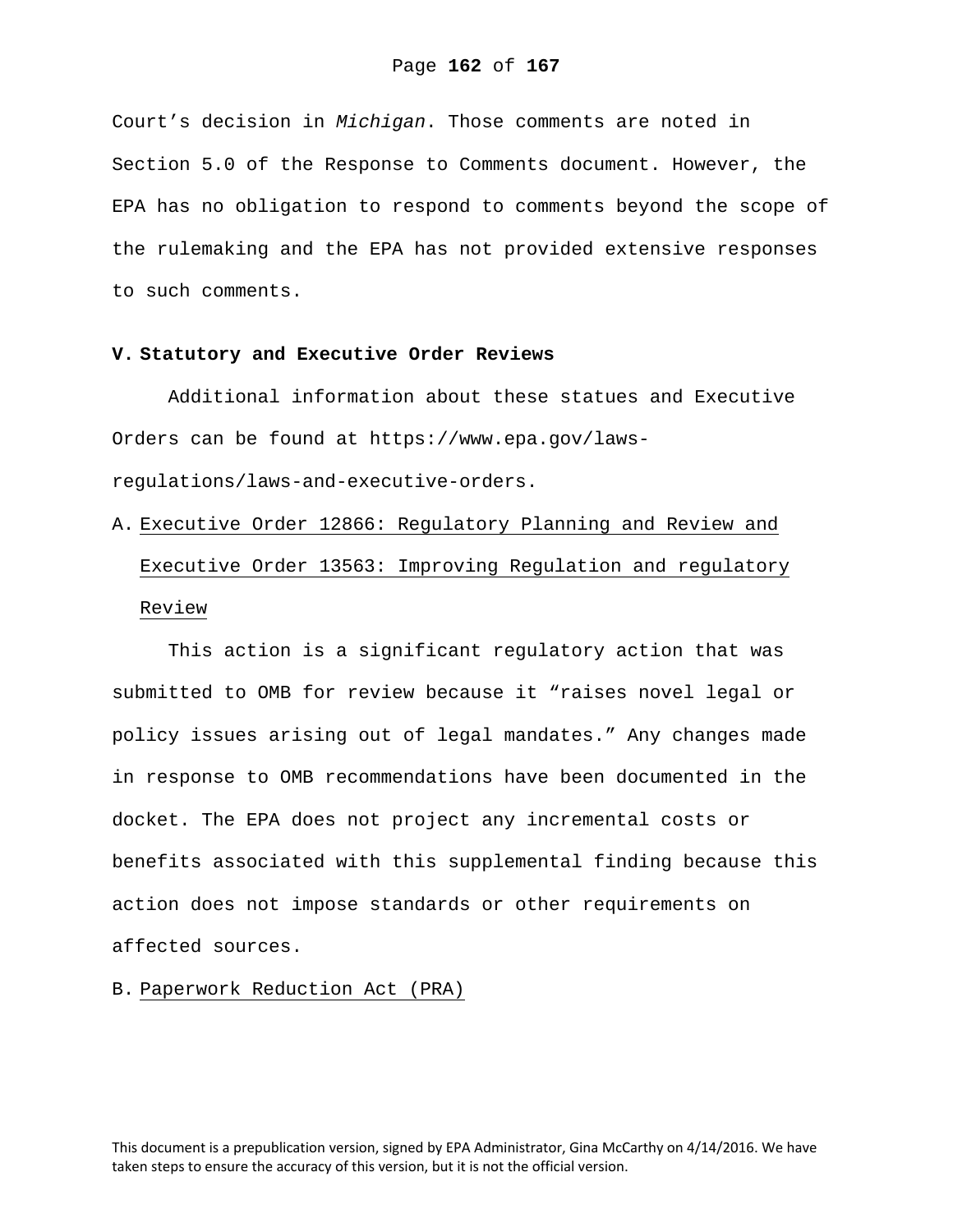Court's decision in *Michigan*. Those comments are noted in Section 5.0 of the Response to Comments document. However, the EPA has no obligation to respond to comments beyond the scope of the rulemaking and the EPA has not provided extensive responses to such comments.

## V. Statutory and Executive Order Reviews

Additional information about these statues and Executive Orders can be found at https://www.epa.gov/laws-regulations/laws-and-executive-orders.

### A. Executive Order 12866: Regulatory Planning and Review and Executive Order 13563: Improving Regulation and regulatory Review

This action is a significant regulatory action that was submitted to OMB for review because it "raises novel legal or policy issues arising out of legal mandates." Any changes made in response to OMB recommendations have been documented in the docket. The EPA does not project any incremental costs or benefits associated with this supplemental finding because this action does not impose standards or other requirements on affected sources.

### B. Paperwork Reduction Act (PRA)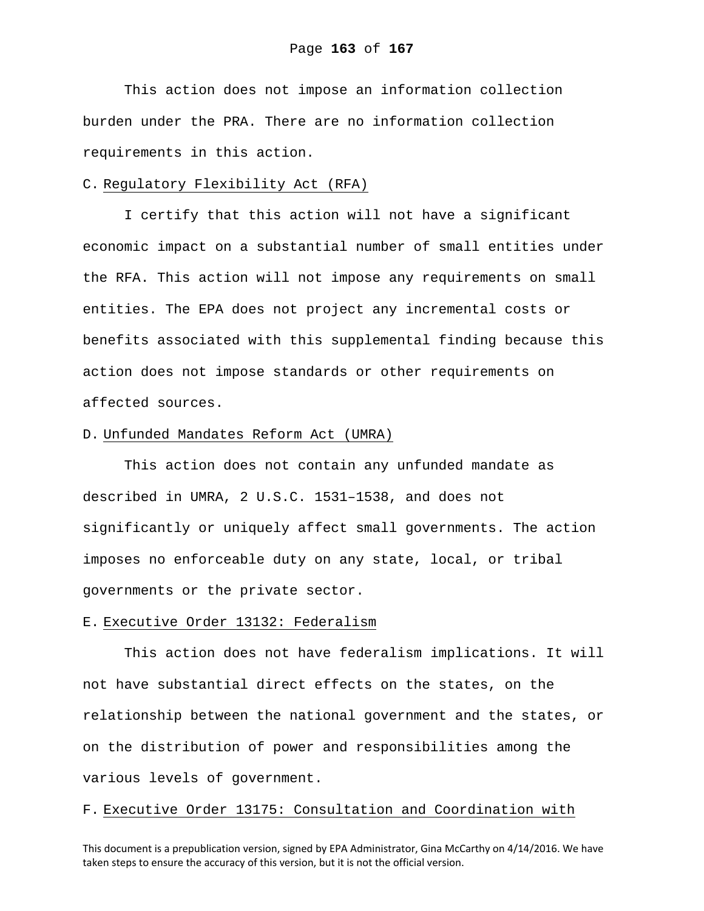This action does not impose an information collection burden under the PRA. There are no information collection requirements in this action.

### C. Regulatory Flexibility Act (RFA)

I certify that this action will not have a significant economic impact on a substantial number of small entities under the RFA. This action will not impose any requirements on small entities. The EPA does not project any incremental costs or benefits associated with this supplemental finding because this action does not impose standards or other requirements on affected sources.

### D. Unfunded Mandates Reform Act (UMRA)

This action does not contain any unfunded mandate as described in UMRA, 2 U.S.C. 1531–1538, and does not significantly or uniquely affect small governments. The action imposes no enforceable duty on any state, local, or tribal governments or the private sector.

### E. Executive Order 13132: Federalism

This action does not have federalism implications. It will not have substantial direct effects on the states, on the relationship between the national government and the states, or on the distribution of power and responsibilities among the various levels of government.

### F. Executive Order 13175: Consultation and Coordination with

This document is a prepublication version, signed by EPA Administrator, Gina McCarthy on 4/14/2016. We have taken steps to ensure the accuracy of this version, but it is not the official version.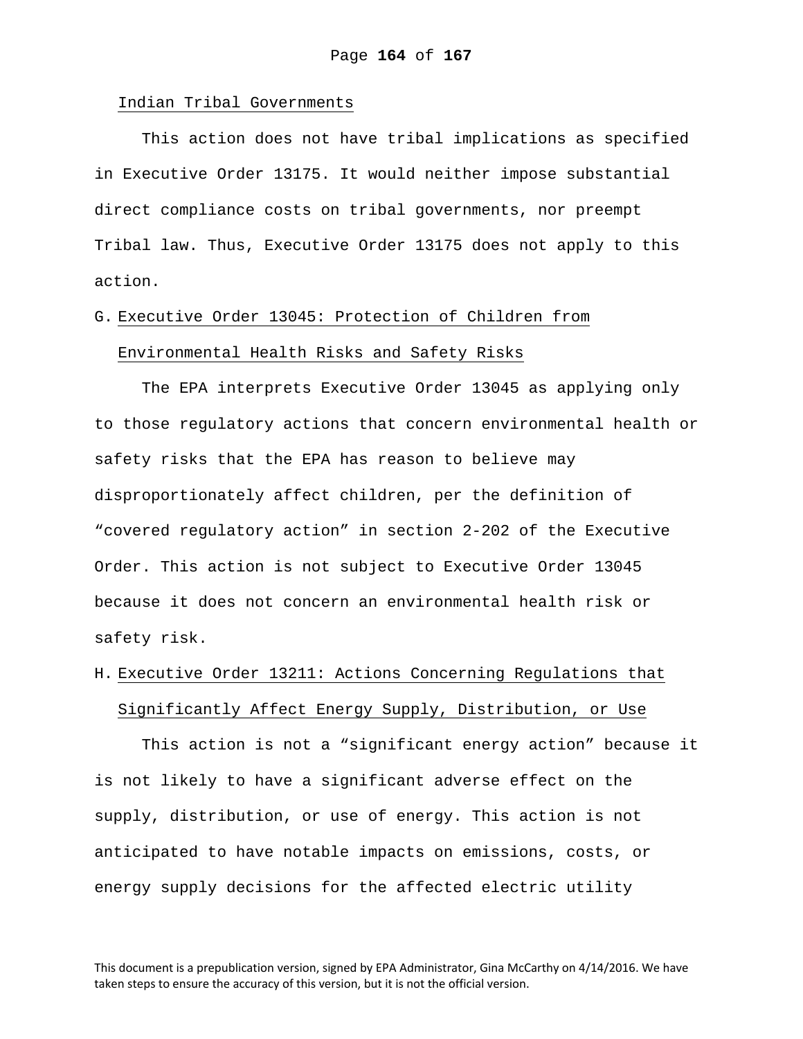Indian Tribal Governments

This action does not have tribal implications as specified in Executive Order 13175. It would neither impose substantial direct compliance costs on tribal governments, nor preempt Tribal law. Thus, Executive Order 13175 does not apply to this action.

## G. Executive Order 13045: Protection of Children from Environmental Health Risks and Safety Risks

The EPA interprets Executive Order 13045 as applying only to those regulatory actions that concern environmental health or safety risks that the EPA has reason to believe may disproportionately affect children, per the definition of "covered regulatory action" in section 2-202 of the Executive Order. This action is not subject to Executive Order 13045 because it does not concern an environmental health risk or safety risk.

## H. Executive Order 13211: Actions Concerning Regulations that Significantly Affect Energy Supply, Distribution, or Use

This action is not a "significant energy action" because it is not likely to have a significant adverse effect on the supply, distribution, or use of energy. This action is not anticipated to have notable impacts on emissions, costs, or energy supply decisions for the affected electric utility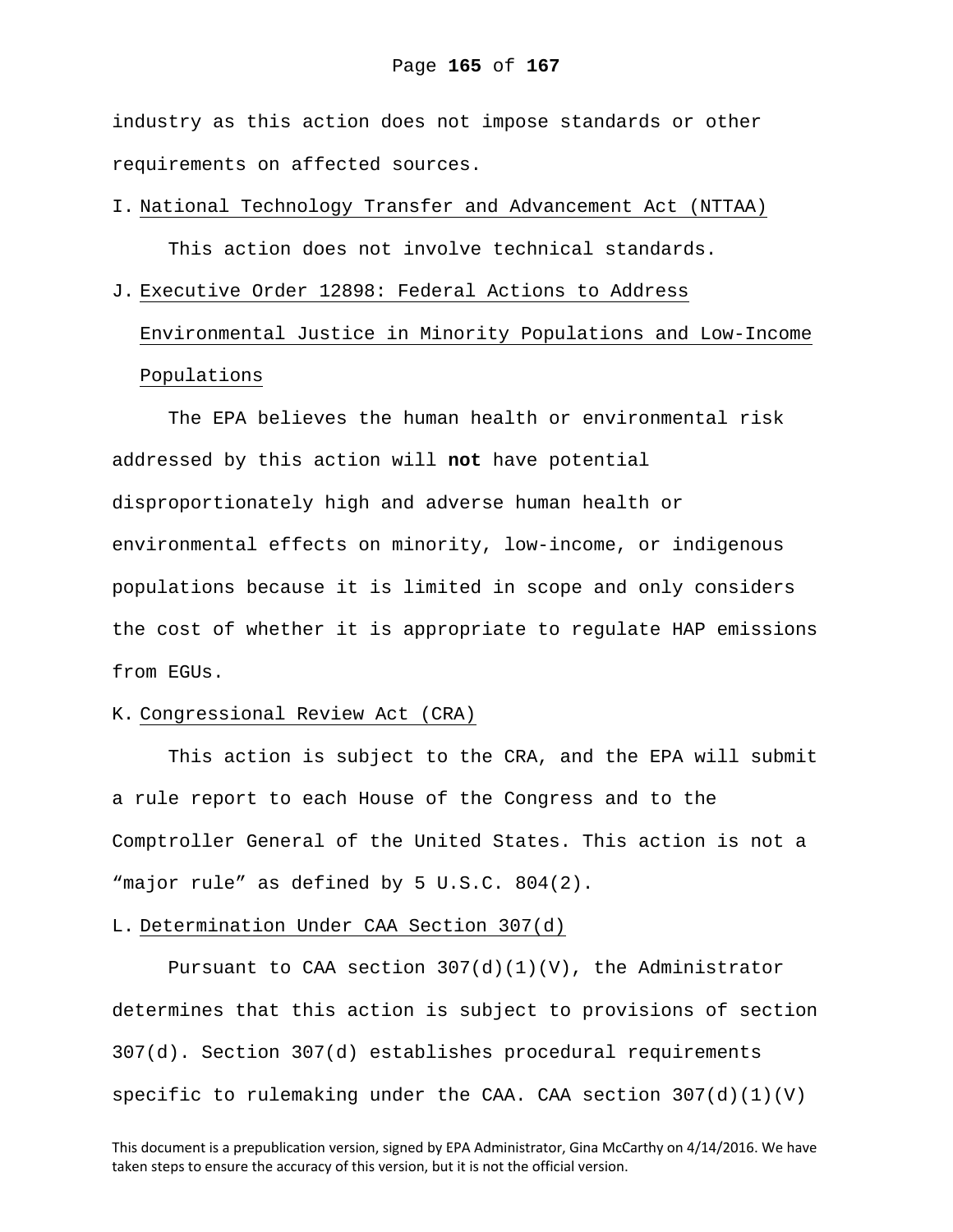industry as this action does not impose standards or other requirements on affected sources.

### I. National Technology Transfer and Advancement Act (NTTAA)

This action does not involve technical standards.

### J. Executive Order 12898: Federal Actions to Address Environmental Justice in Minority Populations and Low-Income Populations

The EPA believes the human health or environmental risk addressed by this action will **not** have potential disproportionately high and adverse human health or environmental effects on minority, low-income, or indigenous populations because it is limited in scope and only considers the cost of whether it is appropriate to regulate HAP emissions from EGUs.

### K. Congressional Review Act (CRA)

This action is subject to the CRA, and the EPA will submit a rule report to each House of the Congress and to the Comptroller General of the United States. This action is not a “major rule” as defined by 5 U.S.C. 804(2).

### L. Determination Under CAA Section 307(d)

Pursuant to CAA section 307(d)(1)(V), the Administrator determines that this action is subject to provisions of section 307(d). Section 307(d) establishes procedural requirements specific to rulemaking under the CAA. CAA section 307(d)(1)(V)

This document is a prepublication version, signed by EPA Administrator, Gina McCarthy on 4/14/2016. We have taken steps to ensure the accuracy of this version, but it is not the official version.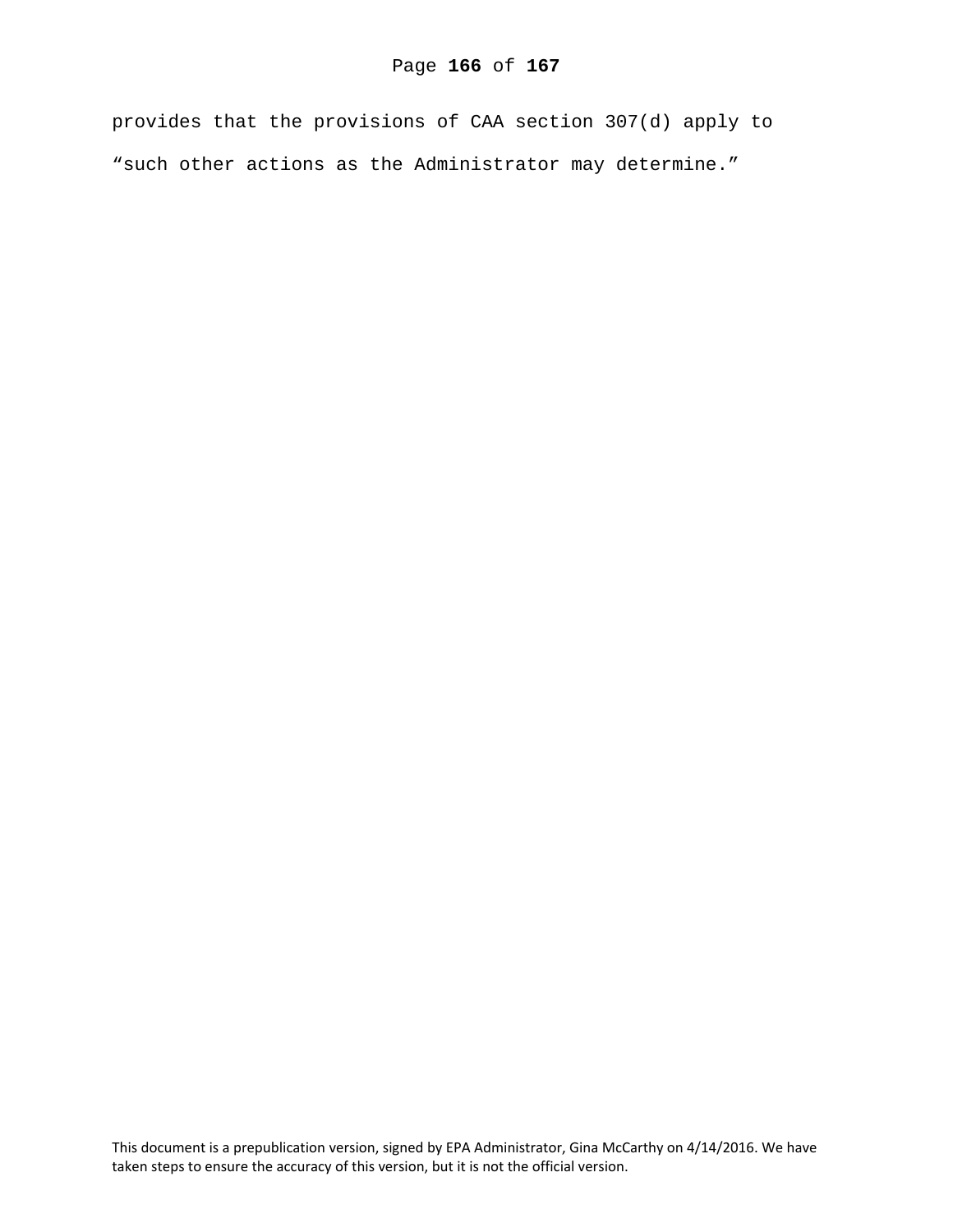provides that the provisions of CAA section 307(d) apply to "such other actions as the Administrator may determine."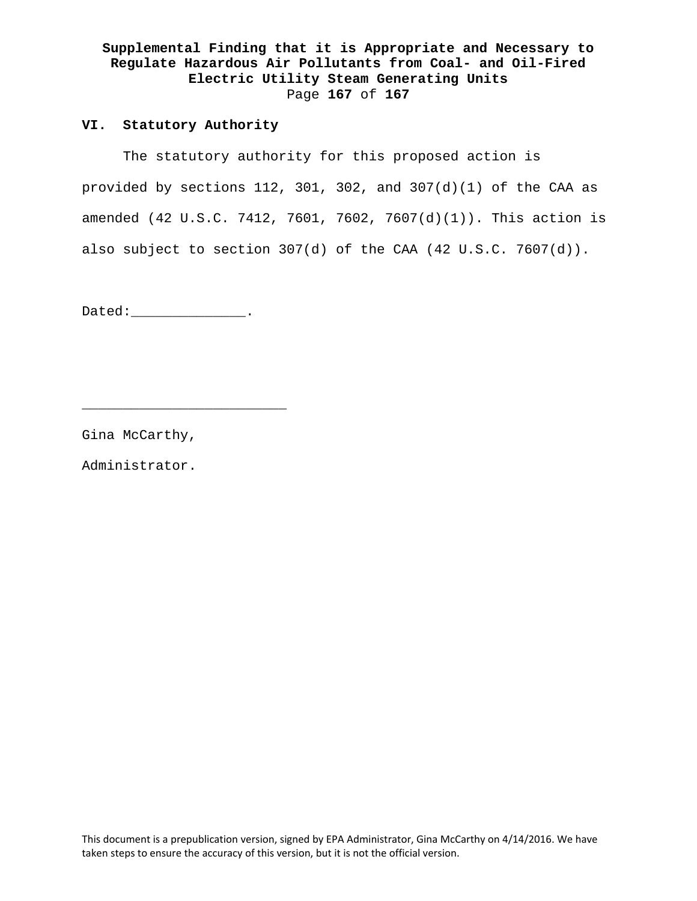## VI. Statutory Authority

The statutory authority for this proposed action is provided by sections 112, 301, 302, and 307(d)(1) of the CAA as amended (42 U.S.C. 7412, 7601, 7602, 7607(d)(1)). This action is also subject to section 307(d) of the CAA (42 U.S.C. 7607(d)).

Dated:______________.

__________________________

Gina McCarthy,

Administrator.